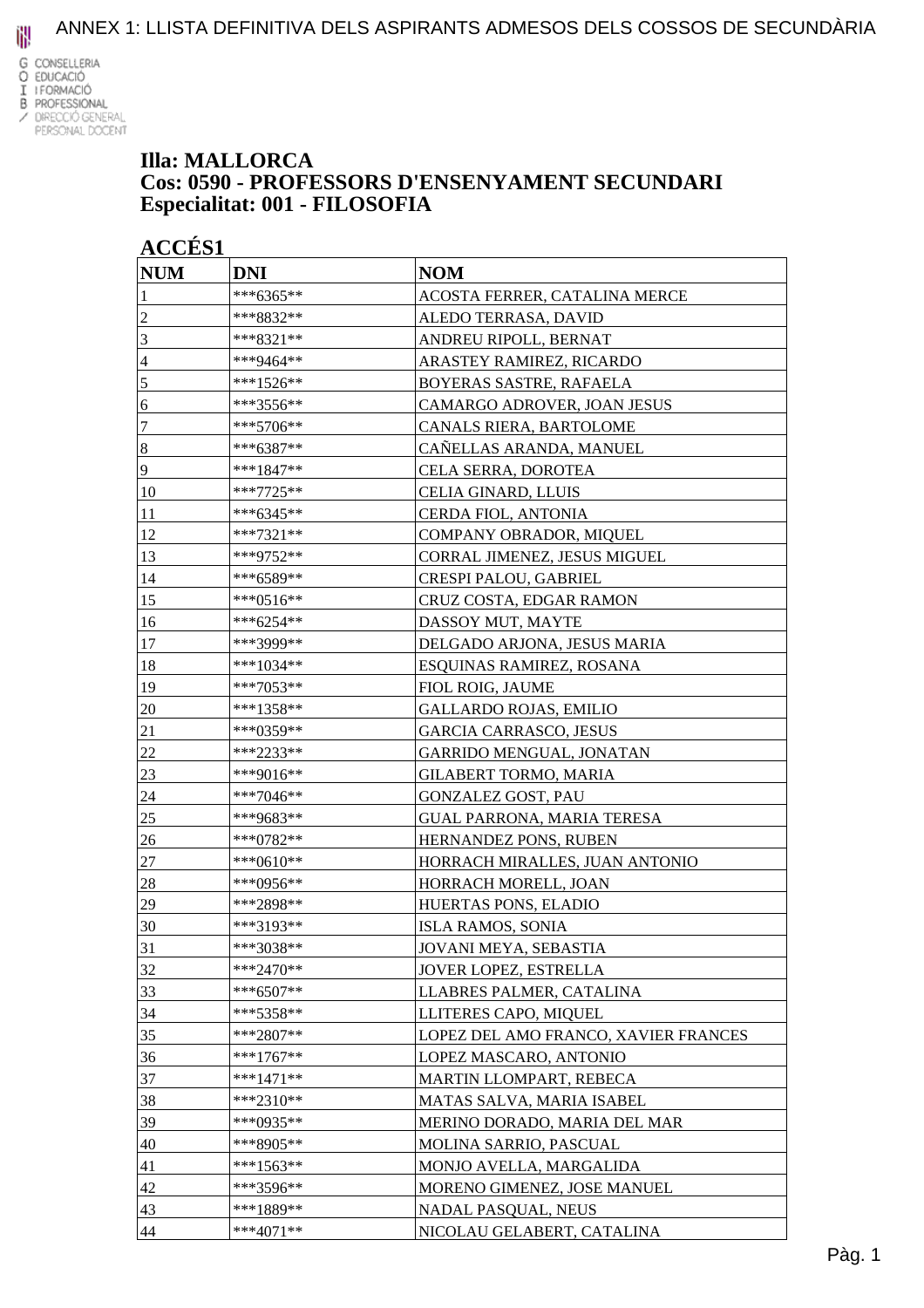ANNEX 1: LLISTA DEFINITIVA DELS ASPIRANTS ADMESOS DELS COSSOS DE SECUNDÀRIA

G CONSELLERIA
O EDUCACIÓ
I I FORMACIÓ
B PROFESSIONAL
/ DIRECCIÓ GENERAL PERSONAL DOCENT

## Illa: MALLORCA
## Cos: 0590 - PROFESSORS D'ENSENYAMENT SECUNDARI
## Especialitat: 001 - FILOSOFIA

### ACCÉS1

| NUM | DNI | NOM |
|---|---|---|
| 1 | ***6365** | ACOSTA FERRER, CATALINA MERCE |
| 2 | ***8832** | ALEDO TERRASA, DAVID |
| 3 | ***8321** | ANDREU RIPOLL, BERNAT |
| 4 | ***9464** | ARASTEY RAMIREZ, RICARDO |
| 5 | ***1526** | BOYERAS SASTRE, RAFAELA |
| 6 | ***3556** | CAMARGO ADROVER, JOAN JESUS |
| 7 | ***5706** | CANALS RIERA, BARTOLOME |
| 8 | ***6387** | CAÑELLAS ARANDA, MANUEL |
| 9 | ***1847** | CELA SERRA, DOROTEA |
| 10 | ***7725** | CELIA GINARD, LLUIS |
| 11 | ***6345** | CERDA FIOL, ANTONIA |
| 12 | ***7321** | COMPANY OBRADOR, MIQUEL |
| 13 | ***9752** | CORRAL JIMENEZ, JESUS MIGUEL |
| 14 | ***6589** | CRESPI PALOU, GABRIEL |
| 15 | ***0516** | CRUZ COSTA, EDGAR RAMON |
| 16 | ***6254** | DASSOY MUT, MAYTE |
| 17 | ***3999** | DELGADO ARJONA, JESUS MARIA |
| 18 | ***1034** | ESQUINAS RAMIREZ, ROSANA |
| 19 | ***7053** | FIOL ROIG, JAUME |
| 20 | ***1358** | GALLARDO ROJAS, EMILIO |
| 21 | ***0359** | GARCIA CARRASCO, JESUS |
| 22 | ***2233** | GARRIDO MENGUAL, JONATAN |
| 23 | ***9016** | GILABERT TORMO, MARIA |
| 24 | ***7046** | GONZALEZ GOST, PAU |
| 25 | ***9683** | GUAL PARRONA, MARIA TERESA |
| 26 | ***0782** | HERNANDEZ PONS, RUBEN |
| 27 | ***0610** | HORRACH MIRALLES, JUAN ANTONIO |
| 28 | ***0956** | HORRACH MORELL, JOAN |
| 29 | ***2898** | HUERTAS PONS, ELADIO |
| 30 | ***3193** | ISLA RAMOS, SONIA |
| 31 | ***3038** | JOVANI MEYA, SEBASTIA |
| 32 | ***2470** | JOVER LOPEZ, ESTRELLA |
| 33 | ***6507** | LLABRES PALMER, CATALINA |
| 34 | ***5358** | LLITERES CAPO, MIQUEL |
| 35 | ***2807** | LOPEZ DEL AMO FRANCO, XAVIER FRANCES |
| 36 | ***1767** | LOPEZ MASCARO, ANTONIO |
| 37 | ***1471** | MARTIN LLOMPART, REBECA |
| 38 | ***2310** | MATAS SALVA, MARIA ISABEL |
| 39 | ***0935** | MERINO DORADO, MARIA DEL MAR |
| 40 | ***8905** | MOLINA SARRIO, PASCUAL |
| 41 | ***1563** | MONJO AVELLA, MARGALIDA |
| 42 | ***3596** | MORENO GIMENEZ, JOSE MANUEL |
| 43 | ***1889** | NADAL PASQUAL, NEUS |
| 44 | ***4071** | NICOLAU GELABERT, CATALINA |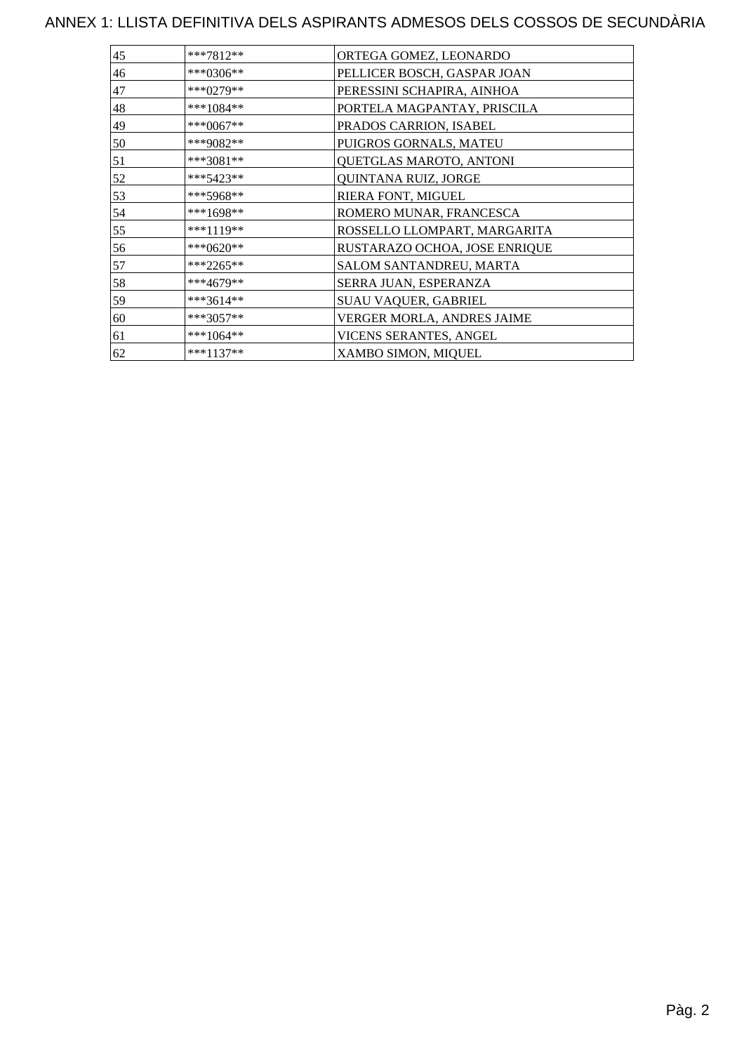# ANNEX 1: LLISTA DEFINITIVA DELS ASPIRANTS ADMESOS DELS COSSOS DE SECUNDÀRIA

| | | |
|---|---|---|
| 45 | ***7812** | ORTEGA GOMEZ, LEONARDO |
| 46 | ***0306** | PELLICER BOSCH, GASPAR JOAN |
| 47 | ***0279** | PERESSINI SCHAPIRA, AINHOA |
| 48 | ***1084** | PORTELA MAGPANTAY, PRISCILA |
| 49 | ***0067** | PRADOS CARRION, ISABEL |
| 50 | ***9082** | PUIGROS GORNALS, MATEU |
| 51 | ***3081** | QUETGLAS MAROTO, ANTONI |
| 52 | ***5423** | QUINTANA RUIZ, JORGE |
| 53 | ***5968** | RIERA FONT, MIGUEL |
| 54 | ***1698** | ROMERO MUNAR, FRANCESCA |
| 55 | ***1119** | ROSSELLO LLOMPART, MARGARITA |
| 56 | ***0620** | RUSTARAZO OCHOA, JOSE ENRIQUE |
| 57 | ***2265** | SALOM SANTANDREU, MARTA |
| 58 | ***4679** | SERRA JUAN, ESPERANZA |
| 59 | ***3614** | SUAU VAQUER, GABRIEL |
| 60 | ***3057** | VERGER MORLA, ANDRES JAIME |
| 61 | ***1064** | VICENS SERANTES, ANGEL |
| 62 | ***1137** | XAMBO SIMON, MIQUEL |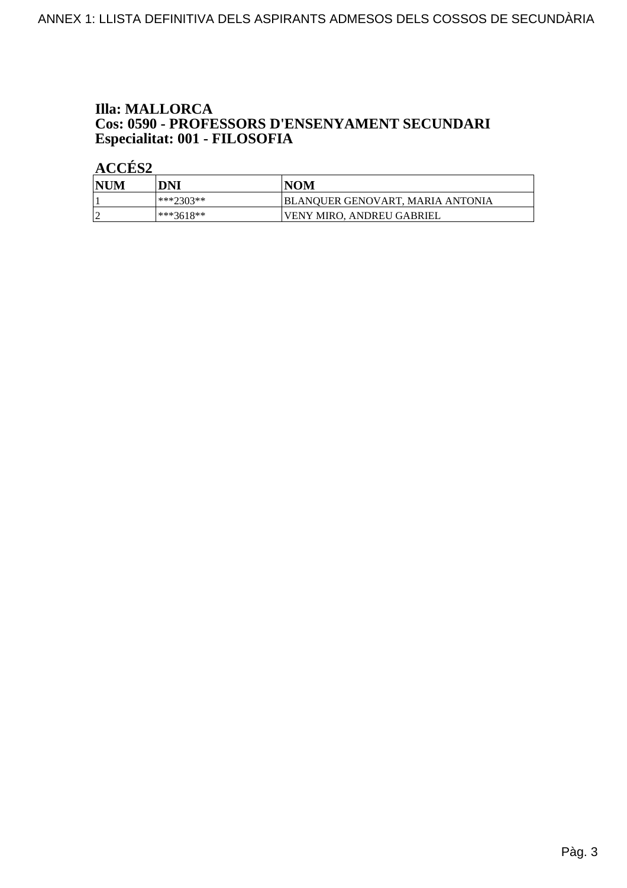**Illa: MALLORCA**
**Cos: 0590 - PROFESSORS D'ENSENYAMENT SECUNDARI**
**Especialitat: 001 - FILOSOFIA**

**ACCÉS2**

| NUM | DNI | NOM |
|---|---|---|
| 1 | ***2303** | BLANQUER GENOVART, MARIA ANTONIA |
| 2 | ***3618** | VENY MIRO, ANDREU GABRIEL |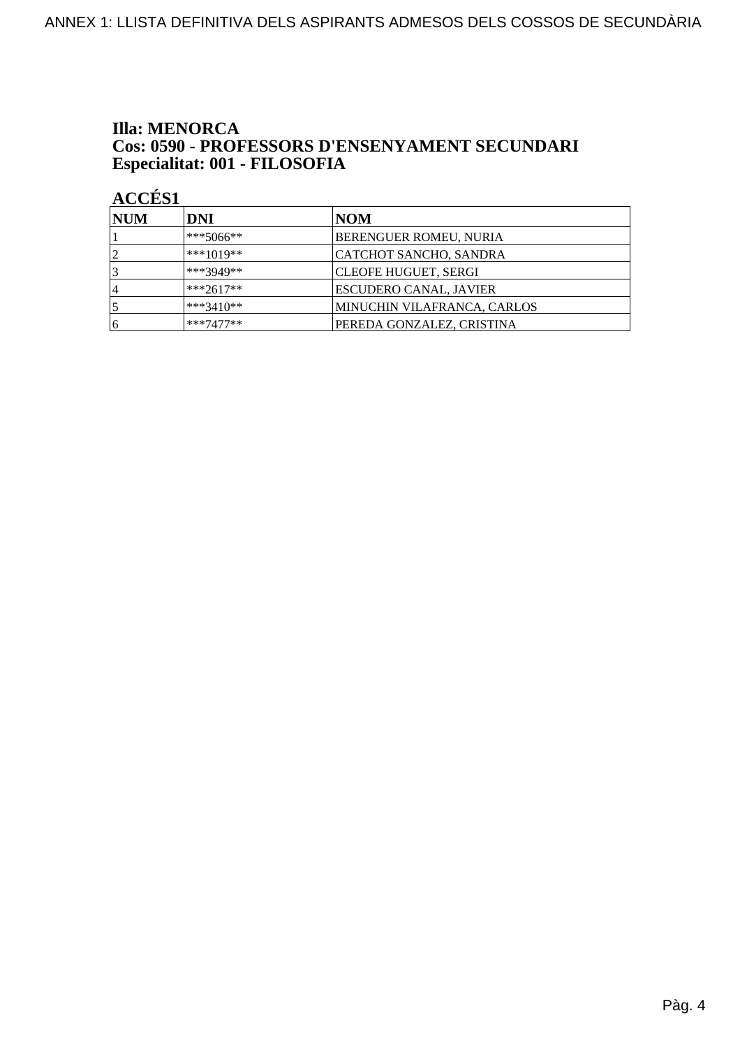**Illa: MENORCA**
**Cos: 0590 - PROFESSORS D'ENSENYAMENT SECUNDARI**
**Especialitat: 001 - FILOSOFIA**

**ACCÉS1**

| NUM | DNI | NOM |
|---|---|---|
| 1 | ***5066** | BERENGUER ROMEU, NURIA |
| 2 | ***1019** | CATCHOT SANCHO, SANDRA |
| 3 | ***3949** | CLEOFE HUGUET, SERGI |
| 4 | ***2617** | ESCUDERO CANAL, JAVIER |
| 5 | ***3410** | MINUCHIN VILAFRANCA, CARLOS |
| 6 | ***7477** | PEREDA GONZALEZ, CRISTINA |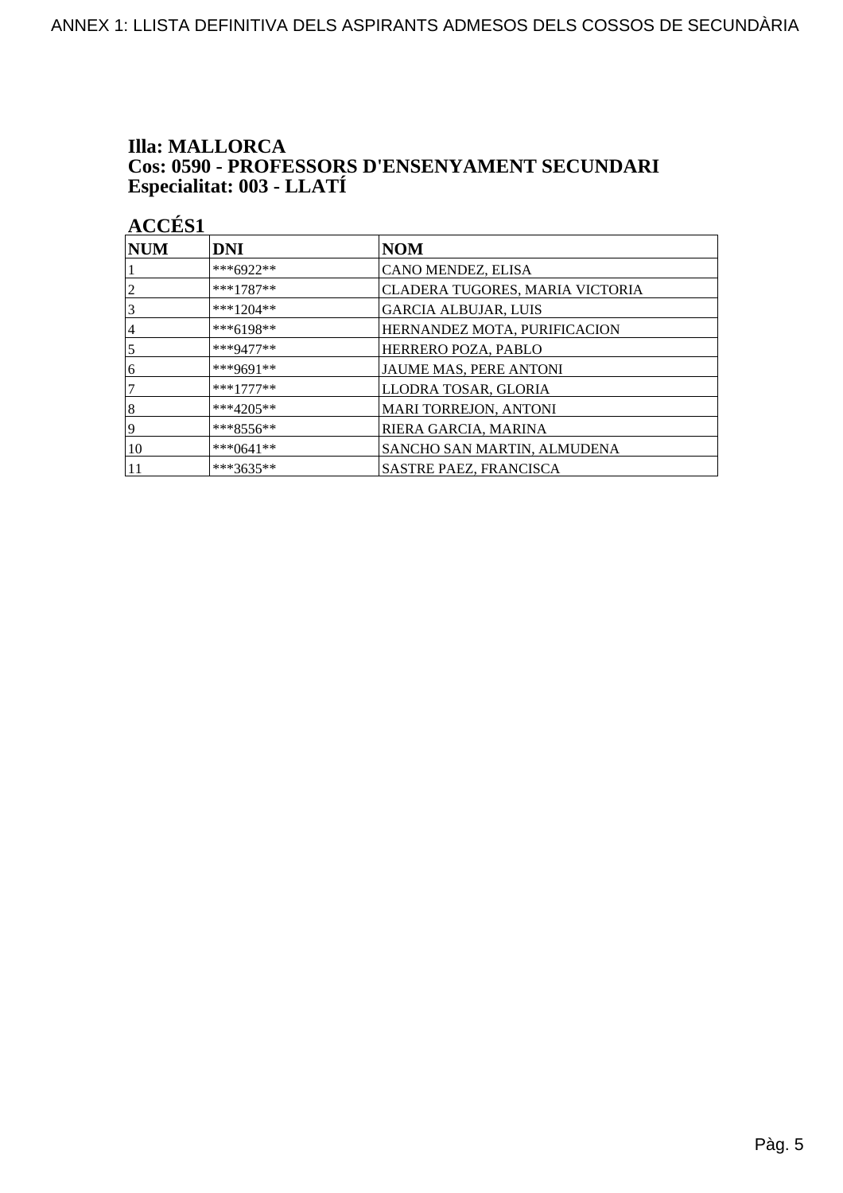**Illa: MALLORCA**
**Cos: 0590 - PROFESSORS D'ENSENYAMENT SECUNDARI**
**Especialitat: 003 - LLATÍ**

**ACCÉS1**

| NUM | DNI | NOM |
| --- | --- | --- |
| 1 | ***6922** | CANO MENDEZ, ELISA |
| 2 | ***1787** | CLADERA TUGORES, MARIA VICTORIA |
| 3 | ***1204** | GARCIA ALBUJAR, LUIS |
| 4 | ***6198** | HERNANDEZ MOTA, PURIFICACION |
| 5 | ***9477** | HERRERO POZA, PABLO |
| 6 | ***9691** | JAUME MAS, PERE ANTONI |
| 7 | ***1777** | LLODRA TOSAR, GLORIA |
| 8 | ***4205** | MARI TORREJON, ANTONI |
| 9 | ***8556** | RIERA GARCIA, MARINA |
| 10 | ***0641** | SANCHO SAN MARTIN, ALMUDENA |
| 11 | ***3635** | SASTRE PAEZ, FRANCISCA |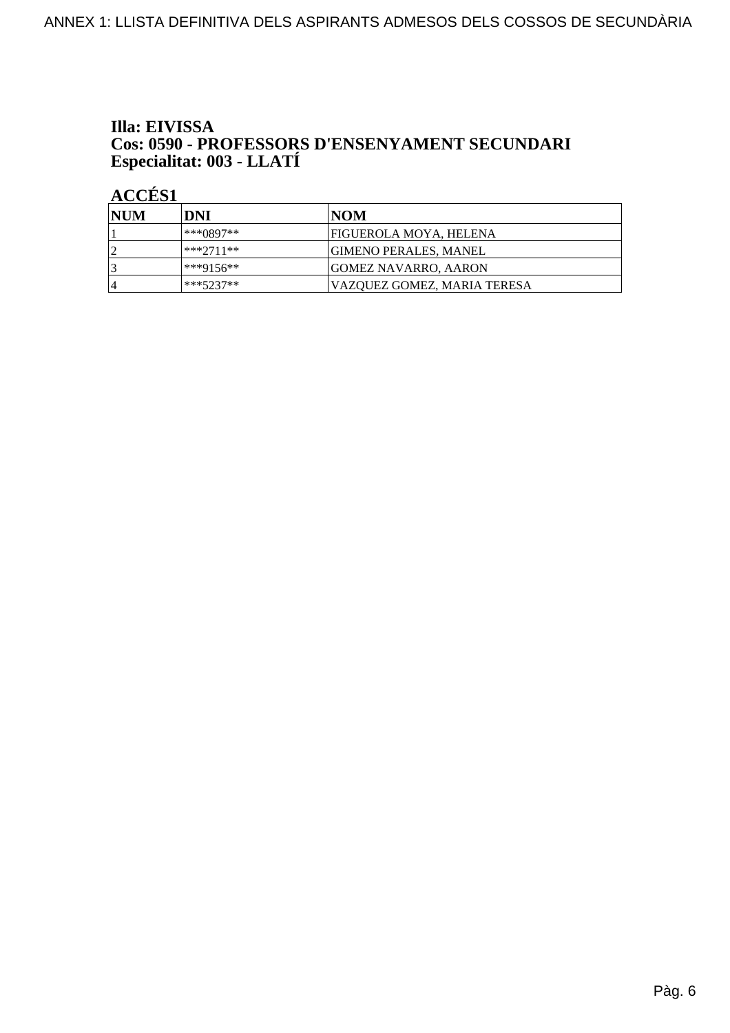**Illa: EIVISSA**
**Cos: 0590 - PROFESSORS D'ENSENYAMENT SECUNDARI**
**Especialitat: 003 - LLATÍ**

**ACCÉS1**

| NUM | DNI | NOM |
|---|---|---|
| 1 | ***0897** | FIGUEROLA MOYA, HELENA |
| 2 | ***2711** | GIMENO PERALES, MANEL |
| 3 | ***9156** | GOMEZ NAVARRO, AARON |
| 4 | ***5237** | VAZQUEZ GOMEZ, MARIA TERESA |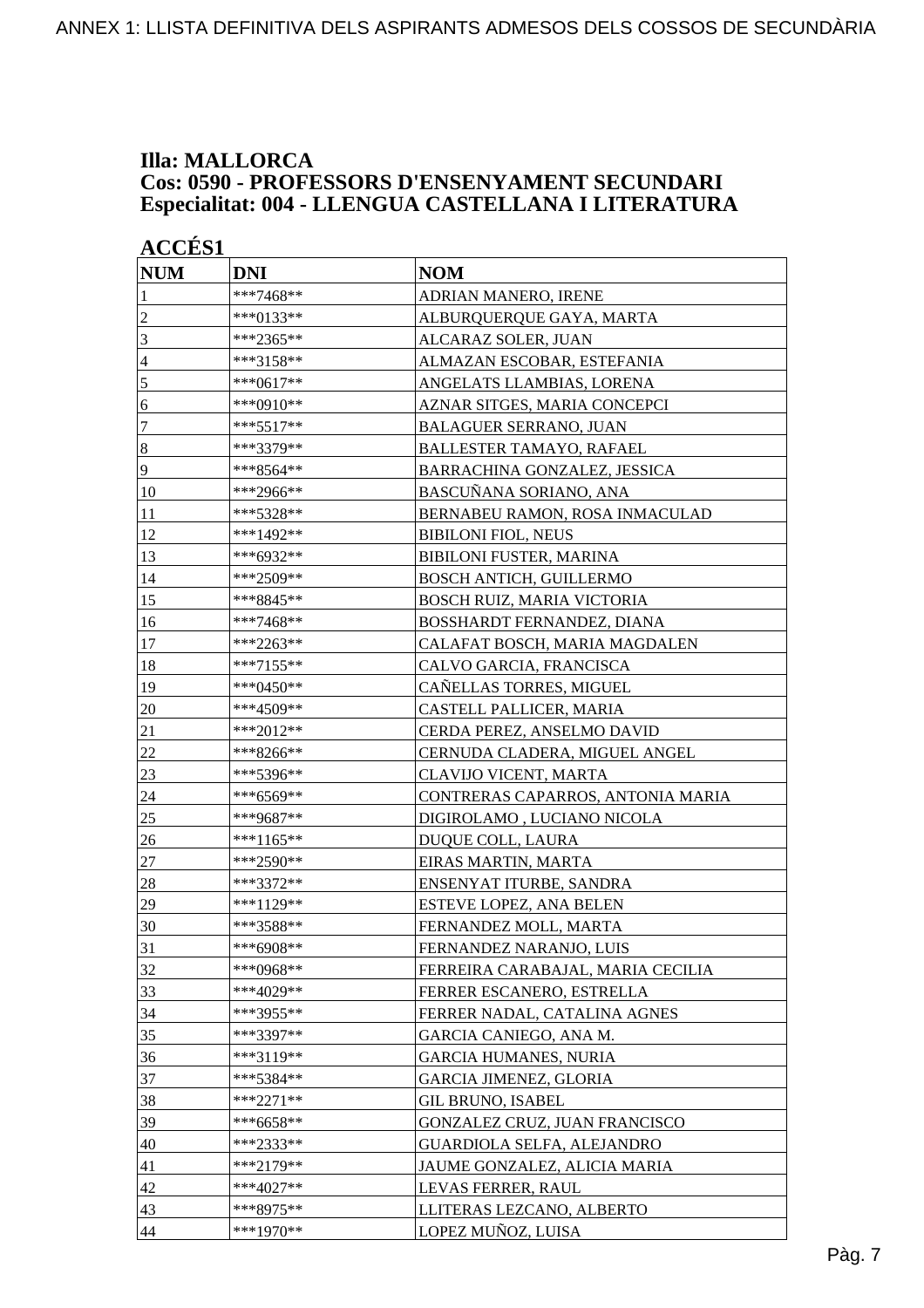**Illa: MALLORCA**
**Cos: 0590 - PROFESSORS D'ENSENYAMENT SECUNDARI**
**Especialitat: 004 - LLENGUA CASTELLANA I LITERATURA**

**ACCÉS1**

| NUM | DNI | NOM |
|---|---|---|
| 1 | ***7468** | ADRIAN MANERO, IRENE |
| 2 | ***0133** | ALBURQUERQUE GAYA, MARTA |
| 3 | ***2365** | ALCARAZ SOLER, JUAN |
| 4 | ***3158** | ALMAZAN ESCOBAR, ESTEFANIA |
| 5 | ***0617** | ANGELATS LLAMBIAS, LORENA |
| 6 | ***0910** | AZNAR SITGES, MARIA CONCEPCI |
| 7 | ***5517** | BALAGUER SERRANO, JUAN |
| 8 | ***3379** | BALLESTER TAMAYO, RAFAEL |
| 9 | ***8564** | BARRACHINA GONZALEZ, JESSICA |
| 10 | ***2966** | BASCUÑANA SORIANO, ANA |
| 11 | ***5328** | BERNABEU RAMON, ROSA INMACULAD |
| 12 | ***1492** | BIBILONI FIOL, NEUS |
| 13 | ***6932** | BIBILONI FUSTER, MARINA |
| 14 | ***2509** | BOSCH ANTICH, GUILLERMO |
| 15 | ***8845** | BOSCH RUIZ, MARIA VICTORIA |
| 16 | ***7468** | BOSSHARDT FERNANDEZ, DIANA |
| 17 | ***2263** | CALAFAT BOSCH, MARIA MAGDALEN |
| 18 | ***7155** | CALVO GARCIA, FRANCISCA |
| 19 | ***0450** | CAÑELLAS TORRES, MIGUEL |
| 20 | ***4509** | CASTELL PALLICER, MARIA |
| 21 | ***2012** | CERDA PEREZ, ANSELMO DAVID |
| 22 | ***8266** | CERNUDA CLADERA, MIGUEL ANGEL |
| 23 | ***5396** | CLAVIJO VICENT, MARTA |
| 24 | ***6569** | CONTRERAS CAPARROS, ANTONIA MARIA |
| 25 | ***9687** | DIGIROLAMO , LUCIANO NICOLA |
| 26 | ***1165** | DUQUE COLL, LAURA |
| 27 | ***2590** | EIRAS MARTIN, MARTA |
| 28 | ***3372** | ENSENYAT ITURBE, SANDRA |
| 29 | ***1129** | ESTEVE LOPEZ, ANA BELEN |
| 30 | ***3588** | FERNANDEZ MOLL, MARTA |
| 31 | ***6908** | FERNANDEZ NARANJO, LUIS |
| 32 | ***0968** | FERREIRA CARABAJAL, MARIA CECILIA |
| 33 | ***4029** | FERRER ESCANERO, ESTRELLA |
| 34 | ***3955** | FERRER NADAL, CATALINA AGNES |
| 35 | ***3397** | GARCIA CANIEGO, ANA M. |
| 36 | ***3119** | GARCIA HUMANES, NURIA |
| 37 | ***5384** | GARCIA JIMENEZ, GLORIA |
| 38 | ***2271** | GIL BRUNO, ISABEL |
| 39 | ***6658** | GONZALEZ CRUZ, JUAN FRANCISCO |
| 40 | ***2333** | GUARDIOLA SELFA, ALEJANDRO |
| 41 | ***2179** | JAUME GONZALEZ, ALICIA MARIA |
| 42 | ***4027** | LEVAS FERRER, RAUL |
| 43 | ***8975** | LLITERAS LEZCANO, ALBERTO |
| 44 | ***1970** | LOPEZ MUÑOZ, LUISA |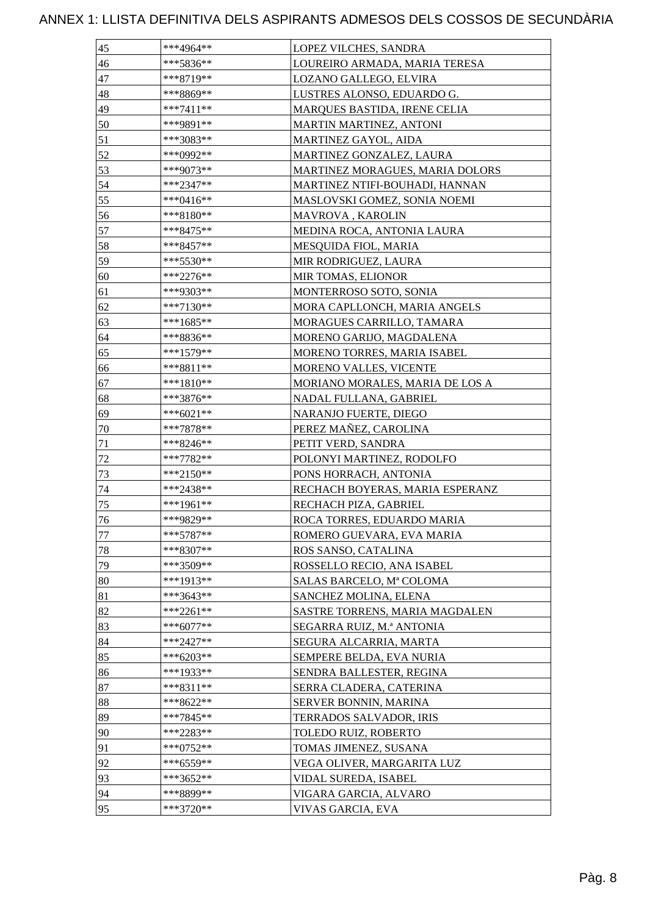# ANNEX 1: LLISTA DEFINITIVA DELS ASPIRANTS ADMESOS DELS COSSOS DE SECUNDÀRIA

| | | |
|---|---|---|
| 45 | ***4964** | LOPEZ VILCHES, SANDRA |
| 46 | ***5836** | LOUREIRO ARMADA, MARIA TERESA |
| 47 | ***8719** | LOZANO GALLEGO, ELVIRA |
| 48 | ***8869** | LUSTRES ALONSO, EDUARDO G. |
| 49 | ***7411** | MARQUES BASTIDA, IRENE CELIA |
| 50 | ***9891** | MARTIN MARTINEZ, ANTONI |
| 51 | ***3083** | MARTINEZ GAYOL, AIDA |
| 52 | ***0992** | MARTINEZ GONZALEZ, LAURA |
| 53 | ***9073** | MARTINEZ MORAGUES, MARIA DOLORS |
| 54 | ***2347** | MARTINEZ NTIFI-BOUHADI, HANNAN |
| 55 | ***0416** | MASLOVSKI GOMEZ, SONIA NOEMI |
| 56 | ***8180** | MAVROVA , KAROLIN |
| 57 | ***8475** | MEDINA ROCA, ANTONIA LAURA |
| 58 | ***8457** | MESQUIDA FIOL, MARIA |
| 59 | ***5530** | MIR RODRIGUEZ, LAURA |
| 60 | ***2276** | MIR TOMAS, ELIONOR |
| 61 | ***9303** | MONTERROSO SOTO, SONIA |
| 62 | ***7130** | MORA CAPLLONCH, MARIA ANGELS |
| 63 | ***1685** | MORAGUES CARRILLO, TAMARA |
| 64 | ***8836** | MORENO GARIJO, MAGDALENA |
| 65 | ***1579** | MORENO TORRES, MARIA ISABEL |
| 66 | ***8811** | MORENO VALLES, VICENTE |
| 67 | ***1810** | MORIANO MORALES, MARIA DE LOS A |
| 68 | ***3876** | NADAL FULLANA, GABRIEL |
| 69 | ***6021** | NARANJO FUERTE, DIEGO |
| 70 | ***7878** | PEREZ MAÑEZ, CAROLINA |
| 71 | ***8246** | PETIT VERD, SANDRA |
| 72 | ***7782** | POLONYI MARTINEZ, RODOLFO |
| 73 | ***2150** | PONS HORRACH, ANTONIA |
| 74 | ***2438** | RECHACH BOYERAS, MARIA ESPERANZ |
| 75 | ***1961** | RECHACH PIZA, GABRIEL |
| 76 | ***9829** | ROCA TORRES, EDUARDO MARIA |
| 77 | ***5787** | ROMERO GUEVARA, EVA MARIA |
| 78 | ***8307** | ROS SANSO, CATALINA |
| 79 | ***3509** | ROSSELLO RECIO, ANA ISABEL |
| 80 | ***1913** | SALAS BARCELO, Mª COLOMA |
| 81 | ***3643** | SANCHEZ MOLINA, ELENA |
| 82 | ***2261** | SASTRE TORRENS, MARIA MAGDALEN |
| 83 | ***6077** | SEGARRA RUIZ, M.ª ANTONIA |
| 84 | ***2427** | SEGURA ALCARRIA, MARTA |
| 85 | ***6203** | SEMPERE BELDA, EVA NURIA |
| 86 | ***1933** | SENDRA BALLESTER, REGINA |
| 87 | ***8311** | SERRA CLADERA, CATERINA |
| 88 | ***8622** | SERVER BONNIN, MARINA |
| 89 | ***7845** | TERRADOS SALVADOR, IRIS |
| 90 | ***2283** | TOLEDO RUIZ, ROBERTO |
| 91 | ***0752** | TOMAS JIMENEZ, SUSANA |
| 92 | ***6559** | VEGA OLIVER, MARGARITA LUZ |
| 93 | ***3652** | VIDAL SUREDA, ISABEL |
| 94 | ***8899** | VIGARA GARCIA, ALVARO |
| 95 | ***3720** | VIVAS GARCIA, EVA |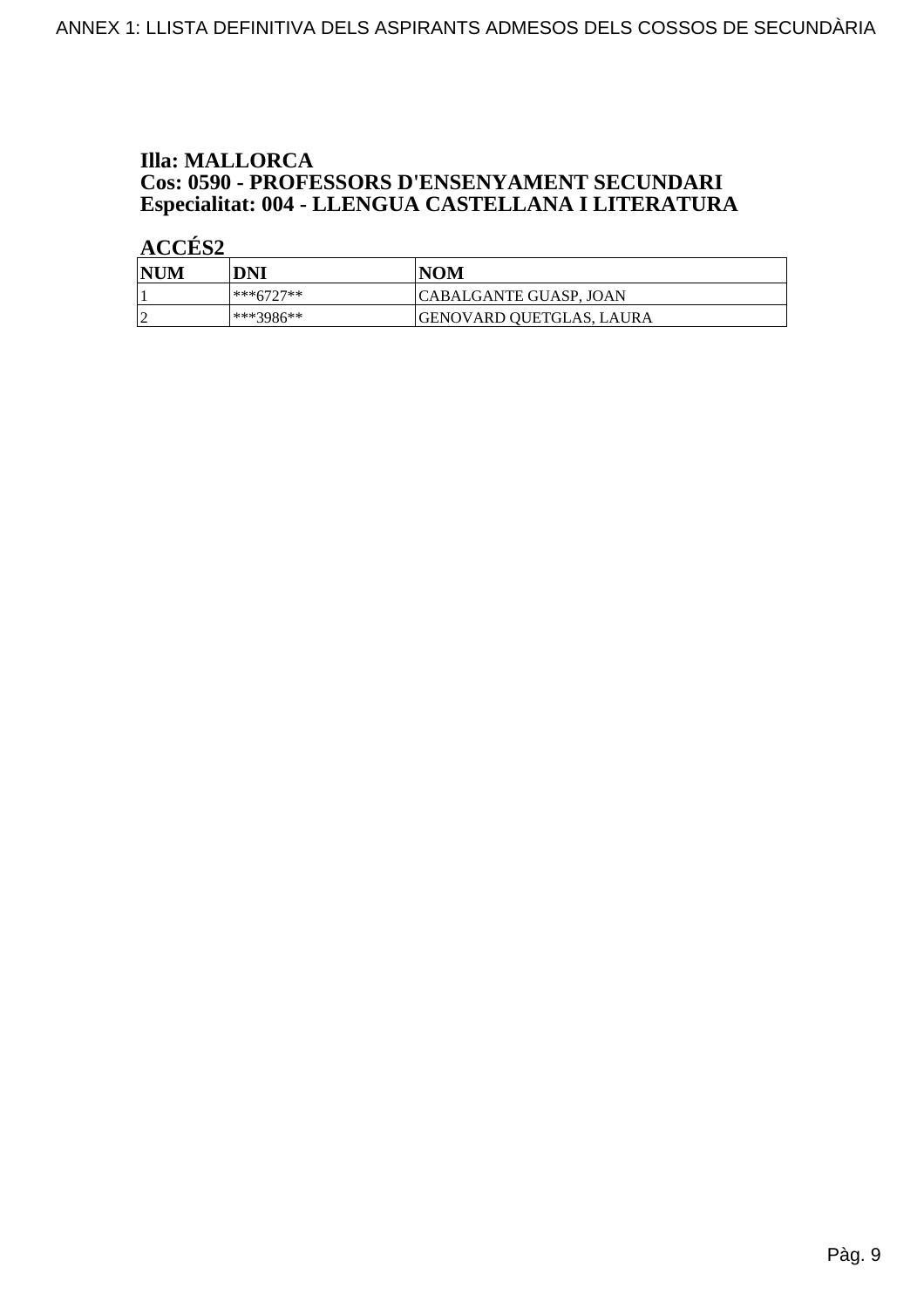**Illa: MALLORCA**
**Cos: 0590 - PROFESSORS D'ENSENYAMENT SECUNDARI**
**Especialitat: 004 - LLENGUA CASTELLANA I LITERATURA**

**ACCÉS2**

| NUM | DNI | NOM |
|---|---|---|
| 1 | ***6727** | CABALGANTE GUASP, JOAN |
| 2 | ***3986** | GENOVARD QUETGLAS, LAURA |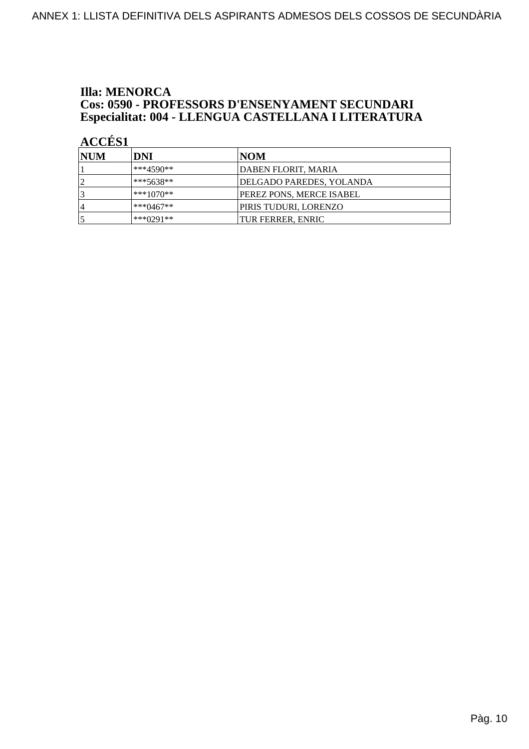**Illa: MENORCA**
**Cos: 0590 - PROFESSORS D'ENSENYAMENT SECUNDARI**
**Especialitat: 004 - LLENGUA CASTELLANA I LITERATURA**

**ACCÉS1**

| NUM | DNI | NOM |
|---|---|---|
| 1 | ***4590** | DABEN FLORIT, MARIA |
| 2 | ***5638** | DELGADO PAREDES, YOLANDA |
| 3 | ***1070** | PEREZ PONS, MERCE ISABEL |
| 4 | ***0467** | PIRIS TUDURI, LORENZO |
| 5 | ***0291** | TUR FERRER, ENRIC |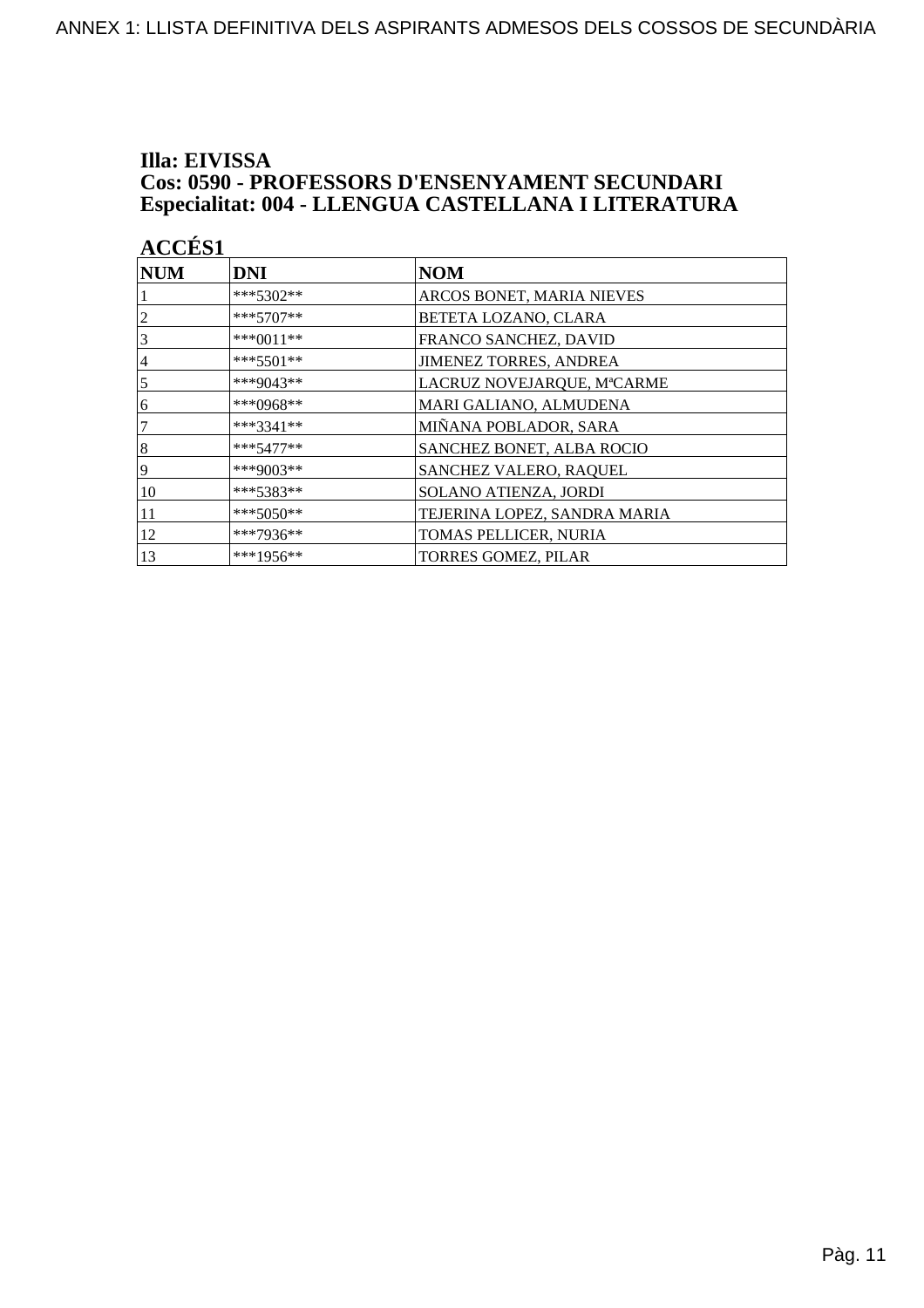ANNEX 1: LLISTA DEFINITIVA DELS ASPIRANTS ADMESOS DELS COSSOS DE SECUNDÀRIA

**Illa: EIVISSA**
**Cos: 0590 - PROFESSORS D'ENSENYAMENT SECUNDARI**
**Especialitat: 004 - LLENGUA CASTELLANA I LITERATURA**

**ACCÉS1**

| NUM | DNI | NOM |
|---|---|---|
| 1 | ***5302** | ARCOS BONET, MARIA NIEVES |
| 2 | ***5707** | BETETA LOZANO, CLARA |
| 3 | ***0011** | FRANCO SANCHEZ, DAVID |
| 4 | ***5501** | JIMENEZ TORRES, ANDREA |
| 5 | ***9043** | LACRUZ NOVEJARQUE, MªCARME |
| 6 | ***0968** | MARI GALIANO, ALMUDENA |
| 7 | ***3341** | MIÑANA POBLADOR, SARA |
| 8 | ***5477** | SANCHEZ BONET, ALBA ROCIO |
| 9 | ***9003** | SANCHEZ VALERO, RAQUEL |
| 10 | ***5383** | SOLANO ATIENZA, JORDI |
| 11 | ***5050** | TEJERINA LOPEZ, SANDRA MARIA |
| 12 | ***7936** | TOMAS PELLICER, NURIA |
| 13 | ***1956** | TORRES GOMEZ, PILAR |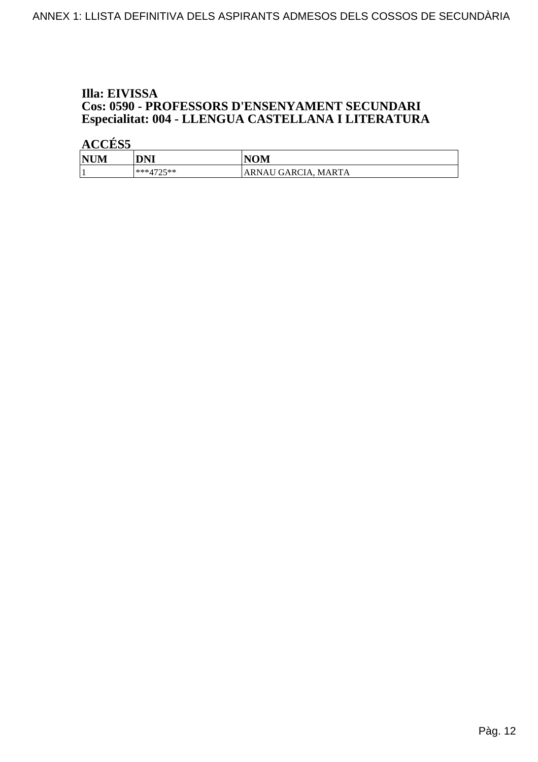**Illa: EIVISSA**
**Cos: 0590 - PROFESSORS D'ENSENYAMENT SECUNDARI**
**Especialitat: 004 - LLENGUA CASTELLANA I LITERATURA**

**ACCÉS5**

| NUM | DNI | NOM |
|---|---|---|
| 1 | ***4725** | ARNAU GARCIA, MARTA |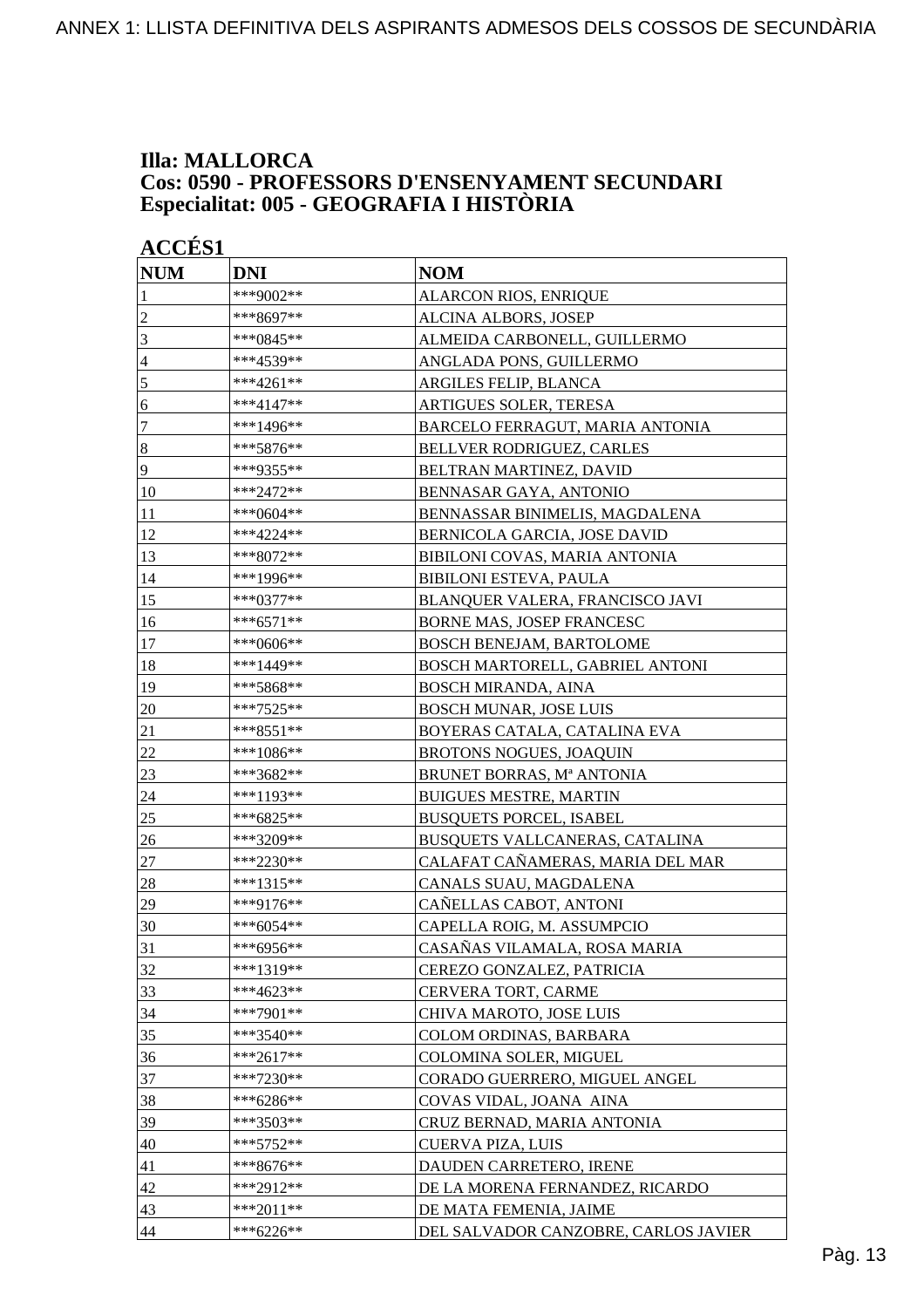**Illa: MALLORCA**
**Cos: 0590 - PROFESSORS D'ENSENYAMENT SECUNDARI**
**Especialitat: 005 - GEOGRAFIA I HISTÒRIA**

**ACCÉS1**

| NUM | DNI | NOM |
|---|---|---|
| 1 | ***9002** | ALARCON RIOS, ENRIQUE |
| 2 | ***8697** | ALCINA ALBORS, JOSEP |
| 3 | ***0845** | ALMEIDA CARBONELL, GUILLERMO |
| 4 | ***4539** | ANGLADA PONS, GUILLERMO |
| 5 | ***4261** | ARGILES FELIP, BLANCA |
| 6 | ***4147** | ARTIGUES SOLER, TERESA |
| 7 | ***1496** | BARCELO FERRAGUT, MARIA ANTONIA |
| 8 | ***5876** | BELLVER RODRIGUEZ, CARLES |
| 9 | ***9355** | BELTRAN MARTINEZ, DAVID |
| 10 | ***2472** | BENNASAR GAYA, ANTONIO |
| 11 | ***0604** | BENNASSAR BINIMELIS, MAGDALENA |
| 12 | ***4224** | BERNICOLA GARCIA, JOSE DAVID |
| 13 | ***8072** | BIBILONI COVAS, MARIA ANTONIA |
| 14 | ***1996** | BIBILONI ESTEVA, PAULA |
| 15 | ***0377** | BLANQUER VALERA, FRANCISCO JAVI |
| 16 | ***6571** | BORNE MAS, JOSEP FRANCESC |
| 17 | ***0606** | BOSCH BENEJAM, BARTOLOME |
| 18 | ***1449** | BOSCH MARTORELL, GABRIEL ANTONI |
| 19 | ***5868** | BOSCH MIRANDA, AINA |
| 20 | ***7525** | BOSCH MUNAR, JOSE LUIS |
| 21 | ***8551** | BOYERAS CATALA, CATALINA EVA |
| 22 | ***1086** | BROTONS NOGUES, JOAQUIN |
| 23 | ***3682** | BRUNET BORRAS, Mª ANTONIA |
| 24 | ***1193** | BUIGUES MESTRE, MARTIN |
| 25 | ***6825** | BUSQUETS PORCEL, ISABEL |
| 26 | ***3209** | BUSQUETS VALLCANERAS, CATALINA |
| 27 | ***2230** | CALAFAT CAÑAMERAS, MARIA DEL MAR |
| 28 | ***1315** | CANALS SUAU, MAGDALENA |
| 29 | ***9176** | CAÑELLAS CABOT, ANTONI |
| 30 | ***6054** | CAPELLA ROIG, M. ASSUMPCIO |
| 31 | ***6956** | CASAÑAS VILAMALA, ROSA MARIA |
| 32 | ***1319** | CEREZO GONZALEZ, PATRICIA |
| 33 | ***4623** | CERVERA TORT, CARME |
| 34 | ***7901** | CHIVA MAROTO, JOSE LUIS |
| 35 | ***3540** | COLOM ORDINAS, BARBARA |
| 36 | ***2617** | COLOMINA SOLER, MIGUEL |
| 37 | ***7230** | CORADO GUERRERO, MIGUEL ANGEL |
| 38 | ***6286** | COVAS VIDAL, JOANA AINA |
| 39 | ***3503** | CRUZ BERNAD, MARIA ANTONIA |
| 40 | ***5752** | CUERVA PIZA, LUIS |
| 41 | ***8676** | DAUDEN CARRETERO, IRENE |
| 42 | ***2912** | DE LA MORENA FERNANDEZ, RICARDO |
| 43 | ***2011** | DE MATA FEMENIA, JAIME |
| 44 | ***6226** | DEL SALVADOR CANZOBRE, CARLOS JAVIER |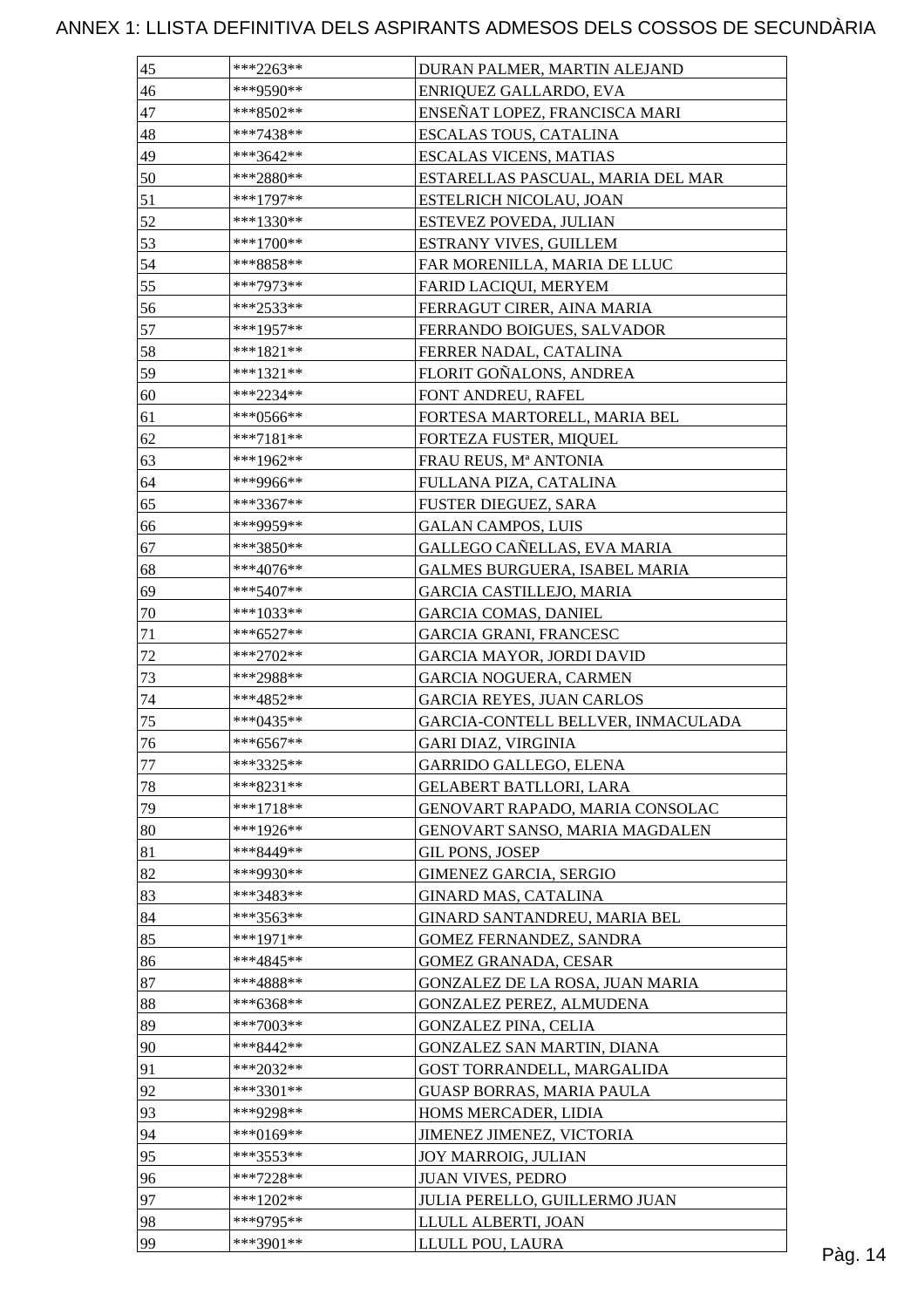# ANNEX 1: LLISTA DEFINITIVA DELS ASPIRANTS ADMESOS DELS COSSOS DE SECUNDÀRIA

| | | |
|---|---|---|
| 45 | ***2263** | DURAN PALMER, MARTIN ALEJAND |
| 46 | ***9590** | ENRIQUEZ GALLARDO, EVA |
| 47 | ***8502** | ENSEÑAT LOPEZ, FRANCISCA MARI |
| 48 | ***7438** | ESCALAS TOUS, CATALINA |
| 49 | ***3642** | ESCALAS VICENS, MATIAS |
| 50 | ***2880** | ESTARELLAS PASCUAL, MARIA DEL MAR |
| 51 | ***1797** | ESTELRICH NICOLAU, JOAN |
| 52 | ***1330** | ESTEVEZ POVEDA, JULIAN |
| 53 | ***1700** | ESTRANY VIVES, GUILLEM |
| 54 | ***8858** | FAR MORENILLA, MARIA DE LLUC |
| 55 | ***7973** | FARID LACIQUI, MERYEM |
| 56 | ***2533** | FERRAGUT CIRER, AINA MARIA |
| 57 | ***1957** | FERRANDO BOIGUES, SALVADOR |
| 58 | ***1821** | FERRER NADAL, CATALINA |
| 59 | ***1321** | FLORIT GOÑALONS, ANDREA |
| 60 | ***2234** | FONT ANDREU, RAFEL |
| 61 | ***0566** | FORTESA MARTORELL, MARIA BEL |
| 62 | ***7181** | FORTEZA FUSTER, MIQUEL |
| 63 | ***1962** | FRAU REUS, Mª ANTONIA |
| 64 | ***9966** | FULLANA PIZA, CATALINA |
| 65 | ***3367** | FUSTER DIEGUEZ, SARA |
| 66 | ***9959** | GALAN CAMPOS, LUIS |
| 67 | ***3850** | GALLEGO CAÑELLAS, EVA MARIA |
| 68 | ***4076** | GALMES BURGUERA, ISABEL MARIA |
| 69 | ***5407** | GARCIA CASTILLEJO, MARIA |
| 70 | ***1033** | GARCIA COMAS, DANIEL |
| 71 | ***6527** | GARCIA GRANI, FRANCESC |
| 72 | ***2702** | GARCIA MAYOR, JORDI DAVID |
| 73 | ***2988** | GARCIA NOGUERA, CARMEN |
| 74 | ***4852** | GARCIA REYES, JUAN CARLOS |
| 75 | ***0435** | GARCIA-CONTELL BELLVER, INMACULADA |
| 76 | ***6567** | GARI DIAZ, VIRGINIA |
| 77 | ***3325** | GARRIDO GALLEGO, ELENA |
| 78 | ***8231** | GELABERT BATLLORI, LARA |
| 79 | ***1718** | GENOVART RAPADO, MARIA CONSOLAC |
| 80 | ***1926** | GENOVART SANSO, MARIA MAGDALEN |
| 81 | ***8449** | GIL PONS, JOSEP |
| 82 | ***9930** | GIMENEZ GARCIA, SERGIO |
| 83 | ***3483** | GINARD MAS, CATALINA |
| 84 | ***3563** | GINARD SANTANDREU, MARIA BEL |
| 85 | ***1971** | GOMEZ FERNANDEZ, SANDRA |
| 86 | ***4845** | GOMEZ GRANADA, CESAR |
| 87 | ***4888** | GONZALEZ DE LA ROSA, JUAN MARIA |
| 88 | ***6368** | GONZALEZ PEREZ, ALMUDENA |
| 89 | ***7003** | GONZALEZ PINA, CELIA |
| 90 | ***8442** | GONZALEZ SAN MARTIN, DIANA |
| 91 | ***2032** | GOST TORRANDELL, MARGALIDA |
| 92 | ***3301** | GUASP BORRAS, MARIA PAULA |
| 93 | ***9298** | HOMS MERCADER, LIDIA |
| 94 | ***0169** | JIMENEZ JIMENEZ, VICTORIA |
| 95 | ***3553** | JOY MARROIG, JULIAN |
| 96 | ***7228** | JUAN VIVES, PEDRO |
| 97 | ***1202** | JULIA PERELLO, GUILLERMO JUAN |
| 98 | ***9795** | LLULL ALBERTI, JOAN |
| 99 | ***3901** | LLULL POU, LAURA |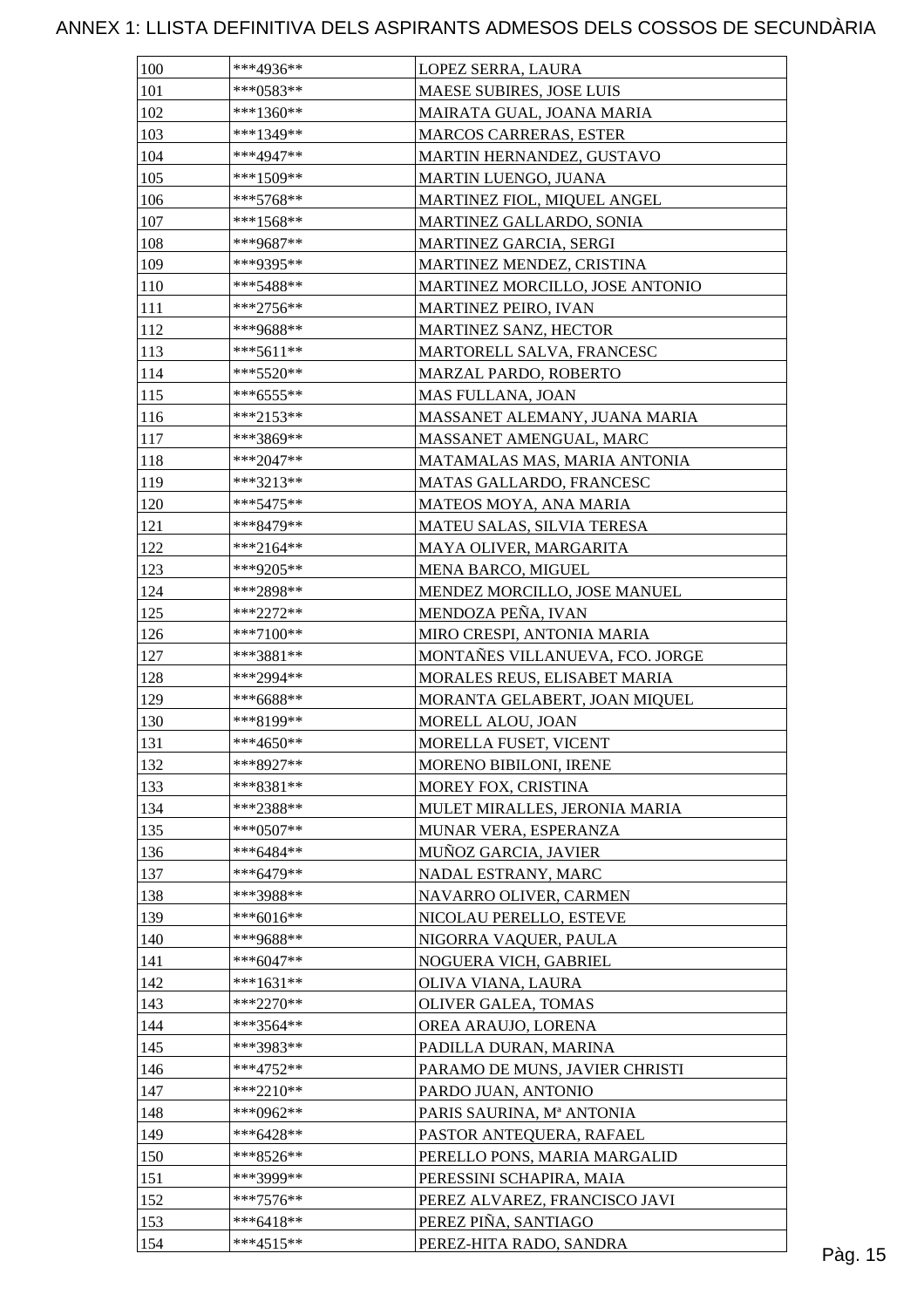# ANNEX 1: LLISTA DEFINITIVA DELS ASPIRANTS ADMESOS DELS COSSOS DE SECUNDÀRIA

| | | |
|---|---|---|
| 100 | ***4936** | LOPEZ SERRA, LAURA |
| 101 | ***0583** | MAESE SUBIRES, JOSE LUIS |
| 102 | ***1360** | MAIRATA GUAL, JOANA MARIA |
| 103 | ***1349** | MARCOS CARRERAS, ESTER |
| 104 | ***4947** | MARTIN HERNANDEZ, GUSTAVO |
| 105 | ***1509** | MARTIN LUENGO, JUANA |
| 106 | ***5768** | MARTINEZ FIOL, MIQUEL ANGEL |
| 107 | ***1568** | MARTINEZ GALLARDO, SONIA |
| 108 | ***9687** | MARTINEZ GARCIA, SERGI |
| 109 | ***9395** | MARTINEZ MENDEZ, CRISTINA |
| 110 | ***5488** | MARTINEZ MORCILLO, JOSE ANTONIO |
| 111 | ***2756** | MARTINEZ PEIRO, IVAN |
| 112 | ***9688** | MARTINEZ SANZ, HECTOR |
| 113 | ***5611** | MARTORELL SALVA, FRANCESC |
| 114 | ***5520** | MARZAL PARDO, ROBERTO |
| 115 | ***6555** | MAS FULLANA, JOAN |
| 116 | ***2153** | MASSANET ALEMANY, JUANA MARIA |
| 117 | ***3869** | MASSANET AMENGUAL, MARC |
| 118 | ***2047** | MATAMALAS MAS, MARIA ANTONIA |
| 119 | ***3213** | MATAS GALLARDO, FRANCESC |
| 120 | ***5475** | MATEOS MOYA, ANA MARIA |
| 121 | ***8479** | MATEU SALAS, SILVIA TERESA |
| 122 | ***2164** | MAYA OLIVER, MARGARITA |
| 123 | ***9205** | MENA BARCO, MIGUEL |
| 124 | ***2898** | MENDEZ MORCILLO, JOSE MANUEL |
| 125 | ***2272** | MENDOZA PEÑA, IVAN |
| 126 | ***7100** | MIRO CRESPI, ANTONIA MARIA |
| 127 | ***3881** | MONTAÑES VILLANUEVA, FCO. JORGE |
| 128 | ***2994** | MORALES REUS, ELISABET MARIA |
| 129 | ***6688** | MORANTA GELABERT, JOAN MIQUEL |
| 130 | ***8199** | MORELL ALOU, JOAN |
| 131 | ***4650** | MORELLA FUSET, VICENT |
| 132 | ***8927** | MORENO BIBILONI, IRENE |
| 133 | ***8381** | MOREY FOX, CRISTINA |
| 134 | ***2388** | MULET MIRALLES, JERONIA MARIA |
| 135 | ***0507** | MUNAR VERA, ESPERANZA |
| 136 | ***6484** | MUÑOZ GARCIA, JAVIER |
| 137 | ***6479** | NADAL ESTRANY, MARC |
| 138 | ***3988** | NAVARRO OLIVER, CARMEN |
| 139 | ***6016** | NICOLAU PERELLO, ESTEVE |
| 140 | ***9688** | NIGORRA VAQUER, PAULA |
| 141 | ***6047** | NOGUERA VICH, GABRIEL |
| 142 | ***1631** | OLIVA VIANA, LAURA |
| 143 | ***2270** | OLIVER GALEA, TOMAS |
| 144 | ***3564** | OREA ARAUJO, LORENA |
| 145 | ***3983** | PADILLA DURAN, MARINA |
| 146 | ***4752** | PARAMO DE MUNS, JAVIER CHRISTI |
| 147 | ***2210** | PARDO JUAN, ANTONIO |
| 148 | ***0962** | PARIS SAURINA, Mª ANTONIA |
| 149 | ***6428** | PASTOR ANTEQUERA, RAFAEL |
| 150 | ***8526** | PERELLO PONS, MARIA MARGALID |
| 151 | ***3999** | PERESSINI SCHAPIRA, MAIA |
| 152 | ***7576** | PEREZ ALVAREZ, FRANCISCO JAVI |
| 153 | ***6418** | PEREZ PIÑA, SANTIAGO |
| 154 | ***4515** | PEREZ-HITA RADO, SANDRA |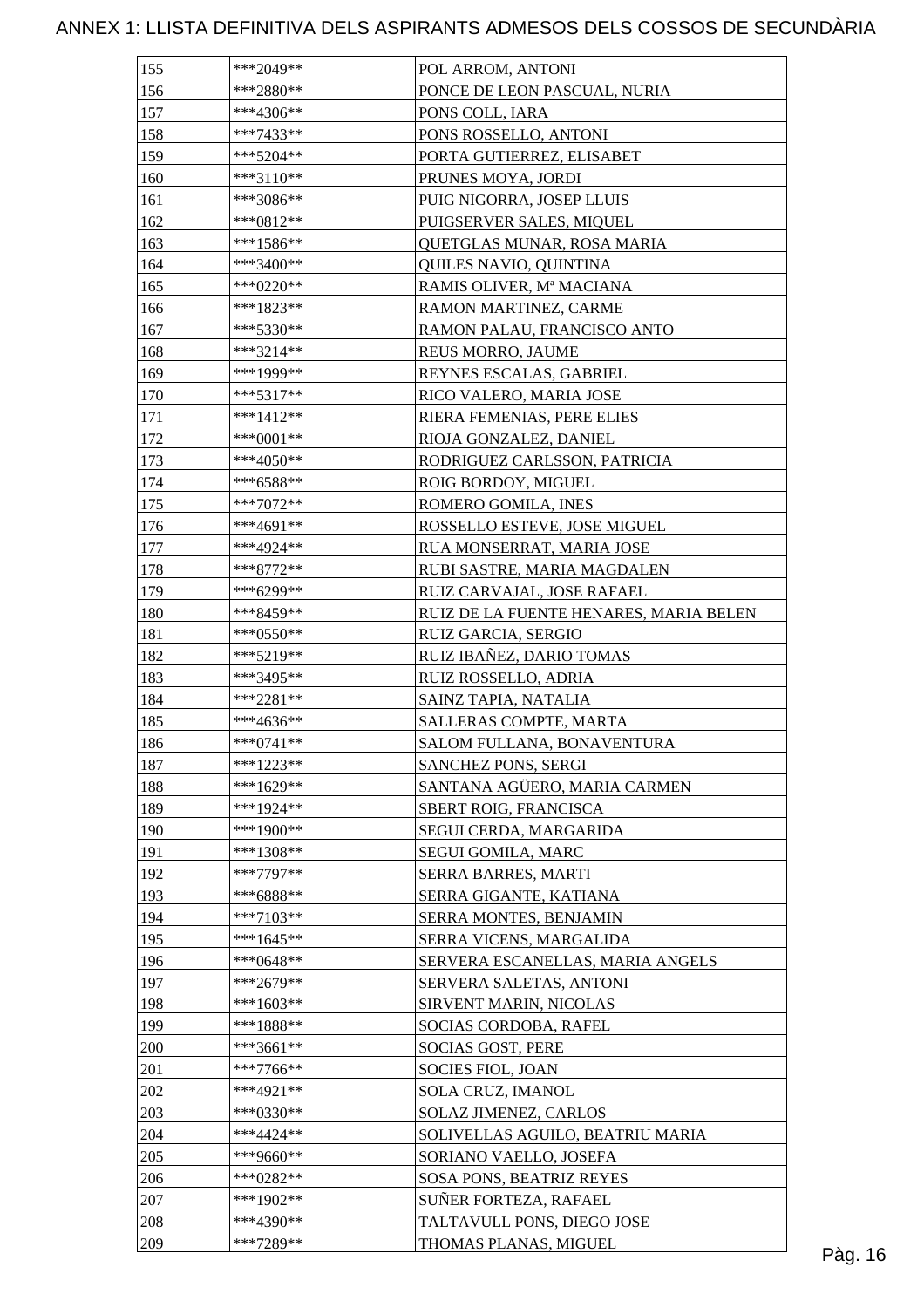# ANNEX 1: LLISTA DEFINITIVA DELS ASPIRANTS ADMESOS DELS COSSOS DE SECUNDÀRIA

| | | |
|---|---|---|
| 155 | ***2049** | POL ARROM, ANTONI |
| 156 | ***2880** | PONCE DE LEON PASCUAL, NURIA |
| 157 | ***4306** | PONS COLL, IARA |
| 158 | ***7433** | PONS ROSSELLO, ANTONI |
| 159 | ***5204** | PORTA GUTIERREZ, ELISABET |
| 160 | ***3110** | PRUNES MOYA, JORDI |
| 161 | ***3086** | PUIG NIGORRA, JOSEP LLUIS |
| 162 | ***0812** | PUIGSERVER SALES, MIQUEL |
| 163 | ***1586** | QUETGLAS MUNAR, ROSA MARIA |
| 164 | ***3400** | QUILES NAVIO, QUINTINA |
| 165 | ***0220** | RAMIS OLIVER, Mª MACIANA |
| 166 | ***1823** | RAMON MARTINEZ, CARME |
| 167 | ***5330** | RAMON PALAU, FRANCISCO ANTO |
| 168 | ***3214** | REUS MORRO, JAUME |
| 169 | ***1999** | REYNES ESCALAS, GABRIEL |
| 170 | ***5317** | RICO VALERO, MARIA JOSE |
| 171 | ***1412** | RIERA FEMENIAS, PERE ELIES |
| 172 | ***0001** | RIOJA GONZALEZ, DANIEL |
| 173 | ***4050** | RODRIGUEZ CARLSSON, PATRICIA |
| 174 | ***6588** | ROIG BORDOY, MIGUEL |
| 175 | ***7072** | ROMERO GOMILA, INES |
| 176 | ***4691** | ROSSELLO ESTEVE, JOSE MIGUEL |
| 177 | ***4924** | RUA MONSERRAT, MARIA JOSE |
| 178 | ***8772** | RUBI SASTRE, MARIA MAGDALEN |
| 179 | ***6299** | RUIZ CARVAJAL, JOSE RAFAEL |
| 180 | ***8459** | RUIZ DE LA FUENTE HENARES, MARIA BELEN |
| 181 | ***0550** | RUIZ GARCIA, SERGIO |
| 182 | ***5219** | RUIZ IBAÑEZ, DARIO TOMAS |
| 183 | ***3495** | RUIZ ROSSELLO, ADRIA |
| 184 | ***2281** | SAINZ TAPIA, NATALIA |
| 185 | ***4636** | SALLERAS COMPTE, MARTA |
| 186 | ***0741** | SALOM FULLANA, BONAVENTURA |
| 187 | ***1223** | SANCHEZ PONS, SERGI |
| 188 | ***1629** | SANTANA AGÜERO, MARIA CARMEN |
| 189 | ***1924** | SBERT ROIG, FRANCISCA |
| 190 | ***1900** | SEGUI CERDA, MARGARIDA |
| 191 | ***1308** | SEGUI GOMILA, MARC |
| 192 | ***7797** | SERRA BARRES, MARTI |
| 193 | ***6888** | SERRA GIGANTE, KATIANA |
| 194 | ***7103** | SERRA MONTES, BENJAMIN |
| 195 | ***1645** | SERRA VICENS, MARGALIDA |
| 196 | ***0648** | SERVERA ESCANELLAS, MARIA ANGELS |
| 197 | ***2679** | SERVERA SALETAS, ANTONI |
| 198 | ***1603** | SIRVENT MARIN, NICOLAS |
| 199 | ***1888** | SOCIAS CORDOBA, RAFEL |
| 200 | ***3661** | SOCIAS GOST, PERE |
| 201 | ***7766** | SOCIES FIOL, JOAN |
| 202 | ***4921** | SOLA CRUZ, IMANOL |
| 203 | ***0330** | SOLAZ JIMENEZ, CARLOS |
| 204 | ***4424** | SOLIVELLAS AGUILO, BEATRIU MARIA |
| 205 | ***9660** | SORIANO VAELLO, JOSEFA |
| 206 | ***0282** | SOSA PONS, BEATRIZ REYES |
| 207 | ***1902** | SUÑER FORTEZA, RAFAEL |
| 208 | ***4390** | TALTAVULL PONS, DIEGO JOSE |
| 209 | ***7289** | THOMAS PLANAS, MIGUEL |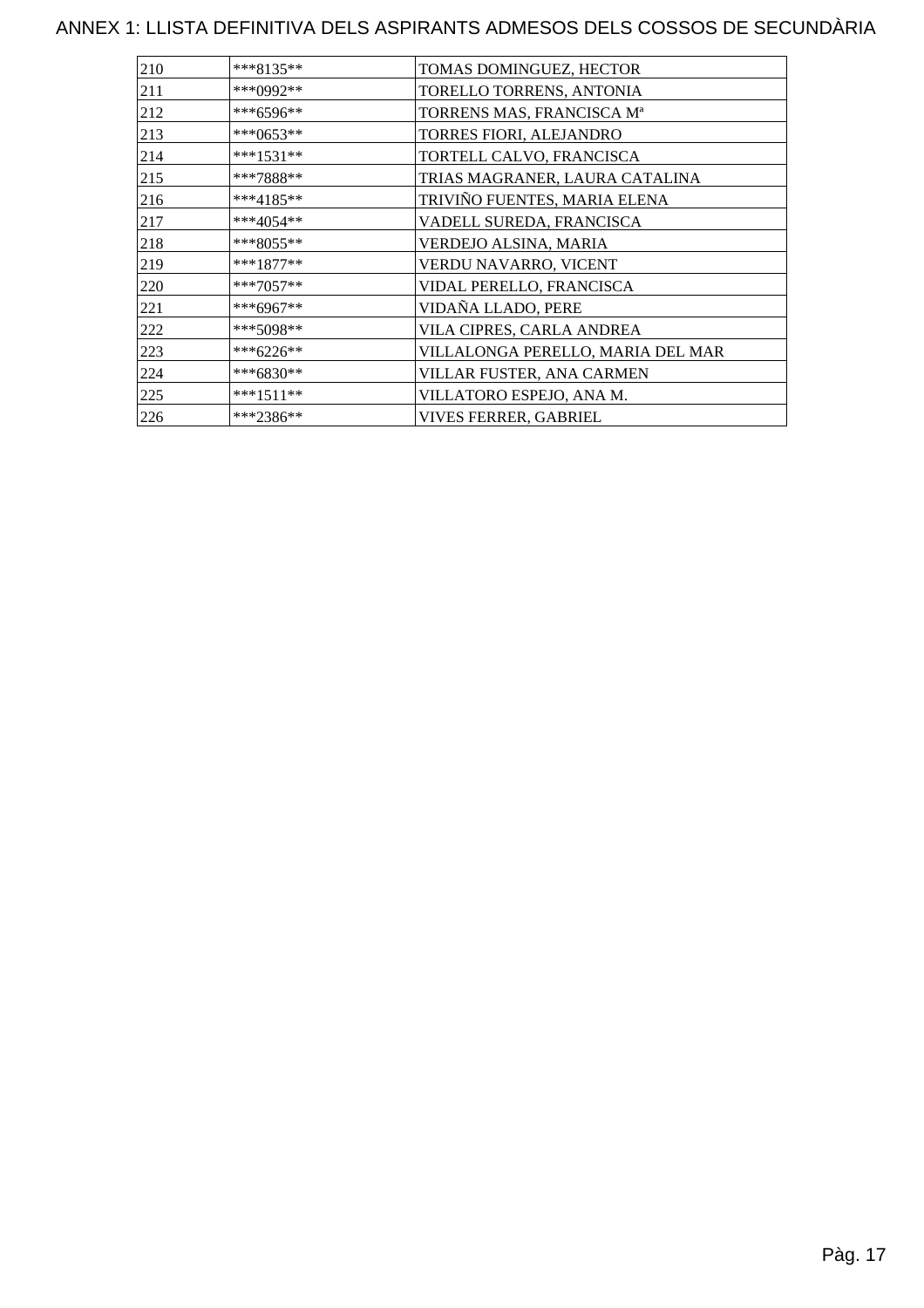# ANNEX 1: LLISTA DEFINITIVA DELS ASPIRANTS ADMESOS DELS COSSOS DE SECUNDÀRIA

| | | |
|---|---|---|
| 210 | ***8135** | TOMAS DOMINGUEZ, HECTOR |
| 211 | ***0992** | TORELLO TORRENS, ANTONIA |
| 212 | ***6596** | TORRENS MAS, FRANCISCA Mª |
| 213 | ***0653** | TORRES FIORI, ALEJANDRO |
| 214 | ***1531** | TORTELL CALVO, FRANCISCA |
| 215 | ***7888** | TRIAS MAGRANER, LAURA CATALINA |
| 216 | ***4185** | TRIVIÑO FUENTES, MARIA ELENA |
| 217 | ***4054** | VADELL SUREDA, FRANCISCA |
| 218 | ***8055** | VERDEJO ALSINA, MARIA |
| 219 | ***1877** | VERDU NAVARRO, VICENT |
| 220 | ***7057** | VIDAL PERELLO, FRANCISCA |
| 221 | ***6967** | VIDAÑA LLADO, PERE |
| 222 | ***5098** | VILA CIPRES, CARLA ANDREA |
| 223 | ***6226** | VILLALONGA PERELLO, MARIA DEL MAR |
| 224 | ***6830** | VILLAR FUSTER, ANA CARMEN |
| 225 | ***1511** | VILLATORO ESPEJO, ANA M. |
| 226 | ***2386** | VIVES FERRER, GABRIEL |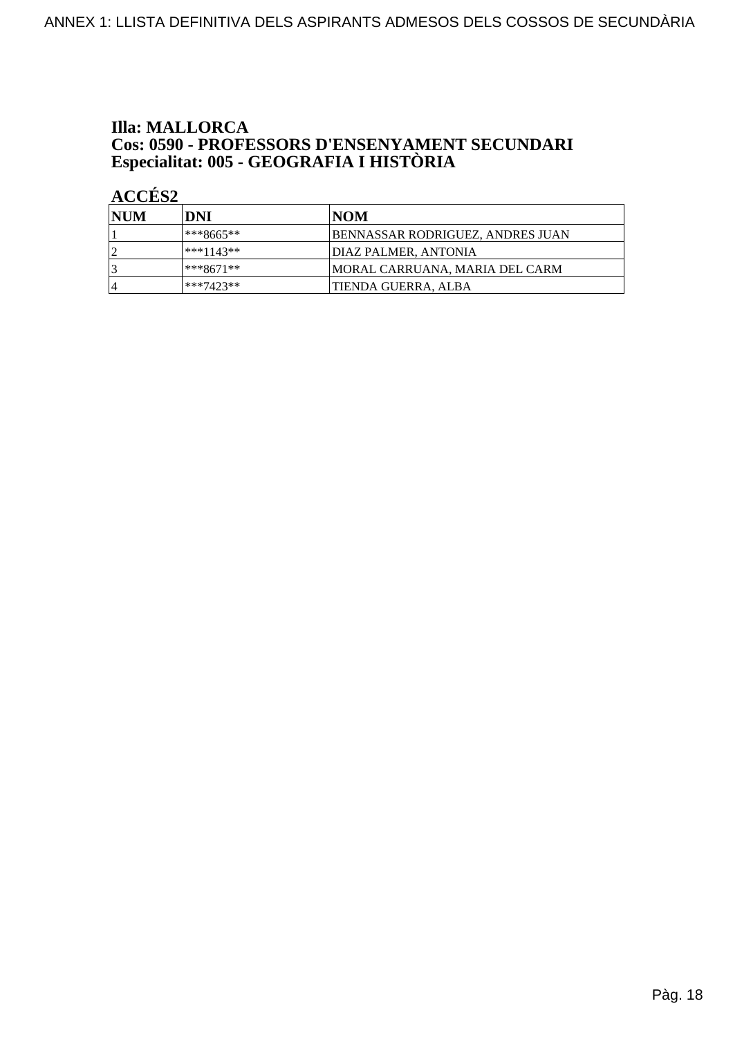**Illa: MALLORCA**
**Cos: 0590 - PROFESSORS D'ENSENYAMENT SECUNDARI**
**Especialitat: 005 - GEOGRAFIA I HISTÒRIA**

**ACCÉS2**

| NUM | DNI | NOM |
|---|---|---|
| 1 | ***8665** | BENNASSAR RODRIGUEZ, ANDRES JUAN |
| 2 | ***1143** | DIAZ PALMER, ANTONIA |
| 3 | ***8671** | MORAL CARRUANA, MARIA DEL CARM |
| 4 | ***7423** | TIENDA GUERRA, ALBA |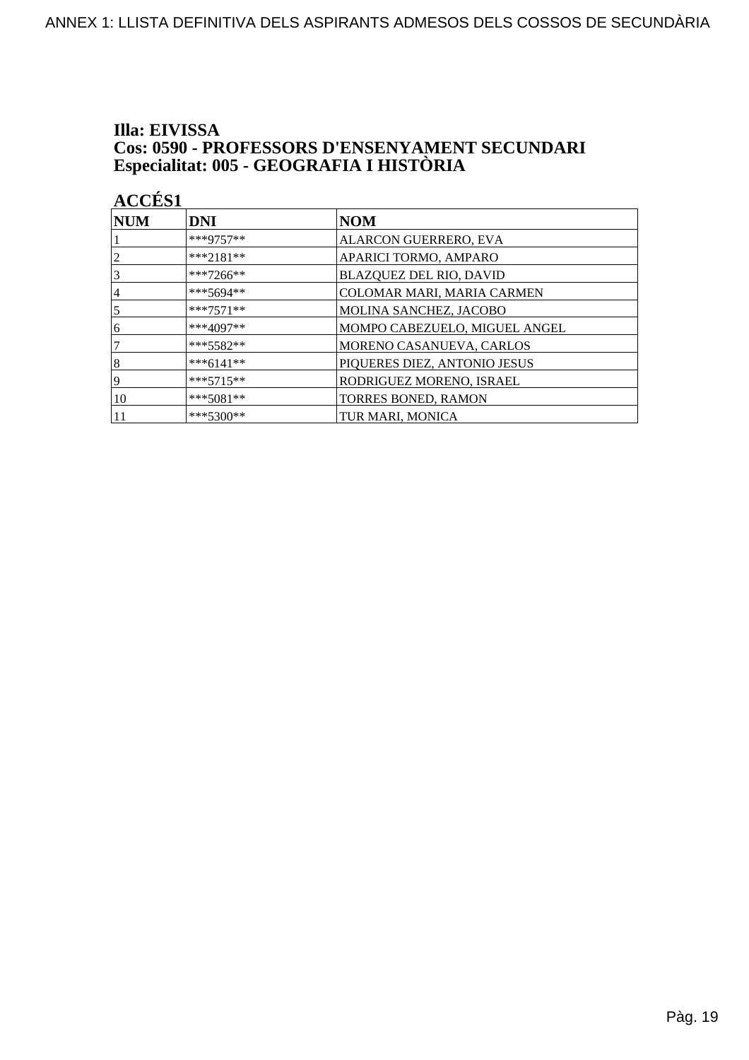**Illa: EIVISSA**
**Cos: 0590 - PROFESSORS D'ENSENYAMENT SECUNDARI**
**Especialitat: 005 - GEOGRAFIA I HISTÒRIA**

**ACCÉS1**

| NUM | DNI | NOM |
|---|---|---|
| 1 | ***9757** | ALARCON GUERRERO, EVA |
| 2 | ***2181** | APARICI TORMO, AMPARO |
| 3 | ***7266** | BLAZQUEZ DEL RIO, DAVID |
| 4 | ***5694** | COLOMAR MARI, MARIA CARMEN |
| 5 | ***7571** | MOLINA SANCHEZ, JACOBO |
| 6 | ***4097** | MOMPO CABEZUELO, MIGUEL ANGEL |
| 7 | ***5582** | MORENO CASANUEVA, CARLOS |
| 8 | ***6141** | PIQUERES DIEZ, ANTONIO JESUS |
| 9 | ***5715** | RODRIGUEZ MORENO, ISRAEL |
| 10 | ***5081** | TORRES BONED, RAMON |
| 11 | ***5300** | TUR MARI, MONICA |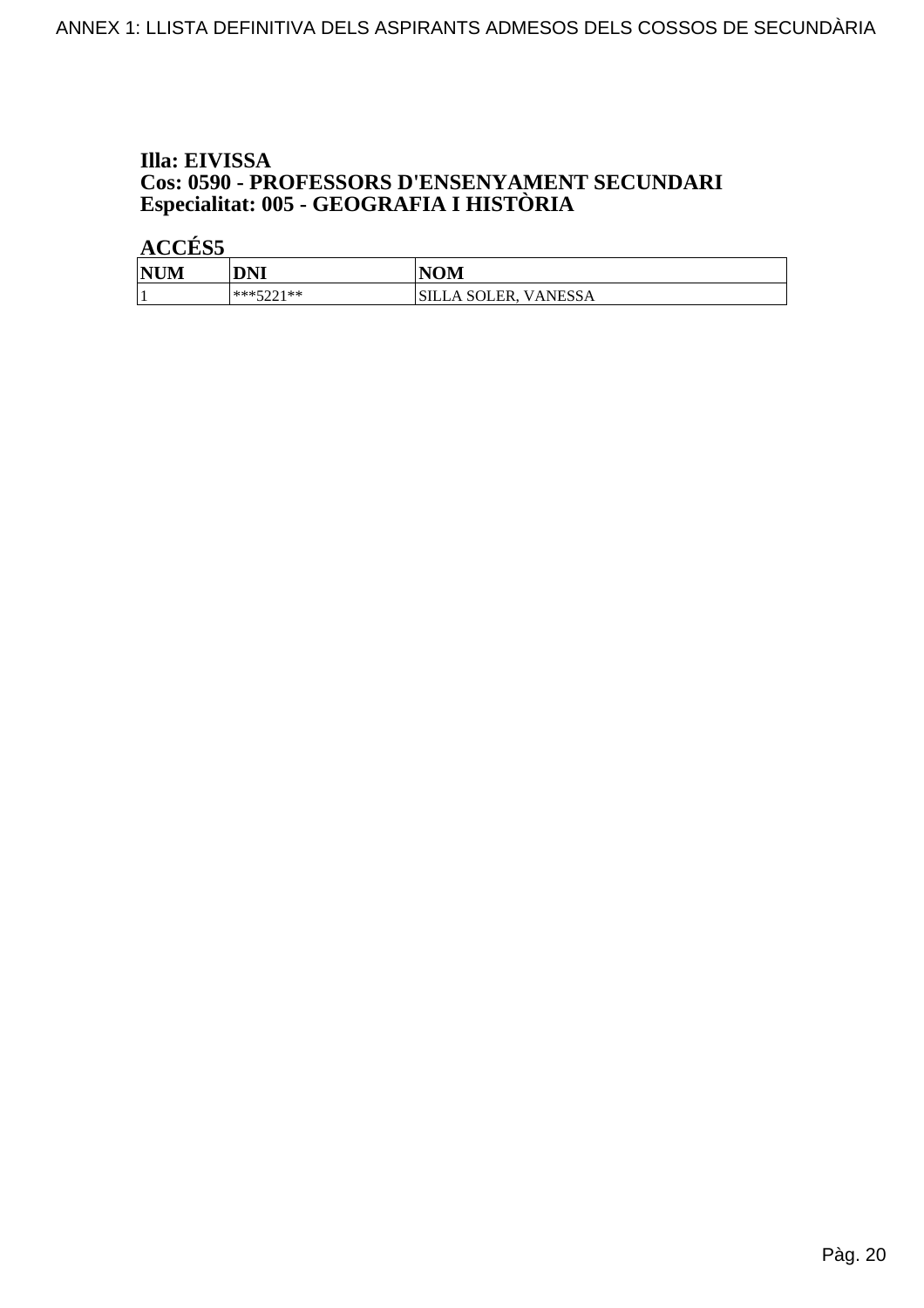**Illa: EIVISSA**
**Cos: 0590 - PROFESSORS D'ENSENYAMENT SECUNDARI**
**Especialitat: 005 - GEOGRAFIA I HISTÒRIA**

**ACCÉS5**

| NUM | DNI | NOM |
|---|---|---|
| 1 | ***5221** | SILLA SOLER, VANESSA |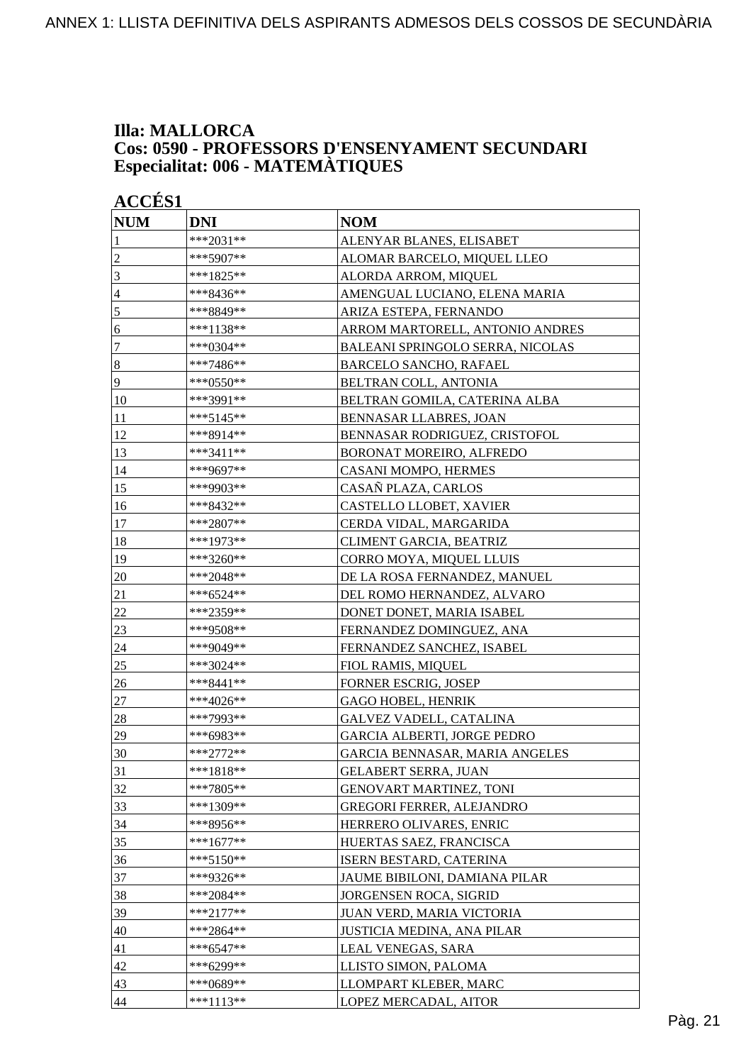## Illa: MALLORCA
## Cos: 0590 - PROFESSORS D'ENSENYAMENT SECUNDARI
## Especialitat: 006 - MATEMÀTIQUES

### ACCÉS1

| NUM | DNI | NOM |
|---|---|---|
| 1 | ***2031** | ALENYAR BLANES, ELISABET |
| 2 | ***5907** | ALOMAR BARCELO, MIQUEL LLEO |
| 3 | ***1825** | ALORDA ARROM, MIQUEL |
| 4 | ***8436** | AMENGUAL LUCIANO, ELENA MARIA |
| 5 | ***8849** | ARIZA ESTEPA, FERNANDO |
| 6 | ***1138** | ARROM MARTORELL, ANTONIO ANDRES |
| 7 | ***0304** | BALEANI SPRINGOLO SERRA, NICOLAS |
| 8 | ***7486** | BARCELO SANCHO, RAFAEL |
| 9 | ***0550** | BELTRAN COLL, ANTONIA |
| 10 | ***3991** | BELTRAN GOMILA, CATERINA ALBA |
| 11 | ***5145** | BENNASAR LLABRES, JOAN |
| 12 | ***8914** | BENNASAR RODRIGUEZ, CRISTOFOL |
| 13 | ***3411** | BORONAT MOREIRO, ALFREDO |
| 14 | ***9697** | CASANI MOMPO, HERMES |
| 15 | ***9903** | CASAÑ PLAZA, CARLOS |
| 16 | ***8432** | CASTELLO LLOBET, XAVIER |
| 17 | ***2807** | CERDA VIDAL, MARGARIDA |
| 18 | ***1973** | CLIMENT GARCIA, BEATRIZ |
| 19 | ***3260** | CORRO MOYA, MIQUEL LLUIS |
| 20 | ***2048** | DE LA ROSA FERNANDEZ, MANUEL |
| 21 | ***6524** | DEL ROMO HERNANDEZ, ALVARO |
| 22 | ***2359** | DONET DONET, MARIA ISABEL |
| 23 | ***9508** | FERNANDEZ DOMINGUEZ, ANA |
| 24 | ***9049** | FERNANDEZ SANCHEZ, ISABEL |
| 25 | ***3024** | FIOL RAMIS, MIQUEL |
| 26 | ***8441** | FORNER ESCRIG, JOSEP |
| 27 | ***4026** | GAGO HOBEL, HENRIK |
| 28 | ***7993** | GALVEZ VADELL, CATALINA |
| 29 | ***6983** | GARCIA ALBERTI, JORGE PEDRO |
| 30 | ***2772** | GARCIA BENNASAR, MARIA ANGELES |
| 31 | ***1818** | GELABERT SERRA, JUAN |
| 32 | ***7805** | GENOVART MARTINEZ, TONI |
| 33 | ***1309** | GREGORI FERRER, ALEJANDRO |
| 34 | ***8956** | HERRERO OLIVARES, ENRIC |
| 35 | ***1677** | HUERTAS SAEZ, FRANCISCA |
| 36 | ***5150** | ISERN BESTARD, CATERINA |
| 37 | ***9326** | JAUME BIBILONI, DAMIANA PILAR |
| 38 | ***2084** | JORGENSEN ROCA, SIGRID |
| 39 | ***2177** | JUAN VERD, MARIA VICTORIA |
| 40 | ***2864** | JUSTICIA MEDINA, ANA PILAR |
| 41 | ***6547** | LEAL VENEGAS, SARA |
| 42 | ***6299** | LLISTO SIMON, PALOMA |
| 43 | ***0689** | LLOMPART KLEBER, MARC |
| 44 | ***1113** | LOPEZ MERCADAL, AITOR |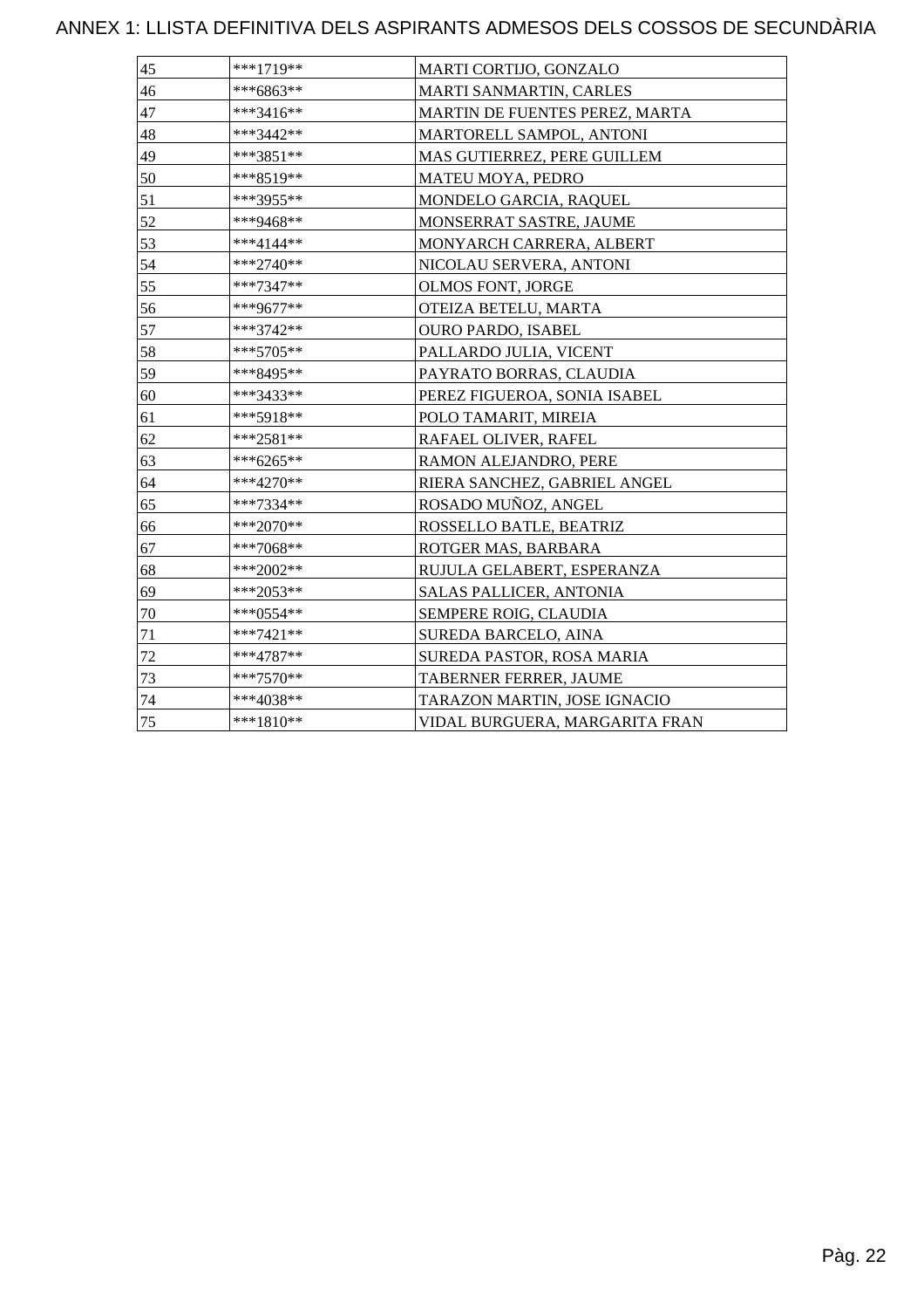# ANNEX 1: LLISTA DEFINITIVA DELS ASPIRANTS ADMESOS DELS COSSOS DE SECUNDÀRIA

| | | |
|---|---|---|
| 45 | ***1719** | MARTI CORTIJO, GONZALO |
| 46 | ***6863** | MARTI SANMARTIN, CARLES |
| 47 | ***3416** | MARTIN DE FUENTES PEREZ, MARTA |
| 48 | ***3442** | MARTORELL SAMPOL, ANTONI |
| 49 | ***3851** | MAS GUTIERREZ, PERE GUILLEM |
| 50 | ***8519** | MATEU MOYA, PEDRO |
| 51 | ***3955** | MONDELO GARCIA, RAQUEL |
| 52 | ***9468** | MONSERRAT SASTRE, JAUME |
| 53 | ***4144** | MONYARCH CARRERA, ALBERT |
| 54 | ***2740** | NICOLAU SERVERA, ANTONI |
| 55 | ***7347** | OLMOS FONT, JORGE |
| 56 | ***9677** | OTEIZA BETELU, MARTA |
| 57 | ***3742** | OURO PARDO, ISABEL |
| 58 | ***5705** | PALLARDO JULIA, VICENT |
| 59 | ***8495** | PAYRATO BORRAS, CLAUDIA |
| 60 | ***3433** | PEREZ FIGUEROA, SONIA ISABEL |
| 61 | ***5918** | POLO TAMARIT, MIREIA |
| 62 | ***2581** | RAFAEL OLIVER, RAFEL |
| 63 | ***6265** | RAMON ALEJANDRO, PERE |
| 64 | ***4270** | RIERA SANCHEZ, GABRIEL ANGEL |
| 65 | ***7334** | ROSADO MUÑOZ, ANGEL |
| 66 | ***2070** | ROSSELLO BATLE, BEATRIZ |
| 67 | ***7068** | ROTGER MAS, BARBARA |
| 68 | ***2002** | RUJULA GELABERT, ESPERANZA |
| 69 | ***2053** | SALAS PALLICER, ANTONIA |
| 70 | ***0554** | SEMPERE ROIG, CLAUDIA |
| 71 | ***7421** | SUREDA BARCELO, AINA |
| 72 | ***4787** | SUREDA PASTOR, ROSA MARIA |
| 73 | ***7570** | TABERNER FERRER, JAUME |
| 74 | ***4038** | TARAZON MARTIN, JOSE IGNACIO |
| 75 | ***1810** | VIDAL BURGUERA, MARGARITA FRAN |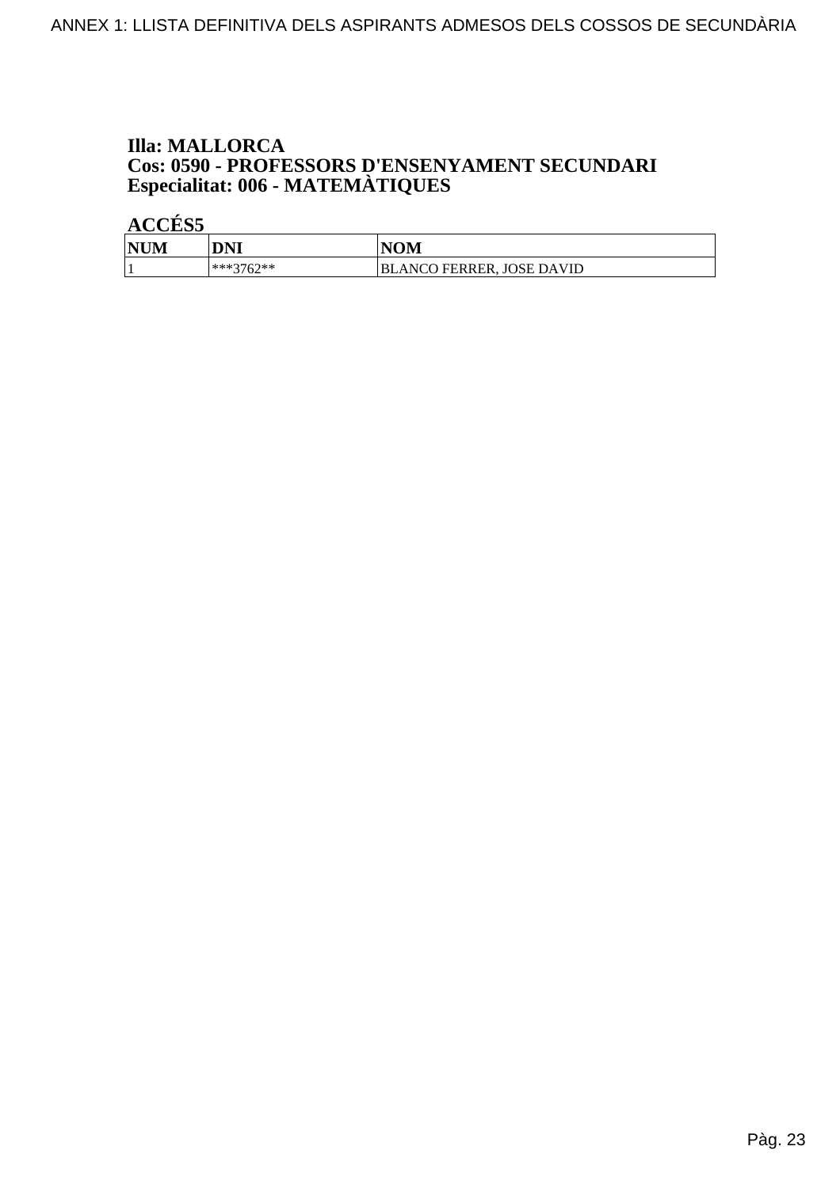### Illa: MALLORCA
### Cos: 0590 - PROFESSORS D'ENSENYAMENT SECUNDARI
### Especialitat: 006 - MATEMÀTIQUES

**ACCÉS5**

| NUM | DNI | NOM |
|---|---|---|
| 1 | ***3762** | BLANCO FERRER, JOSE DAVID |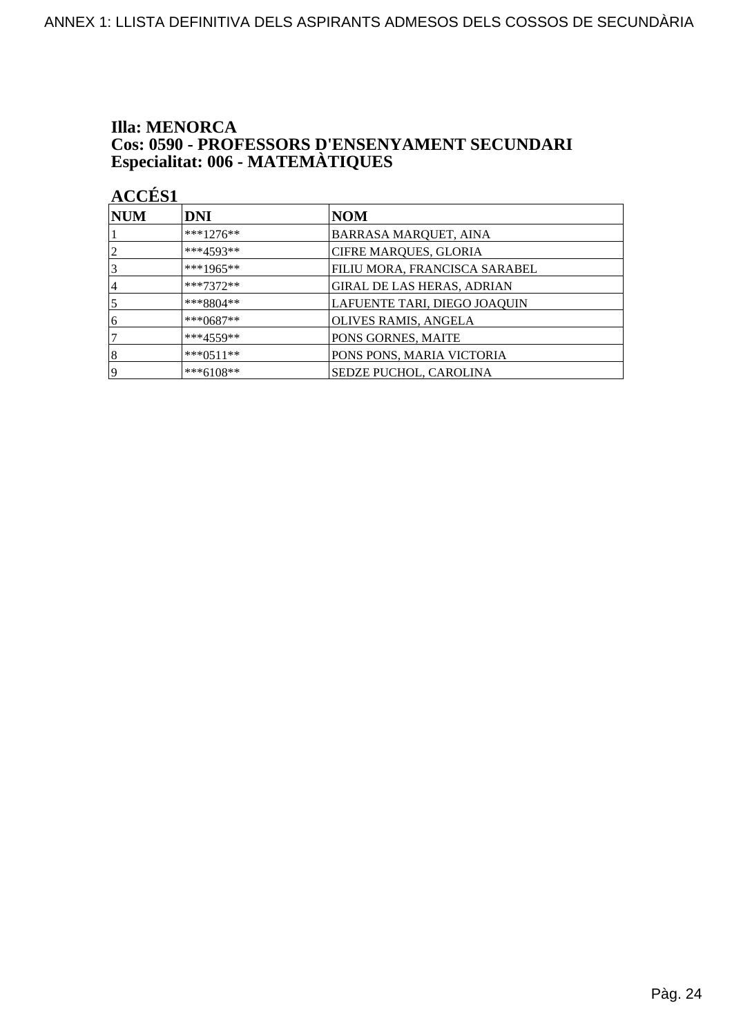**Illa: MENORCA**
**Cos: 0590 - PROFESSORS D'ENSENYAMENT SECUNDARI**
**Especialitat: 006 - MATEMÀTIQUES**

**ACCÉS1**

| NUM | DNI | NOM |
|---|---|---|
| 1 | ***1276** | BARRASA MARQUET, AINA |
| 2 | ***4593** | CIFRE MARQUES, GLORIA |
| 3 | ***1965** | FILIU MORA, FRANCISCA SARABEL |
| 4 | ***7372** | GIRAL DE LAS HERAS, ADRIAN |
| 5 | ***8804** | LAFUENTE TARI, DIEGO JOAQUIN |
| 6 | ***0687** | OLIVES RAMIS, ANGELA |
| 7 | ***4559** | PONS GORNES, MAITE |
| 8 | ***0511** | PONS PONS, MARIA VICTORIA |
| 9 | ***6108** | SEDZE PUCHOL, CAROLINA |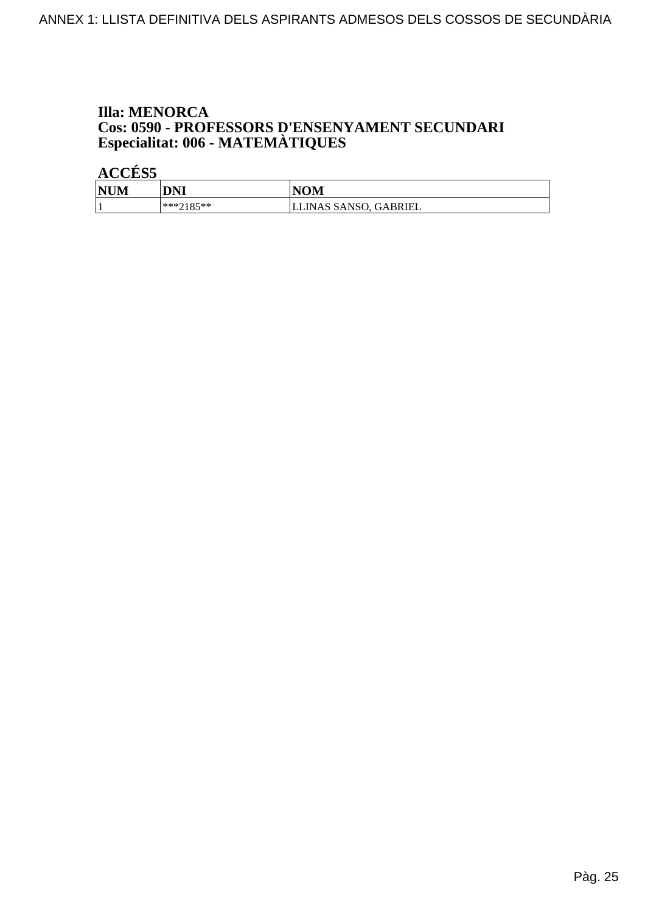**Illa: MENORCA**
**Cos: 0590 - PROFESSORS D'ENSENYAMENT SECUNDARI**
**Especialitat: 006 - MATEMÀTIQUES**

**ACCÉS5**

| NUM | DNI | NOM |
|---|---|---|
| 1 | ***2185** | LLINAS SANSO, GABRIEL |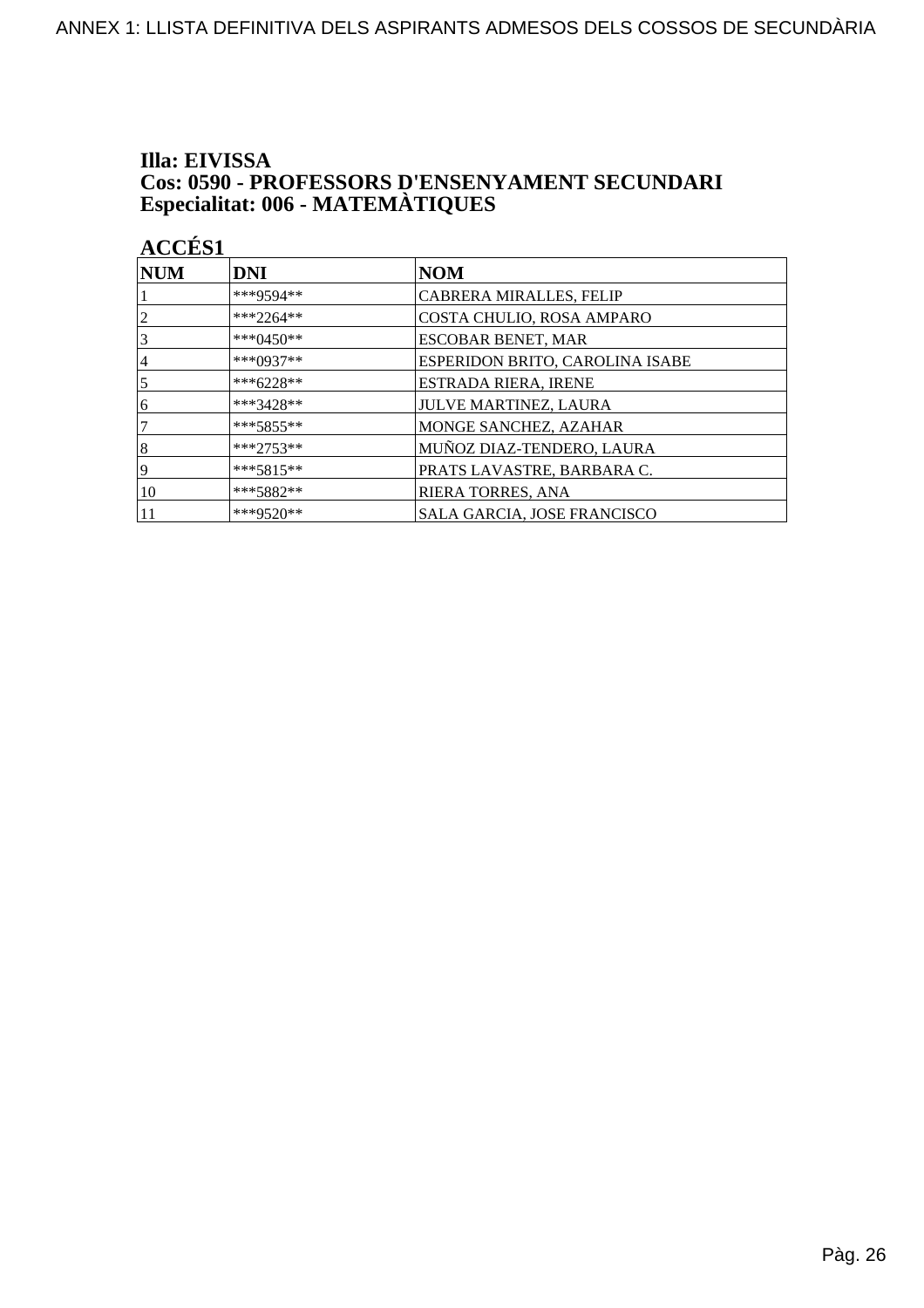ANNEX 1: LLISTA DEFINITIVA DELS ASPIRANTS ADMESOS DELS COSSOS DE SECUNDÀRIA

**Illa: EIVISSA**
**Cos: 0590 - PROFESSORS D'ENSENYAMENT SECUNDARI**
**Especialitat: 006 - MATEMÀTIQUES**

**ACCÉS1**

| NUM | DNI | NOM |
|---|---|---|
| 1 | ***9594** | CABRERA MIRALLES, FELIP |
| 2 | ***2264** | COSTA CHULIO, ROSA AMPARO |
| 3 | ***0450** | ESCOBAR BENET, MAR |
| 4 | ***0937** | ESPERIDON BRITO, CAROLINA ISABE |
| 5 | ***6228** | ESTRADA RIERA, IRENE |
| 6 | ***3428** | JULVE MARTINEZ, LAURA |
| 7 | ***5855** | MONGE SANCHEZ, AZAHAR |
| 8 | ***2753** | MUÑOZ DIAZ-TENDERO, LAURA |
| 9 | ***5815** | PRATS LAVASTRE, BARBARA C. |
| 10 | ***5882** | RIERA TORRES, ANA |
| 11 | ***9520** | SALA GARCIA, JOSE FRANCISCO |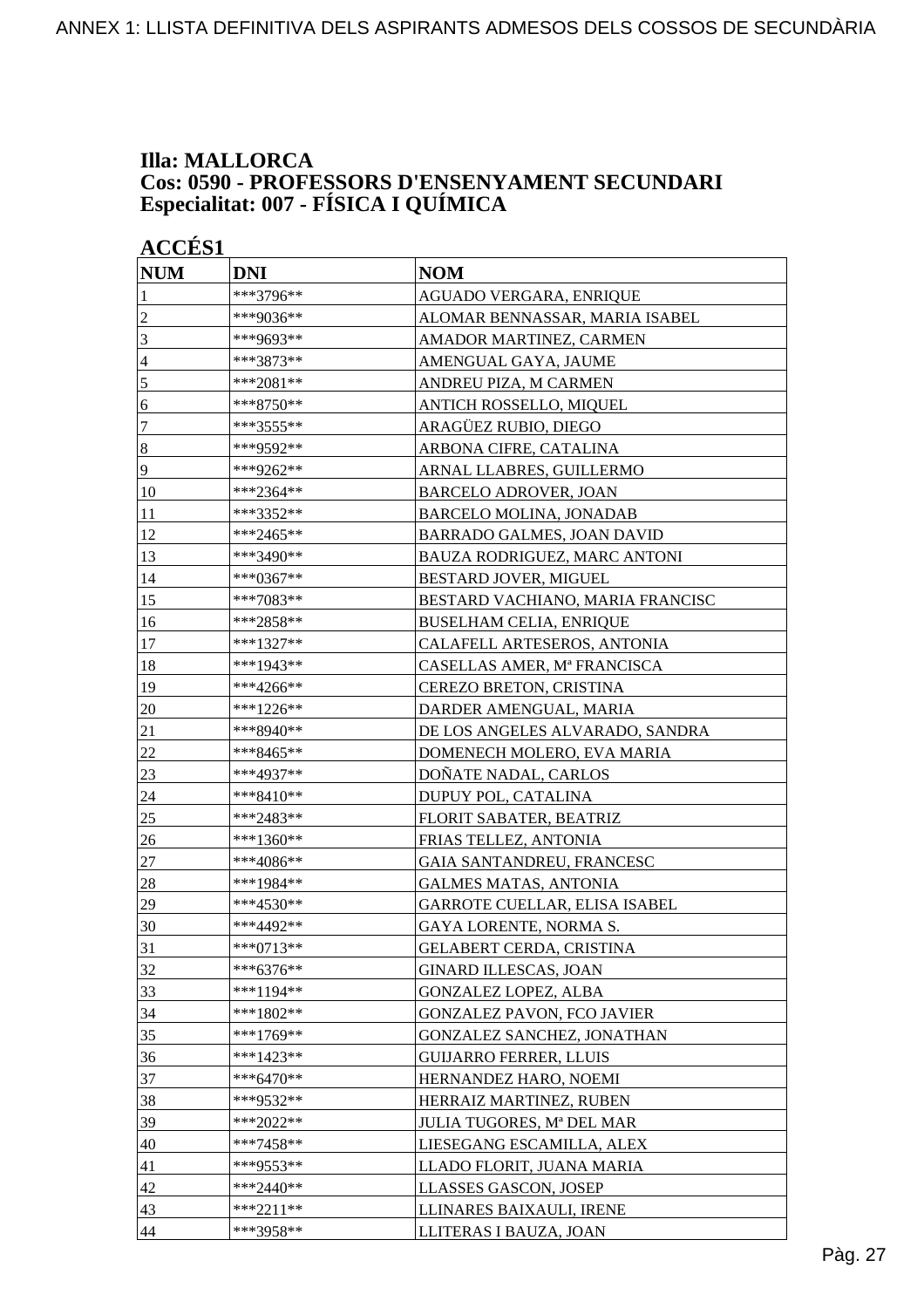ANNEX 1: LLISTA DEFINITIVA DELS ASPIRANTS ADMESOS DELS COSSOS DE SECUNDÀRIA

## Illa: MALLORCA
## Cos: 0590 - PROFESSORS D'ENSENYAMENT SECUNDARI
## Especialitat: 007 - FÍSICA I QUÍMICA

### ACCÉS1

| NUM | DNI | NOM |
|---|---|---|
| 1 | ***3796** | AGUADO VERGARA, ENRIQUE |
| 2 | ***9036** | ALOMAR BENNASSAR, MARIA ISABEL |
| 3 | ***9693** | AMADOR MARTINEZ, CARMEN |
| 4 | ***3873** | AMENGUAL GAYA, JAUME |
| 5 | ***2081** | ANDREU PIZA, M CARMEN |
| 6 | ***8750** | ANTICH ROSSELLO, MIQUEL |
| 7 | ***3555** | ARAGÜEZ RUBIO, DIEGO |
| 8 | ***9592** | ARBONA CIFRE, CATALINA |
| 9 | ***9262** | ARNAL LLABRES, GUILLERMO |
| 10 | ***2364** | BARCELO ADROVER, JOAN |
| 11 | ***3352** | BARCELO MOLINA, JONADAB |
| 12 | ***2465** | BARRADO GALMES, JOAN DAVID |
| 13 | ***3490** | BAUZA RODRIGUEZ, MARC ANTONI |
| 14 | ***0367** | BESTARD JOVER, MIGUEL |
| 15 | ***7083** | BESTARD VACHIANO, MARIA FRANCISC |
| 16 | ***2858** | BUSELHAM CELIA, ENRIQUE |
| 17 | ***1327** | CALAFELL ARTESEROS, ANTONIA |
| 18 | ***1943** | CASELLAS AMER, Mª FRANCISCA |
| 19 | ***4266** | CEREZO BRETON, CRISTINA |
| 20 | ***1226** | DARDER AMENGUAL, MARIA |
| 21 | ***8940** | DE LOS ANGELES ALVARADO, SANDRA |
| 22 | ***8465** | DOMENECH MOLERO, EVA MARIA |
| 23 | ***4937** | DOÑATE NADAL, CARLOS |
| 24 | ***8410** | DUPUY POL, CATALINA |
| 25 | ***2483** | FLORIT SABATER, BEATRIZ |
| 26 | ***1360** | FRIAS TELLEZ, ANTONIA |
| 27 | ***4086** | GAIA SANTANDREU, FRANCESC |
| 28 | ***1984** | GALMES MATAS, ANTONIA |
| 29 | ***4530** | GARROTE CUELLAR, ELISA ISABEL |
| 30 | ***4492** | GAYA LORENTE, NORMA S. |
| 31 | ***0713** | GELABERT CERDA, CRISTINA |
| 32 | ***6376** | GINARD ILLESCAS, JOAN |
| 33 | ***1194** | GONZALEZ LOPEZ, ALBA |
| 34 | ***1802** | GONZALEZ PAVON, FCO JAVIER |
| 35 | ***1769** | GONZALEZ SANCHEZ, JONATHAN |
| 36 | ***1423** | GUIJARRO FERRER, LLUIS |
| 37 | ***6470** | HERNANDEZ HARO, NOEMI |
| 38 | ***9532** | HERRAIZ MARTINEZ, RUBEN |
| 39 | ***2022** | JULIA TUGORES, Mª DEL MAR |
| 40 | ***7458** | LIESEGANG ESCAMILLA, ALEX |
| 41 | ***9553** | LLADO FLORIT, JUANA MARIA |
| 42 | ***2440** | LLASSES GASCON, JOSEP |
| 43 | ***2211** | LLINARES BAIXAULI, IRENE |
| 44 | ***3958** | LLITERAS I BAUZA, JOAN |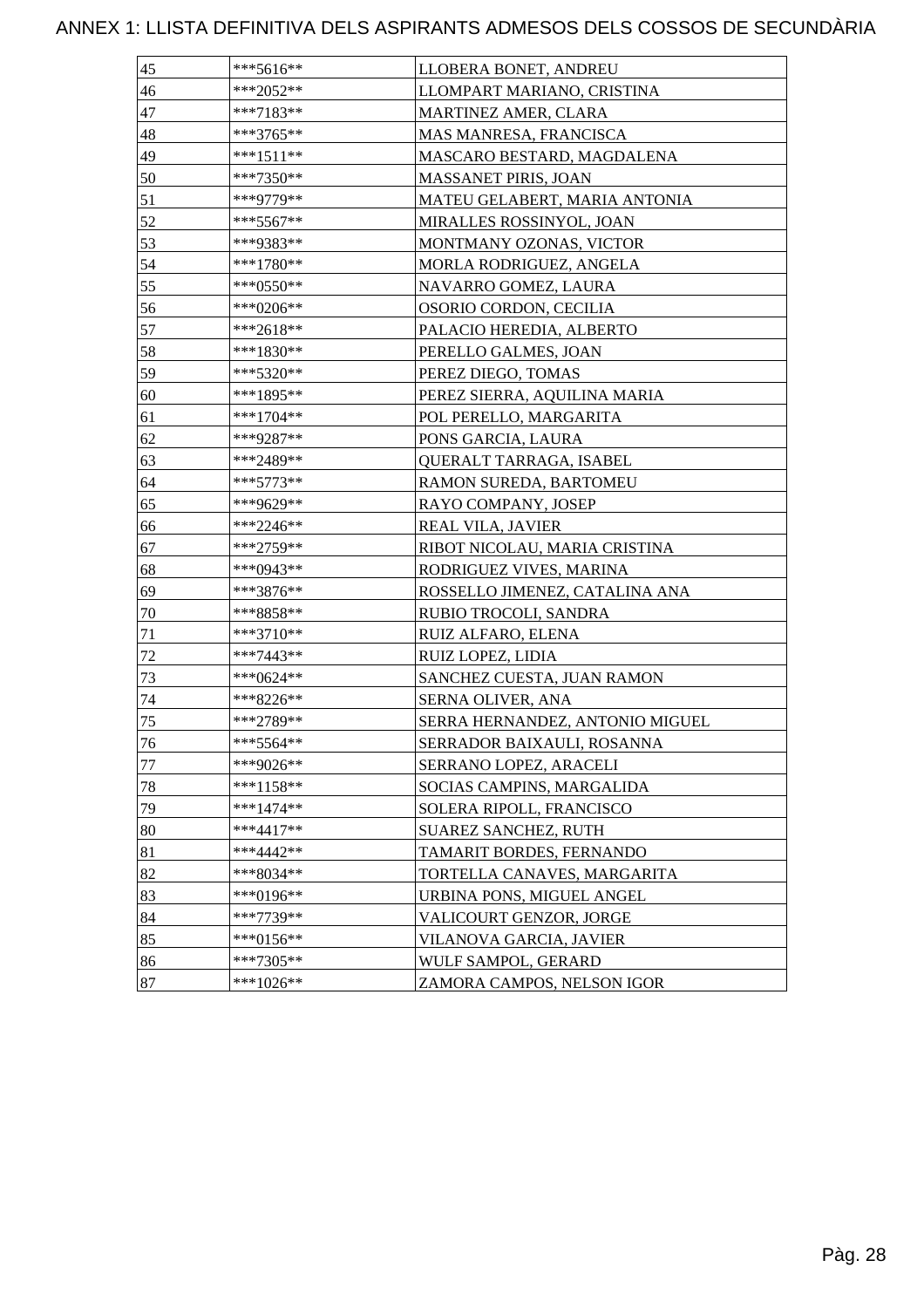# ANNEX 1: LLISTA DEFINITIVA DELS ASPIRANTS ADMESOS DELS COSSOS DE SECUNDÀRIA

| | | |
|---|---|---|
| 45 | ***5616** | LLOBERA BONET, ANDREU |
| 46 | ***2052** | LLOMPART MARIANO, CRISTINA |
| 47 | ***7183** | MARTINEZ AMER, CLARA |
| 48 | ***3765** | MAS MANRESA, FRANCISCA |
| 49 | ***1511** | MASCARO BESTARD, MAGDALENA |
| 50 | ***7350** | MASSANET PIRIS, JOAN |
| 51 | ***9779** | MATEU GELABERT, MARIA ANTONIA |
| 52 | ***5567** | MIRALLES ROSSINYOL, JOAN |
| 53 | ***9383** | MONTMANY OZONAS, VICTOR |
| 54 | ***1780** | MORLA RODRIGUEZ, ANGELA |
| 55 | ***0550** | NAVARRO GOMEZ, LAURA |
| 56 | ***0206** | OSORIO CORDON, CECILIA |
| 57 | ***2618** | PALACIO HEREDIA, ALBERTO |
| 58 | ***1830** | PERELLO GALMES, JOAN |
| 59 | ***5320** | PEREZ DIEGO, TOMAS |
| 60 | ***1895** | PEREZ SIERRA, AQUILINA MARIA |
| 61 | ***1704** | POL PERELLO, MARGARITA |
| 62 | ***9287** | PONS GARCIA, LAURA |
| 63 | ***2489** | QUERALT TARRAGA, ISABEL |
| 64 | ***5773** | RAMON SUREDA, BARTOMEU |
| 65 | ***9629** | RAYO COMPANY, JOSEP |
| 66 | ***2246** | REAL VILA, JAVIER |
| 67 | ***2759** | RIBOT NICOLAU, MARIA CRISTINA |
| 68 | ***0943** | RODRIGUEZ VIVES, MARINA |
| 69 | ***3876** | ROSSELLO JIMENEZ, CATALINA ANA |
| 70 | ***8858** | RUBIO TROCOLI, SANDRA |
| 71 | ***3710** | RUIZ ALFARO, ELENA |
| 72 | ***7443** | RUIZ LOPEZ, LIDIA |
| 73 | ***0624** | SANCHEZ CUESTA, JUAN RAMON |
| 74 | ***8226** | SERNA OLIVER, ANA |
| 75 | ***2789** | SERRA HERNANDEZ, ANTONIO MIGUEL |
| 76 | ***5564** | SERRADOR BAIXAULI, ROSANNA |
| 77 | ***9026** | SERRANO LOPEZ, ARACELI |
| 78 | ***1158** | SOCIAS CAMPINS, MARGALIDA |
| 79 | ***1474** | SOLERA RIPOLL, FRANCISCO |
| 80 | ***4417** | SUAREZ SANCHEZ, RUTH |
| 81 | ***4442** | TAMARIT BORDES, FERNANDO |
| 82 | ***8034** | TORTELLA CANAVES, MARGARITA |
| 83 | ***0196** | URBINA PONS, MIGUEL ANGEL |
| 84 | ***7739** | VALICOURT GENZOR, JORGE |
| 85 | ***0156** | VILANOVA GARCIA, JAVIER |
| 86 | ***7305** | WULF SAMPOL, GERARD |
| 87 | ***1026** | ZAMORA CAMPOS, NELSON IGOR |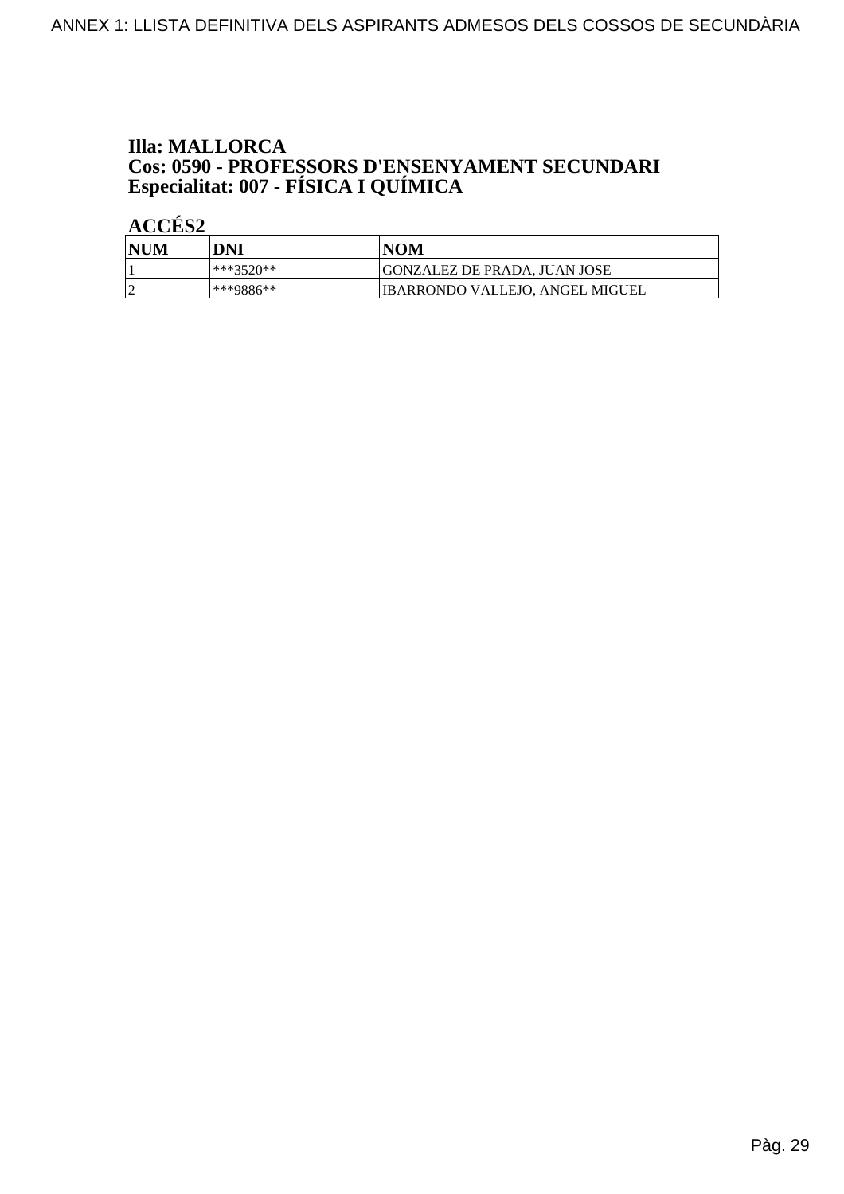**Illa: MALLORCA**
**Cos: 0590 - PROFESSORS D'ENSENYAMENT SECUNDARI**
**Especialitat: 007 - FÍSICA I QUÍMICA**

**ACCÉS2**

| NUM | DNI | NOM |
|---|---|---|
| 1 | ***3520** | GONZALEZ DE PRADA, JUAN JOSE |
| 2 | ***9886** | IBARRONDO VALLEJO, ANGEL MIGUEL |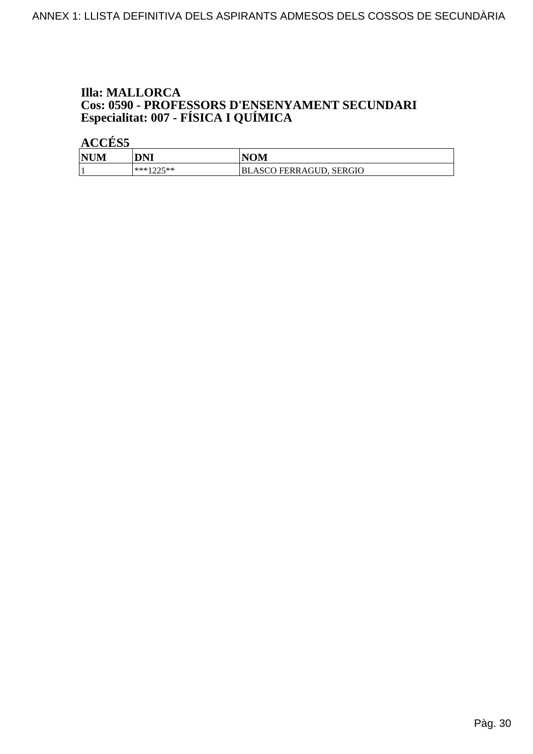**Illa: MALLORCA**
**Cos: 0590 - PROFESSORS D'ENSENYAMENT SECUNDARI**
**Especialitat: 007 - FÍSICA I QUÍMICA**

**ACCÉS5**

| NUM | DNI | NOM |
|---|---|---|
| 1 | ***1225** | BLASCO FERRAGUD, SERGIO |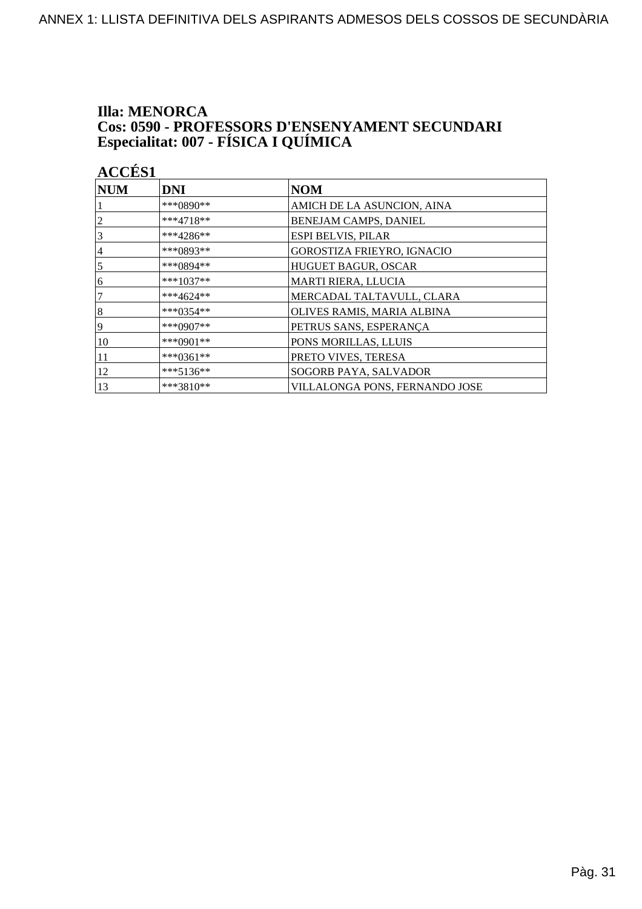ANNEX 1: LLISTA DEFINITIVA DELS ASPIRANTS ADMESOS DELS COSSOS DE SECUNDÀRIA

**Illa: MENORCA**
**Cos: 0590 - PROFESSORS D'ENSENYAMENT SECUNDARI**
**Especialitat: 007 - FÍSICA I QUÍMICA**

**ACCÉS1**

| NUM | DNI | NOM |
|---|---|---|
| 1 | ***0890** | AMICH DE LA ASUNCION, AINA |
| 2 | ***4718** | BENEJAM CAMPS, DANIEL |
| 3 | ***4286** | ESPI BELVIS, PILAR |
| 4 | ***0893** | GOROSTIZA FRIEYRO, IGNACIO |
| 5 | ***0894** | HUGUET BAGUR, OSCAR |
| 6 | ***1037** | MARTI RIERA, LLUCIA |
| 7 | ***4624** | MERCADAL TALTAVULL, CLARA |
| 8 | ***0354** | OLIVES RAMIS, MARIA ALBINA |
| 9 | ***0907** | PETRUS SANS, ESPERANÇA |
| 10 | ***0901** | PONS MORILLAS, LLUIS |
| 11 | ***0361** | PRETO VIVES, TERESA |
| 12 | ***5136** | SOGORB PAYA, SALVADOR |
| 13 | ***3810** | VILLALONGA PONS, FERNANDO JOSE |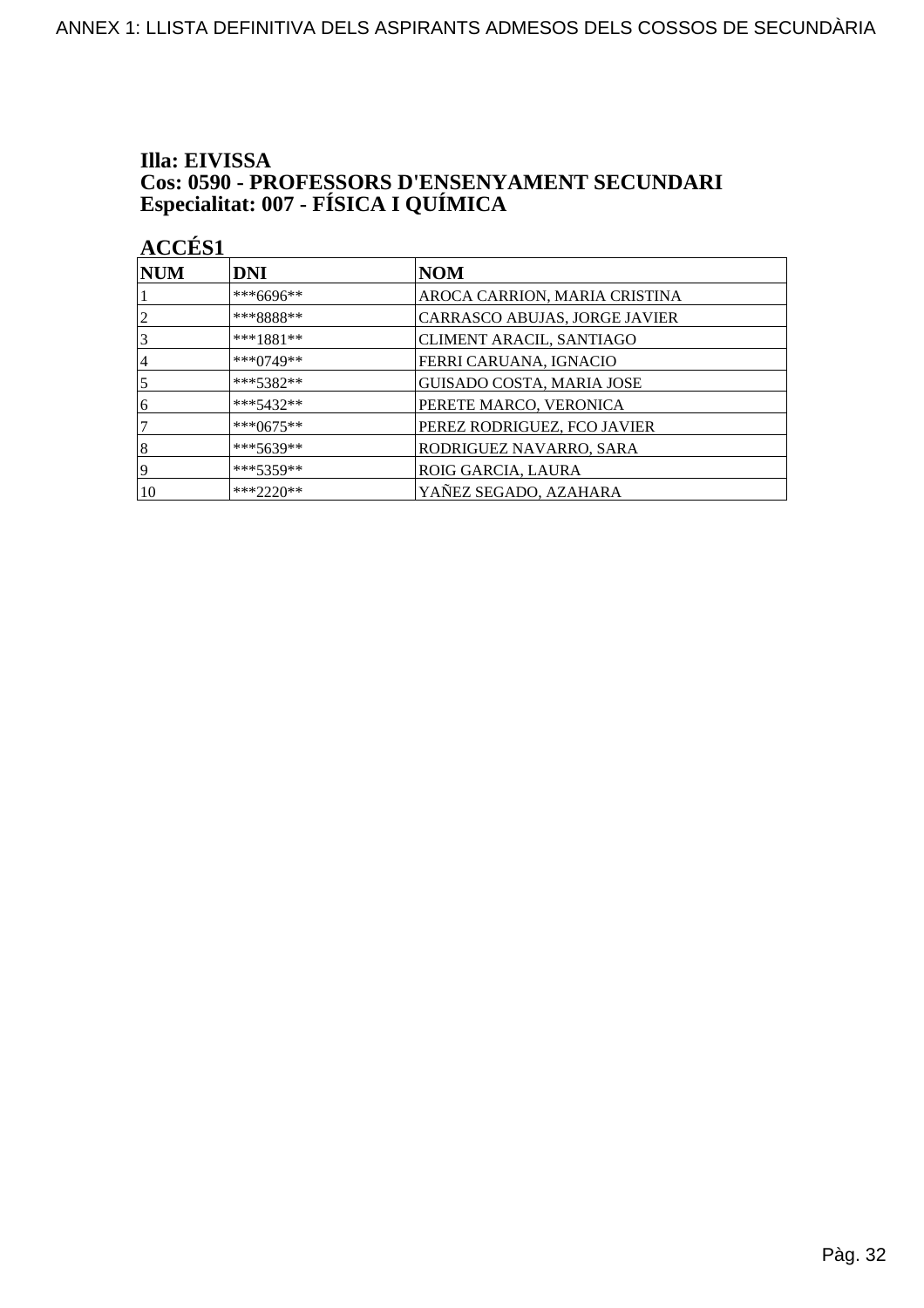## Illa: EIVISSA
## Cos: 0590 - PROFESSORS D'ENSENYAMENT SECUNDARI
## Especialitat: 007 - FÍSICA I QUÍMICA

### ACCÉS1

| NUM | DNI | NOM |
|---|---|---|
| 1 | ***6696** | AROCA CARRION, MARIA CRISTINA |
| 2 | ***8888** | CARRASCO ABUJAS, JORGE JAVIER |
| 3 | ***1881** | CLIMENT ARACIL, SANTIAGO |
| 4 | ***0749** | FERRI CARUANA, IGNACIO |
| 5 | ***5382** | GUISADO COSTA, MARIA JOSE |
| 6 | ***5432** | PERETE MARCO, VERONICA |
| 7 | ***0675** | PEREZ RODRIGUEZ, FCO JAVIER |
| 8 | ***5639** | RODRIGUEZ NAVARRO, SARA |
| 9 | ***5359** | ROIG GARCIA, LAURA |
| 10 | ***2220** | YAÑEZ SEGADO, AZAHARA |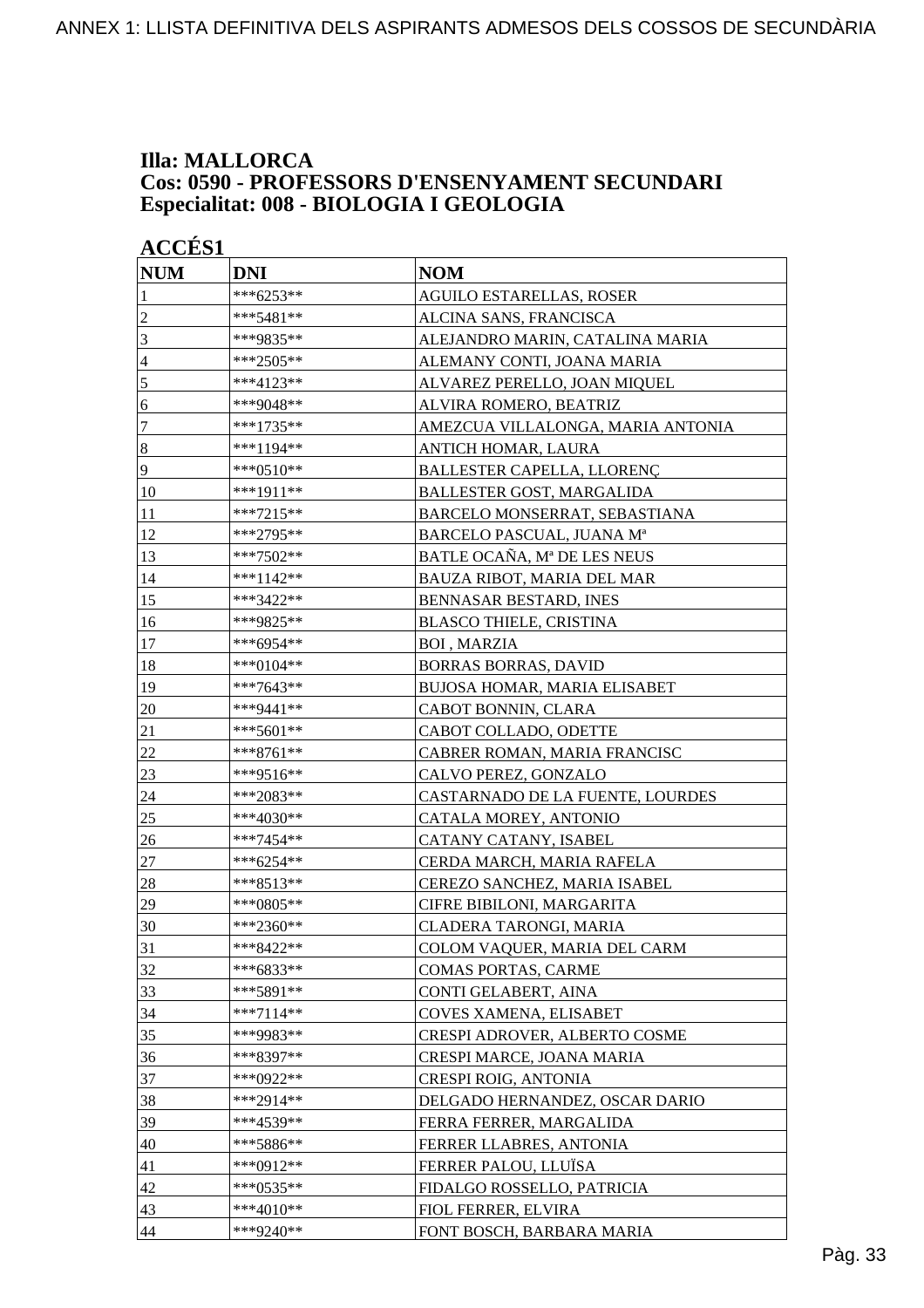# Illa: MALLORCA
## Cos: 0590 - PROFESSORS D'ENSENYAMENT SECUNDARI
## Especialitat: 008 - BIOLOGIA I GEOLOGIA

### ACCÉS1

| NUM | DNI | NOM |
|---|---|---|
| 1 | ***6253** | AGUILO ESTARELLAS, ROSER |
| 2 | ***5481** | ALCINA SANS, FRANCISCA |
| 3 | ***9835** | ALEJANDRO MARIN, CATALINA MARIA |
| 4 | ***2505** | ALEMANY CONTI, JOANA MARIA |
| 5 | ***4123** | ALVAREZ PERELLO, JOAN MIQUEL |
| 6 | ***9048** | ALVIRA ROMERO, BEATRIZ |
| 7 | ***1735** | AMEZCUA VILLALONGA, MARIA ANTONIA |
| 8 | ***1194** | ANTICH HOMAR, LAURA |
| 9 | ***0510** | BALLESTER CAPELLA, LLORENÇ |
| 10 | ***1911** | BALLESTER GOST, MARGALIDA |
| 11 | ***7215** | BARCELO MONSERRAT, SEBASTIANA |
| 12 | ***2795** | BARCELO PASCUAL, JUANA Mª |
| 13 | ***7502** | BATLE OCAÑA, Mª DE LES NEUS |
| 14 | ***1142** | BAUZA RIBOT, MARIA DEL MAR |
| 15 | ***3422** | BENNASAR BESTARD, INES |
| 16 | ***9825** | BLASCO THIELE, CRISTINA |
| 17 | ***6954** | BOI , MARZIA |
| 18 | ***0104** | BORRAS BORRAS, DAVID |
| 19 | ***7643** | BUJOSA HOMAR, MARIA ELISABET |
| 20 | ***9441** | CABOT BONNIN, CLARA |
| 21 | ***5601** | CABOT COLLADO, ODETTE |
| 22 | ***8761** | CABRER ROMAN, MARIA FRANCISC |
| 23 | ***9516** | CALVO PEREZ, GONZALO |
| 24 | ***2083** | CASTARNADO DE LA FUENTE, LOURDES |
| 25 | ***4030** | CATALA MOREY, ANTONIO |
| 26 | ***7454** | CATANY CATANY, ISABEL |
| 27 | ***6254** | CERDA MARCH, MARIA RAFELA |
| 28 | ***8513** | CEREZO SANCHEZ, MARIA ISABEL |
| 29 | ***0805** | CIFRE BIBILONI, MARGARITA |
| 30 | ***2360** | CLADERA TARONGI, MARIA |
| 31 | ***8422** | COLOM VAQUER, MARIA DEL CARM |
| 32 | ***6833** | COMAS PORTAS, CARME |
| 33 | ***5891** | CONTI GELABERT, AINA |
| 34 | ***7114** | COVES XAMENA, ELISABET |
| 35 | ***9983** | CRESPI ADROVER, ALBERTO COSME |
| 36 | ***8397** | CRESPI MARCE, JOANA MARIA |
| 37 | ***0922** | CRESPI ROIG, ANTONIA |
| 38 | ***2914** | DELGADO HERNANDEZ, OSCAR DARIO |
| 39 | ***4539** | FERRA FERRER, MARGALIDA |
| 40 | ***5886** | FERRER LLABRES, ANTONIA |
| 41 | ***0912** | FERRER PALOU, LLUÏSA |
| 42 | ***0535** | FIDALGO ROSSELLO, PATRICIA |
| 43 | ***4010** | FIOL FERRER, ELVIRA |
| 44 | ***9240** | FONT BOSCH, BARBARA MARIA |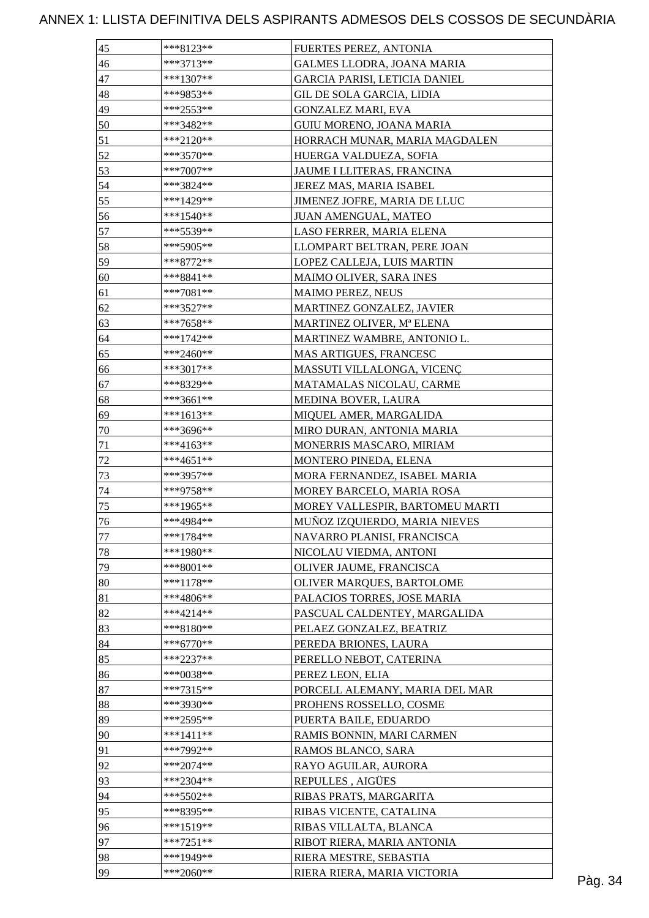# ANNEX 1: LLISTA DEFINITIVA DELS ASPIRANTS ADMESOS DELS COSSOS DE SECUNDÀRIA

| | | |
|---|---|---|
| 45 | ***8123** | FUERTES PEREZ, ANTONIA |
| 46 | ***3713** | GALMES LLODRA, JOANA MARIA |
| 47 | ***1307** | GARCIA PARISI, LETICIA DANIEL |
| 48 | ***9853** | GIL DE SOLA GARCIA, LIDIA |
| 49 | ***2553** | GONZALEZ MARI, EVA |
| 50 | ***3482** | GUIU MORENO, JOANA MARIA |
| 51 | ***2120** | HORRACH MUNAR, MARIA MAGDALEN |
| 52 | ***3570** | HUERGA VALDUEZA, SOFIA |
| 53 | ***7007** | JAUME I LLITERAS, FRANCINA |
| 54 | ***3824** | JEREZ MAS, MARIA ISABEL |
| 55 | ***1429** | JIMENEZ JOFRE, MARIA DE LLUC |
| 56 | ***1540** | JUAN AMENGUAL, MATEO |
| 57 | ***5539** | LASO FERRER, MARIA ELENA |
| 58 | ***5905** | LLOMPART BELTRAN, PERE JOAN |
| 59 | ***8772** | LOPEZ CALLEJA, LUIS MARTIN |
| 60 | ***8841** | MAIMO OLIVER, SARA INES |
| 61 | ***7081** | MAIMO PEREZ, NEUS |
| 62 | ***3527** | MARTINEZ GONZALEZ, JAVIER |
| 63 | ***7658** | MARTINEZ OLIVER, Mª ELENA |
| 64 | ***1742** | MARTINEZ WAMBRE, ANTONIO L. |
| 65 | ***2460** | MAS ARTIGUES, FRANCESC |
| 66 | ***3017** | MASSUTI VILLALONGA, VICENÇ |
| 67 | ***8329** | MATAMALAS NICOLAU, CARME |
| 68 | ***3661** | MEDINA BOVER, LAURA |
| 69 | ***1613** | MIQUEL AMER, MARGALIDA |
| 70 | ***3696** | MIRO DURAN, ANTONIA MARIA |
| 71 | ***4163** | MONERRIS MASCARO, MIRIAM |
| 72 | ***4651** | MONTERO PINEDA, ELENA |
| 73 | ***3957** | MORA FERNANDEZ, ISABEL MARIA |
| 74 | ***9758** | MOREY BARCELO, MARIA ROSA |
| 75 | ***1965** | MOREY VALLESPIR, BARTOMEU MARTI |
| 76 | ***4984** | MUÑOZ IZQUIERDO, MARIA NIEVES |
| 77 | ***1784** | NAVARRO PLANISI, FRANCISCA |
| 78 | ***1980** | NICOLAU VIEDMA, ANTONI |
| 79 | ***8001** | OLIVER JAUME, FRANCISCA |
| 80 | ***1178** | OLIVER MARQUES, BARTOLOME |
| 81 | ***4806** | PALACIOS TORRES, JOSE MARIA |
| 82 | ***4214** | PASCUAL CALDENTEY, MARGALIDA |
| 83 | ***8180** | PELAEZ GONZALEZ, BEATRIZ |
| 84 | ***6770** | PEREDA BRIONES, LAURA |
| 85 | ***2237** | PERELLO NEBOT, CATERINA |
| 86 | ***0038** | PEREZ LEON, ELIA |
| 87 | ***7315** | PORCELL ALEMANY, MARIA DEL MAR |
| 88 | ***3930** | PROHENS ROSSELLO, COSME |
| 89 | ***2595** | PUERTA BAILE, EDUARDO |
| 90 | ***1411** | RAMIS BONNIN, MARI CARMEN |
| 91 | ***7992** | RAMOS BLANCO, SARA |
| 92 | ***2074** | RAYO AGUILAR, AURORA |
| 93 | ***2304** | REPULLES , AIGÜES |
| 94 | ***5502** | RIBAS PRATS, MARGARITA |
| 95 | ***8395** | RIBAS VICENTE, CATALINA |
| 96 | ***1519** | RIBAS VILLALTA, BLANCA |
| 97 | ***7251** | RIBOT RIERA, MARIA ANTONIA |
| 98 | ***1949** | RIERA MESTRE, SEBASTIA |
| 99 | ***2060** | RIERA RIERA, MARIA VICTORIA |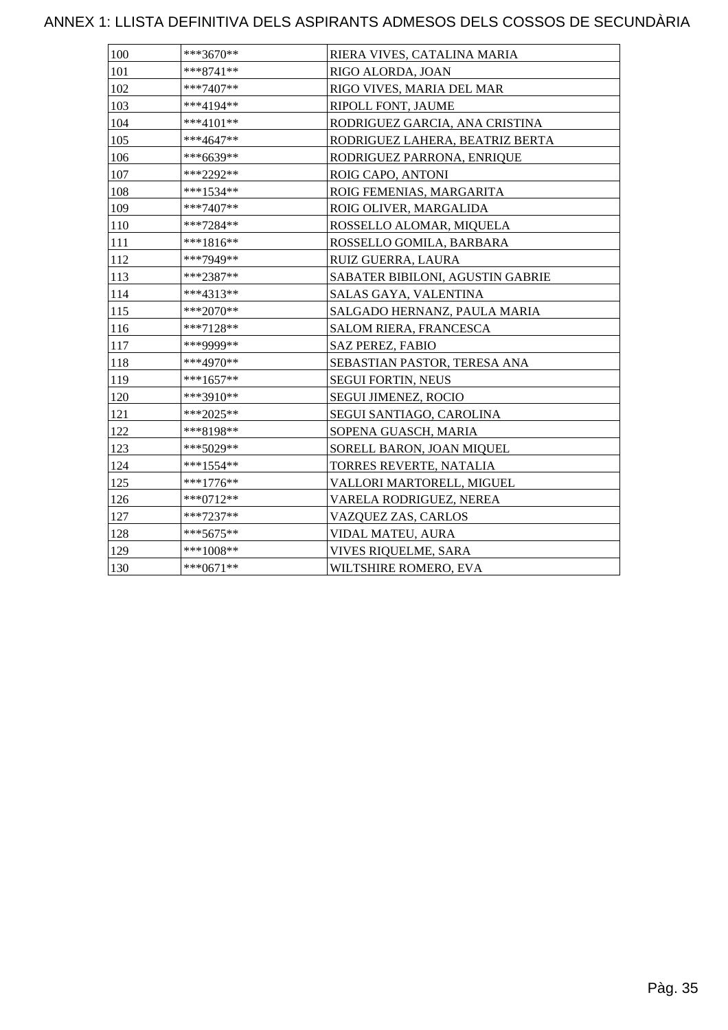# ANNEX 1: LLISTA DEFINITIVA DELS ASPIRANTS ADMESOS DELS COSSOS DE SECUNDÀRIA

| | | |
|---|---|---|
| 100 | ***3670** | RIERA VIVES, CATALINA MARIA |
| 101 | ***8741** | RIGO ALORDA, JOAN |
| 102 | ***7407** | RIGO VIVES, MARIA DEL MAR |
| 103 | ***4194** | RIPOLL FONT, JAUME |
| 104 | ***4101** | RODRIGUEZ GARCIA, ANA CRISTINA |
| 105 | ***4647** | RODRIGUEZ LAHERA, BEATRIZ BERTA |
| 106 | ***6639** | RODRIGUEZ PARRONA, ENRIQUE |
| 107 | ***2292** | ROIG CAPO, ANTONI |
| 108 | ***1534** | ROIG FEMENIAS, MARGARITA |
| 109 | ***7407** | ROIG OLIVER, MARGALIDA |
| 110 | ***7284** | ROSSELLO ALOMAR, MIQUELA |
| 111 | ***1816** | ROSSELLO GOMILA, BARBARA |
| 112 | ***7949** | RUIZ GUERRA, LAURA |
| 113 | ***2387** | SABATER BIBILONI, AGUSTIN GABRIE |
| 114 | ***4313** | SALAS GAYA, VALENTINA |
| 115 | ***2070** | SALGADO HERNANZ, PAULA MARIA |
| 116 | ***7128** | SALOM RIERA, FRANCESCA |
| 117 | ***9999** | SAZ PEREZ, FABIO |
| 118 | ***4970** | SEBASTIAN PASTOR, TERESA ANA |
| 119 | ***1657** | SEGUI FORTIN, NEUS |
| 120 | ***3910** | SEGUI JIMENEZ, ROCIO |
| 121 | ***2025** | SEGUI SANTIAGO, CAROLINA |
| 122 | ***8198** | SOPENA GUASCH, MARIA |
| 123 | ***5029** | SORELL BARON, JOAN MIQUEL |
| 124 | ***1554** | TORRES REVERTE, NATALIA |
| 125 | ***1776** | VALLORI MARTORELL, MIGUEL |
| 126 | ***0712** | VARELA RODRIGUEZ, NEREA |
| 127 | ***7237** | VAZQUEZ ZAS, CARLOS |
| 128 | ***5675** | VIDAL MATEU, AURA |
| 129 | ***1008** | VIVES RIQUELME, SARA |
| 130 | ***0671** | WILTSHIRE ROMERO, EVA |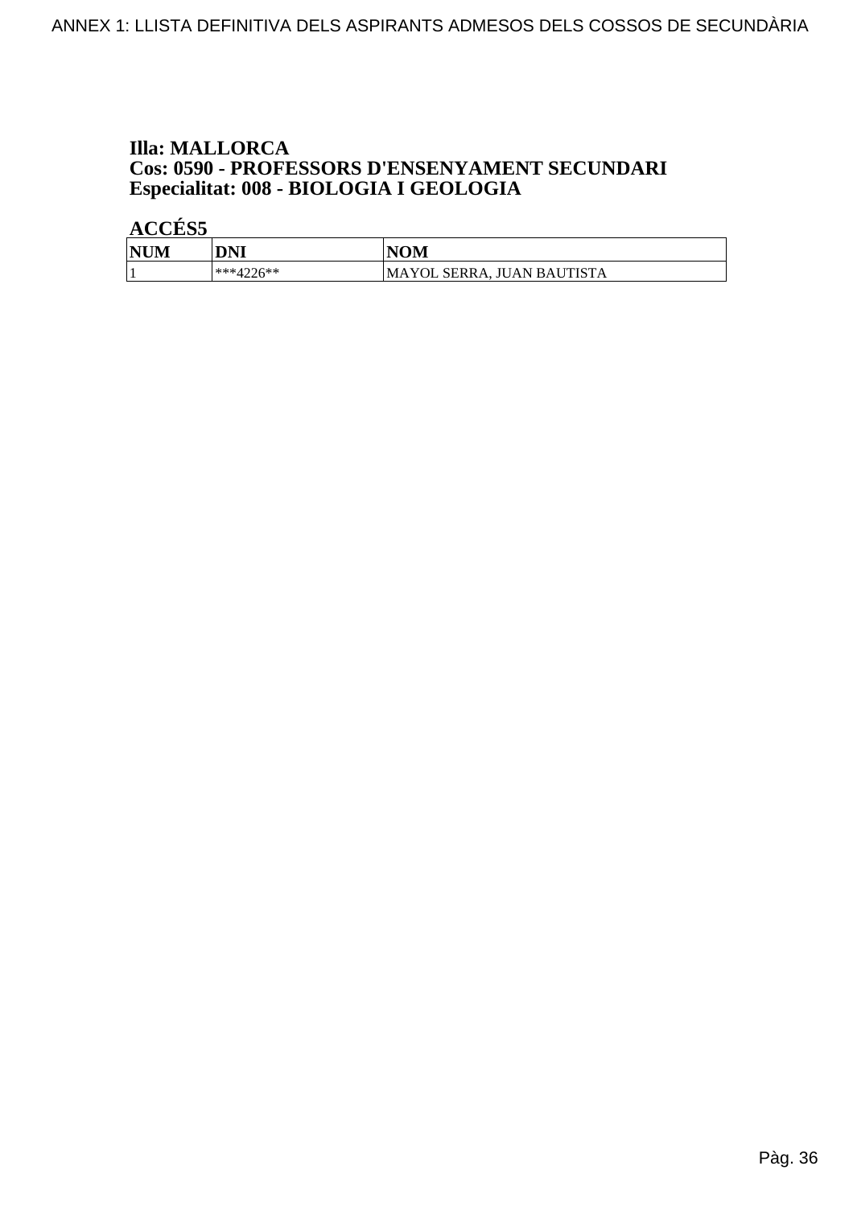**Illa: MALLORCA**
**Cos: 0590 - PROFESSORS D'ENSENYAMENT SECUNDARI**
**Especialitat: 008 - BIOLOGIA I GEOLOGIA**

**ACCÉS5**

| NUM | DNI | NOM |
|---|---|---|
| 1 | ***4226** | MAYOL SERRA, JUAN BAUTISTA |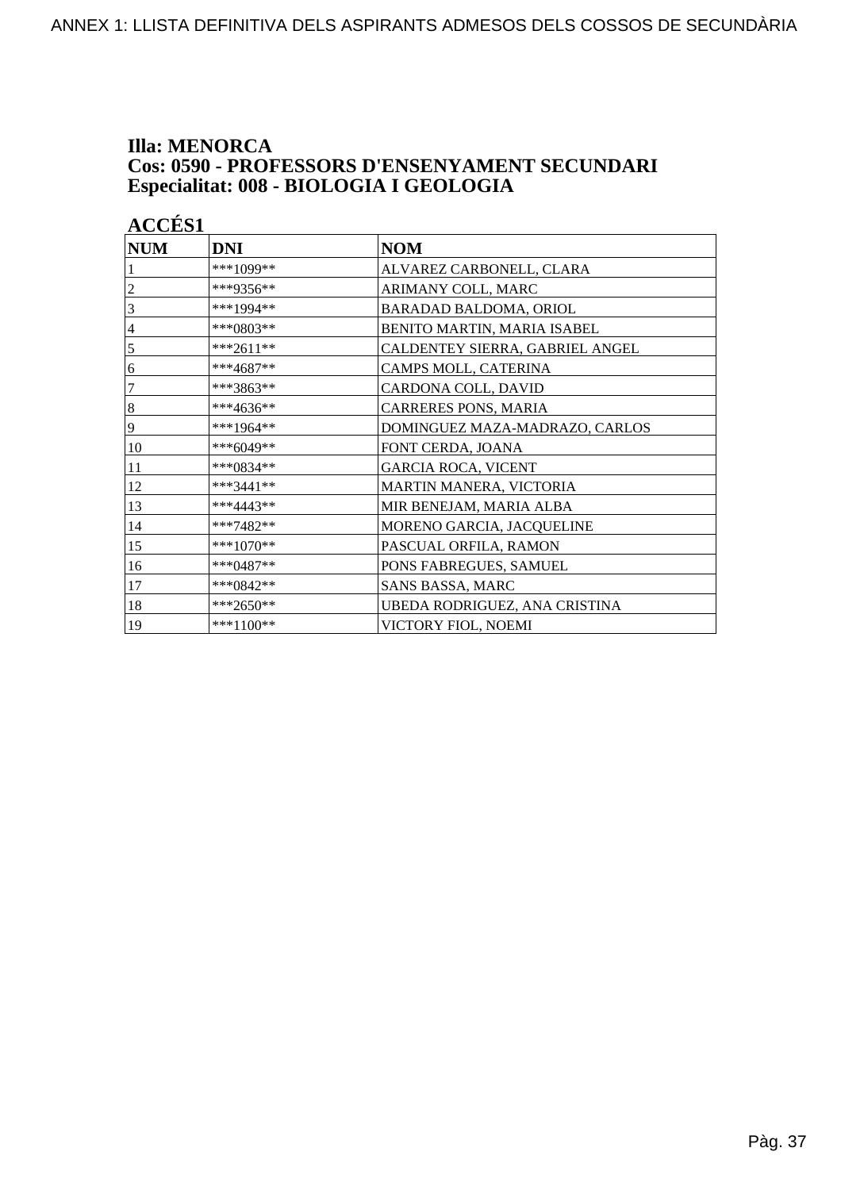**Illa: MENORCA**
**Cos: 0590 - PROFESSORS D'ENSENYAMENT SECUNDARI**
**Especialitat: 008 - BIOLOGIA I GEOLOGIA**

**ACCÉS1**

| NUM | DNI | NOM |
|---|---|---|
| 1 | ***1099** | ALVAREZ CARBONELL, CLARA |
| 2 | ***9356** | ARIMANY COLL, MARC |
| 3 | ***1994** | BARADAD BALDOMA, ORIOL |
| 4 | ***0803** | BENITO MARTIN, MARIA ISABEL |
| 5 | ***2611** | CALDENTEY SIERRA, GABRIEL ANGEL |
| 6 | ***4687** | CAMPS MOLL, CATERINA |
| 7 | ***3863** | CARDONA COLL, DAVID |
| 8 | ***4636** | CARRERES PONS, MARIA |
| 9 | ***1964** | DOMINGUEZ MAZA-MADRAZO, CARLOS |
| 10 | ***6049** | FONT CERDA, JOANA |
| 11 | ***0834** | GARCIA ROCA, VICENT |
| 12 | ***3441** | MARTIN MANERA, VICTORIA |
| 13 | ***4443** | MIR BENEJAM, MARIA ALBA |
| 14 | ***7482** | MORENO GARCIA, JACQUELINE |
| 15 | ***1070** | PASCUAL ORFILA, RAMON |
| 16 | ***0487** | PONS FABREGUES, SAMUEL |
| 17 | ***0842** | SANS BASSA, MARC |
| 18 | ***2650** | UBEDA RODRIGUEZ, ANA CRISTINA |
| 19 | ***1100** | VICTORY FIOL, NOEMI |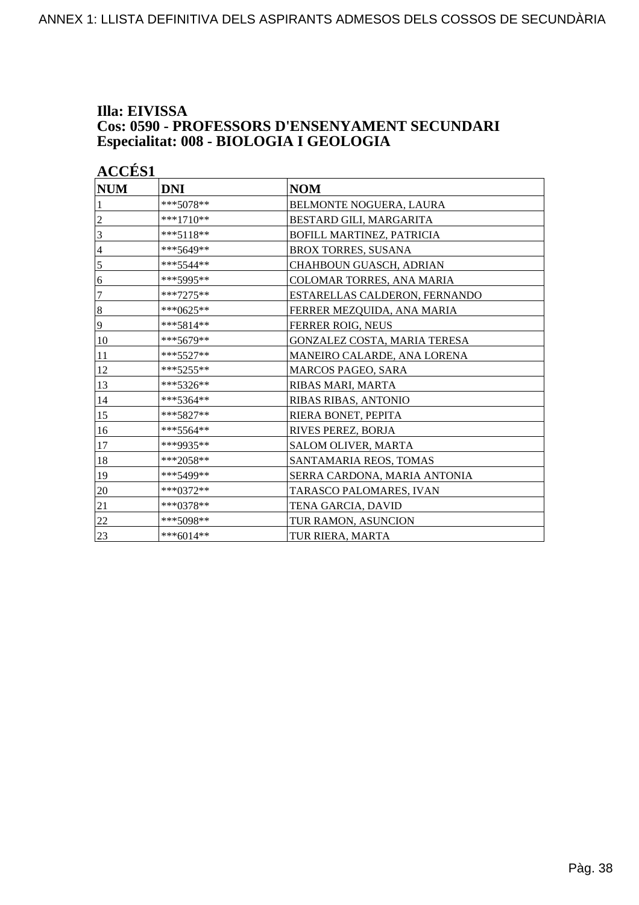**Illa: EIVISSA**
**Cos: 0590 - PROFESSORS D'ENSENYAMENT SECUNDARI**
**Especialitat: 008 - BIOLOGIA I GEOLOGIA**

**ACCÉS1**

| NUM | DNI | NOM |
|---|---|---|
| 1 | ***5078** | BELMONTE NOGUERA, LAURA |
| 2 | ***1710** | BESTARD GILI, MARGARITA |
| 3 | ***5118** | BOFILL MARTINEZ, PATRICIA |
| 4 | ***5649** | BROX TORRES, SUSANA |
| 5 | ***5544** | CHAHBOUN GUASCH, ADRIAN |
| 6 | ***5995** | COLOMAR TORRES, ANA MARIA |
| 7 | ***7275** | ESTARELLAS CALDERON, FERNANDO |
| 8 | ***0625** | FERRER MEZQUIDA, ANA MARIA |
| 9 | ***5814** | FERRER ROIG, NEUS |
| 10 | ***5679** | GONZALEZ COSTA, MARIA TERESA |
| 11 | ***5527** | MANEIRO CALARDE, ANA LORENA |
| 12 | ***5255** | MARCOS PAGEO, SARA |
| 13 | ***5326** | RIBAS MARI, MARTA |
| 14 | ***5364** | RIBAS RIBAS, ANTONIO |
| 15 | ***5827** | RIERA BONET, PEPITA |
| 16 | ***5564** | RIVES PEREZ, BORJA |
| 17 | ***9935** | SALOM OLIVER, MARTA |
| 18 | ***2058** | SANTAMARIA REOS, TOMAS |
| 19 | ***5499** | SERRA CARDONA, MARIA ANTONIA |
| 20 | ***0372** | TARASCO PALOMARES, IVAN |
| 21 | ***0378** | TENA GARCIA, DAVID |
| 22 | ***5098** | TUR RAMON, ASUNCION |
| 23 | ***6014** | TUR RIERA, MARTA |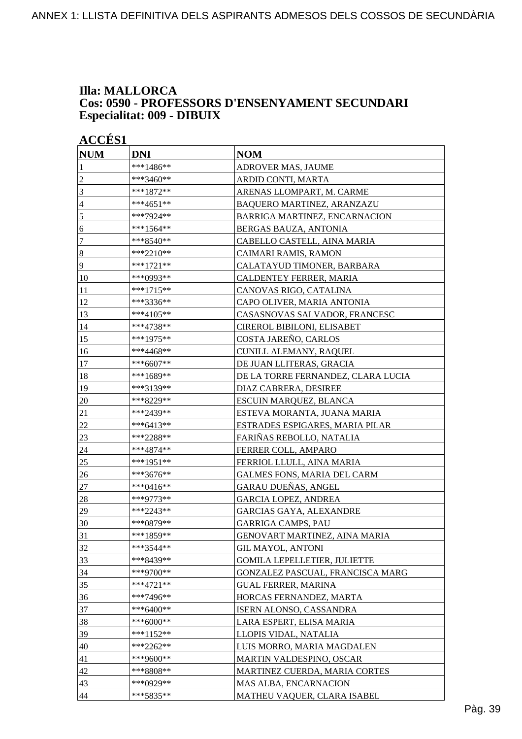ANNEX 1: LLISTA DEFINITIVA DELS ASPIRANTS ADMESOS DELS COSSOS DE SECUNDÀRIA

## Illa: MALLORCA
## Cos: 0590 - PROFESSORS D'ENSENYAMENT SECUNDARI
## Especialitat: 009 - DIBUIX

### ACCÉS1

| NUM | DNI | NOM |
|---|---|---|
| 1 | ***1486** | ADROVER MAS, JAUME |
| 2 | ***3460** | ARDID CONTI, MARTA |
| 3 | ***1872** | ARENAS LLOMPART, M. CARME |
| 4 | ***4651** | BAQUERO MARTINEZ, ARANZAZU |
| 5 | ***7924** | BARRIGA MARTINEZ, ENCARNACION |
| 6 | ***1564** | BERGAS BAUZA, ANTONIA |
| 7 | ***8540** | CABELLO CASTELL, AINA MARIA |
| 8 | ***2210** | CAIMARI RAMIS, RAMON |
| 9 | ***1721** | CALATAYUD TIMONER, BARBARA |
| 10 | ***0993** | CALDENTEY FERRER, MARIA |
| 11 | ***1715** | CANOVAS RIGO, CATALINA |
| 12 | ***3336** | CAPO OLIVER, MARIA ANTONIA |
| 13 | ***4105** | CASASNOVAS SALVADOR, FRANCESC |
| 14 | ***4738** | CIREROL BIBILONI, ELISABET |
| 15 | ***1975** | COSTA JAREÑO, CARLOS |
| 16 | ***4468** | CUNILL ALEMANY, RAQUEL |
| 17 | ***6607** | DE JUAN LLITERAS, GRACIA |
| 18 | ***1689** | DE LA TORRE FERNANDEZ, CLARA LUCIA |
| 19 | ***3139** | DIAZ CABRERA, DESIREE |
| 20 | ***8229** | ESCUIN MARQUEZ, BLANCA |
| 21 | ***2439** | ESTEVA MORANTA, JUANA MARIA |
| 22 | ***6413** | ESTRADES ESPIGARES, MARIA PILAR |
| 23 | ***2288** | FARIÑAS REBOLLO, NATALIA |
| 24 | ***4874** | FERRER COLL, AMPARO |
| 25 | ***1951** | FERRIOL LLULL, AINA MARIA |
| 26 | ***3676** | GALMES FONS, MARIA DEL CARM |
| 27 | ***0416** | GARAU DUEÑAS, ANGEL |
| 28 | ***9773** | GARCIA LOPEZ, ANDREA |
| 29 | ***2243** | GARCIAS GAYA, ALEXANDRE |
| 30 | ***0879** | GARRIGA CAMPS, PAU |
| 31 | ***1859** | GENOVART MARTINEZ, AINA MARIA |
| 32 | ***3544** | GIL MAYOL, ANTONI |
| 33 | ***8439** | GOMILA LEPELLETIER, JULIETTE |
| 34 | ***9700** | GONZALEZ PASCUAL, FRANCISCA MARG |
| 35 | ***4721** | GUAL FERRER, MARINA |
| 36 | ***7496** | HORCAS FERNANDEZ, MARTA |
| 37 | ***6400** | ISERN ALONSO, CASSANDRA |
| 38 | ***6000** | LARA ESPERT, ELISA MARIA |
| 39 | ***1152** | LLOPIS VIDAL, NATALIA |
| 40 | ***2262** | LUIS MORRO, MARIA MAGDALEN |
| 41 | ***9600** | MARTIN VALDESPINO, OSCAR |
| 42 | ***8808** | MARTINEZ CUERDA, MARIA CORTES |
| 43 | ***0929** | MAS ALBA, ENCARNACION |
| 44 | ***5835** | MATHEU VAQUER, CLARA ISABEL |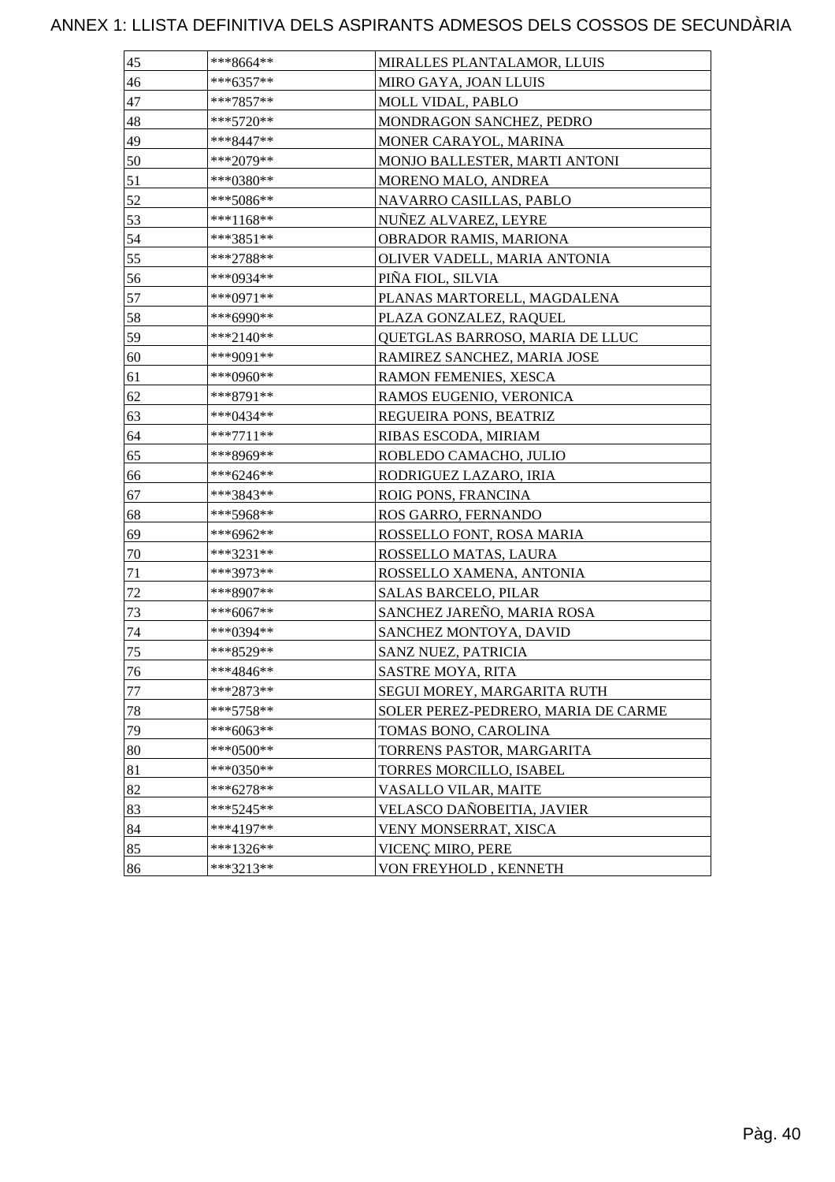# ANNEX 1: LLISTA DEFINITIVA DELS ASPIRANTS ADMESOS DELS COSSOS DE SECUNDÀRIA

| | | |
|---|---|---|
| 45 | ***8664** | MIRALLES PLANTALAMOR, LLUIS |
| 46 | ***6357** | MIRO GAYA, JOAN LLUIS |
| 47 | ***7857** | MOLL VIDAL, PABLO |
| 48 | ***5720** | MONDRAGON SANCHEZ, PEDRO |
| 49 | ***8447** | MONER CARAYOL, MARINA |
| 50 | ***2079** | MONJO BALLESTER, MARTI ANTONI |
| 51 | ***0380** | MORENO MALO, ANDREA |
| 52 | ***5086** | NAVARRO CASILLAS, PABLO |
| 53 | ***1168** | NUÑEZ ALVAREZ, LEYRE |
| 54 | ***3851** | OBRADOR RAMIS, MARIONA |
| 55 | ***2788** | OLIVER VADELL, MARIA ANTONIA |
| 56 | ***0934** | PIÑA FIOL, SILVIA |
| 57 | ***0971** | PLANAS MARTORELL, MAGDALENA |
| 58 | ***6990** | PLAZA GONZALEZ, RAQUEL |
| 59 | ***2140** | QUETGLAS BARROSO, MARIA DE LLUC |
| 60 | ***9091** | RAMIREZ SANCHEZ, MARIA JOSE |
| 61 | ***0960** | RAMON FEMENIES, XESCA |
| 62 | ***8791** | RAMOS EUGENIO, VERONICA |
| 63 | ***0434** | REGUEIRA PONS, BEATRIZ |
| 64 | ***7711** | RIBAS ESCODA, MIRIAM |
| 65 | ***8969** | ROBLEDO CAMACHO, JULIO |
| 66 | ***6246** | RODRIGUEZ LAZARO, IRIA |
| 67 | ***3843** | ROIG PONS, FRANCINA |
| 68 | ***5968** | ROS GARRO, FERNANDO |
| 69 | ***6962** | ROSSELLO FONT, ROSA MARIA |
| 70 | ***3231** | ROSSELLO MATAS, LAURA |
| 71 | ***3973** | ROSSELLO XAMENA, ANTONIA |
| 72 | ***8907** | SALAS BARCELO, PILAR |
| 73 | ***6067** | SANCHEZ JAREÑO, MARIA ROSA |
| 74 | ***0394** | SANCHEZ MONTOYA, DAVID |
| 75 | ***8529** | SANZ NUEZ, PATRICIA |
| 76 | ***4846** | SASTRE MOYA, RITA |
| 77 | ***2873** | SEGUI MOREY, MARGARITA RUTH |
| 78 | ***5758** | SOLER PEREZ-PEDRERO, MARIA DE CARME |
| 79 | ***6063** | TOMAS BONO, CAROLINA |
| 80 | ***0500** | TORRENS PASTOR, MARGARITA |
| 81 | ***0350** | TORRES MORCILLO, ISABEL |
| 82 | ***6278** | VASALLO VILAR, MAITE |
| 83 | ***5245** | VELASCO DAÑOBEITIA, JAVIER |
| 84 | ***4197** | VENY MONSERRAT, XISCA |
| 85 | ***1326** | VICENÇ MIRO, PERE |
| 86 | ***3213** | VON FREYHOLD , KENNETH |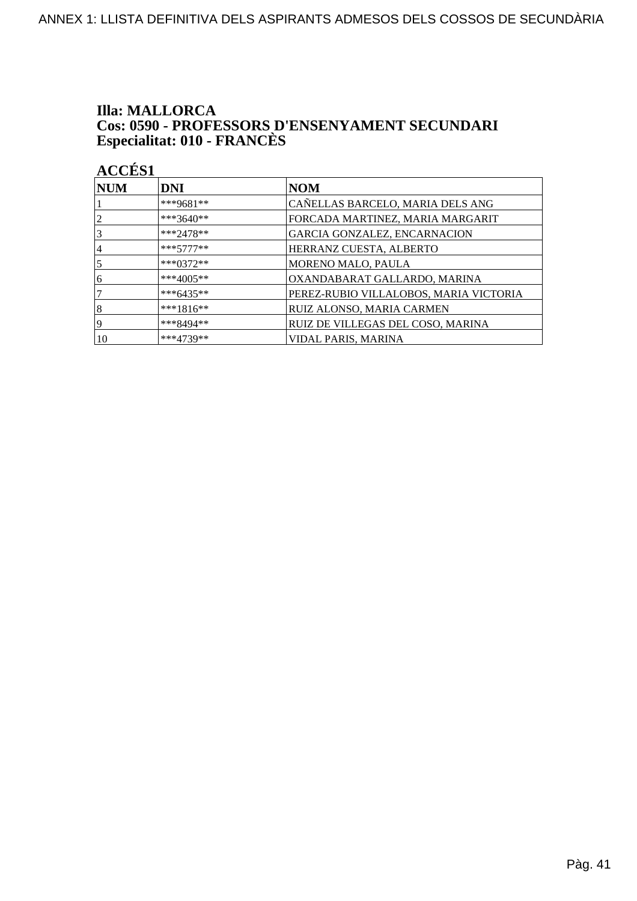**Illa: MALLORCA**
**Cos: 0590 - PROFESSORS D'ENSENYAMENT SECUNDARI**
**Especialitat: 010 - FRANCÈS**

**ACCÉS1**

| NUM | DNI | NOM |
|---|---|---|
| 1 | ***9681** | CAÑELLAS BARCELO, MARIA DELS ANG |
| 2 | ***3640** | FORCADA MARTINEZ, MARIA MARGARIT |
| 3 | ***2478** | GARCIA GONZALEZ, ENCARNACION |
| 4 | ***5777** | HERRANZ CUESTA, ALBERTO |
| 5 | ***0372** | MORENO MALO, PAULA |
| 6 | ***4005** | OXANDABARAT GALLARDO, MARINA |
| 7 | ***6435** | PEREZ-RUBIO VILLALOBOS, MARIA VICTORIA |
| 8 | ***1816** | RUIZ ALONSO, MARIA CARMEN |
| 9 | ***8494** | RUIZ DE VILLEGAS DEL COSO, MARINA |
| 10 | ***4739** | VIDAL PARIS, MARINA |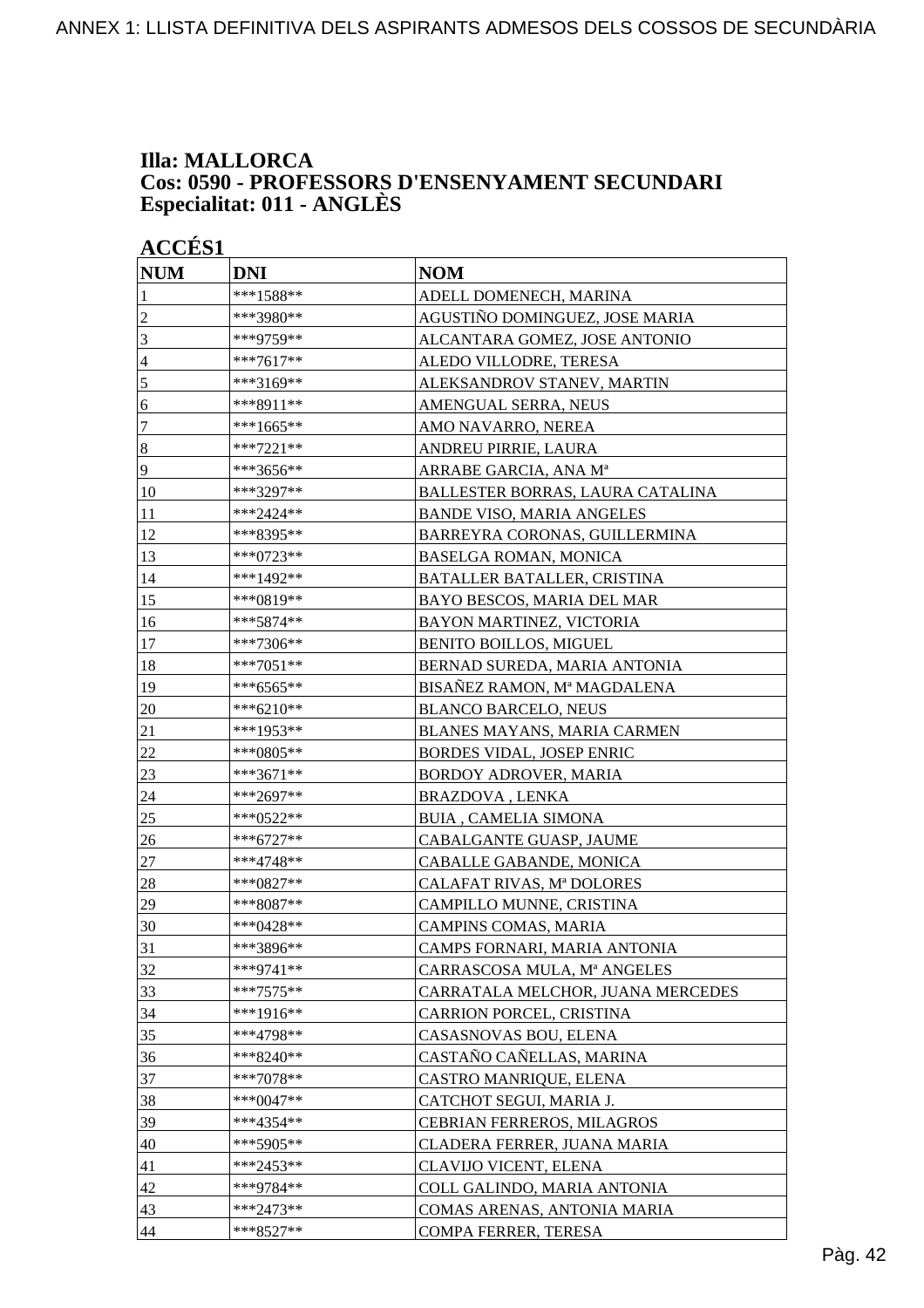# ANNEX 1: LLISTA DEFINITIVA DELS ASPIRANTS ADMESOS DELS COSSOS DE SECUNDÀRIA

## Illa: MALLORCA
## Cos: 0590 - PROFESSORS D'ENSENYAMENT SECUNDARI
## Especialitat: 011 - ANGLÈS

### ACCÉS1

| NUM | DNI | NOM |
|---|---|---|
| 1 | ***1588** | ADELL DOMENECH, MARINA |
| 2 | ***3980** | AGUSTIÑO DOMINGUEZ, JOSE MARIA |
| 3 | ***9759** | ALCANTARA GOMEZ, JOSE ANTONIO |
| 4 | ***7617** | ALEDO VILLODRE, TERESA |
| 5 | ***3169** | ALEKSANDROV STANEV, MARTIN |
| 6 | ***8911** | AMENGUAL SERRA, NEUS |
| 7 | ***1665** | AMO NAVARRO, NEREA |
| 8 | ***7221** | ANDREU PIRRIE, LAURA |
| 9 | ***3656** | ARRABE GARCIA, ANA Mª |
| 10 | ***3297** | BALLESTER BORRAS, LAURA CATALINA |
| 11 | ***2424** | BANDE VISO, MARIA ANGELES |
| 12 | ***8395** | BARREYRA CORONAS, GUILLERMINA |
| 13 | ***0723** | BASELGA ROMAN, MONICA |
| 14 | ***1492** | BATALLER BATALLER, CRISTINA |
| 15 | ***0819** | BAYO BESCOS, MARIA DEL MAR |
| 16 | ***5874** | BAYON MARTINEZ, VICTORIA |
| 17 | ***7306** | BENITO BOILLOS, MIGUEL |
| 18 | ***7051** | BERNAD SUREDA, MARIA ANTONIA |
| 19 | ***6565** | BISAÑEZ RAMON, Mª MAGDALENA |
| 20 | ***6210** | BLANCO BARCELO, NEUS |
| 21 | ***1953** | BLANES MAYANS, MARIA CARMEN |
| 22 | ***0805** | BORDES VIDAL, JOSEP ENRIC |
| 23 | ***3671** | BORDOY ADROVER, MARIA |
| 24 | ***2697** | BRAZDOVA , LENKA |
| 25 | ***0522** | BUIA , CAMELIA SIMONA |
| 26 | ***6727** | CABALGANTE GUASP, JAUME |
| 27 | ***4748** | CABALLE GABANDE, MONICA |
| 28 | ***0827** | CALAFAT RIVAS, Mª DOLORES |
| 29 | ***8087** | CAMPILLO MUNNE, CRISTINA |
| 30 | ***0428** | CAMPINS COMAS, MARIA |
| 31 | ***3896** | CAMPS FORNARI, MARIA ANTONIA |
| 32 | ***9741** | CARRASCOSA MULA, Mª ANGELES |
| 33 | ***7575** | CARRATALA MELCHOR, JUANA MERCEDES |
| 34 | ***1916** | CARRION PORCEL, CRISTINA |
| 35 | ***4798** | CASASNOVAS BOU, ELENA |
| 36 | ***8240** | CASTAÑO CAÑELLAS, MARINA |
| 37 | ***7078** | CASTRO MANRIQUE, ELENA |
| 38 | ***0047** | CATCHOT SEGUI, MARIA J. |
| 39 | ***4354** | CEBRIAN FERREROS, MILAGROS |
| 40 | ***5905** | CLADERA FERRER, JUANA MARIA |
| 41 | ***2453** | CLAVIJO VICENT, ELENA |
| 42 | ***9784** | COLL GALINDO, MARIA ANTONIA |
| 43 | ***2473** | COMAS ARENAS, ANTONIA MARIA |
| 44 | ***8527** | COMPA FERRER, TERESA |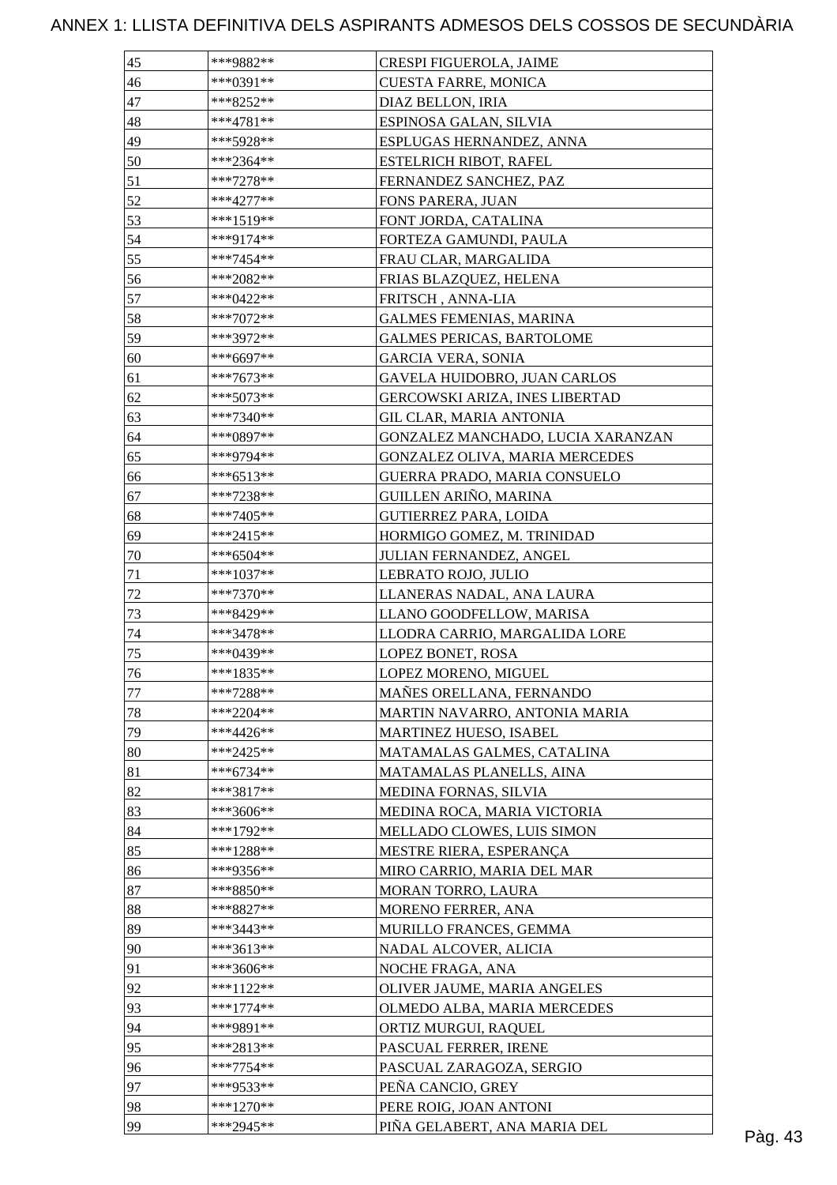# ANNEX 1: LLISTA DEFINITIVA DELS ASPIRANTS ADMESOS DELS COSSOS DE SECUNDÀRIA

| | | |
|---|---|---|
| 45 | ***9882** | CRESPI FIGUEROLA, JAIME |
| 46 | ***0391** | CUESTA FARRE, MONICA |
| 47 | ***8252** | DIAZ BELLON, IRIA |
| 48 | ***4781** | ESPINOSA GALAN, SILVIA |
| 49 | ***5928** | ESPLUGAS HERNANDEZ, ANNA |
| 50 | ***2364** | ESTELRICH RIBOT, RAFEL |
| 51 | ***7278** | FERNANDEZ SANCHEZ, PAZ |
| 52 | ***4277** | FONS PARERA, JUAN |
| 53 | ***1519** | FONT JORDA, CATALINA |
| 54 | ***9174** | FORTEZA GAMUNDI, PAULA |
| 55 | ***7454** | FRAU CLAR, MARGALIDA |
| 56 | ***2082** | FRIAS BLAZQUEZ, HELENA |
| 57 | ***0422** | FRITSCH , ANNA-LIA |
| 58 | ***7072** | GALMES FEMENIAS, MARINA |
| 59 | ***3972** | GALMES PERICAS, BARTOLOME |
| 60 | ***6697** | GARCIA VERA, SONIA |
| 61 | ***7673** | GAVELA HUIDOBRO, JUAN CARLOS |
| 62 | ***5073** | GERCOWSKI ARIZA, INES LIBERTAD |
| 63 | ***7340** | GIL CLAR, MARIA ANTONIA |
| 64 | ***0897** | GONZALEZ MANCHADO, LUCIA XARANZAN |
| 65 | ***9794** | GONZALEZ OLIVA, MARIA MERCEDES |
| 66 | ***6513** | GUERRA PRADO, MARIA CONSUELO |
| 67 | ***7238** | GUILLEN ARIÑO, MARINA |
| 68 | ***7405** | GUTIERREZ PARA, LOIDA |
| 69 | ***2415** | HORMIGO GOMEZ, M. TRINIDAD |
| 70 | ***6504** | JULIAN FERNANDEZ, ANGEL |
| 71 | ***1037** | LEBRATO ROJO, JULIO |
| 72 | ***7370** | LLANERAS NADAL, ANA LAURA |
| 73 | ***8429** | LLANO GOODFELLOW, MARISA |
| 74 | ***3478** | LLODRA CARRIO, MARGALIDA LORE |
| 75 | ***0439** | LOPEZ BONET, ROSA |
| 76 | ***1835** | LOPEZ MORENO, MIGUEL |
| 77 | ***7288** | MAÑES ORELLANA, FERNANDO |
| 78 | ***2204** | MARTIN NAVARRO, ANTONIA MARIA |
| 79 | ***4426** | MARTINEZ HUESO, ISABEL |
| 80 | ***2425** | MATAMALAS GALMES, CATALINA |
| 81 | ***6734** | MATAMALAS PLANELLS, AINA |
| 82 | ***3817** | MEDINA FORNAS, SILVIA |
| 83 | ***3606** | MEDINA ROCA, MARIA VICTORIA |
| 84 | ***1792** | MELLADO CLOWES, LUIS SIMON |
| 85 | ***1288** | MESTRE RIERA, ESPERANÇA |
| 86 | ***9356** | MIRO CARRIO, MARIA DEL MAR |
| 87 | ***8850** | MORAN TORRO, LAURA |
| 88 | ***8827** | MORENO FERRER, ANA |
| 89 | ***3443** | MURILLO FRANCES, GEMMA |
| 90 | ***3613** | NADAL ALCOVER, ALICIA |
| 91 | ***3606** | NOCHE FRAGA, ANA |
| 92 | ***1122** | OLIVER JAUME, MARIA ANGELES |
| 93 | ***1774** | OLMEDO ALBA, MARIA MERCEDES |
| 94 | ***9891** | ORTIZ MURGUI, RAQUEL |
| 95 | ***2813** | PASCUAL FERRER, IRENE |
| 96 | ***7754** | PASCUAL ZARAGOZA, SERGIO |
| 97 | ***9533** | PEÑA CANCIO, GREY |
| 98 | ***1270** | PERE ROIG, JOAN ANTONI |
| 99 | ***2945** | PIÑA GELABERT, ANA MARIA DEL |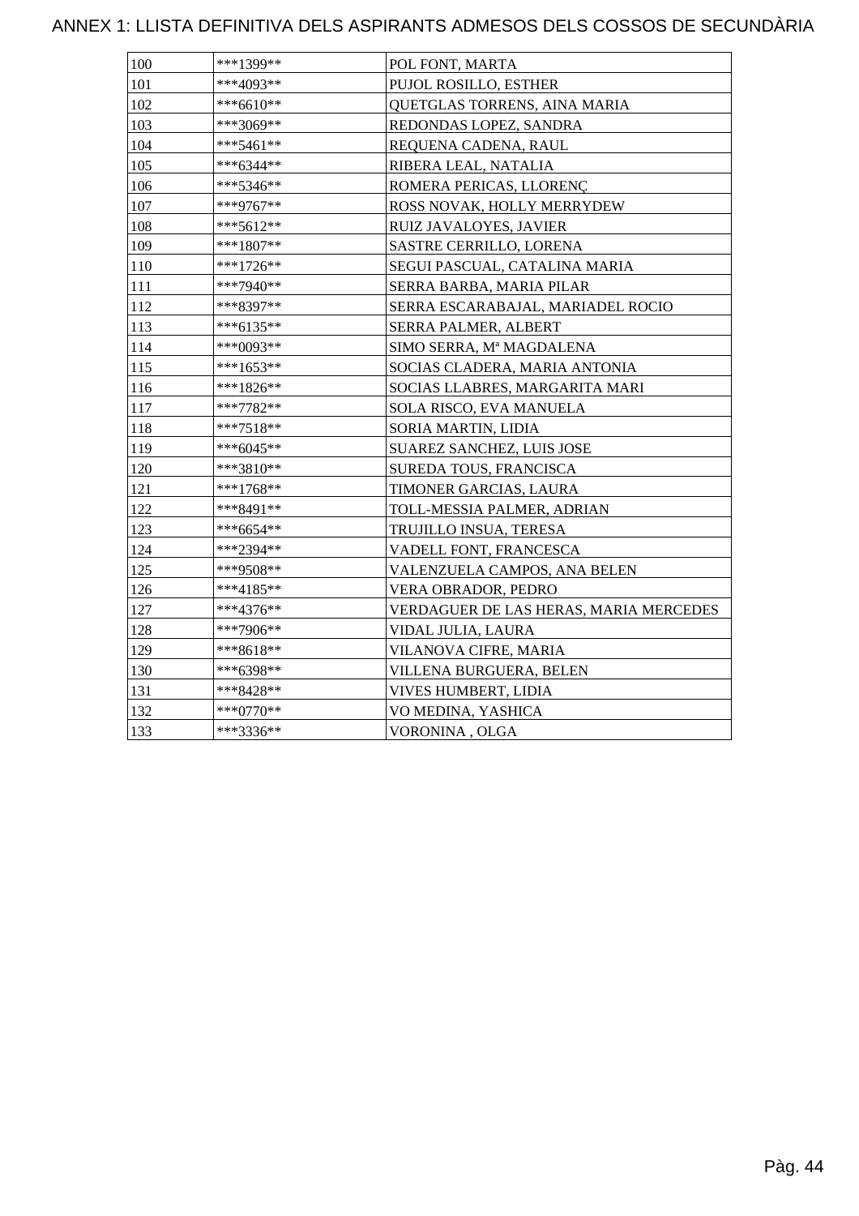# ANNEX 1: LLISTA DEFINITIVA DELS ASPIRANTS ADMESOS DELS COSSOS DE SECUNDÀRIA

| | | |
|---|---|---|
| 100 | ***1399** | POL FONT, MARTA |
| 101 | ***4093** | PUJOL ROSILLO, ESTHER |
| 102 | ***6610** | QUETGLAS TORRENS, AINA MARIA |
| 103 | ***3069** | REDONDAS LOPEZ, SANDRA |
| 104 | ***5461** | REQUENA CADENA, RAUL |
| 105 | ***6344** | RIBERA LEAL, NATALIA |
| 106 | ***5346** | ROMERA PERICAS, LLORENÇ |
| 107 | ***9767** | ROSS NOVAK, HOLLY MERRYDEW |
| 108 | ***5612** | RUIZ JAVALOYES, JAVIER |
| 109 | ***1807** | SASTRE CERRILLO, LORENA |
| 110 | ***1726** | SEGUI PASCUAL, CATALINA MARIA |
| 111 | ***7940** | SERRA BARBA, MARIA PILAR |
| 112 | ***8397** | SERRA ESCARABAJAL, MARIADEL ROCIO |
| 113 | ***6135** | SERRA PALMER, ALBERT |
| 114 | ***0093** | SIMO SERRA, Mª MAGDALENA |
| 115 | ***1653** | SOCIAS CLADERA, MARIA ANTONIA |
| 116 | ***1826** | SOCIAS LLABRES, MARGARITA MARI |
| 117 | ***7782** | SOLA RISCO, EVA MANUELA |
| 118 | ***7518** | SORIA MARTIN, LIDIA |
| 119 | ***6045** | SUAREZ SANCHEZ, LUIS JOSE |
| 120 | ***3810** | SUREDA TOUS, FRANCISCA |
| 121 | ***1768** | TIMONER GARCIAS, LAURA |
| 122 | ***8491** | TOLL-MESSIA PALMER, ADRIAN |
| 123 | ***6654** | TRUJILLO INSUA, TERESA |
| 124 | ***2394** | VADELL FONT, FRANCESCA |
| 125 | ***9508** | VALENZUELA CAMPOS, ANA BELEN |
| 126 | ***4185** | VERA OBRADOR, PEDRO |
| 127 | ***4376** | VERDAGUER DE LAS HERAS, MARIA MERCEDES |
| 128 | ***7906** | VIDAL JULIA, LAURA |
| 129 | ***8618** | VILANOVA CIFRE, MARIA |
| 130 | ***6398** | VILLENA BURGUERA, BELEN |
| 131 | ***8428** | VIVES HUMBERT, LIDIA |
| 132 | ***0770** | VO MEDINA, YASHICA |
| 133 | ***3336** | VORONINA , OLGA |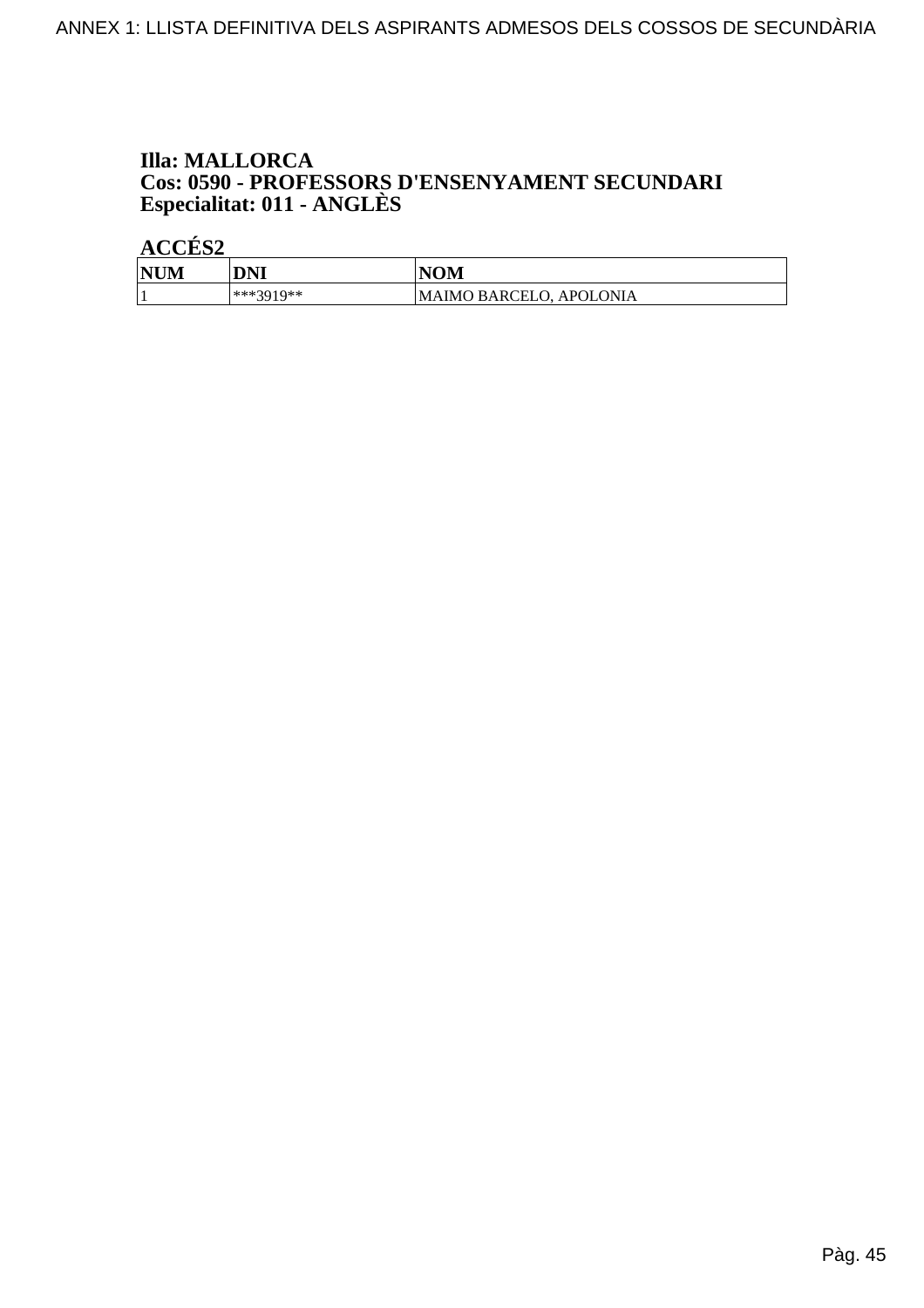**Illa: MALLORCA**
**Cos: 0590 - PROFESSORS D'ENSENYAMENT SECUNDARI**
**Especialitat: 011 - ANGLÈS**

**ACCÉS2**

| NUM | DNI | NOM |
|---|---|---|
| 1 | ***3919** | MAIMO BARCELO, APOLONIA |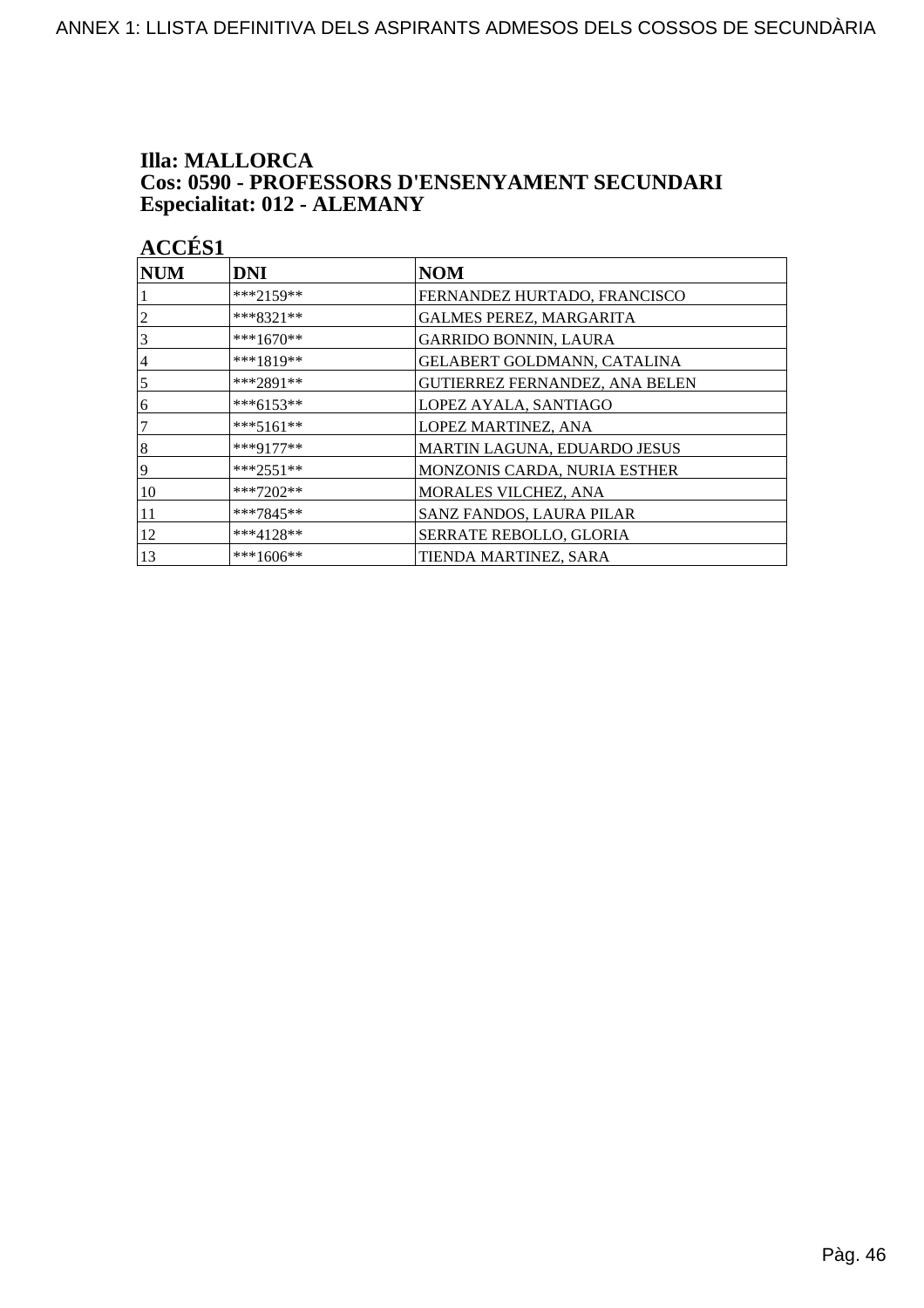ANNEX 1: LLISTA DEFINITIVA DELS ASPIRANTS ADMESOS DELS COSSOS DE SECUNDÀRIA

**Illa: MALLORCA**
**Cos: 0590 - PROFESSORS D'ENSENYAMENT SECUNDARI**
**Especialitat: 012 - ALEMANY**

**ACCÉS1**

| NUM | DNI | NOM |
|---|---|---|
| 1 | ***2159** | FERNANDEZ HURTADO, FRANCISCO |
| 2 | ***8321** | GALMES PEREZ, MARGARITA |
| 3 | ***1670** | GARRIDO BONNIN, LAURA |
| 4 | ***1819** | GELABERT GOLDMANN, CATALINA |
| 5 | ***2891** | GUTIERREZ FERNANDEZ, ANA BELEN |
| 6 | ***6153** | LOPEZ AYALA, SANTIAGO |
| 7 | ***5161** | LOPEZ MARTINEZ, ANA |
| 8 | ***9177** | MARTIN LAGUNA, EDUARDO JESUS |
| 9 | ***2551** | MONZONIS CARDA, NURIA ESTHER |
| 10 | ***7202** | MORALES VILCHEZ, ANA |
| 11 | ***7845** | SANZ FANDOS, LAURA PILAR |
| 12 | ***4128** | SERRATE REBOLLO, GLORIA |
| 13 | ***1606** | TIENDA MARTINEZ, SARA |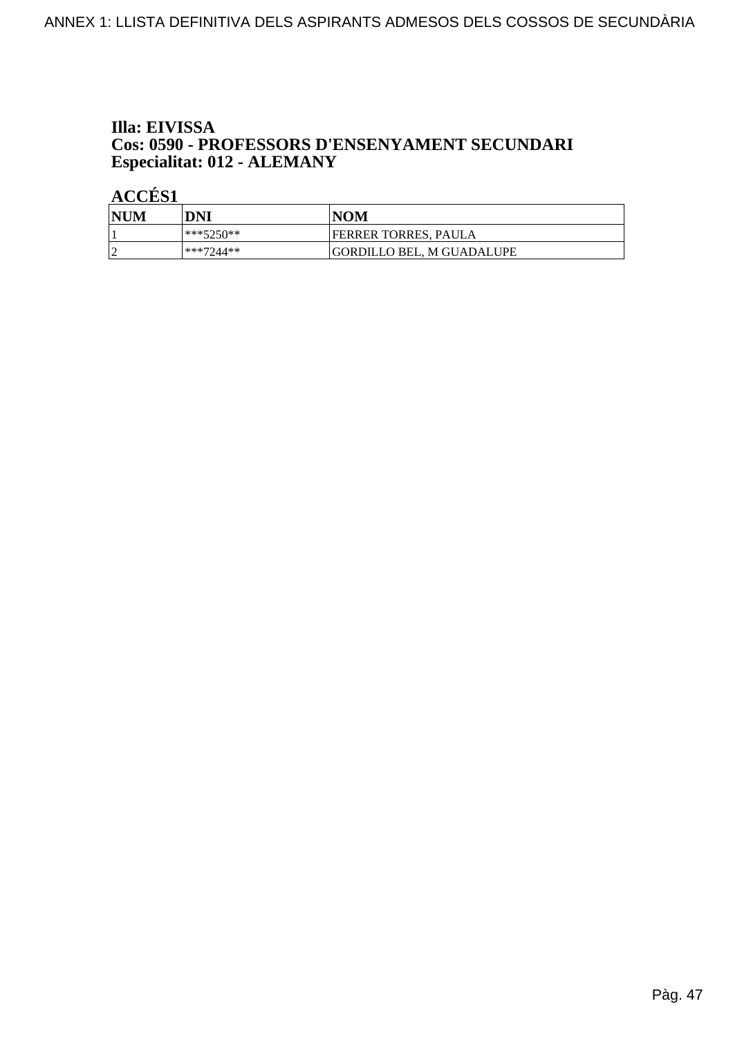**Illa: EIVISSA**
**Cos: 0590 - PROFESSORS D'ENSENYAMENT SECUNDARI**
**Especialitat: 012 - ALEMANY**

**ACCÉS1**

| NUM | DNI | NOM |
| --- | --- | --- |
| 1 | ***5250** | FERRER TORRES, PAULA |
| 2 | ***7244** | GORDILLO BEL, M GUADALUPE |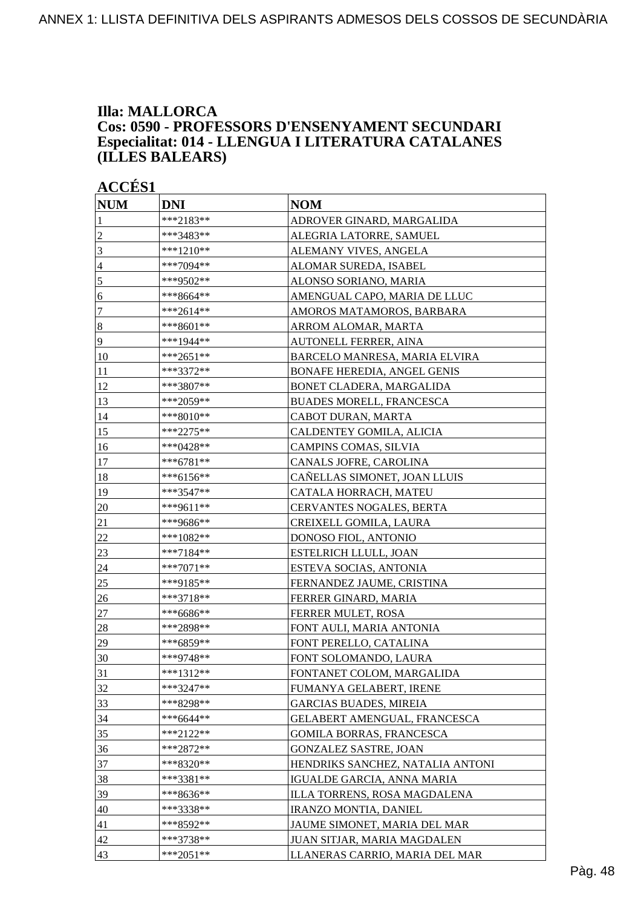### Illa: MALLORCA
### Cos: 0590 - PROFESSORS D'ENSENYAMENT SECUNDARI
### Especialitat: 014 - LLENGUA I LITERATURA CATALANES (ILLES BALEARS)

**ACCÉS1**

| NUM | DNI | NOM |
|---|---|---|
| 1 | ***2183** | ADROVER GINARD, MARGALIDA |
| 2 | ***3483** | ALEGRIA LATORRE, SAMUEL |
| 3 | ***1210** | ALEMANY VIVES, ANGELA |
| 4 | ***7094** | ALOMAR SUREDA, ISABEL |
| 5 | ***9502** | ALONSO SORIANO, MARIA |
| 6 | ***8664** | AMENGUAL CAPO, MARIA DE LLUC |
| 7 | ***2614** | AMOROS MATAMOROS, BARBARA |
| 8 | ***8601** | ARROM ALOMAR, MARTA |
| 9 | ***1944** | AUTONELL FERRER, AINA |
| 10 | ***2651** | BARCELO MANRESA, MARIA ELVIRA |
| 11 | ***3372** | BONAFE HEREDIA, ANGEL GENIS |
| 12 | ***3807** | BONET CLADERA, MARGALIDA |
| 13 | ***2059** | BUADES MORELL, FRANCESCA |
| 14 | ***8010** | CABOT DURAN, MARTA |
| 15 | ***2275** | CALDENTEY GOMILA, ALICIA |
| 16 | ***0428** | CAMPINS COMAS, SILVIA |
| 17 | ***6781** | CANALS JOFRE, CAROLINA |
| 18 | ***6156** | CAÑELLAS SIMONET, JOAN LLUIS |
| 19 | ***3547** | CATALA HORRACH, MATEU |
| 20 | ***9611** | CERVANTES NOGALES, BERTA |
| 21 | ***9686** | CREIXELL GOMILA, LAURA |
| 22 | ***1082** | DONOSO FIOL, ANTONIO |
| 23 | ***7184** | ESTELRICH LLULL, JOAN |
| 24 | ***7071** | ESTEVA SOCIAS, ANTONIA |
| 25 | ***9185** | FERNANDEZ JAUME, CRISTINA |
| 26 | ***3718** | FERRER GINARD, MARIA |
| 27 | ***6686** | FERRER MULET, ROSA |
| 28 | ***2898** | FONT AULI, MARIA ANTONIA |
| 29 | ***6859** | FONT PERELLO, CATALINA |
| 30 | ***9748** | FONT SOLOMANDO, LAURA |
| 31 | ***1312** | FONTANET COLOM, MARGALIDA |
| 32 | ***3247** | FUMANYA GELABERT, IRENE |
| 33 | ***8298** | GARCIAS BUADES, MIREIA |
| 34 | ***6644** | GELABERT AMENGUAL, FRANCESCA |
| 35 | ***2122** | GOMILA BORRAS, FRANCESCA |
| 36 | ***2872** | GONZALEZ SASTRE, JOAN |
| 37 | ***8320** | HENDRIKS SANCHEZ, NATALIA ANTONI |
| 38 | ***3381** | IGUALDE GARCIA, ANNA MARIA |
| 39 | ***8636** | ILLA TORRENS, ROSA MAGDALENA |
| 40 | ***3338** | IRANZO MONTIA, DANIEL |
| 41 | ***8592** | JAUME SIMONET, MARIA DEL MAR |
| 42 | ***3738** | JUAN SITJAR, MARIA MAGDALEN |
| 43 | ***2051** | LLANERAS CARRIO, MARIA DEL MAR |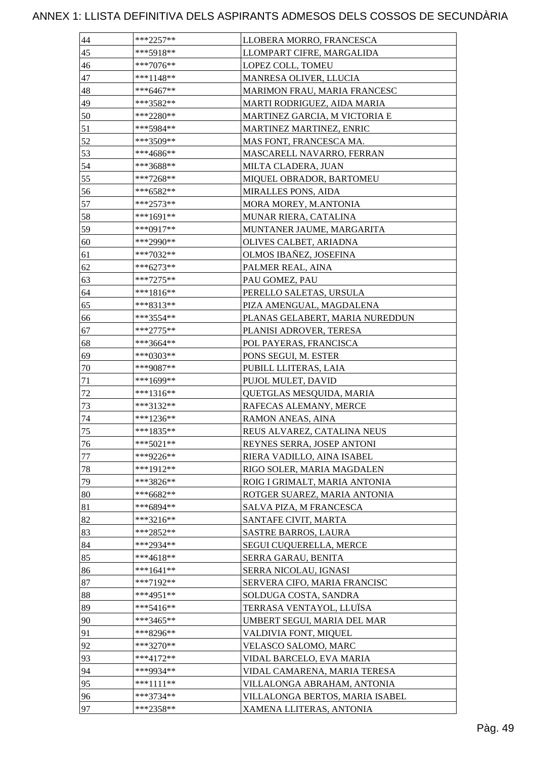# ANNEX 1: LLISTA DEFINITIVA DELS ASPIRANTS ADMESOS DELS COSSOS DE SECUNDÀRIA

| | | |
|---|---|---|
| 44 | ***2257** | LLOBERA MORRO, FRANCESCA |
| 45 | ***5918** | LLOMPART CIFRE, MARGALIDA |
| 46 | ***7076** | LOPEZ COLL, TOMEU |
| 47 | ***1148** | MANRESA OLIVER, LLUCIA |
| 48 | ***6467** | MARIMON FRAU, MARIA FRANCESC |
| 49 | ***3582** | MARTI RODRIGUEZ, AIDA MARIA |
| 50 | ***2280** | MARTINEZ GARCIA, M VICTORIA E |
| 51 | ***5984** | MARTINEZ MARTINEZ, ENRIC |
| 52 | ***3509** | MAS FONT, FRANCESCA MA. |
| 53 | ***4686** | MASCARELL NAVARRO, FERRAN |
| 54 | ***3688** | MILTA CLADERA, JUAN |
| 55 | ***7268** | MIQUEL OBRADOR, BARTOMEU |
| 56 | ***6582** | MIRALLES PONS, AIDA |
| 57 | ***2573** | MORA MOREY, M.ANTONIA |
| 58 | ***1691** | MUNAR RIERA, CATALINA |
| 59 | ***0917** | MUNTANER JAUME, MARGARITA |
| 60 | ***2990** | OLIVES CALBET, ARIADNA |
| 61 | ***7032** | OLMOS IBAÑEZ, JOSEFINA |
| 62 | ***6273** | PALMER REAL, AINA |
| 63 | ***7275** | PAU GOMEZ, PAU |
| 64 | ***1816** | PERELLO SALETAS, URSULA |
| 65 | ***8313** | PIZA AMENGUAL, MAGDALENA |
| 66 | ***3554** | PLANAS GELABERT, MARIA NUREDDUN |
| 67 | ***2775** | PLANISI ADROVER, TERESA |
| 68 | ***3664** | POL PAYERAS, FRANCISCA |
| 69 | ***0303** | PONS SEGUI, M. ESTER |
| 70 | ***9087** | PUBILL LLITERAS, LAIA |
| 71 | ***1699** | PUJOL MULET, DAVID |
| 72 | ***1316** | QUETGLAS MESQUIDA, MARIA |
| 73 | ***3132** | RAFECAS ALEMANY, MERCE |
| 74 | ***1236** | RAMON ANEAS, AINA |
| 75 | ***1835** | REUS ALVAREZ, CATALINA NEUS |
| 76 | ***5021** | REYNES SERRA, JOSEP ANTONI |
| 77 | ***9226** | RIERA VADILLO, AINA ISABEL |
| 78 | ***1912** | RIGO SOLER, MARIA MAGDALEN |
| 79 | ***3826** | ROIG I GRIMALT, MARIA ANTONIA |
| 80 | ***6682** | ROTGER SUAREZ, MARIA ANTONIA |
| 81 | ***6894** | SALVA PIZA, M FRANCESCA |
| 82 | ***3216** | SANTAFE CIVIT, MARTA |
| 83 | ***2852** | SASTRE BARROS, LAURA |
| 84 | ***2934** | SEGUI CUQUERELLA, MERCE |
| 85 | ***4618** | SERRA GARAU, BENITA |
| 86 | ***1641** | SERRA NICOLAU, IGNASI |
| 87 | ***7192** | SERVERA CIFO, MARIA FRANCISC |
| 88 | ***4951** | SOLDUGA COSTA, SANDRA |
| 89 | ***5416** | TERRASA VENTAYOL, LLUÏSA |
| 90 | ***3465** | UMBERT SEGUI, MARIA DEL MAR |
| 91 | ***8296** | VALDIVIA FONT, MIQUEL |
| 92 | ***3270** | VELASCO SALOMO, MARC |
| 93 | ***4172** | VIDAL BARCELO, EVA MARIA |
| 94 | ***9934** | VIDAL CAMARENA, MARIA TERESA |
| 95 | ***1111** | VILLALONGA ABRAHAM, ANTONIA |
| 96 | ***3734** | VILLALONGA BERTOS, MARIA ISABEL |
| 97 | ***2358** | XAMENA LLITERAS, ANTONIA |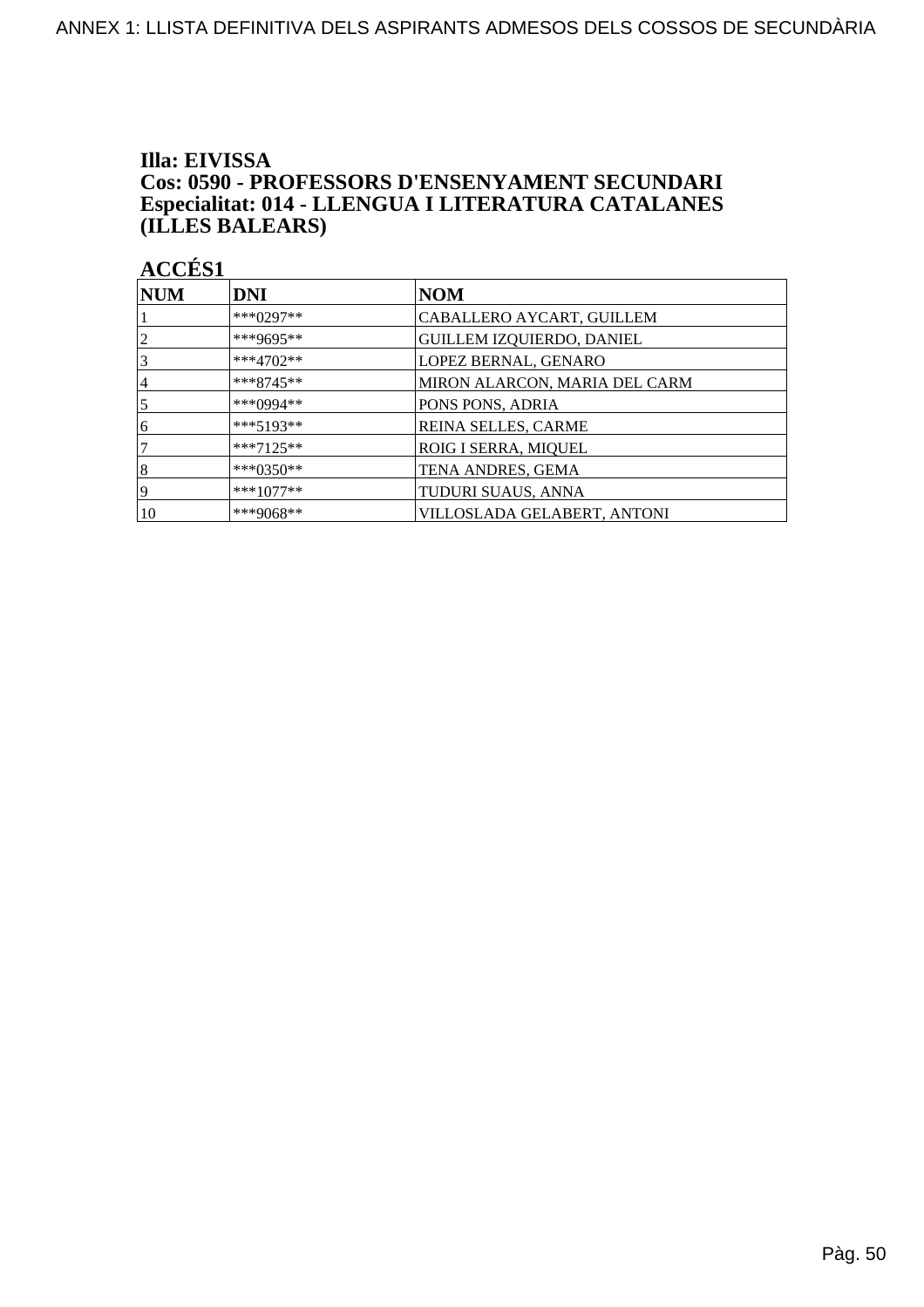**Illa: EIVISSA**
**Cos: 0590 - PROFESSORS D'ENSENYAMENT SECUNDARI**
**Especialitat: 014 - LLENGUA I LITERATURA CATALANES (ILLES BALEARS)**

**ACCÉS1**

| NUM | DNI | NOM |
|---|---|---|
| 1 | ***0297** | CABALLERO AYCART, GUILLEM |
| 2 | ***9695** | GUILLEM IZQUIERDO, DANIEL |
| 3 | ***4702** | LOPEZ BERNAL, GENARO |
| 4 | ***8745** | MIRON ALARCON, MARIA DEL CARM |
| 5 | ***0994** | PONS PONS, ADRIA |
| 6 | ***5193** | REINA SELLES, CARME |
| 7 | ***7125** | ROIG I SERRA, MIQUEL |
| 8 | ***0350** | TENA ANDRES, GEMA |
| 9 | ***1077** | TUDURI SUAUS, ANNA |
| 10 | ***9068** | VILLOSLADA GELABERT, ANTONI |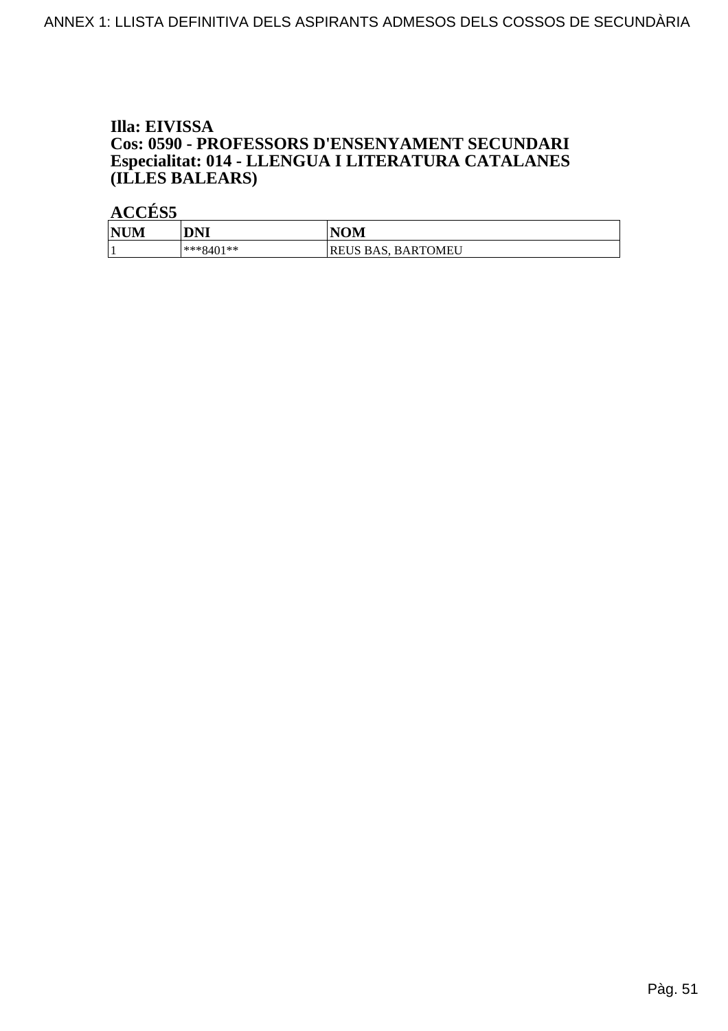**Illa: EIVISSA**
**Cos: 0590 - PROFESSORS D'ENSENYAMENT SECUNDARI**
**Especialitat: 014 - LLENGUA I LITERATURA CATALANES (ILLES BALEARS)**

**ACCÉS5**

| NUM | DNI | NOM |
|---|---|---|
| 1 | ***8401** | REUS BAS, BARTOMEU |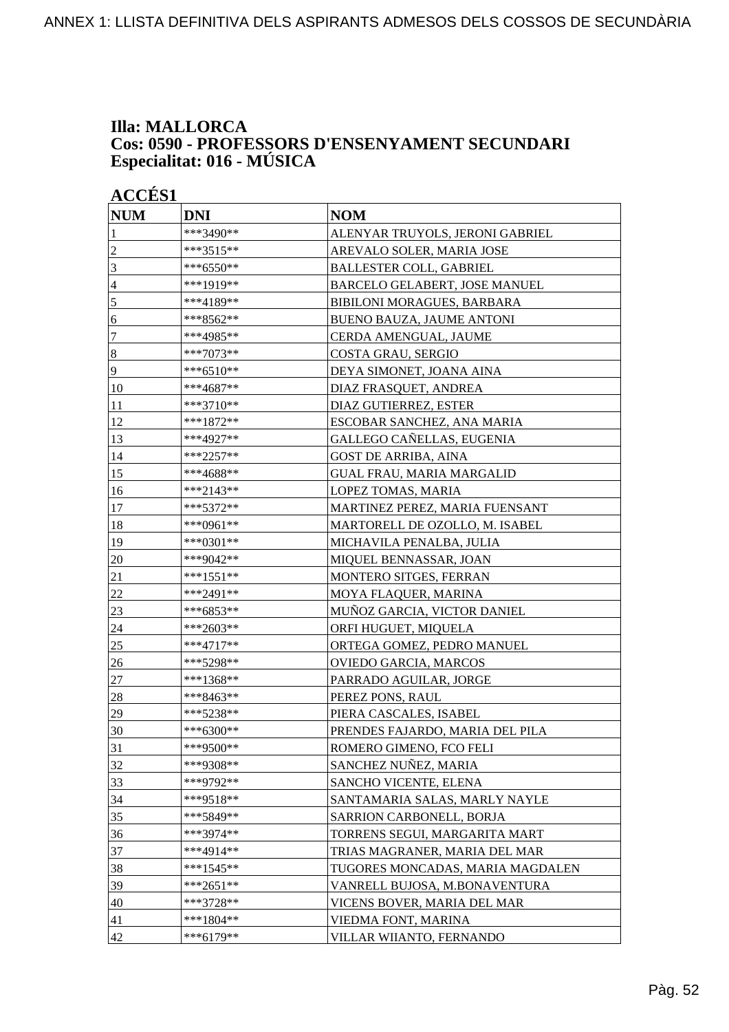ANNEX 1: LLISTA DEFINITIVA DELS ASPIRANTS ADMESOS DELS COSSOS DE SECUNDÀRIA

**Illa: MALLORCA**
**Cos: 0590 - PROFESSORS D'ENSENYAMENT SECUNDARI**
**Especialitat: 016 - MÚSICA**

**ACCÉS1**

| NUM | DNI | NOM |
|---|---|---|
| 1 | ***3490** | ALENYAR TRUYOLS, JERONI GABRIEL |
| 2 | ***3515** | AREVALO SOLER, MARIA JOSE |
| 3 | ***6550** | BALLESTER COLL, GABRIEL |
| 4 | ***1919** | BARCELO GELABERT, JOSE MANUEL |
| 5 | ***4189** | BIBILONI MORAGUES, BARBARA |
| 6 | ***8562** | BUENO BAUZA, JAUME ANTONI |
| 7 | ***4985** | CERDA AMENGUAL, JAUME |
| 8 | ***7073** | COSTA GRAU, SERGIO |
| 9 | ***6510** | DEYA SIMONET, JOANA AINA |
| 10 | ***4687** | DIAZ FRASQUET, ANDREA |
| 11 | ***3710** | DIAZ GUTIERREZ, ESTER |
| 12 | ***1872** | ESCOBAR SANCHEZ, ANA MARIA |
| 13 | ***4927** | GALLEGO CAÑELLAS, EUGENIA |
| 14 | ***2257** | GOST DE ARRIBA, AINA |
| 15 | ***4688** | GUAL FRAU, MARIA MARGALID |
| 16 | ***2143** | LOPEZ TOMAS, MARIA |
| 17 | ***5372** | MARTINEZ PEREZ, MARIA FUENSANT |
| 18 | ***0961** | MARTORELL DE OZOLLO, M. ISABEL |
| 19 | ***0301** | MICHAVILA PENALBA, JULIA |
| 20 | ***9042** | MIQUEL BENNASSAR, JOAN |
| 21 | ***1551** | MONTERO SITGES, FERRAN |
| 22 | ***2491** | MOYA FLAQUER, MARINA |
| 23 | ***6853** | MUÑOZ GARCIA, VICTOR DANIEL |
| 24 | ***2603** | ORFI HUGUET, MIQUELA |
| 25 | ***4717** | ORTEGA GOMEZ, PEDRO MANUEL |
| 26 | ***5298** | OVIEDO GARCIA, MARCOS |
| 27 | ***1368** | PARRADO AGUILAR, JORGE |
| 28 | ***8463** | PEREZ PONS, RAUL |
| 29 | ***5238** | PIERA CASCALES, ISABEL |
| 30 | ***6300** | PRENDES FAJARDO, MARIA DEL PILA |
| 31 | ***9500** | ROMERO GIMENO, FCO FELI |
| 32 | ***9308** | SANCHEZ NUÑEZ, MARIA |
| 33 | ***9792** | SANCHO VICENTE, ELENA |
| 34 | ***9518** | SANTAMARIA SALAS, MARLY NAYLE |
| 35 | ***5849** | SARRION CARBONELL, BORJA |
| 36 | ***3974** | TORRENS SEGUI, MARGARITA MART |
| 37 | ***4914** | TRIAS MAGRANER, MARIA DEL MAR |
| 38 | ***1545** | TUGORES MONCADAS, MARIA MAGDALEN |
| 39 | ***2651** | VANRELL BUJOSA, M.BONAVENTURA |
| 40 | ***3728** | VICENS BOVER, MARIA DEL MAR |
| 41 | ***1804** | VIEDMA FONT, MARINA |
| 42 | ***6179** | VILLAR WIIANTO, FERNANDO |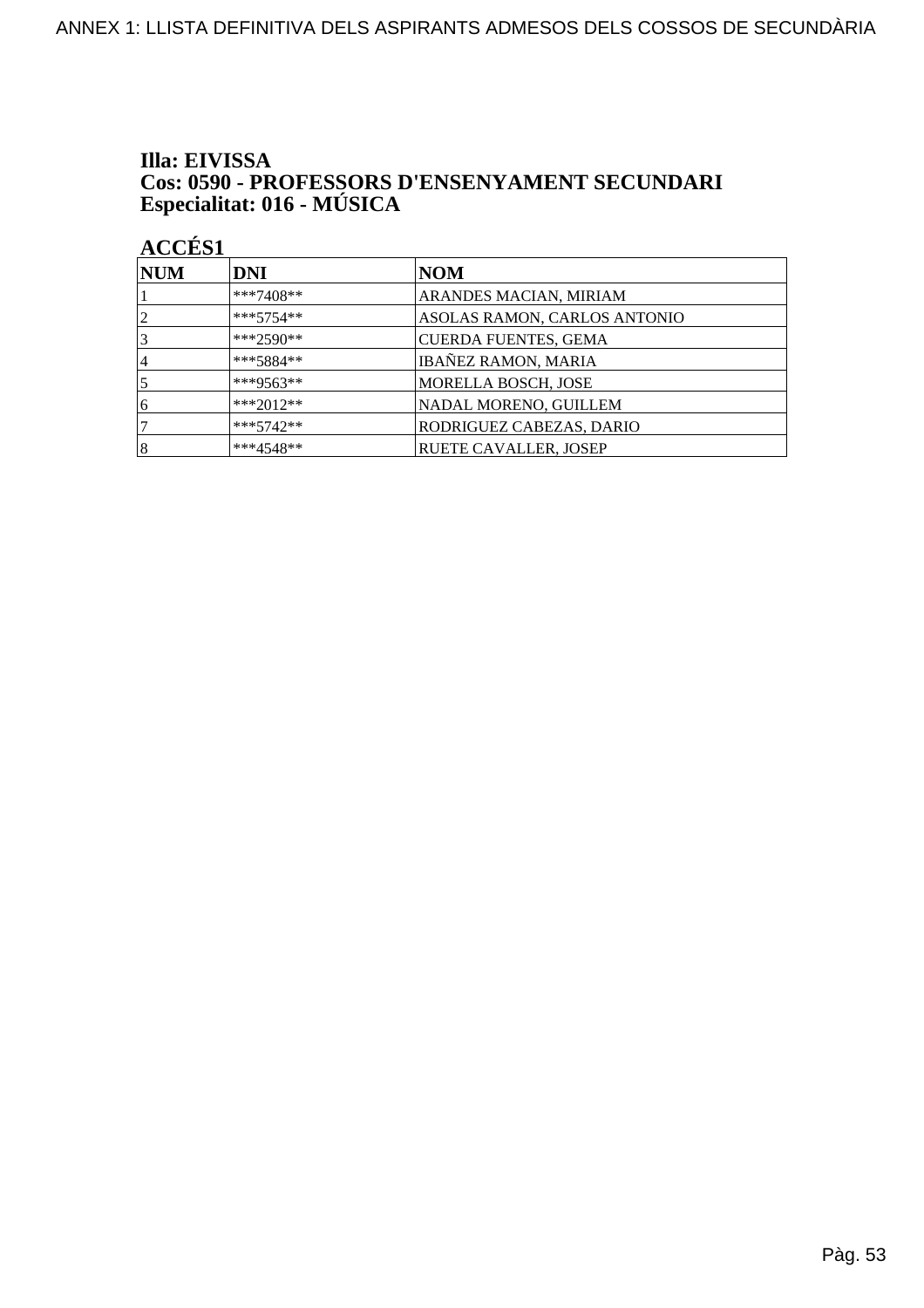ANNEX 1: LLISTA DEFINITIVA DELS ASPIRANTS ADMESOS DELS COSSOS DE SECUNDÀRIA

**Illa: EIVISSA**
**Cos: 0590 - PROFESSORS D'ENSENYAMENT SECUNDARI**
**Especialitat: 016 - MÚSICA**

**ACCÉS1**

| NUM | DNI | NOM |
|---|---|---|
| 1 | ***7408** | ARANDES MACIAN, MIRIAM |
| 2 | ***5754** | ASOLAS RAMON, CARLOS ANTONIO |
| 3 | ***2590** | CUERDA FUENTES, GEMA |
| 4 | ***5884** | IBAÑEZ RAMON, MARIA |
| 5 | ***9563** | MORELLA BOSCH, JOSE |
| 6 | ***2012** | NADAL MORENO, GUILLEM |
| 7 | ***5742** | RODRIGUEZ CABEZAS, DARIO |
| 8 | ***4548** | RUETE CAVALLER, JOSEP |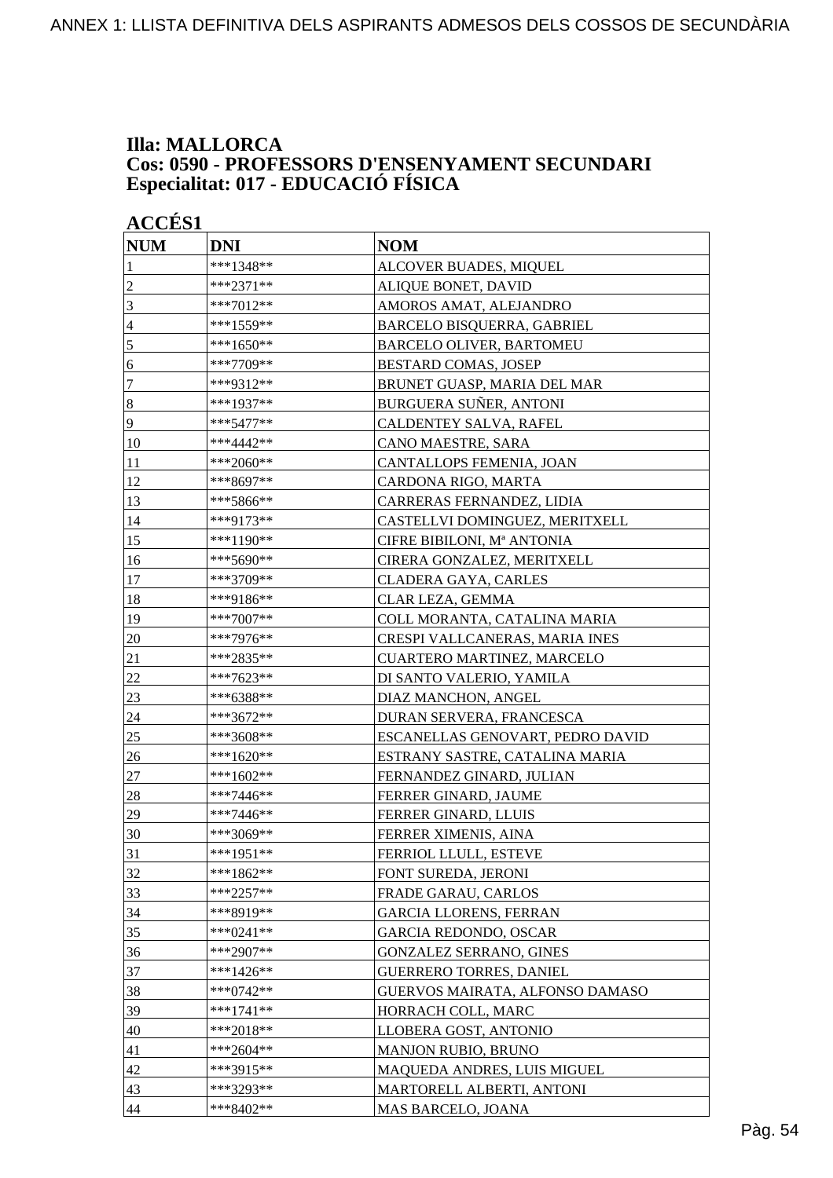# Illa: MALLORCA
# Cos: 0590 - PROFESSORS D'ENSENYAMENT SECUNDARI
# Especialitat: 017 - EDUCACIÓ FÍSICA

## ACCÉS1

| NUM | DNI | NOM |
|---|---|---|
| 1 | ***1348** | ALCOVER BUADES, MIQUEL |
| 2 | ***2371** | ALIQUE BONET, DAVID |
| 3 | ***7012** | AMOROS AMAT, ALEJANDRO |
| 4 | ***1559** | BARCELO BISQUERRA, GABRIEL |
| 5 | ***1650** | BARCELO OLIVER, BARTOMEU |
| 6 | ***7709** | BESTARD COMAS, JOSEP |
| 7 | ***9312** | BRUNET GUASP, MARIA DEL MAR |
| 8 | ***1937** | BURGUERA SUÑER, ANTONI |
| 9 | ***5477** | CALDENTEY SALVA, RAFEL |
| 10 | ***4442** | CANO MAESTRE, SARA |
| 11 | ***2060** | CANTALLOPS FEMENIA, JOAN |
| 12 | ***8697** | CARDONA RIGO, MARTA |
| 13 | ***5866** | CARRERAS FERNANDEZ, LIDIA |
| 14 | ***9173** | CASTELLVI DOMINGUEZ, MERITXELL |
| 15 | ***1190** | CIFRE BIBILONI, Mª ANTONIA |
| 16 | ***5690** | CIRERA GONZALEZ, MERITXELL |
| 17 | ***3709** | CLADERA GAYA, CARLES |
| 18 | ***9186** | CLAR LEZA, GEMMA |
| 19 | ***7007** | COLL MORANTA, CATALINA MARIA |
| 20 | ***7976** | CRESPI VALLCANERAS, MARIA INES |
| 21 | ***2835** | CUARTERO MARTINEZ, MARCELO |
| 22 | ***7623** | DI SANTO VALERIO, YAMILA |
| 23 | ***6388** | DIAZ MANCHON, ANGEL |
| 24 | ***3672** | DURAN SERVERA, FRANCESCA |
| 25 | ***3608** | ESCANELLAS GENOVART, PEDRO DAVID |
| 26 | ***1620** | ESTRANY SASTRE, CATALINA MARIA |
| 27 | ***1602** | FERNANDEZ GINARD, JULIAN |
| 28 | ***7446** | FERRER GINARD, JAUME |
| 29 | ***7446** | FERRER GINARD, LLUIS |
| 30 | ***3069** | FERRER XIMENIS, AINA |
| 31 | ***1951** | FERRIOL LLULL, ESTEVE |
| 32 | ***1862** | FONT SUREDA, JERONI |
| 33 | ***2257** | FRADE GARAU, CARLOS |
| 34 | ***8919** | GARCIA LLORENS, FERRAN |
| 35 | ***0241** | GARCIA REDONDO, OSCAR |
| 36 | ***2907** | GONZALEZ SERRANO, GINES |
| 37 | ***1426** | GUERRERO TORRES, DANIEL |
| 38 | ***0742** | GUERVOS MAIRATA, ALFONSO DAMASO |
| 39 | ***1741** | HORRACH COLL, MARC |
| 40 | ***2018** | LLOBERA GOST, ANTONIO |
| 41 | ***2604** | MANJON RUBIO, BRUNO |
| 42 | ***3915** | MAQUEDA ANDRES, LUIS MIGUEL |
| 43 | ***3293** | MARTORELL ALBERTI, ANTONI |
| 44 | ***8402** | MAS BARCELO, JOANA |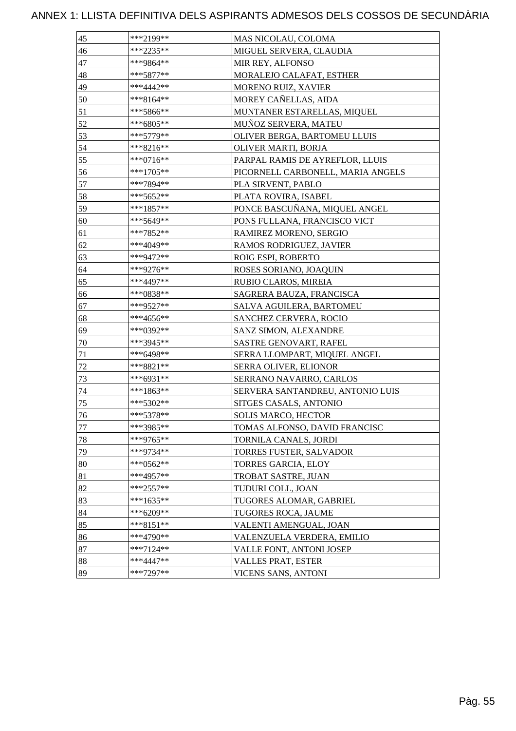# ANNEX 1: LLISTA DEFINITIVA DELS ASPIRANTS ADMESOS DELS COSSOS DE SECUNDÀRIA

| | | |
|---|---|---|
| 45 | ***2199** | MAS NICOLAU, COLOMA |
| 46 | ***2235** | MIGUEL SERVERA, CLAUDIA |
| 47 | ***9864** | MIR REY, ALFONSO |
| 48 | ***5877** | MORALEJO CALAFAT, ESTHER |
| 49 | ***4442** | MORENO RUIZ, XAVIER |
| 50 | ***8164** | MOREY CAÑELLAS, AIDA |
| 51 | ***5866** | MUNTANER ESTARELLAS, MIQUEL |
| 52 | ***6805** | MUÑOZ SERVERA, MATEU |
| 53 | ***5779** | OLIVER BERGA, BARTOMEU LLUIS |
| 54 | ***8216** | OLIVER MARTI, BORJA |
| 55 | ***0716** | PARPAL RAMIS DE AYREFLOR, LLUIS |
| 56 | ***1705** | PICORNELL CARBONELL, MARIA ANGELS |
| 57 | ***7894** | PLA SIRVENT, PABLO |
| 58 | ***5652** | PLATA ROVIRA, ISABEL |
| 59 | ***1857** | PONCE BASCUÑANA, MIQUEL ANGEL |
| 60 | ***5649** | PONS FULLANA, FRANCISCO VICT |
| 61 | ***7852** | RAMIREZ MORENO, SERGIO |
| 62 | ***4049** | RAMOS RODRIGUEZ, JAVIER |
| 63 | ***9472** | ROIG ESPI, ROBERTO |
| 64 | ***9276** | ROSES SORIANO, JOAQUIN |
| 65 | ***4497** | RUBIO CLAROS, MIREIA |
| 66 | ***0838** | SAGRERA BAUZA, FRANCISCA |
| 67 | ***9527** | SALVA AGUILERA, BARTOMEU |
| 68 | ***4656** | SANCHEZ CERVERA, ROCIO |
| 69 | ***0392** | SANZ SIMON, ALEXANDRE |
| 70 | ***3945** | SASTRE GENOVART, RAFEL |
| 71 | ***6498** | SERRA LLOMPART, MIQUEL ANGEL |
| 72 | ***8821** | SERRA OLIVER, ELIONOR |
| 73 | ***6931** | SERRANO NAVARRO, CARLOS |
| 74 | ***1863** | SERVERA SANTANDREU, ANTONIO LUIS |
| 75 | ***5302** | SITGES CASALS, ANTONIO |
| 76 | ***5378** | SOLIS MARCO, HECTOR |
| 77 | ***3985** | TOMAS ALFONSO, DAVID FRANCISC |
| 78 | ***9765** | TORNILA CANALS, JORDI |
| 79 | ***9734** | TORRES FUSTER, SALVADOR |
| 80 | ***0562** | TORRES GARCIA, ELOY |
| 81 | ***4957** | TROBAT SASTRE, JUAN |
| 82 | ***2557** | TUDURI COLL, JOAN |
| 83 | ***1635** | TUGORES ALOMAR, GABRIEL |
| 84 | ***6209** | TUGORES ROCA, JAUME |
| 85 | ***8151** | VALENTI AMENGUAL, JOAN |
| 86 | ***4790** | VALENZUELA VERDERA, EMILIO |
| 87 | ***7124** | VALLE FONT, ANTONI JOSEP |
| 88 | ***4447** | VALLES PRAT, ESTER |
| 89 | ***7297** | VICENS SANS, ANTONI |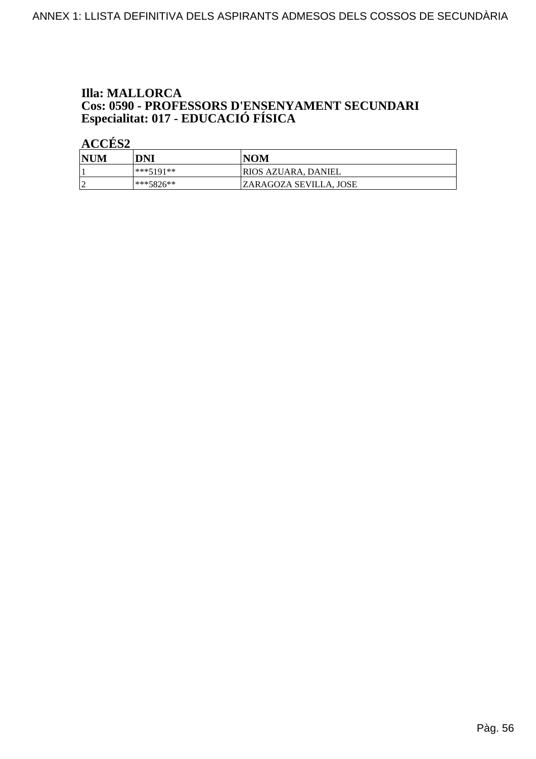**Illa: MALLORCA**
**Cos: 0590 - PROFESSORS D'ENSENYAMENT SECUNDARI**
**Especialitat: 017 - EDUCACIÓ FÍSICA**

**ACCÉS2**

| NUM | DNI | NOM |
|---|---|---|
| 1 | ***5191** | RIOS AZUARA, DANIEL |
| 2 | ***5826** | ZARAGOZA SEVILLA, JOSE |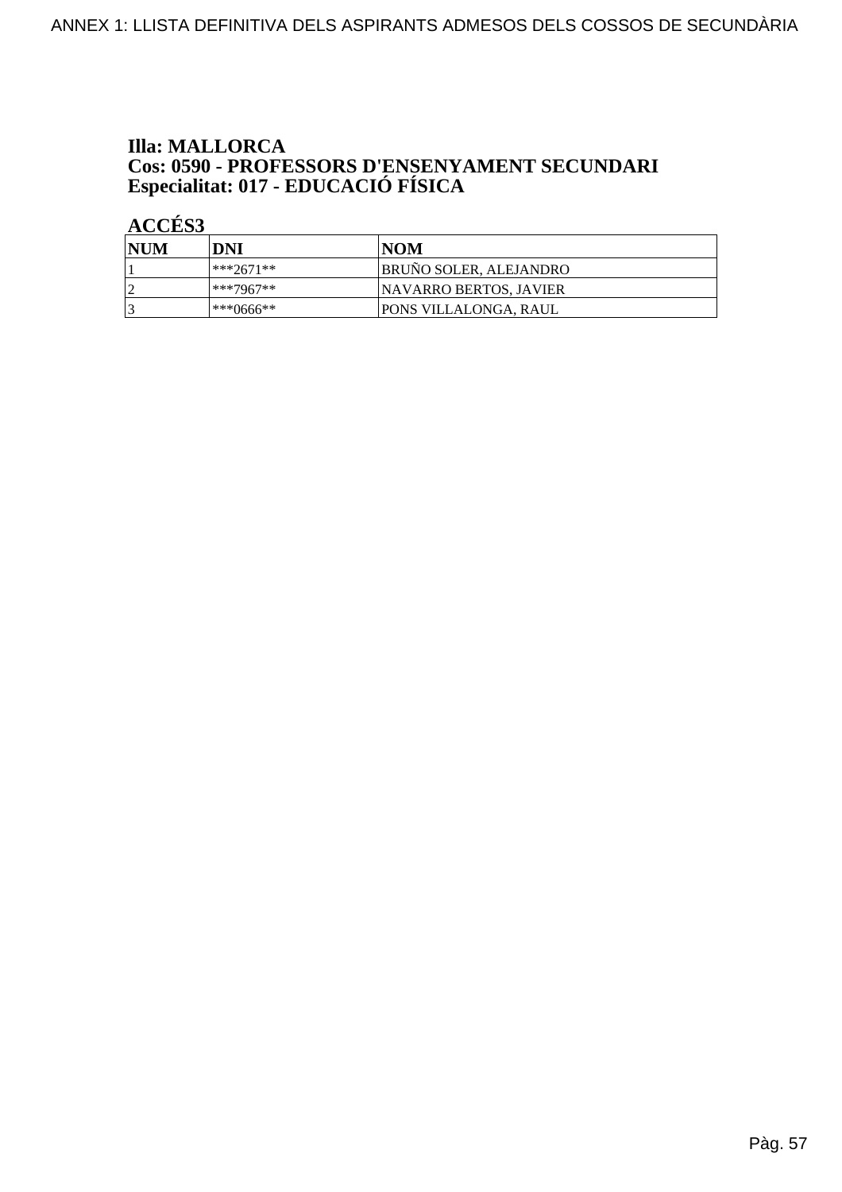**Illa: MALLORCA**
**Cos: 0590 - PROFESSORS D'ENSENYAMENT SECUNDARI**
**Especialitat: 017 - EDUCACIÓ FÍSICA**

**ACCÉS3**

| NUM | DNI | NOM |
|---|---|---|
| 1 | ***2671** | BRUÑO SOLER, ALEJANDRO |
| 2 | ***7967** | NAVARRO BERTOS, JAVIER |
| 3 | ***0666** | PONS VILLALONGA, RAUL |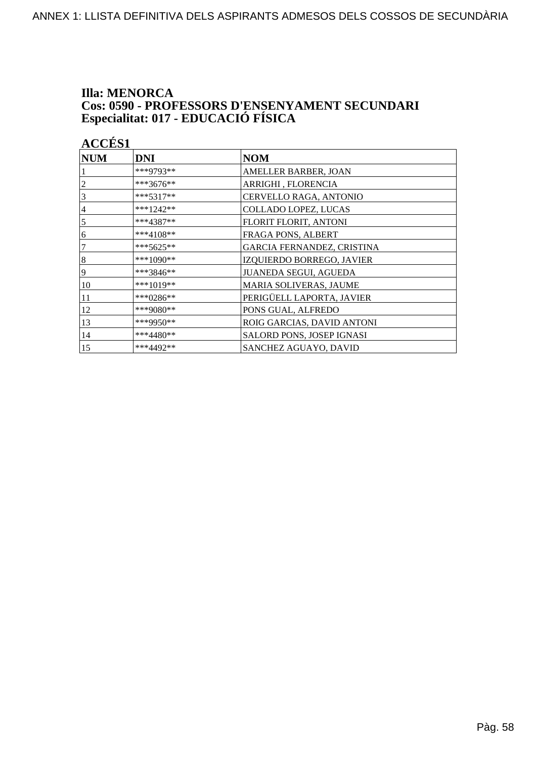**Illa: MENORCA**
**Cos: 0590 - PROFESSORS D'ENSENYAMENT SECUNDARI**
**Especialitat: 017 - EDUCACIÓ FÍSICA**

**ACCÉS1**

| NUM | DNI | NOM |
|---|---|---|
| 1 | ***9793** | AMELLER BARBER, JOAN |
| 2 | ***3676** | ARRIGHI , FLORENCIA |
| 3 | ***5317** | CERVELLO RAGA, ANTONIO |
| 4 | ***1242** | COLLADO LOPEZ, LUCAS |
| 5 | ***4387** | FLORIT FLORIT, ANTONI |
| 6 | ***4108** | FRAGA PONS, ALBERT |
| 7 | ***5625** | GARCIA FERNANDEZ, CRISTINA |
| 8 | ***1090** | IZQUIERDO BORREGO, JAVIER |
| 9 | ***3846** | JUANEDA SEGUI, AGUEDA |
| 10 | ***1019** | MARIA SOLIVERAS, JAUME |
| 11 | ***0286** | PERIGÜELL LAPORTA, JAVIER |
| 12 | ***9080** | PONS GUAL, ALFREDO |
| 13 | ***9950** | ROIG GARCIAS, DAVID ANTONI |
| 14 | ***4480** | SALORD PONS, JOSEP IGNASI |
| 15 | ***4492** | SANCHEZ AGUAYO, DAVID |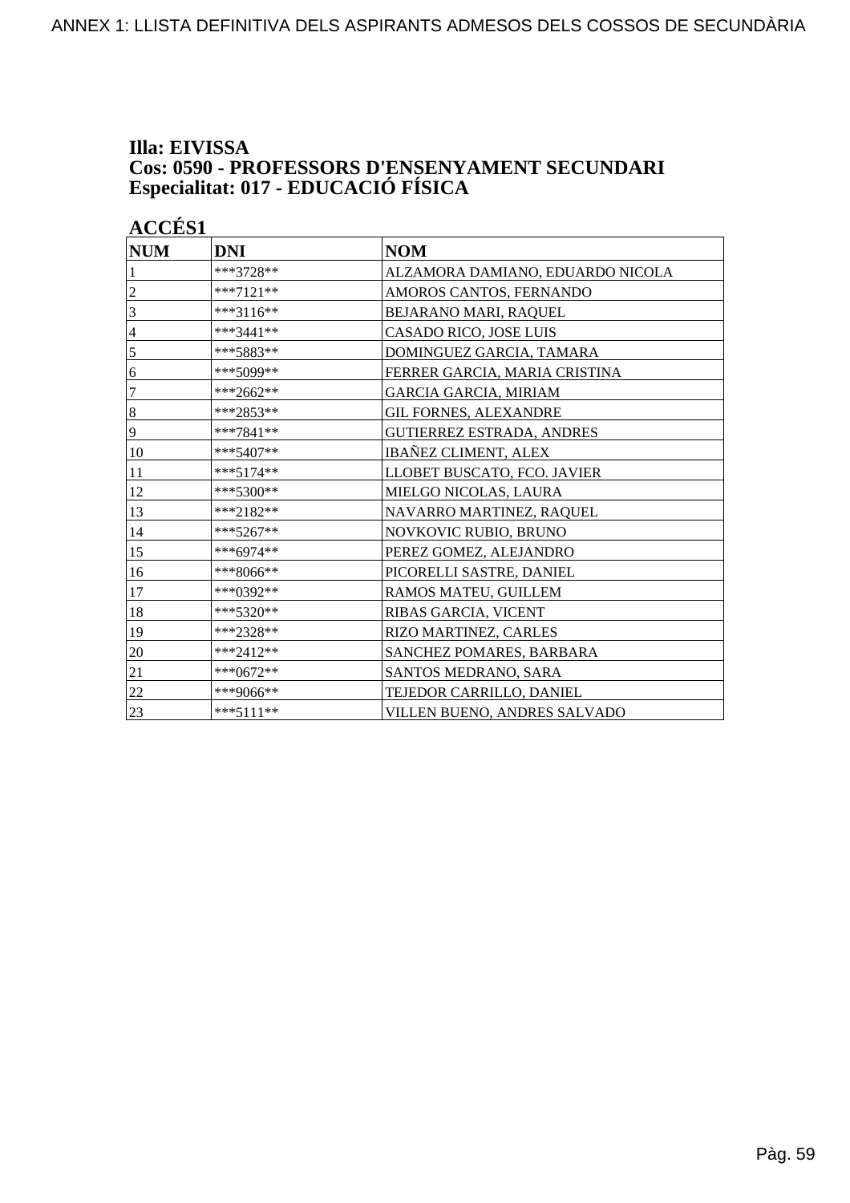**Illa: EIVISSA**
**Cos: 0590 - PROFESSORS D'ENSENYAMENT SECUNDARI**
**Especialitat: 017 - EDUCACIÓ FÍSICA**

**ACCÉS1**

| NUM | DNI | NOM |
|---|---|---|
| 1 | ***3728** | ALZAMORA DAMIANO, EDUARDO NICOLA |
| 2 | ***7121** | AMOROS CANTOS, FERNANDO |
| 3 | ***3116** | BEJARANO MARI, RAQUEL |
| 4 | ***3441** | CASADO RICO, JOSE LUIS |
| 5 | ***5883** | DOMINGUEZ GARCIA, TAMARA |
| 6 | ***5099** | FERRER GARCIA, MARIA CRISTINA |
| 7 | ***2662** | GARCIA GARCIA, MIRIAM |
| 8 | ***2853** | GIL FORNES, ALEXANDRE |
| 9 | ***7841** | GUTIERREZ ESTRADA, ANDRES |
| 10 | ***5407** | IBAÑEZ CLIMENT, ALEX |
| 11 | ***5174** | LLOBET BUSCATO, FCO. JAVIER |
| 12 | ***5300** | MIELGO NICOLAS, LAURA |
| 13 | ***2182** | NAVARRO MARTINEZ, RAQUEL |
| 14 | ***5267** | NOVKOVIC RUBIO, BRUNO |
| 15 | ***6974** | PEREZ GOMEZ, ALEJANDRO |
| 16 | ***8066** | PICORELLI SASTRE, DANIEL |
| 17 | ***0392** | RAMOS MATEU, GUILLEM |
| 18 | ***5320** | RIBAS GARCIA, VICENT |
| 19 | ***2328** | RIZO MARTINEZ, CARLES |
| 20 | ***2412** | SANCHEZ POMARES, BARBARA |
| 21 | ***0672** | SANTOS MEDRANO, SARA |
| 22 | ***9066** | TEJEDOR CARRILLO, DANIEL |
| 23 | ***5111** | VILLEN BUENO, ANDRES SALVADO |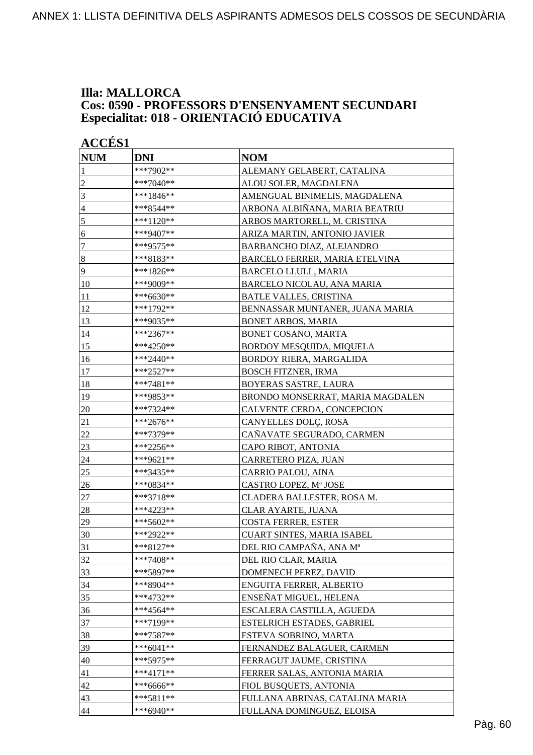## Illa: MALLORCA
## Cos: 0590 - PROFESSORS D'ENSENYAMENT SECUNDARI
## Especialitat: 018 - ORIENTACIÓ EDUCATIVA

### ACCÉS1

| NUM | DNI | NOM |
|---|---|---|
| 1 | ***7902** | ALEMANY GELABERT, CATALINA |
| 2 | ***7040** | ALOU SOLER, MAGDALENA |
| 3 | ***1846** | AMENGUAL BINIMELIS, MAGDALENA |
| 4 | ***8544** | ARBONA ALBIÑANA, MARIA BEATRIU |
| 5 | ***1120** | ARBOS MARTORELL, M. CRISTINA |
| 6 | ***9407** | ARIZA MARTIN, ANTONIO JAVIER |
| 7 | ***9575** | BARBANCHO DIAZ, ALEJANDRO |
| 8 | ***8183** | BARCELO FERRER, MARIA ETELVINA |
| 9 | ***1826** | BARCELO LLULL, MARIA |
| 10 | ***9009** | BARCELO NICOLAU, ANA MARIA |
| 11 | ***6630** | BATLE VALLES, CRISTINA |
| 12 | ***1792** | BENNASSAR MUNTANER, JUANA MARIA |
| 13 | ***9035** | BONET ARBOS, MARIA |
| 14 | ***2367** | BONET COSANO, MARTA |
| 15 | ***4250** | BORDOY MESQUIDA, MIQUELA |
| 16 | ***2440** | BORDOY RIERA, MARGALIDA |
| 17 | ***2527** | BOSCH FITZNER, IRMA |
| 18 | ***7481** | BOYERAS SASTRE, LAURA |
| 19 | ***9853** | BRONDO MONSERRAT, MARIA MAGDALEN |
| 20 | ***7324** | CALVENTE CERDA, CONCEPCION |
| 21 | ***2676** | CANYELLES DOLÇ, ROSA |
| 22 | ***7379** | CAÑAVATE SEGURADO, CARMEN |
| 23 | ***2256** | CAPO RIBOT, ANTONIA |
| 24 | ***9621** | CARRETERO PIZA, JUAN |
| 25 | ***3435** | CARRIO PALOU, AINA |
| 26 | ***0834** | CASTRO LOPEZ, Mª JOSE |
| 27 | ***3718** | CLADERA BALLESTER, ROSA M. |
| 28 | ***4223** | CLAR AYARTE, JUANA |
| 29 | ***5602** | COSTA FERRER, ESTER |
| 30 | ***2922** | CUART SINTES, MARIA ISABEL |
| 31 | ***8127** | DEL RIO CAMPAÑA, ANA Mª |
| 32 | ***7408** | DEL RIO CLAR, MARIA |
| 33 | ***5897** | DOMENECH PEREZ, DAVID |
| 34 | ***8904** | ENGUITA FERRER, ALBERTO |
| 35 | ***4732** | ENSEÑAT MIGUEL, HELENA |
| 36 | ***4564** | ESCALERA CASTILLA, AGUEDA |
| 37 | ***7199** | ESTELRICH ESTADES, GABRIEL |
| 38 | ***7587** | ESTEVA SOBRINO, MARTA |
| 39 | ***6041** | FERNANDEZ BALAGUER, CARMEN |
| 40 | ***5975** | FERRAGUT JAUME, CRISTINA |
| 41 | ***4171** | FERRER SALAS, ANTONIA MARIA |
| 42 | ***6666** | FIOL BUSQUETS, ANTONIA |
| 43 | ***5811** | FULLANA ABRINAS, CATALINA MARIA |
| 44 | ***6940** | FULLANA DOMINGUEZ, ELOISA |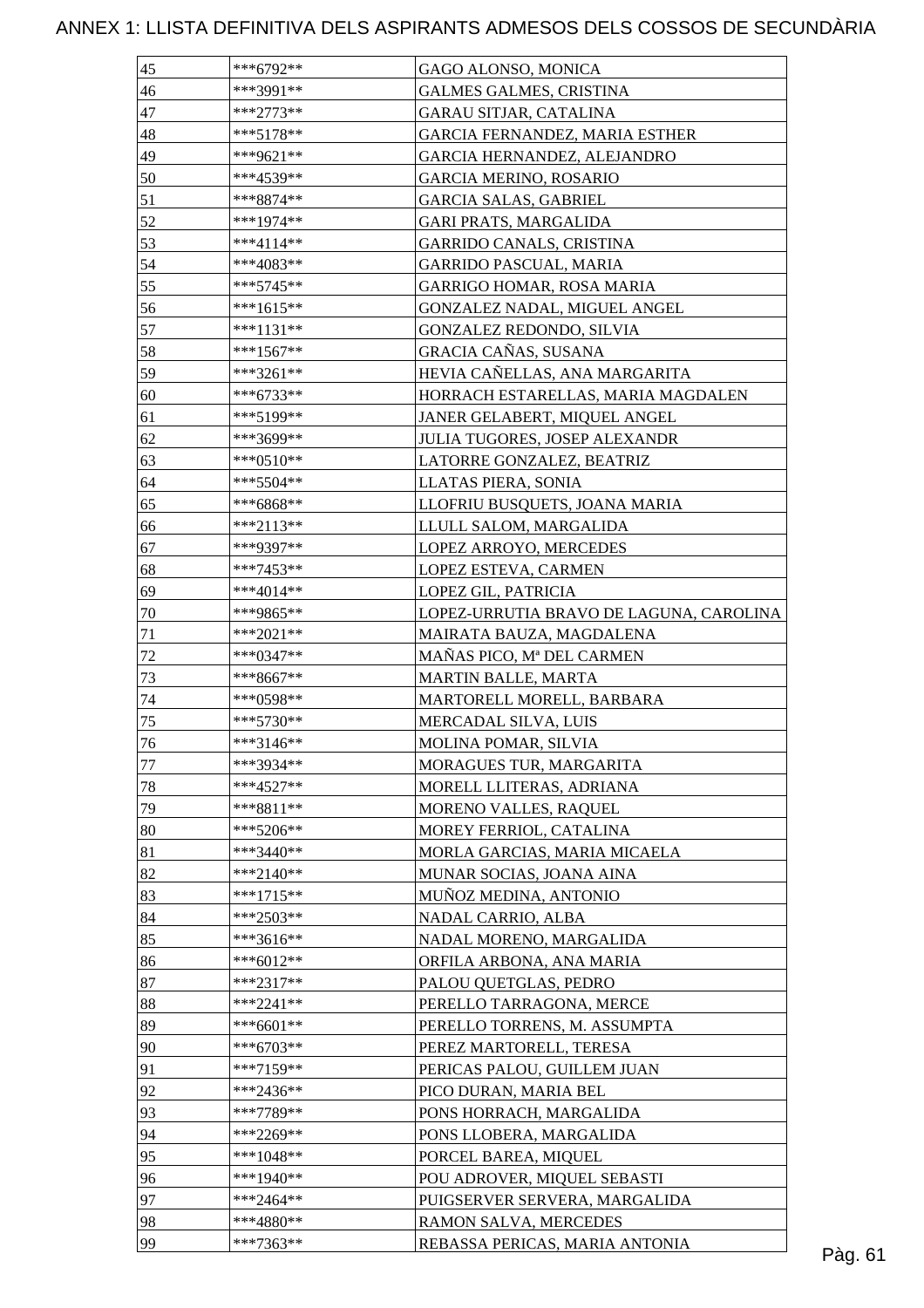# ANNEX 1: LLISTA DEFINITIVA DELS ASPIRANTS ADMESOS DELS COSSOS DE SECUNDÀRIA

| | | |
|---|---|---|
| 45 | ***6792** | GAGO ALONSO, MONICA |
| 46 | ***3991** | GALMES GALMES, CRISTINA |
| 47 | ***2773** | GARAU SITJAR, CATALINA |
| 48 | ***5178** | GARCIA FERNANDEZ, MARIA ESTHER |
| 49 | ***9621** | GARCIA HERNANDEZ, ALEJANDRO |
| 50 | ***4539** | GARCIA MERINO, ROSARIO |
| 51 | ***8874** | GARCIA SALAS, GABRIEL |
| 52 | ***1974** | GARI PRATS, MARGALIDA |
| 53 | ***4114** | GARRIDO CANALS, CRISTINA |
| 54 | ***4083** | GARRIDO PASCUAL, MARIA |
| 55 | ***5745** | GARRIGO HOMAR, ROSA MARIA |
| 56 | ***1615** | GONZALEZ NADAL, MIGUEL ANGEL |
| 57 | ***1131** | GONZALEZ REDONDO, SILVIA |
| 58 | ***1567** | GRACIA CAÑAS, SUSANA |
| 59 | ***3261** | HEVIA CAÑELLAS, ANA MARGARITA |
| 60 | ***6733** | HORRACH ESTARELLAS, MARIA MAGDALEN |
| 61 | ***5199** | JANER GELABERT, MIQUEL ANGEL |
| 62 | ***3699** | JULIA TUGORES, JOSEP ALEXANDR |
| 63 | ***0510** | LATORRE GONZALEZ, BEATRIZ |
| 64 | ***5504** | LLATAS PIERA, SONIA |
| 65 | ***6868** | LLOFRIU BUSQUETS, JOANA MARIA |
| 66 | ***2113** | LLULL SALOM, MARGALIDA |
| 67 | ***9397** | LOPEZ ARROYO, MERCEDES |
| 68 | ***7453** | LOPEZ ESTEVA, CARMEN |
| 69 | ***4014** | LOPEZ GIL, PATRICIA |
| 70 | ***9865** | LOPEZ-URRUTIA BRAVO DE LAGUNA, CAROLINA |
| 71 | ***2021** | MAIRATA BAUZA, MAGDALENA |
| 72 | ***0347** | MAÑAS PICO, Mª DEL CARMEN |
| 73 | ***8667** | MARTIN BALLE, MARTA |
| 74 | ***0598** | MARTORELL MORELL, BARBARA |
| 75 | ***5730** | MERCADAL SILVA, LUIS |
| 76 | ***3146** | MOLINA POMAR, SILVIA |
| 77 | ***3934** | MORAGUES TUR, MARGARITA |
| 78 | ***4527** | MORELL LLITERAS, ADRIANA |
| 79 | ***8811** | MORENO VALLES, RAQUEL |
| 80 | ***5206** | MOREY FERRIOL, CATALINA |
| 81 | ***3440** | MORLA GARCIAS, MARIA MICAELA |
| 82 | ***2140** | MUNAR SOCIAS, JOANA AINA |
| 83 | ***1715** | MUÑOZ MEDINA, ANTONIO |
| 84 | ***2503** | NADAL CARRIO, ALBA |
| 85 | ***3616** | NADAL MORENO, MARGALIDA |
| 86 | ***6012** | ORFILA ARBONA, ANA MARIA |
| 87 | ***2317** | PALOU QUETGLAS, PEDRO |
| 88 | ***2241** | PERELLO TARRAGONA, MERCE |
| 89 | ***6601** | PERELLO TORRENS, M. ASSUMPTA |
| 90 | ***6703** | PEREZ MARTORELL, TERESA |
| 91 | ***7159** | PERICAS PALOU, GUILLEM JUAN |
| 92 | ***2436** | PICO DURAN, MARIA BEL |
| 93 | ***7789** | PONS HORRACH, MARGALIDA |
| 94 | ***2269** | PONS LLOBERA, MARGALIDA |
| 95 | ***1048** | PORCEL BAREA, MIQUEL |
| 96 | ***1940** | POU ADROVER, MIQUEL SEBASTI |
| 97 | ***2464** | PUIGSERVER SERVERA, MARGALIDA |
| 98 | ***4880** | RAMON SALVA, MERCEDES |
| 99 | ***7363** | REBASSA PERICAS, MARIA ANTONIA |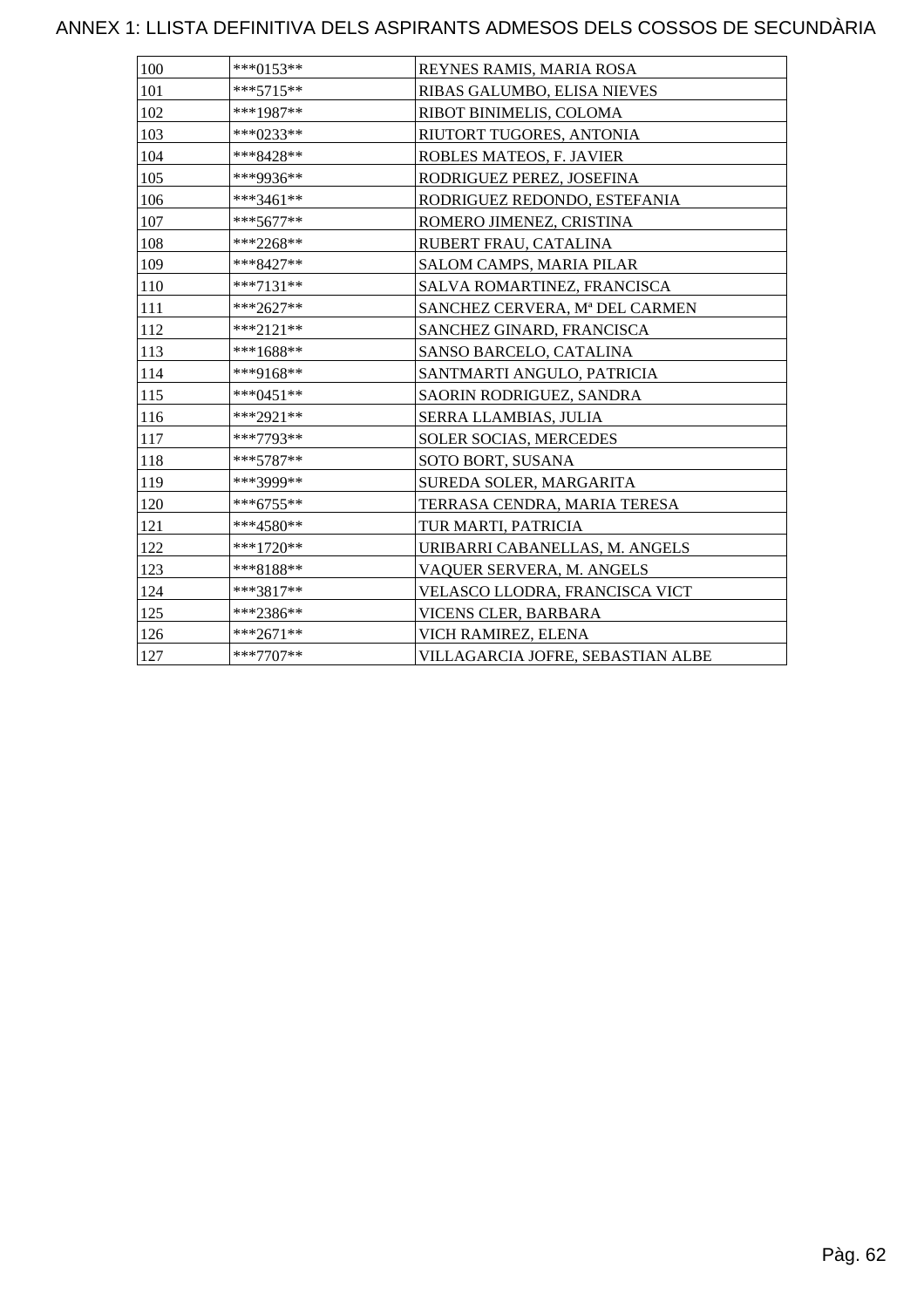# ANNEX 1: LLISTA DEFINITIVA DELS ASPIRANTS ADMESOS DELS COSSOS DE SECUNDÀRIA

| | | |
|---|---|---|
| 100 | ***0153** | REYNES RAMIS, MARIA ROSA |
| 101 | ***5715** | RIBAS GALUMBO, ELISA NIEVES |
| 102 | ***1987** | RIBOT BINIMELIS, COLOMA |
| 103 | ***0233** | RIUTORT TUGORES, ANTONIA |
| 104 | ***8428** | ROBLES MATEOS, F. JAVIER |
| 105 | ***9936** | RODRIGUEZ PEREZ, JOSEFINA |
| 106 | ***3461** | RODRIGUEZ REDONDO, ESTEFANIA |
| 107 | ***5677** | ROMERO JIMENEZ, CRISTINA |
| 108 | ***2268** | RUBERT FRAU, CATALINA |
| 109 | ***8427** | SALOM CAMPS, MARIA PILAR |
| 110 | ***7131** | SALVA ROMARTINEZ, FRANCISCA |
| 111 | ***2627** | SANCHEZ CERVERA, Mª DEL CARMEN |
| 112 | ***2121** | SANCHEZ GINARD, FRANCISCA |
| 113 | ***1688** | SANSO BARCELO, CATALINA |
| 114 | ***9168** | SANTMARTI ANGULO, PATRICIA |
| 115 | ***0451** | SAORIN RODRIGUEZ, SANDRA |
| 116 | ***2921** | SERRA LLAMBIAS, JULIA |
| 117 | ***7793** | SOLER SOCIAS, MERCEDES |
| 118 | ***5787** | SOTO BORT, SUSANA |
| 119 | ***3999** | SUREDA SOLER, MARGARITA |
| 120 | ***6755** | TERRASA CENDRA, MARIA TERESA |
| 121 | ***4580** | TUR MARTI, PATRICIA |
| 122 | ***1720** | URIBARRI CABANELLAS, M. ANGELS |
| 123 | ***8188** | VAQUER SERVERA, M. ANGELS |
| 124 | ***3817** | VELASCO LLODRA, FRANCISCA VICT |
| 125 | ***2386** | VICENS CLER, BARBARA |
| 126 | ***2671** | VICH RAMIREZ, ELENA |
| 127 | ***7707** | VILLAGARCIA JOFRE, SEBASTIAN ALBE |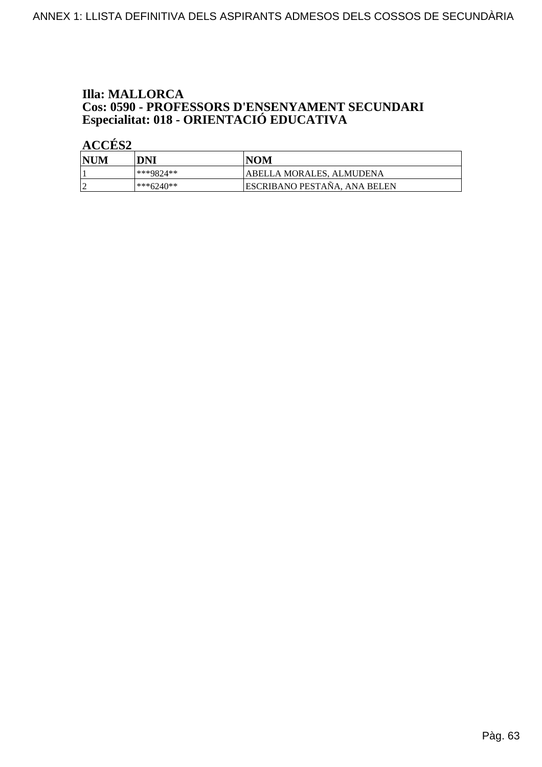**Illa: MALLORCA**
**Cos: 0590 - PROFESSORS D'ENSENYAMENT SECUNDARI**
**Especialitat: 018 - ORIENTACIÓ EDUCATIVA**

**ACCÉS2**

| NUM | DNI | NOM |
|---|---|---|
| 1 | ***9824** | ABELLA MORALES, ALMUDENA |
| 2 | ***6240** | ESCRIBANO PESTAÑA, ANA BELEN |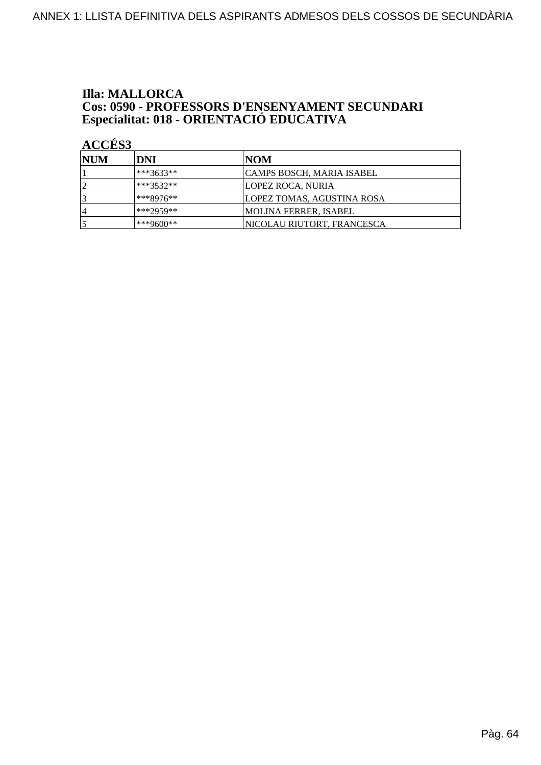**Illa: MALLORCA**
**Cos: 0590 - PROFESSORS D'ENSENYAMENT SECUNDARI**
**Especialitat: 018 - ORIENTACIÓ EDUCATIVA**

**ACCÉS3**

| NUM | DNI | NOM |
|---|---|---|
| 1 | ***3633** | CAMPS BOSCH, MARIA ISABEL |
| 2 | ***3532** | LOPEZ ROCA, NURIA |
| 3 | ***8976** | LOPEZ TOMAS, AGUSTINA ROSA |
| 4 | ***2959** | MOLINA FERRER, ISABEL |
| 5 | ***9600** | NICOLAU RIUTORT, FRANCESCA |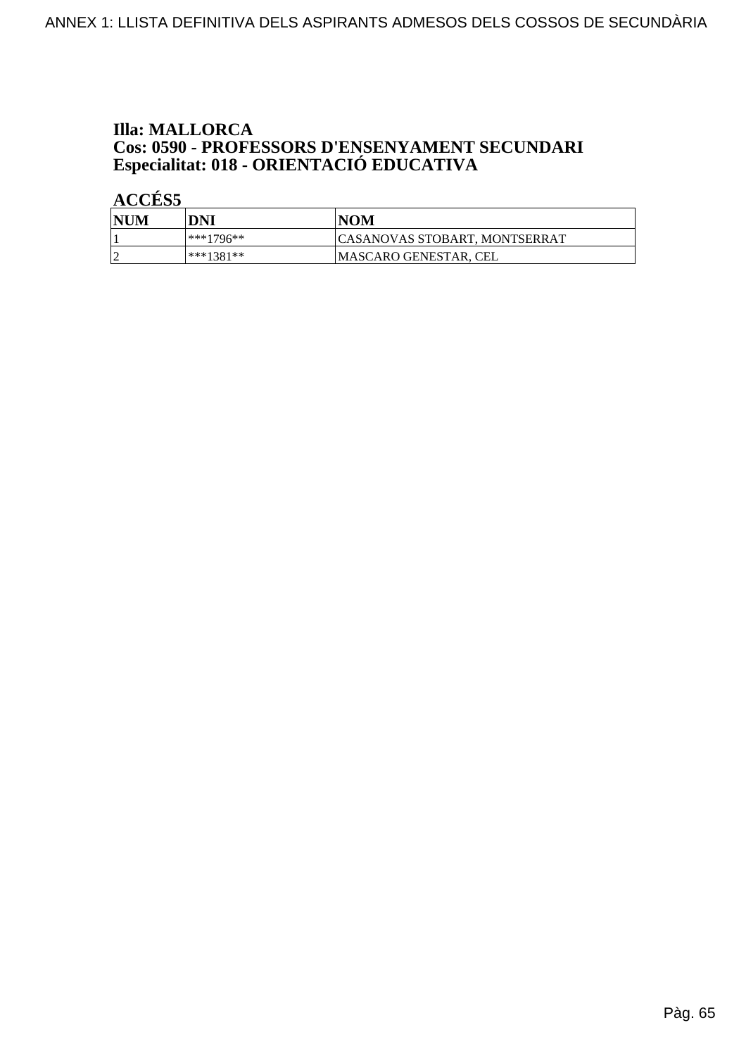**Illa: MALLORCA**
**Cos: 0590 - PROFESSORS D'ENSENYAMENT SECUNDARI**
**Especialitat: 018 - ORIENTACIÓ EDUCATIVA**

**ACCÉS5**

| NUM | DNI | NOM |
|---|---|---|
| 1 | ***1796** | CASANOVAS STOBART, MONTSERRAT |
| 2 | ***1381** | MASCARO GENESTAR, CEL |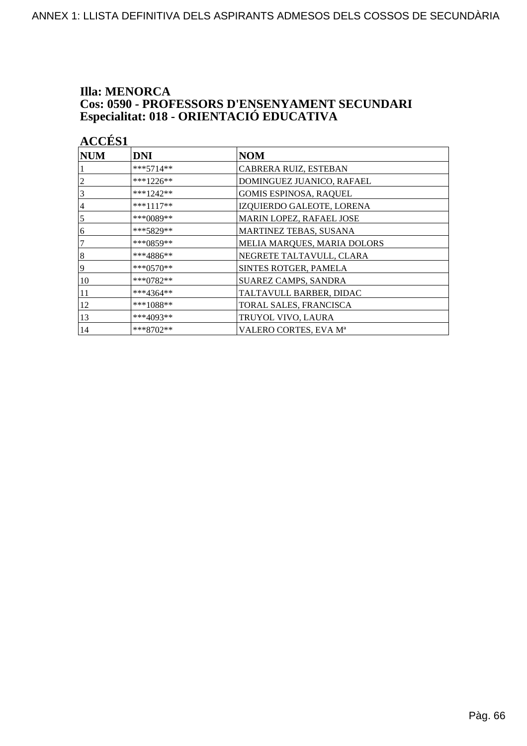**Illa: MENORCA**
**Cos: 0590 - PROFESSORS D'ENSENYAMENT SECUNDARI**
**Especialitat: 018 - ORIENTACIÓ EDUCATIVA**

**ACCÉS1**

| NUM | DNI | NOM |
|---|---|---|
| 1 | ***5714** | CABRERA RUIZ, ESTEBAN |
| 2 | ***1226** | DOMINGUEZ JUANICO, RAFAEL |
| 3 | ***1242** | GOMIS ESPINOSA, RAQUEL |
| 4 | ***1117** | IZQUIERDO GALEOTE, LORENA |
| 5 | ***0089** | MARIN LOPEZ, RAFAEL JOSE |
| 6 | ***5829** | MARTINEZ TEBAS, SUSANA |
| 7 | ***0859** | MELIA MARQUES, MARIA DOLORS |
| 8 | ***4886** | NEGRETE TALTAVULL, CLARA |
| 9 | ***0570** | SINTES ROTGER, PAMELA |
| 10 | ***0782** | SUAREZ CAMPS, SANDRA |
| 11 | ***4364** | TALTAVULL BARBER, DIDAC |
| 12 | ***1088** | TORAL SALES, FRANCISCA |
| 13 | ***4093** | TRUYOL VIVO, LAURA |
| 14 | ***8702** | VALERO CORTES, EVA Mª |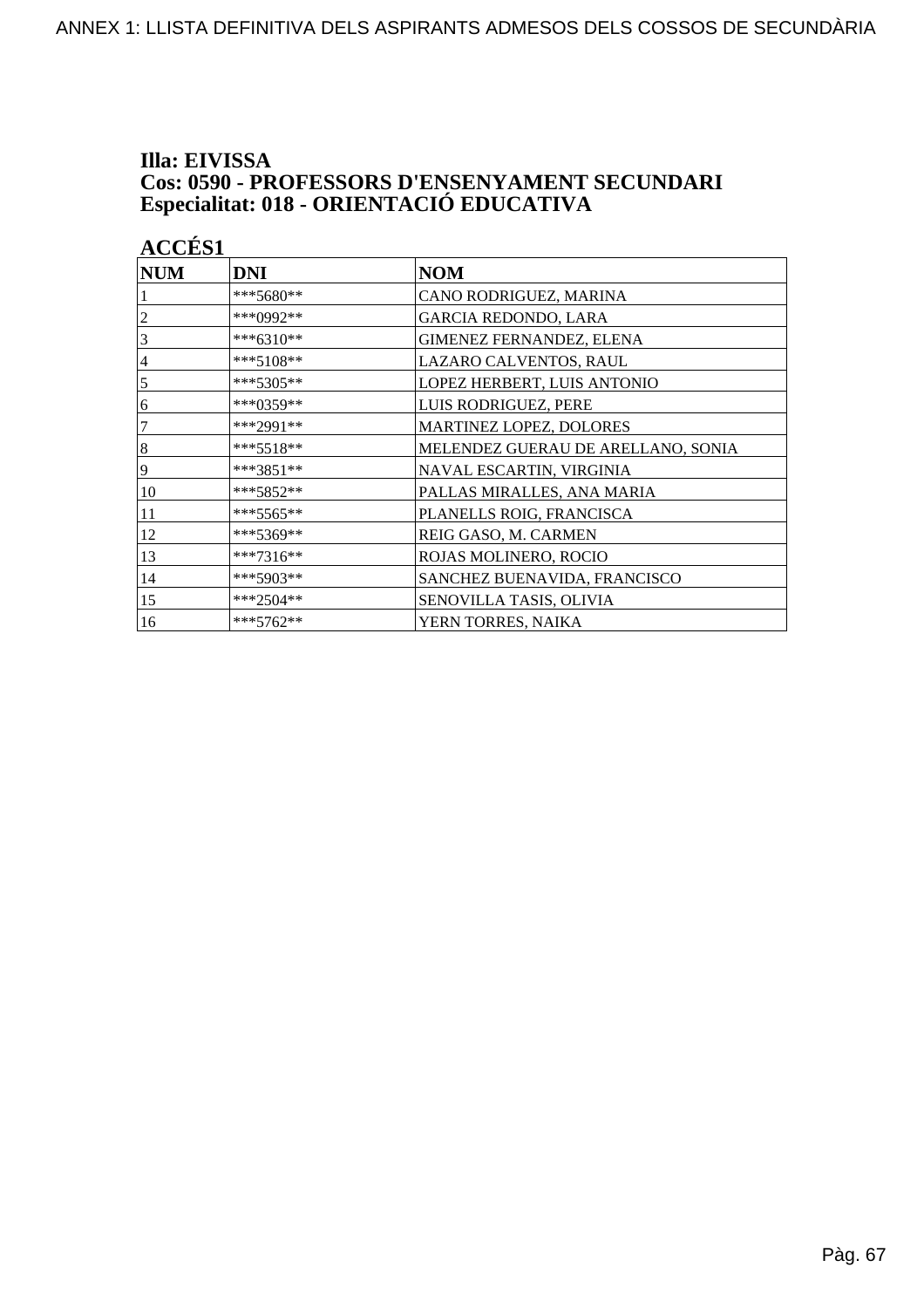**Illa: EIVISSA**
**Cos: 0590 - PROFESSORS D'ENSENYAMENT SECUNDARI**
**Especialitat: 018 - ORIENTACIÓ EDUCATIVA**

**ACCÉS1**

| NUM | DNI | NOM |
|---|---|---|
| 1 | ***5680** | CANO RODRIGUEZ, MARINA |
| 2 | ***0992** | GARCIA REDONDO, LARA |
| 3 | ***6310** | GIMENEZ FERNANDEZ, ELENA |
| 4 | ***5108** | LAZARO CALVENTOS, RAUL |
| 5 | ***5305** | LOPEZ HERBERT, LUIS ANTONIO |
| 6 | ***0359** | LUIS RODRIGUEZ, PERE |
| 7 | ***2991** | MARTINEZ LOPEZ, DOLORES |
| 8 | ***5518** | MELENDEZ GUERAU DE ARELLANO, SONIA |
| 9 | ***3851** | NAVAL ESCARTIN, VIRGINIA |
| 10 | ***5852** | PALLAS MIRALLES, ANA MARIA |
| 11 | ***5565** | PLANELLS ROIG, FRANCISCA |
| 12 | ***5369** | REIG GASO, M. CARMEN |
| 13 | ***7316** | ROJAS MOLINERO, ROCIO |
| 14 | ***5903** | SANCHEZ BUENAVIDA, FRANCISCO |
| 15 | ***2504** | SENOVILLA TASIS, OLIVIA |
| 16 | ***5762** | YERN TORRES, NAIKA |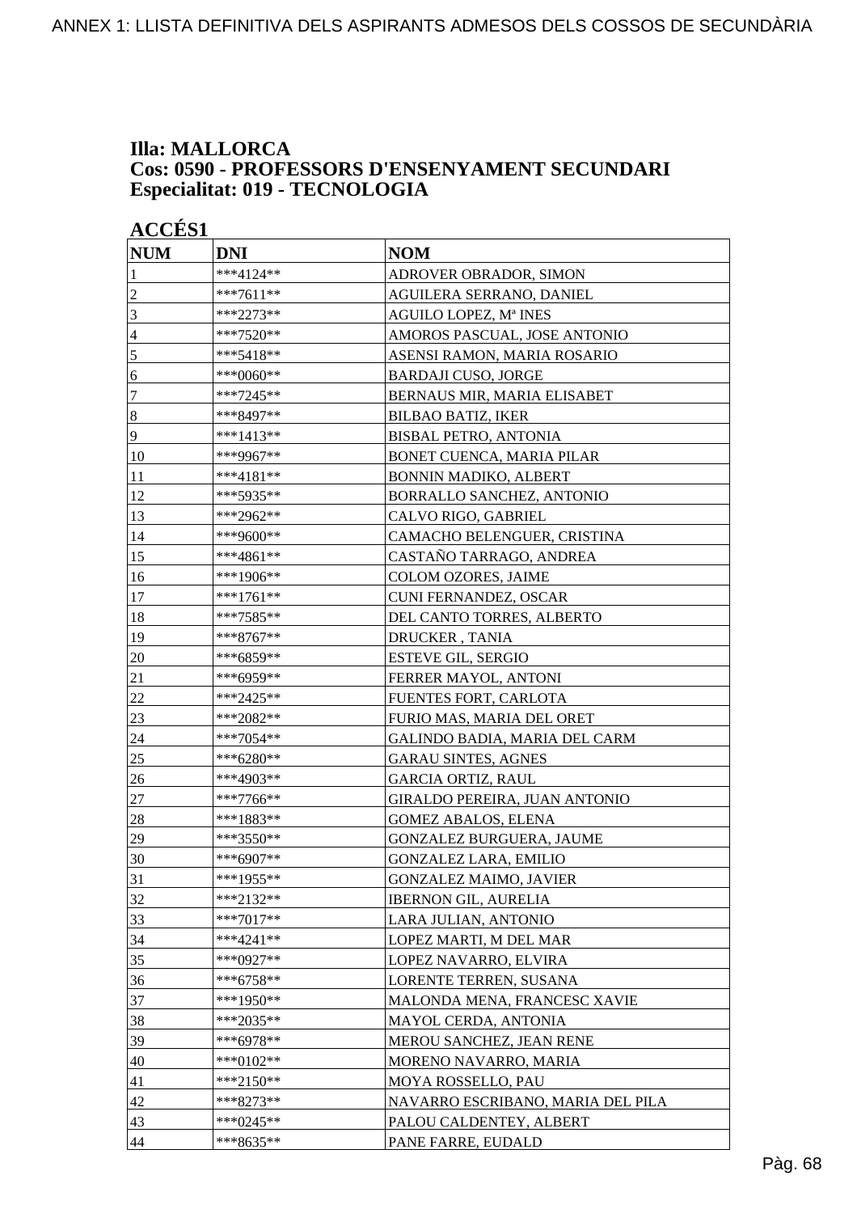ANNEX 1: LLISTA DEFINITIVA DELS ASPIRANTS ADMESOS DELS COSSOS DE SECUNDÀRIA

## Illa: MALLORCA
## Cos: 0590 - PROFESSORS D'ENSENYAMENT SECUNDARI
## Especialitat: 019 - TECNOLOGIA

### ACCÉS1

| NUM | DNI | NOM |
|---|---|---|
| 1 | ***4124** | ADROVER OBRADOR, SIMON |
| 2 | ***7611** | AGUILERA SERRANO, DANIEL |
| 3 | ***2273** | AGUILO LOPEZ, Mª INES |
| 4 | ***7520** | AMOROS PASCUAL, JOSE ANTONIO |
| 5 | ***5418** | ASENSI RAMON, MARIA ROSARIO |
| 6 | ***0060** | BARDAJI CUSO, JORGE |
| 7 | ***7245** | BERNAUS MIR, MARIA ELISABET |
| 8 | ***8497** | BILBAO BATIZ, IKER |
| 9 | ***1413** | BISBAL PETRO, ANTONIA |
| 10 | ***9967** | BONET CUENCA, MARIA PILAR |
| 11 | ***4181** | BONNIN MADIKO, ALBERT |
| 12 | ***5935** | BORRALLO SANCHEZ, ANTONIO |
| 13 | ***2962** | CALVO RIGO, GABRIEL |
| 14 | ***9600** | CAMACHO BELENGUER, CRISTINA |
| 15 | ***4861** | CASTAÑO TARRAGO, ANDREA |
| 16 | ***1906** | COLOM OZORES, JAIME |
| 17 | ***1761** | CUNI FERNANDEZ, OSCAR |
| 18 | ***7585** | DEL CANTO TORRES, ALBERTO |
| 19 | ***8767** | DRUCKER , TANIA |
| 20 | ***6859** | ESTEVE GIL, SERGIO |
| 21 | ***6959** | FERRER MAYOL, ANTONI |
| 22 | ***2425** | FUENTES FORT, CARLOTA |
| 23 | ***2082** | FURIO MAS, MARIA DEL ORET |
| 24 | ***7054** | GALINDO BADIA, MARIA DEL CARM |
| 25 | ***6280** | GARAU SINTES, AGNES |
| 26 | ***4903** | GARCIA ORTIZ, RAUL |
| 27 | ***7766** | GIRALDO PEREIRA, JUAN ANTONIO |
| 28 | ***1883** | GOMEZ ABALOS, ELENA |
| 29 | ***3550** | GONZALEZ BURGUERA, JAUME |
| 30 | ***6907** | GONZALEZ LARA, EMILIO |
| 31 | ***1955** | GONZALEZ MAIMO, JAVIER |
| 32 | ***2132** | IBERNON GIL, AURELIA |
| 33 | ***7017** | LARA JULIAN, ANTONIO |
| 34 | ***4241** | LOPEZ MARTI, M DEL MAR |
| 35 | ***0927** | LOPEZ NAVARRO, ELVIRA |
| 36 | ***6758** | LORENTE TERREN, SUSANA |
| 37 | ***1950** | MALONDA MENA, FRANCESC XAVIE |
| 38 | ***2035** | MAYOL CERDA, ANTONIA |
| 39 | ***6978** | MEROU SANCHEZ, JEAN RENE |
| 40 | ***0102** | MORENO NAVARRO, MARIA |
| 41 | ***2150** | MOYA ROSSELLO, PAU |
| 42 | ***8273** | NAVARRO ESCRIBANO, MARIA DEL PILA |
| 43 | ***0245** | PALOU CALDENTEY, ALBERT |
| 44 | ***8635** | PANE FARRE, EUDALD |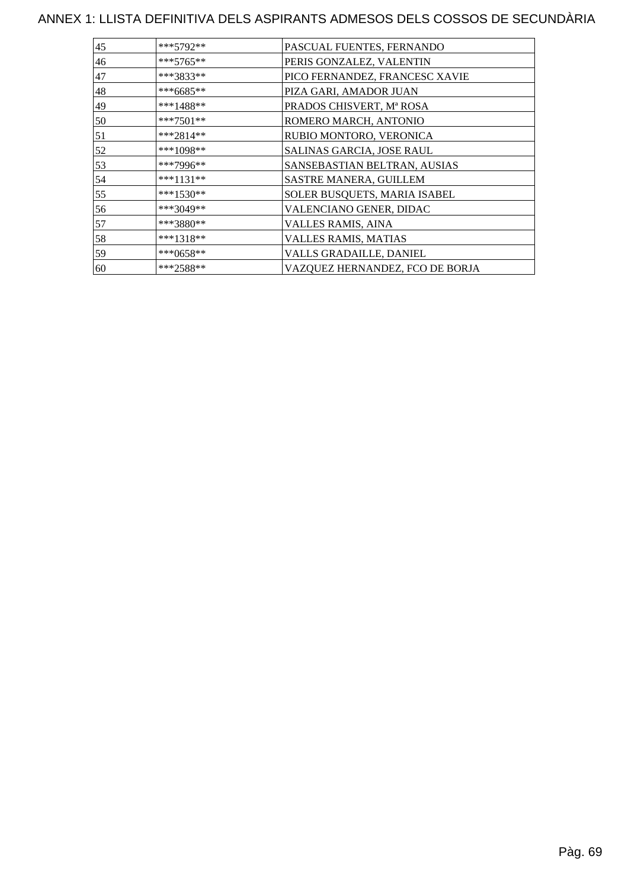# ANNEX 1: LLISTA DEFINITIVA DELS ASPIRANTS ADMESOS DELS COSSOS DE SECUNDÀRIA

| | | |
|---|---|---|
| 45 | ***5792** | PASCUAL FUENTES, FERNANDO |
| 46 | ***5765** | PERIS GONZALEZ, VALENTIN |
| 47 | ***3833** | PICO FERNANDEZ, FRANCESC XAVIE |
| 48 | ***6685** | PIZA GARI, AMADOR JUAN |
| 49 | ***1488** | PRADOS CHISVERT, Mª ROSA |
| 50 | ***7501** | ROMERO MARCH, ANTONIO |
| 51 | ***2814** | RUBIO MONTORO, VERONICA |
| 52 | ***1098** | SALINAS GARCIA, JOSE RAUL |
| 53 | ***7996** | SANSEBASTIAN BELTRAN, AUSIAS |
| 54 | ***1131** | SASTRE MANERA, GUILLEM |
| 55 | ***1530** | SOLER BUSQUETS, MARIA ISABEL |
| 56 | ***3049** | VALENCIANO GENER, DIDAC |
| 57 | ***3880** | VALLES RAMIS, AINA |
| 58 | ***1318** | VALLES RAMIS, MATIAS |
| 59 | ***0658** | VALLS GRADAILLE, DANIEL |
| 60 | ***2588** | VAZQUEZ HERNANDEZ, FCO DE BORJA |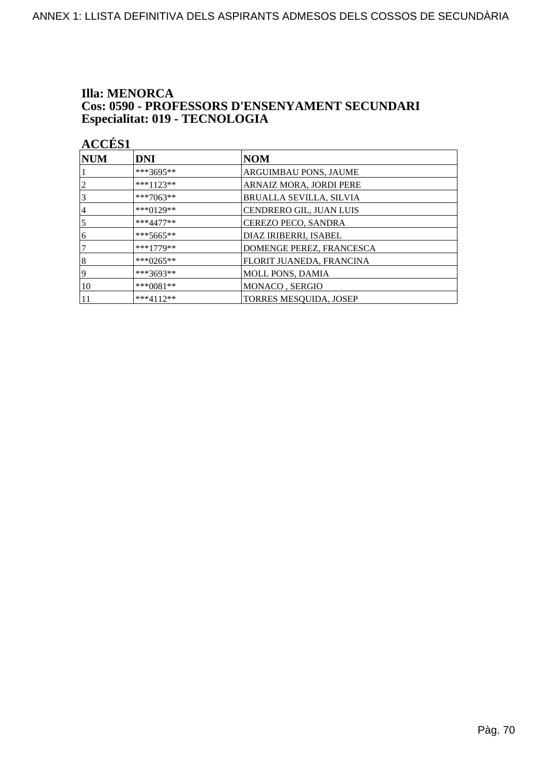**Illa: MENORCA**
**Cos: 0590 - PROFESSORS D'ENSENYAMENT SECUNDARI**
**Especialitat: 019 - TECNOLOGIA**

**ACCÉS1**

| NUM | DNI | NOM |
|---|---|---|
| 1 | ***3695** | ARGUIMBAU PONS, JAUME |
| 2 | ***1123** | ARNAIZ MORA, JORDI PERE |
| 3 | ***7063** | BRUALLA SEVILLA, SILVIA |
| 4 | ***0129** | CENDRERO GIL, JUAN LUIS |
| 5 | ***4477** | CEREZO PECO, SANDRA |
| 6 | ***5665** | DIAZ IRIBERRI, ISABEL |
| 7 | ***1779** | DOMENGE PEREZ, FRANCESCA |
| 8 | ***0265** | FLORIT JUANEDA, FRANCINA |
| 9 | ***3693** | MOLL PONS, DAMIA |
| 10 | ***0081** | MONACO , SERGIO |
| 11 | ***4112** | TORRES MESQUIDA, JOSEP |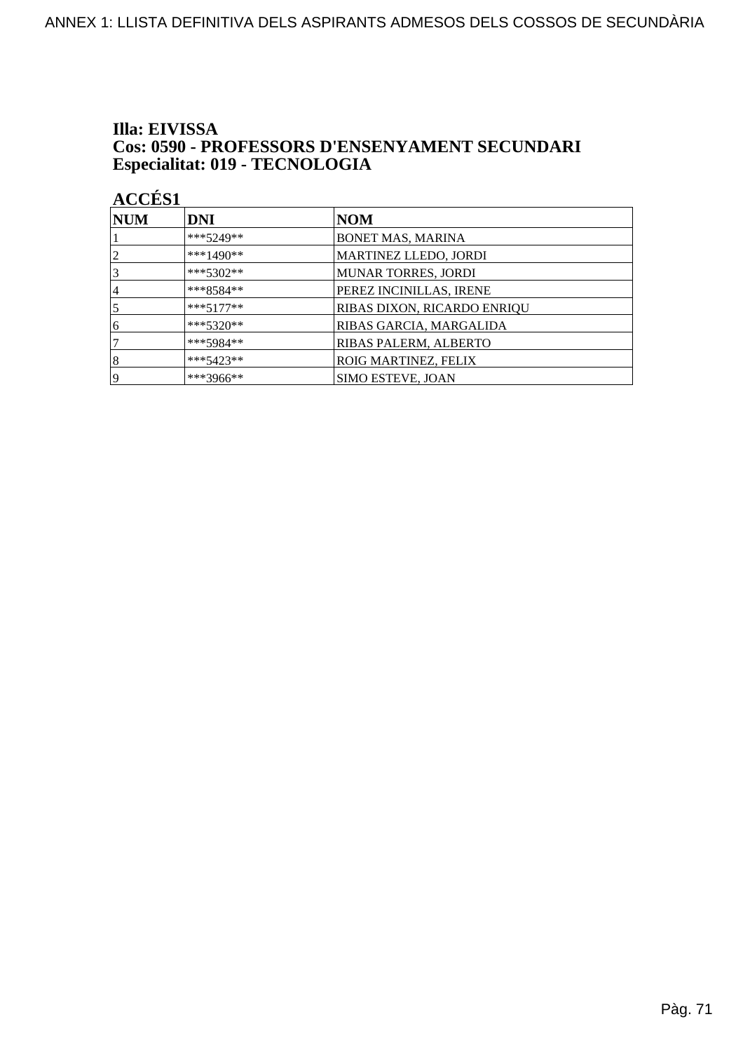# Illa: EIVISSA
## Cos: 0590 - PROFESSORS D'ENSENYAMENT SECUNDARI
## Especialitat: 019 - TECNOLOGIA

### ACCÉS1

| NUM | DNI | NOM |
|---|---|---|
| 1 | ***5249** | BONET MAS, MARINA |
| 2 | ***1490** | MARTINEZ LLEDO, JORDI |
| 3 | ***5302** | MUNAR TORRES, JORDI |
| 4 | ***8584** | PEREZ INCINILLAS, IRENE |
| 5 | ***5177** | RIBAS DIXON, RICARDO ENRIQU |
| 6 | ***5320** | RIBAS GARCIA, MARGALIDA |
| 7 | ***5984** | RIBAS PALERM, ALBERTO |
| 8 | ***5423** | ROIG MARTINEZ, FELIX |
| 9 | ***3966** | SIMO ESTEVE, JOAN |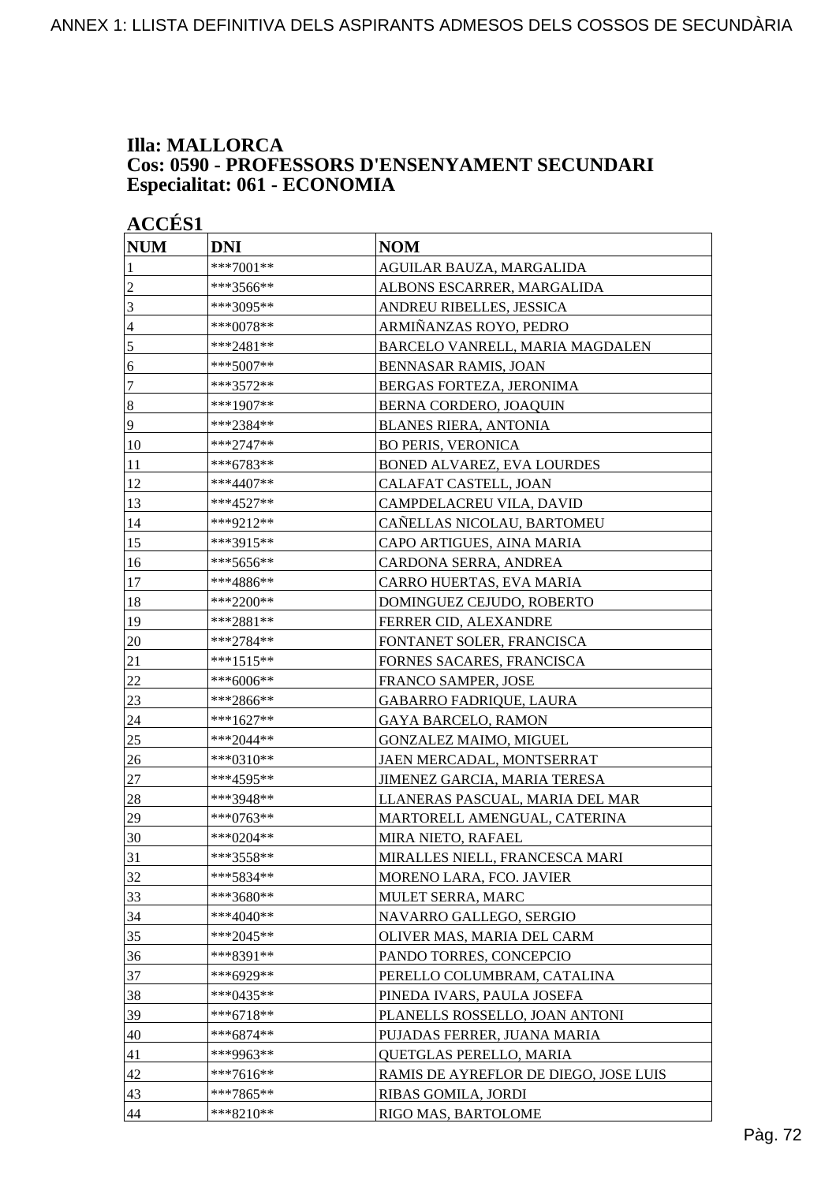**Illa: MALLORCA**
**Cos: 0590 - PROFESSORS D'ENSENYAMENT SECUNDARI**
**Especialitat: 061 - ECONOMIA**

**ACCÉS1**

| NUM | DNI | NOM |
|---|---|---|
| 1 | ***7001** | AGUILAR BAUZA, MARGALIDA |
| 2 | ***3566** | ALBONS ESCARRER, MARGALIDA |
| 3 | ***3095** | ANDREU RIBELLES, JESSICA |
| 4 | ***0078** | ARMIÑANZAS ROYO, PEDRO |
| 5 | ***2481** | BARCELO VANRELL, MARIA MAGDALEN |
| 6 | ***5007** | BENNASAR RAMIS, JOAN |
| 7 | ***3572** | BERGAS FORTEZA, JERONIMA |
| 8 | ***1907** | BERNA CORDERO, JOAQUIN |
| 9 | ***2384** | BLANES RIERA, ANTONIA |
| 10 | ***2747** | BO PERIS, VERONICA |
| 11 | ***6783** | BONED ALVAREZ, EVA LOURDES |
| 12 | ***4407** | CALAFAT CASTELL, JOAN |
| 13 | ***4527** | CAMPDELACREU VILA, DAVID |
| 14 | ***9212** | CAÑELLAS NICOLAU, BARTOMEU |
| 15 | ***3915** | CAPO ARTIGUES, AINA MARIA |
| 16 | ***5656** | CARDONA SERRA, ANDREA |
| 17 | ***4886** | CARRO HUERTAS, EVA MARIA |
| 18 | ***2200** | DOMINGUEZ CEJUDO, ROBERTO |
| 19 | ***2881** | FERRER CID, ALEXANDRE |
| 20 | ***2784** | FONTANET SOLER, FRANCISCA |
| 21 | ***1515** | FORNES SACARES, FRANCISCA |
| 22 | ***6006** | FRANCO SAMPER, JOSE |
| 23 | ***2866** | GABARRO FADRIQUE, LAURA |
| 24 | ***1627** | GAYA BARCELO, RAMON |
| 25 | ***2044** | GONZALEZ MAIMO, MIGUEL |
| 26 | ***0310** | JAEN MERCADAL, MONTSERRAT |
| 27 | ***4595** | JIMENEZ GARCIA, MARIA TERESA |
| 28 | ***3948** | LLANERAS PASCUAL, MARIA DEL MAR |
| 29 | ***0763** | MARTORELL AMENGUAL, CATERINA |
| 30 | ***0204** | MIRA NIETO, RAFAEL |
| 31 | ***3558** | MIRALLES NIELL, FRANCESCA MARI |
| 32 | ***5834** | MORENO LARA, FCO. JAVIER |
| 33 | ***3680** | MULET SERRA, MARC |
| 34 | ***4040** | NAVARRO GALLEGO, SERGIO |
| 35 | ***2045** | OLIVER MAS, MARIA DEL CARM |
| 36 | ***8391** | PANDO TORRES, CONCEPCIO |
| 37 | ***6929** | PERELLO COLUMBRAM, CATALINA |
| 38 | ***0435** | PINEDA IVARS, PAULA JOSEFA |
| 39 | ***6718** | PLANELLS ROSSELLO, JOAN ANTONI |
| 40 | ***6874** | PUJADAS FERRER, JUANA MARIA |
| 41 | ***9963** | QUETGLAS PERELLO, MARIA |
| 42 | ***7616** | RAMIS DE AYREFLOR DE DIEGO, JOSE LUIS |
| 43 | ***7865** | RIBAS GOMILA, JORDI |
| 44 | ***8210** | RIGO MAS, BARTOLOME |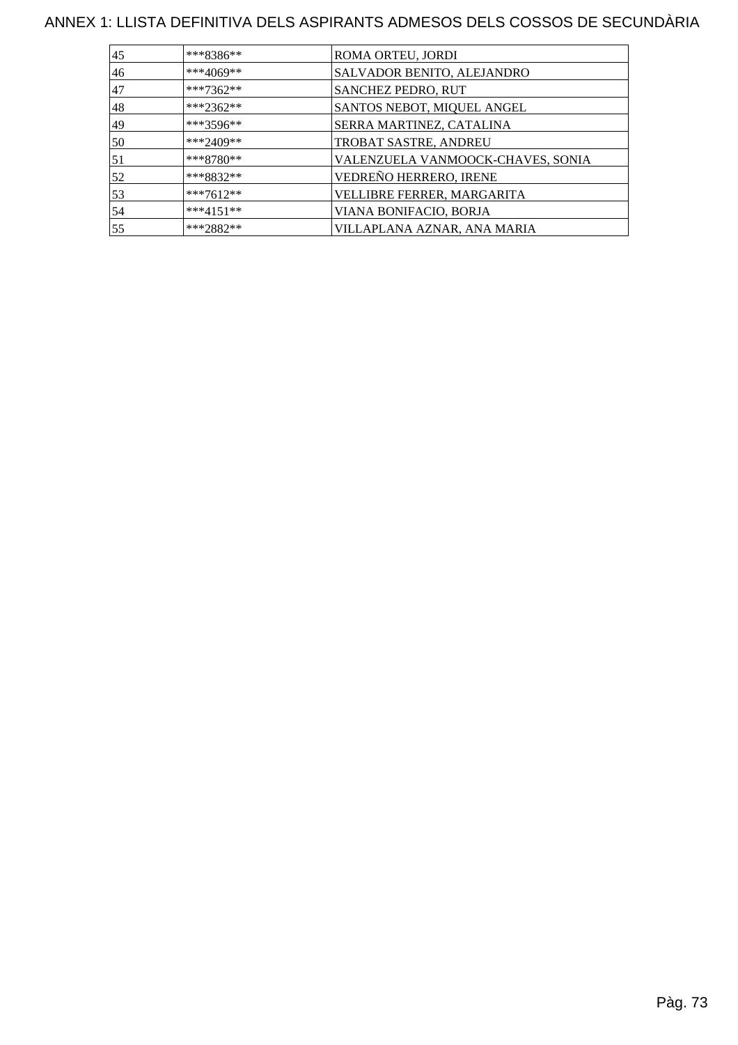# ANNEX 1: LLISTA DEFINITIVA DELS ASPIRANTS ADMESOS DELS COSSOS DE SECUNDÀRIA

| | | |
|---|---|---|
| 45 | ***8386** | ROMA ORTEU, JORDI |
| 46 | ***4069** | SALVADOR BENITO, ALEJANDRO |
| 47 | ***7362** | SANCHEZ PEDRO, RUT |
| 48 | ***2362** | SANTOS NEBOT, MIQUEL ANGEL |
| 49 | ***3596** | SERRA MARTINEZ, CATALINA |
| 50 | ***2409** | TROBAT SASTRE, ANDREU |
| 51 | ***8780** | VALENZUELA VANMOOCK-CHAVES, SONIA |
| 52 | ***8832** | VEDREÑO HERRERO, IRENE |
| 53 | ***7612** | VELLIBRE FERRER, MARGARITA |
| 54 | ***4151** | VIANA BONIFACIO, BORJA |
| 55 | ***2882** | VILLAPLANA AZNAR, ANA MARIA |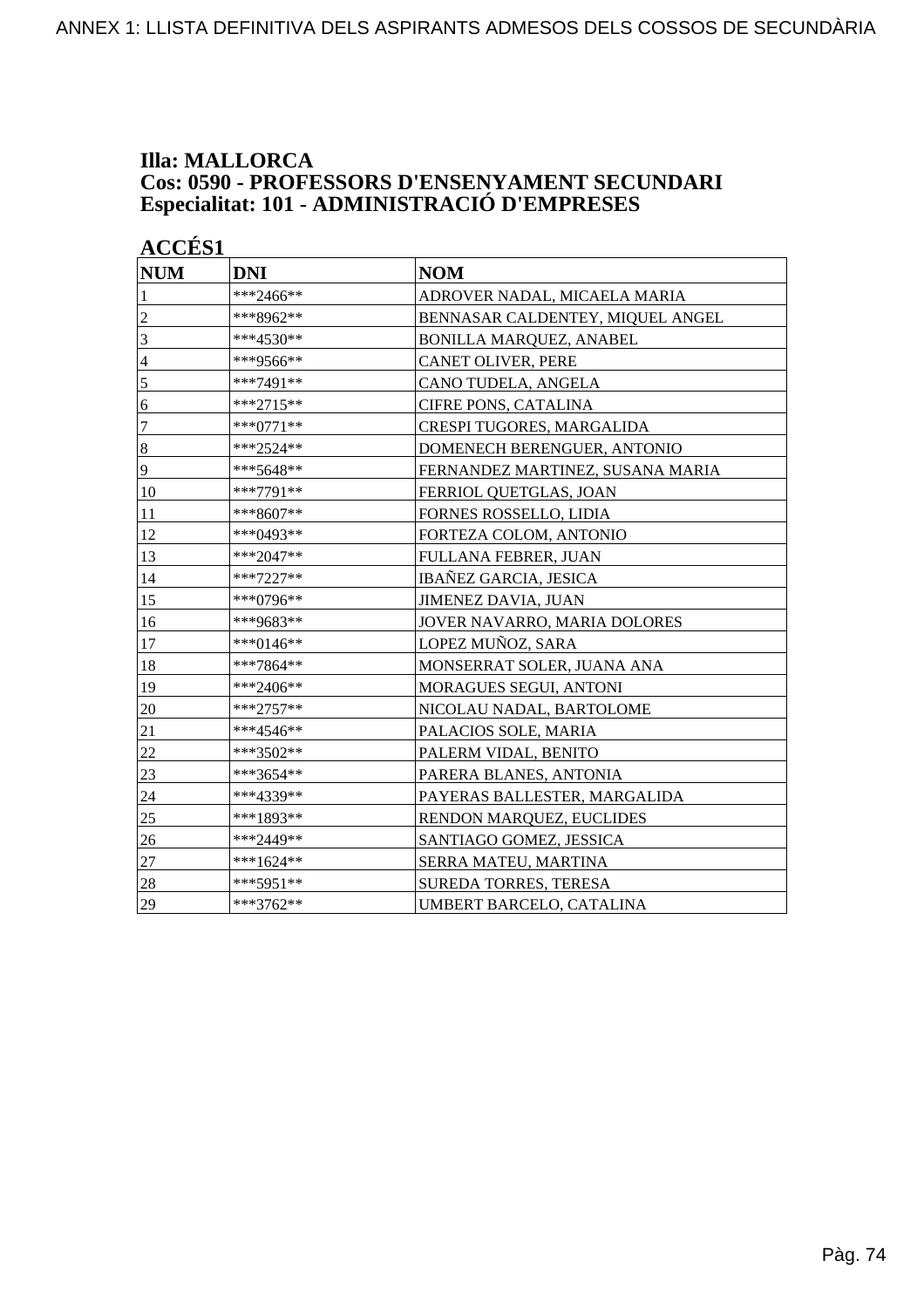ANNEX 1: LLISTA DEFINITIVA DELS ASPIRANTS ADMESOS DELS COSSOS DE SECUNDÀRIA

### Illa: MALLORCA
### Cos: 0590 - PROFESSORS D'ENSENYAMENT SECUNDARI
### Especialitat: 101 - ADMINISTRACIÓ D'EMPRESES

**ACCÉS1**

| NUM | DNI | NOM |
|---|---|---|
| 1 | ***2466** | ADROVER NADAL, MICAELA MARIA |
| 2 | ***8962** | BENNASAR CALDENTEY, MIQUEL ANGEL |
| 3 | ***4530** | BONILLA MARQUEZ, ANABEL |
| 4 | ***9566** | CANET OLIVER, PERE |
| 5 | ***7491** | CANO TUDELA, ANGELA |
| 6 | ***2715** | CIFRE PONS, CATALINA |
| 7 | ***0771** | CRESPI TUGORES, MARGALIDA |
| 8 | ***2524** | DOMENECH BERENGUER, ANTONIO |
| 9 | ***5648** | FERNANDEZ MARTINEZ, SUSANA MARIA |
| 10 | ***7791** | FERRIOL QUETGLAS, JOAN |
| 11 | ***8607** | FORNES ROSSELLO, LIDIA |
| 12 | ***0493** | FORTEZA COLOM, ANTONIO |
| 13 | ***2047** | FULLANA FEBRER, JUAN |
| 14 | ***7227** | IBAÑEZ GARCIA, JESICA |
| 15 | ***0796** | JIMENEZ DAVIA, JUAN |
| 16 | ***9683** | JOVER NAVARRO, MARIA DOLORES |
| 17 | ***0146** | LOPEZ MUÑOZ, SARA |
| 18 | ***7864** | MONSERRAT SOLER, JUANA ANA |
| 19 | ***2406** | MORAGUES SEGUI, ANTONI |
| 20 | ***2757** | NICOLAU NADAL, BARTOLOME |
| 21 | ***4546** | PALACIOS SOLE, MARIA |
| 22 | ***3502** | PALERM VIDAL, BENITO |
| 23 | ***3654** | PARERA BLANES, ANTONIA |
| 24 | ***4339** | PAYERAS BALLESTER, MARGALIDA |
| 25 | ***1893** | RENDON MARQUEZ, EUCLIDES |
| 26 | ***2449** | SANTIAGO GOMEZ, JESSICA |
| 27 | ***1624** | SERRA MATEU, MARTINA |
| 28 | ***5951** | SUREDA TORRES, TERESA |
| 29 | ***3762** | UMBERT BARCELO, CATALINA |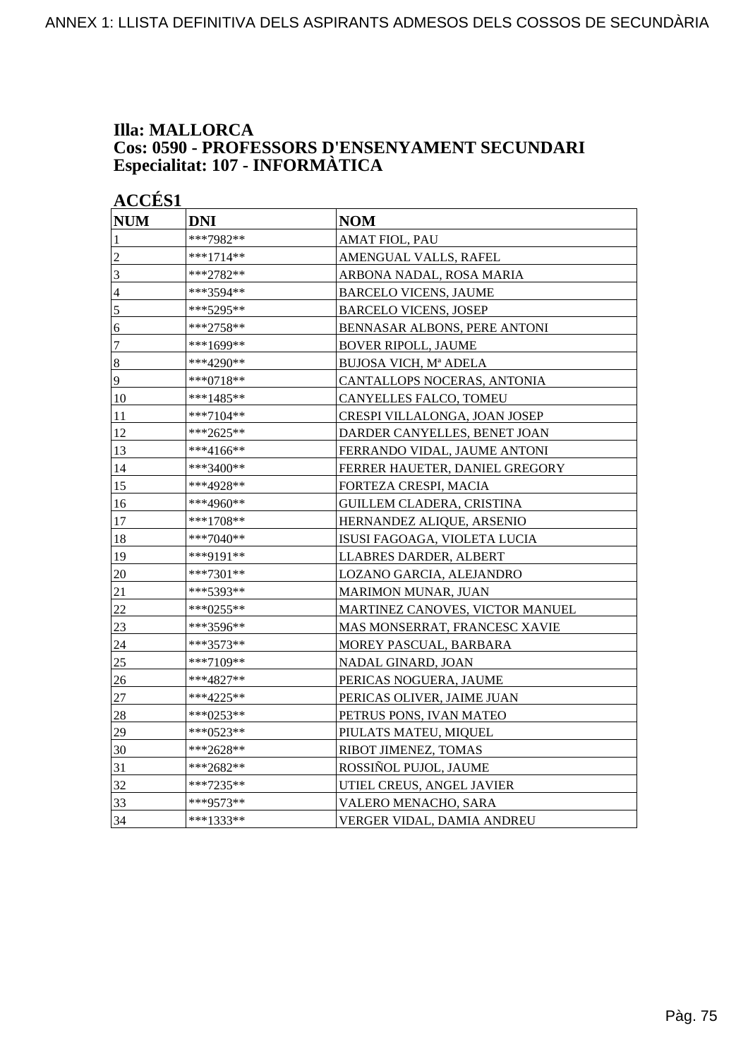ANNEX 1: LLISTA DEFINITIVA DELS ASPIRANTS ADMESOS DELS COSSOS DE SECUNDÀRIA

## Illa: MALLORCA
## Cos: 0590 - PROFESSORS D'ENSENYAMENT SECUNDARI
## Especialitat: 107 - INFORMÀTICA

### ACCÉS1

| NUM | DNI | NOM |
|---|---|---|
| 1 | ***7982** | AMAT FIOL, PAU |
| 2 | ***1714** | AMENGUAL VALLS, RAFEL |
| 3 | ***2782** | ARBONA NADAL, ROSA MARIA |
| 4 | ***3594** | BARCELO VICENS, JAUME |
| 5 | ***5295** | BARCELO VICENS, JOSEP |
| 6 | ***2758** | BENNASAR ALBONS, PERE ANTONI |
| 7 | ***1699** | BOVER RIPOLL, JAUME |
| 8 | ***4290** | BUJOSA VICH, Mª ADELA |
| 9 | ***0718** | CANTALLOPS NOCERAS, ANTONIA |
| 10 | ***1485** | CANYELLES FALCO, TOMEU |
| 11 | ***7104** | CRESPI VILLALONGA, JOAN JOSEP |
| 12 | ***2625** | DARDER CANYELLES, BENET JOAN |
| 13 | ***4166** | FERRANDO VIDAL, JAUME ANTONI |
| 14 | ***3400** | FERRER HAUETER, DANIEL GREGORY |
| 15 | ***4928** | FORTEZA CRESPI, MACIA |
| 16 | ***4960** | GUILLEM CLADERA, CRISTINA |
| 17 | ***1708** | HERNANDEZ ALIQUE, ARSENIO |
| 18 | ***7040** | ISUSI FAGOAGA, VIOLETA LUCIA |
| 19 | ***9191** | LLABRES DARDER, ALBERT |
| 20 | ***7301** | LOZANO GARCIA, ALEJANDRO |
| 21 | ***5393** | MARIMON MUNAR, JUAN |
| 22 | ***0255** | MARTINEZ CANOVES, VICTOR MANUEL |
| 23 | ***3596** | MAS MONSERRAT, FRANCESC XAVIE |
| 24 | ***3573** | MOREY PASCUAL, BARBARA |
| 25 | ***7109** | NADAL GINARD, JOAN |
| 26 | ***4827** | PERICAS NOGUERA, JAUME |
| 27 | ***4225** | PERICAS OLIVER, JAIME JUAN |
| 28 | ***0253** | PETRUS PONS, IVAN MATEO |
| 29 | ***0523** | PIULATS MATEU, MIQUEL |
| 30 | ***2628** | RIBOT JIMENEZ, TOMAS |
| 31 | ***2682** | ROSSIÑOL PUJOL, JAUME |
| 32 | ***7235** | UTIEL CREUS, ANGEL JAVIER |
| 33 | ***9573** | VALERO MENACHO, SARA |
| 34 | ***1333** | VERGER VIDAL, DAMIA ANDREU |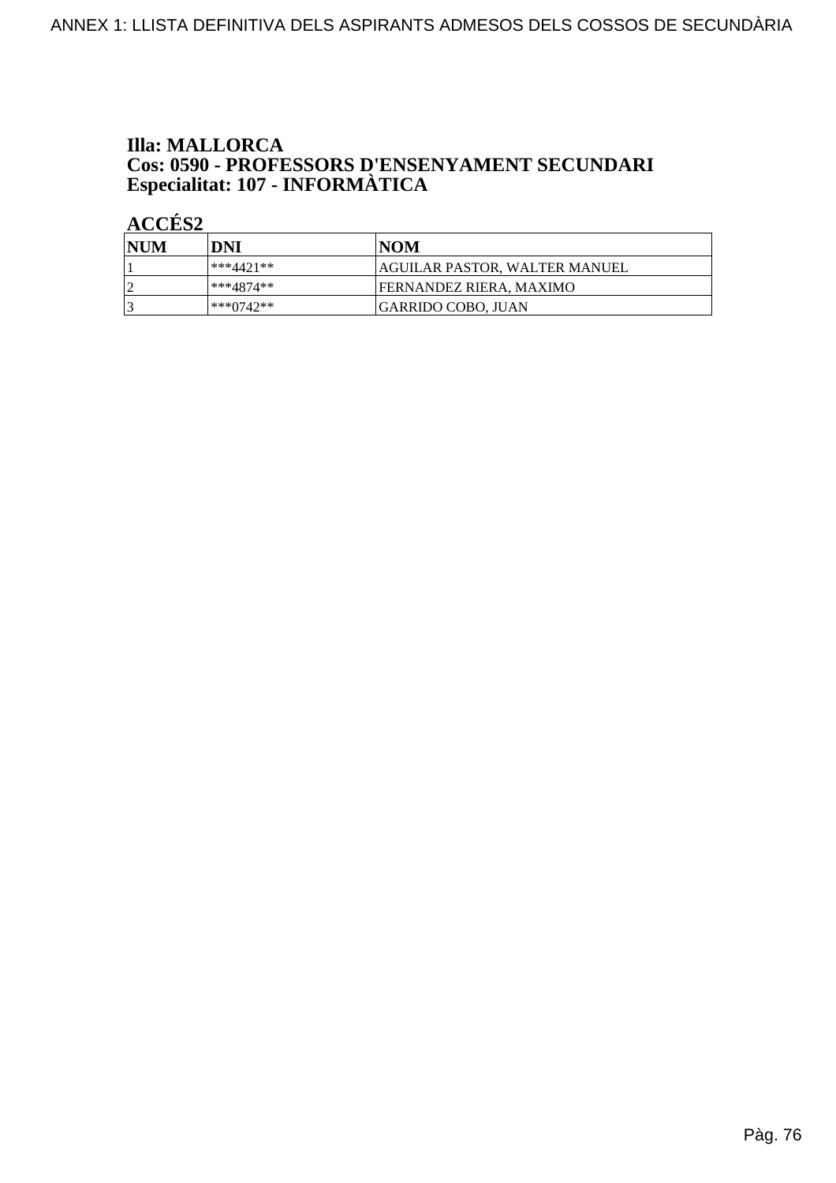**Illa: MALLORCA**
**Cos: 0590 - PROFESSORS D'ENSENYAMENT SECUNDARI**
**Especialitat: 107 - INFORMÀTICA**

**ACCÉS2**

| NUM | DNI | NOM |
|---|---|---|
| 1 | ***4421** | AGUILAR PASTOR, WALTER MANUEL |
| 2 | ***4874** | FERNANDEZ RIERA, MAXIMO |
| 3 | ***0742** | GARRIDO COBO, JUAN |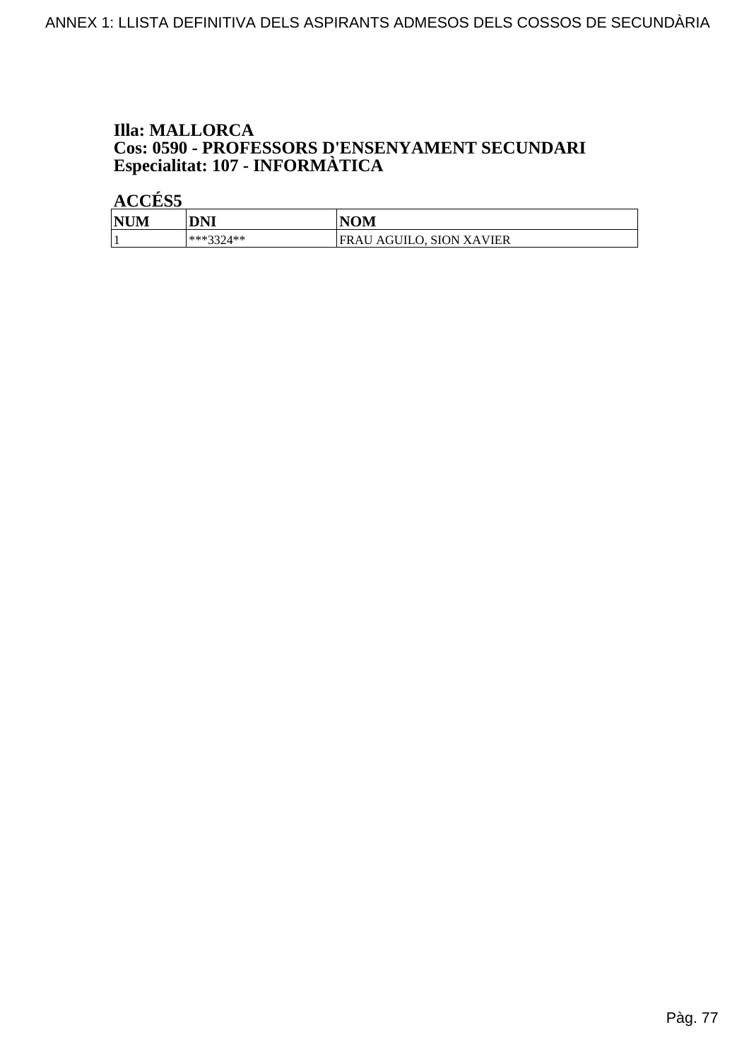**Illa: MALLORCA**
**Cos: 0590 - PROFESSORS D'ENSENYAMENT SECUNDARI**
**Especialitat: 107 - INFORMÀTICA**

**ACCÉS5**

| NUM | DNI | NOM |
|---|---|---|
| 1 | ***3324** | FRAU AGUILO, SION XAVIER |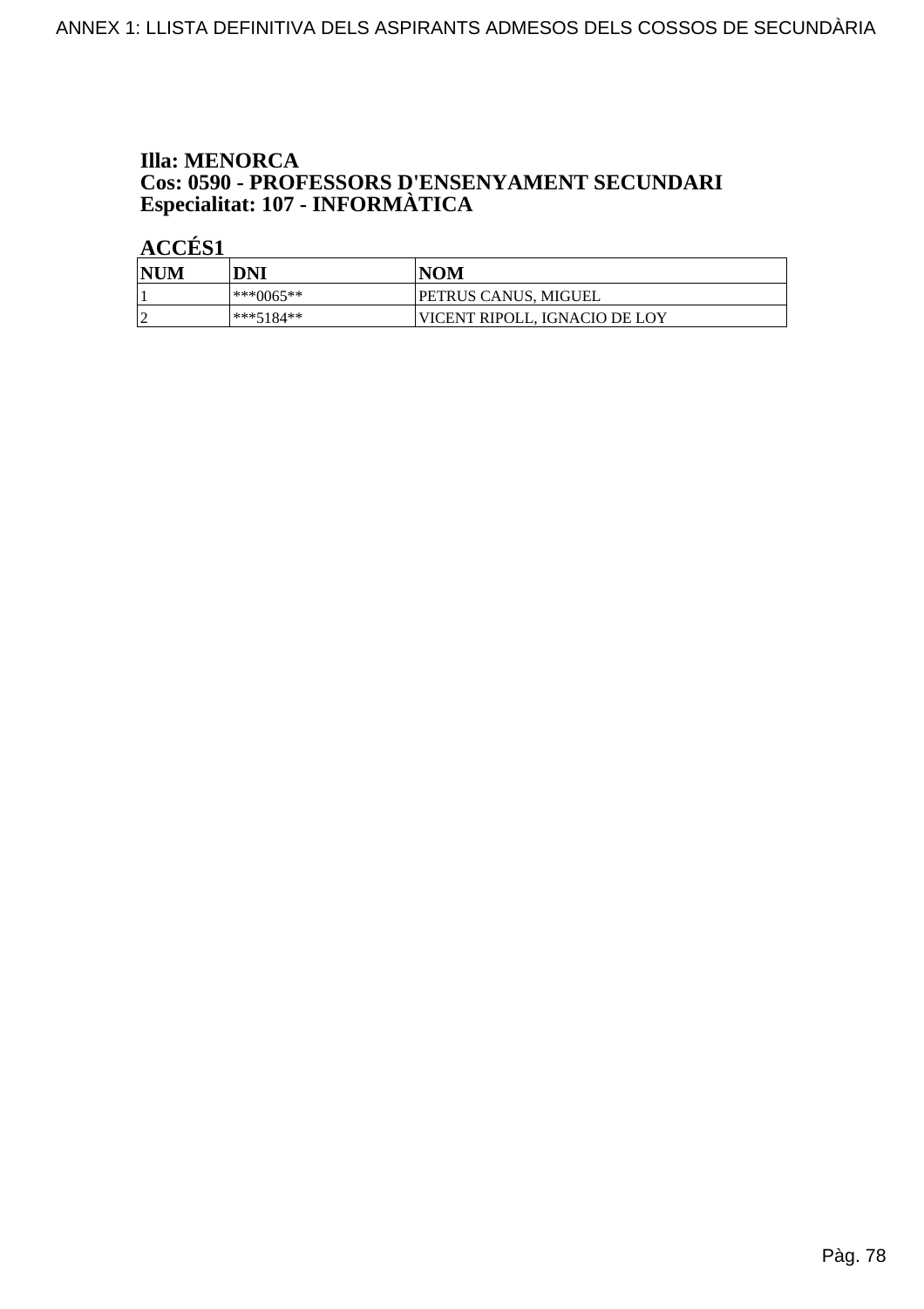**Illa: MENORCA**
**Cos: 0590 - PROFESSORS D'ENSENYAMENT SECUNDARI**
**Especialitat: 107 - INFORMÀTICA**

**ACCÉS1**

| NUM | DNI | NOM |
|---|---|---|
| 1 | ***0065** | PETRUS CANUS, MIGUEL |
| 2 | ***5184** | VICENT RIPOLL, IGNACIO DE LOY |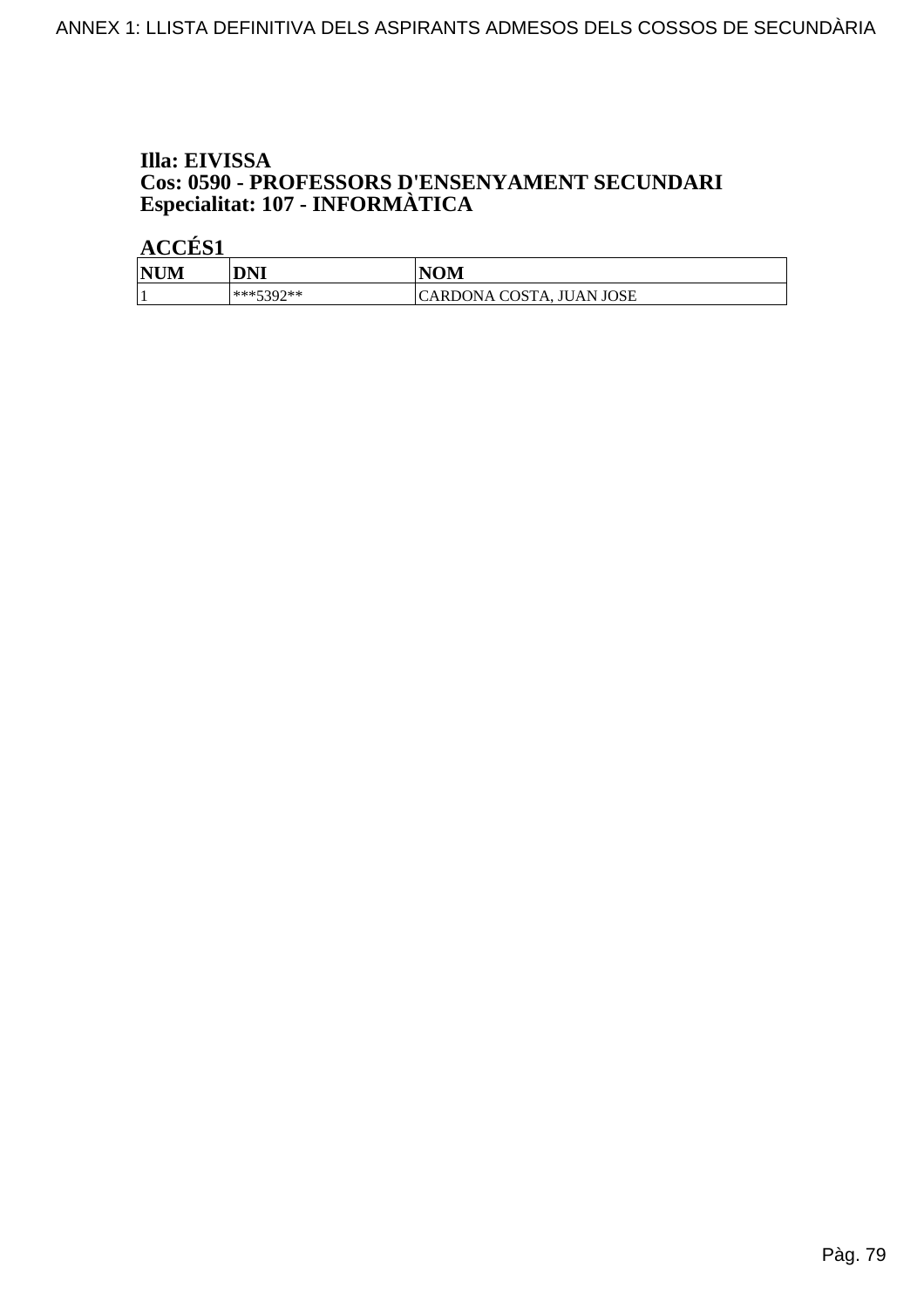**Illa: EIVISSA**
**Cos: 0590 - PROFESSORS D'ENSENYAMENT SECUNDARI**
**Especialitat: 107 - INFORMÀTICA**

**ACCÉS1**

| NUM | DNI | NOM |
|---|---|---|
| 1 | ***5392** | CARDONA COSTA, JUAN JOSE |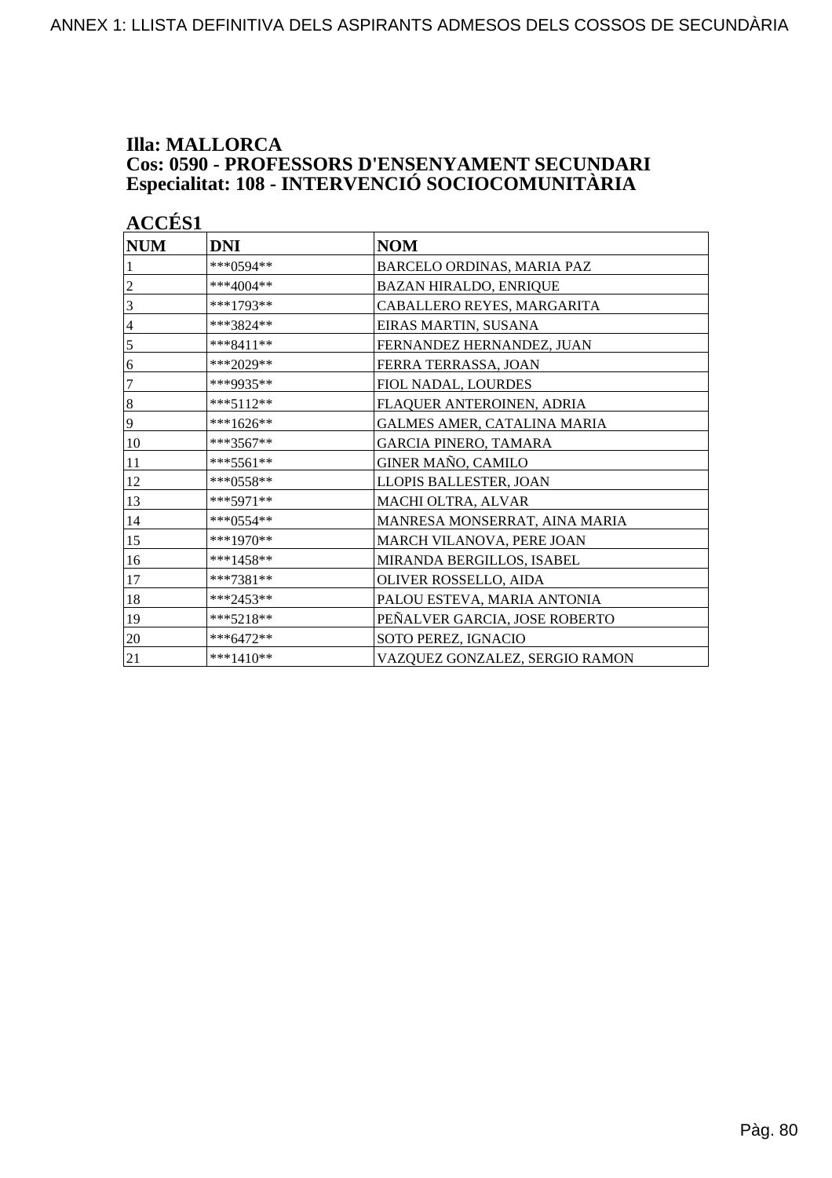**Illa: MALLORCA**
**Cos: 0590 - PROFESSORS D'ENSENYAMENT SECUNDARI**
**Especialitat: 108 - INTERVENCIÓ SOCIOCOMUNITÀRIA**

**ACCÉS1**

| NUM | DNI | NOM |
|---|---|---|
| 1 | ***0594** | BARCELO ORDINAS, MARIA PAZ |
| 2 | ***4004** | BAZAN HIRALDO, ENRIQUE |
| 3 | ***1793** | CABALLERO REYES, MARGARITA |
| 4 | ***3824** | EIRAS MARTIN, SUSANA |
| 5 | ***8411** | FERNANDEZ HERNANDEZ, JUAN |
| 6 | ***2029** | FERRA TERRASSA, JOAN |
| 7 | ***9935** | FIOL NADAL, LOURDES |
| 8 | ***5112** | FLAQUER ANTEROINEN, ADRIA |
| 9 | ***1626** | GALMES AMER, CATALINA MARIA |
| 10 | ***3567** | GARCIA PINERO, TAMARA |
| 11 | ***5561** | GINER MAÑO, CAMILO |
| 12 | ***0558** | LLOPIS BALLESTER, JOAN |
| 13 | ***5971** | MACHI OLTRA, ALVAR |
| 14 | ***0554** | MANRESA MONSERRAT, AINA MARIA |
| 15 | ***1970** | MARCH VILANOVA, PERE JOAN |
| 16 | ***1458** | MIRANDA BERGILLOS, ISABEL |
| 17 | ***7381** | OLIVER ROSSELLO, AIDA |
| 18 | ***2453** | PALOU ESTEVA, MARIA ANTONIA |
| 19 | ***5218** | PEÑALVER GARCIA, JOSE ROBERTO |
| 20 | ***6472** | SOTO PEREZ, IGNACIO |
| 21 | ***1410** | VAZQUEZ GONZALEZ, SERGIO RAMON |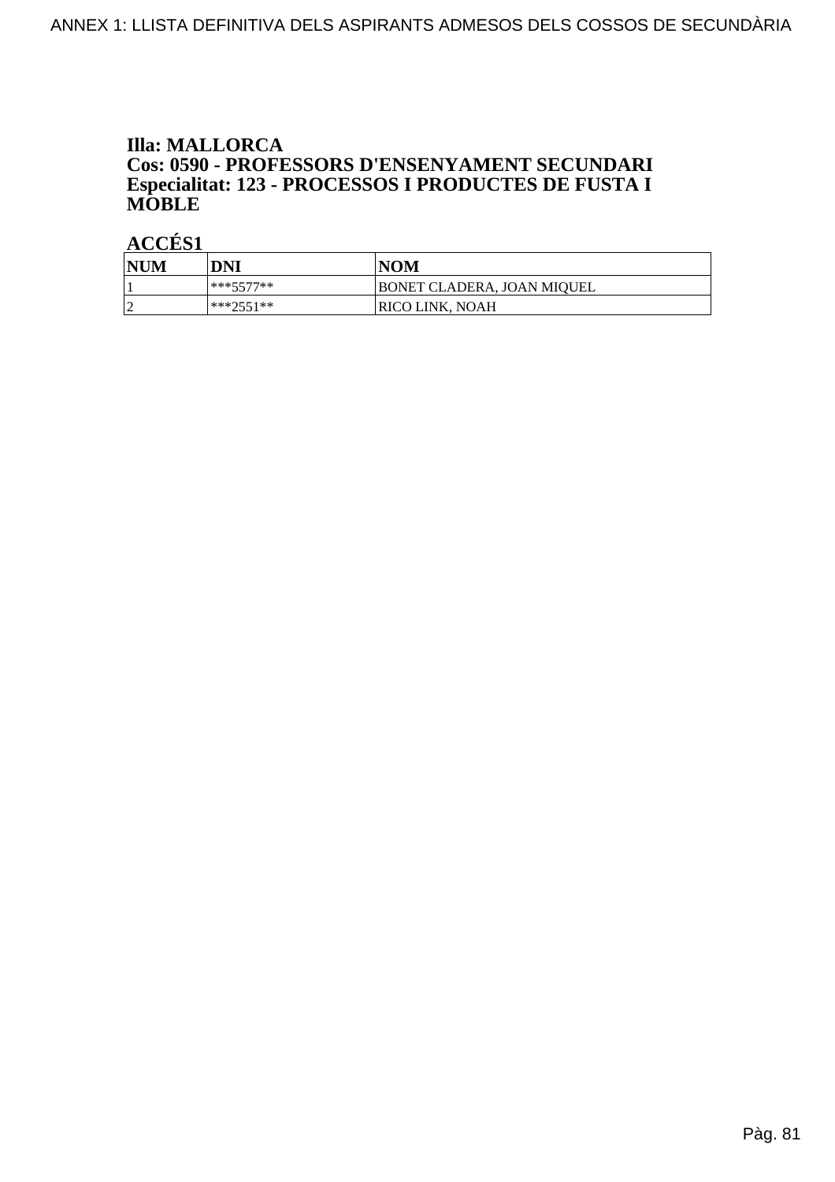**Illa: MALLORCA**
**Cos: 0590 - PROFESSORS D'ENSENYAMENT SECUNDARI**
**Especialitat: 123 - PROCESSOS I PRODUCTES DE FUSTA I MOBLE**

**ACCÉS1**

| NUM | DNI | NOM |
|---|---|---|
| 1 | ***5577** | BONET CLADERA, JOAN MIQUEL |
| 2 | ***2551** | RICO LINK, NOAH |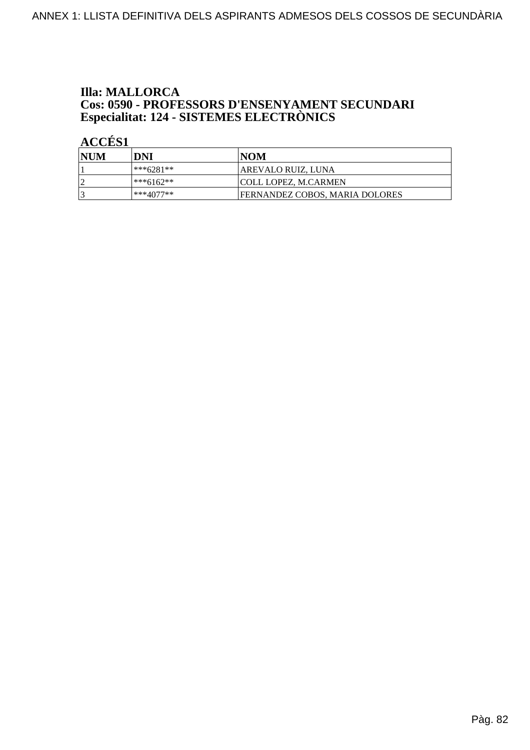**Illa: MALLORCA**
**Cos: 0590 - PROFESSORS D'ENSENYAMENT SECUNDARI**
**Especialitat: 124 - SISTEMES ELECTRÒNICS**

**ACCÉS1**

| NUM | DNI | NOM |
|---|---|---|
| 1 | ***6281** | AREVALO RUIZ, LUNA |
| 2 | ***6162** | COLL LOPEZ, M.CARMEN |
| 3 | ***4077** | FERNANDEZ COBOS, MARIA DOLORES |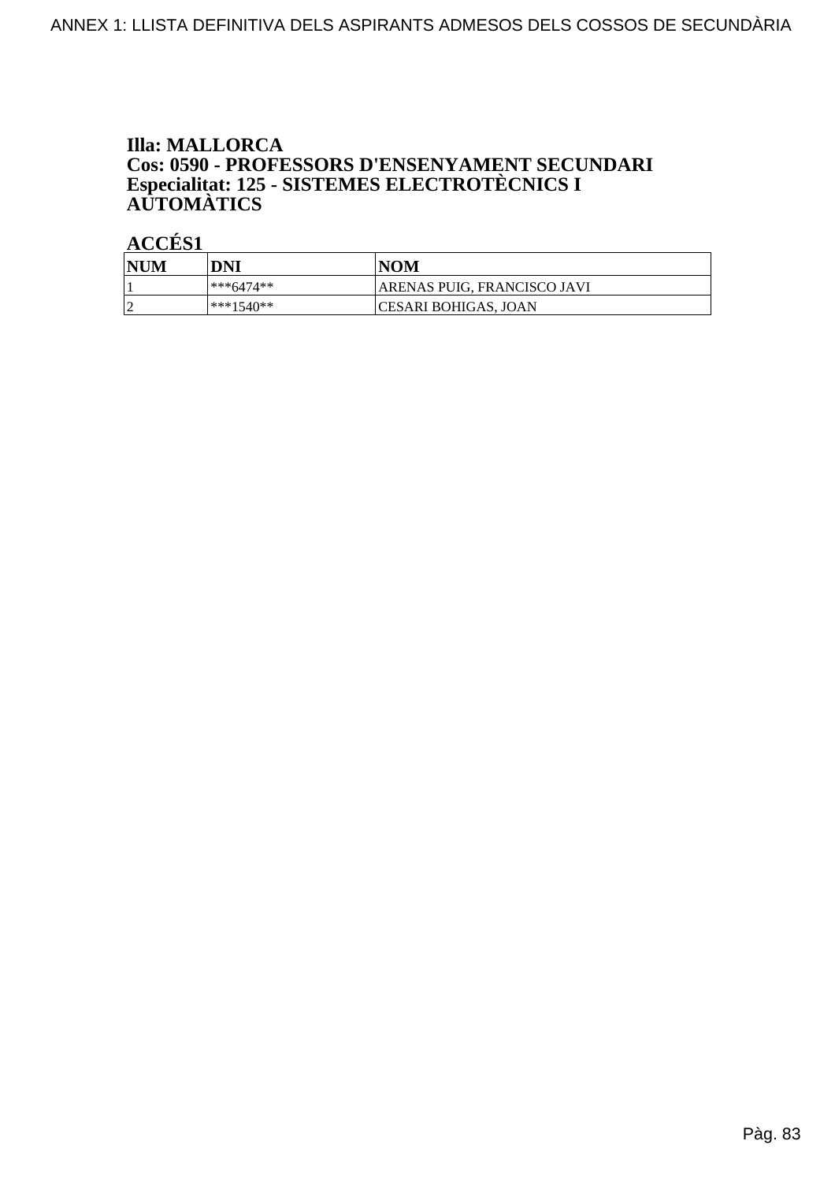**Illa: MALLORCA**
**Cos: 0590 - PROFESSORS D'ENSENYAMENT SECUNDARI**
**Especialitat: 125 - SISTEMES ELECTROTÈCNICS I AUTOMÀTICS**

**ACCÉS1**

| NUM | DNI | NOM |
|---|---|---|
| 1 | ***6474** | ARENAS PUIG, FRANCISCO JAVI |
| 2 | ***1540** | CESARI BOHIGAS, JOAN |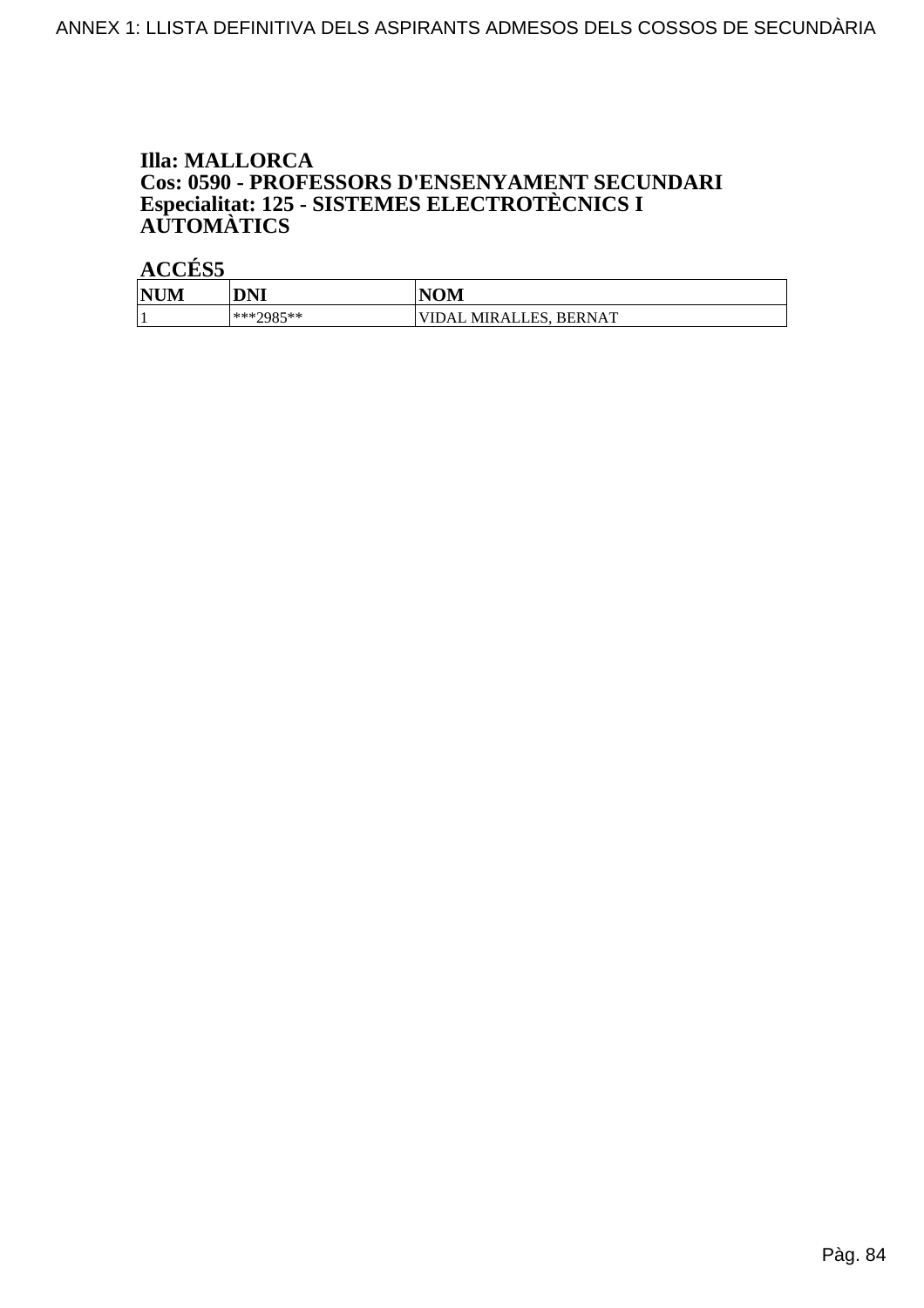**Illa: MALLORCA**
**Cos: 0590 - PROFESSORS D'ENSENYAMENT SECUNDARI**
**Especialitat: 125 - SISTEMES ELECTROTÈCNICS I AUTOMÀTICS**

**ACCÉS5**

| NUM | DNI | NOM |
|---|---|---|
| 1 | ***2985** | VIDAL MIRALLES, BERNAT |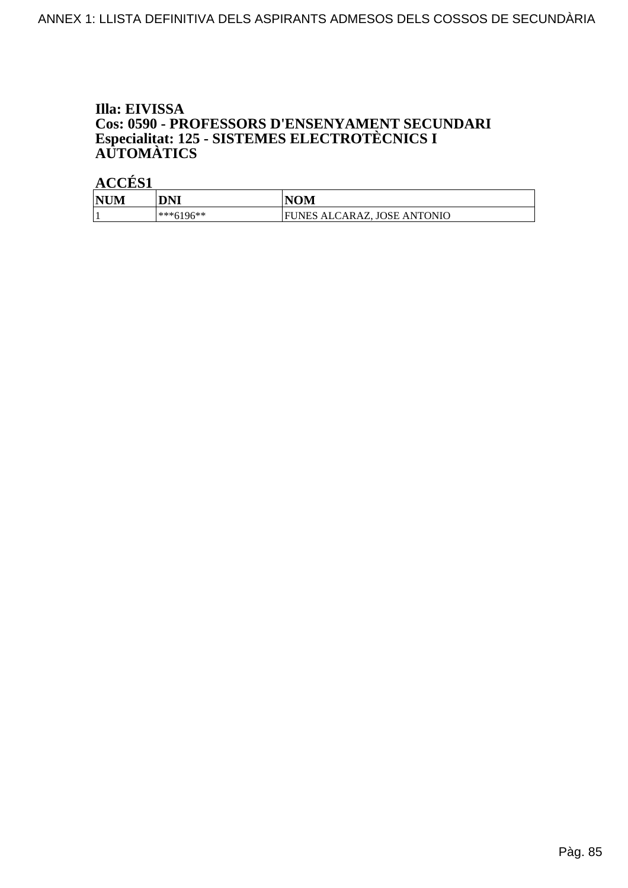**Illa: EIVISSA**
**Cos: 0590 - PROFESSORS D'ENSENYAMENT SECUNDARI**
**Especialitat: 125 - SISTEMES ELECTROTÈCNICS I AUTOMÀTICS**

**ACCÉS1**

| NUM | DNI | NOM |
|---|---|---|
| 1 | ***6196** | FUNES ALCARAZ, JOSE ANTONIO |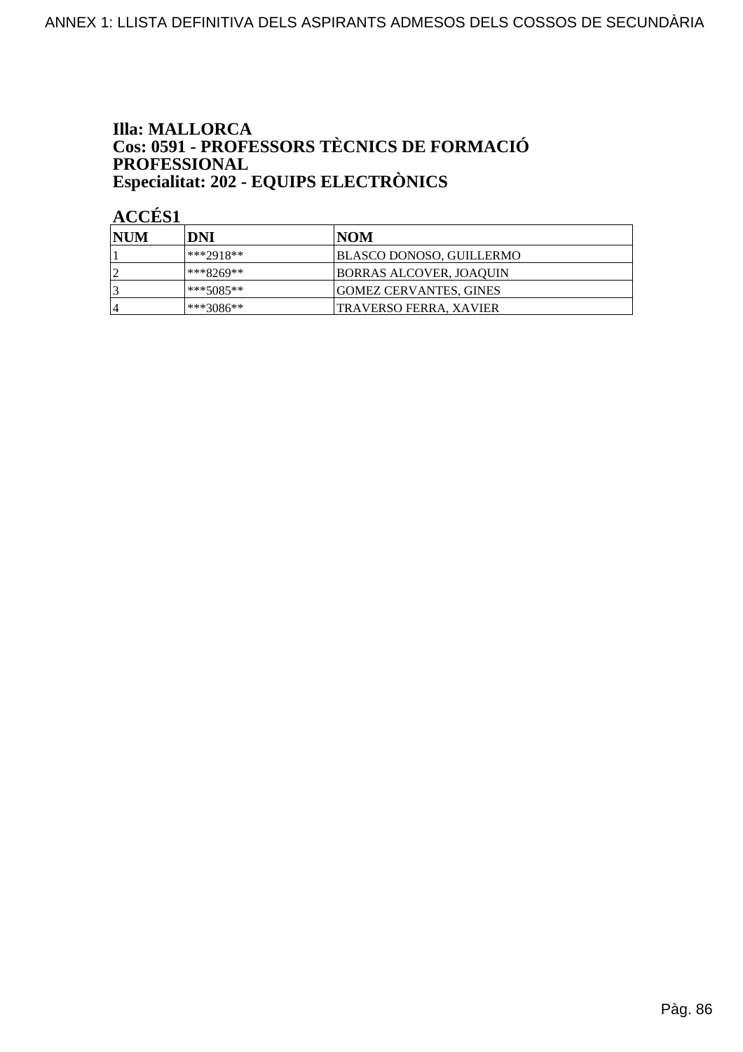**Illa: MALLORCA**
**Cos: 0591 - PROFESSORS TÈCNICS DE FORMACIÓ PROFESSIONAL**
**Especialitat: 202 - EQUIPS ELECTRÒNICS**

**ACCÉS1**

| NUM | DNI | NOM |
|---|---|---|
| 1 | ***2918** | BLASCO DONOSO, GUILLERMO |
| 2 | ***8269** | BORRAS ALCOVER, JOAQUIN |
| 3 | ***5085** | GOMEZ CERVANTES, GINES |
| 4 | ***3086** | TRAVERSO FERRA, XAVIER |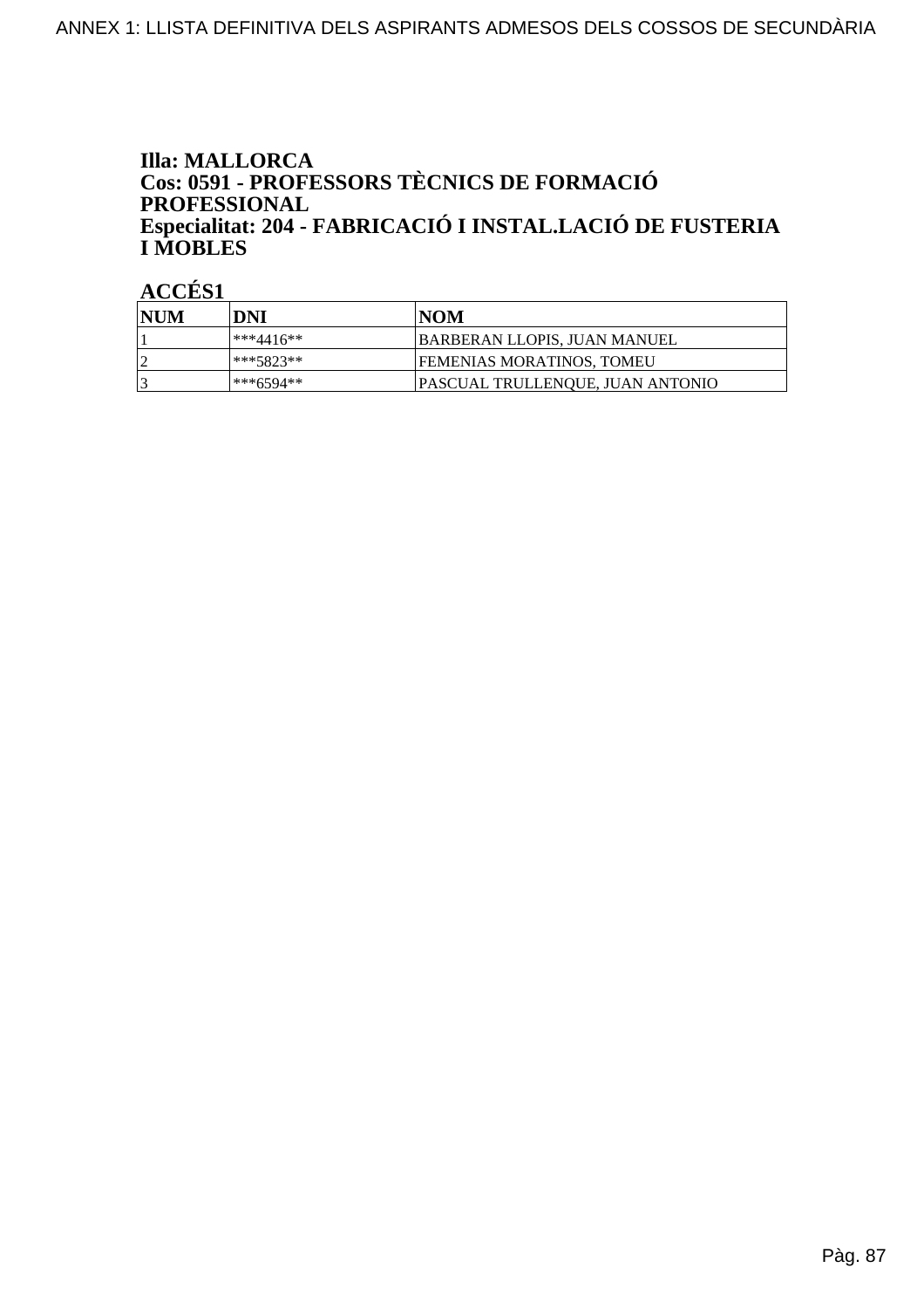**Illa: MALLORCA**
**Cos: 0591 - PROFESSORS TÈCNICS DE FORMACIÓ PROFESSIONAL**
**Especialitat: 204 - FABRICACIÓ I INSTAL.LACIÓ DE FUSTERIA I MOBLES**

**ACCÉS1**

| NUM | DNI | NOM |
|---|---|---|
| 1 | ***4416** | BARBERAN LLOPIS, JUAN MANUEL |
| 2 | ***5823** | FEMENIAS MORATINOS, TOMEU |
| 3 | ***6594** | PASCUAL TRULLENQUE, JUAN ANTONIO |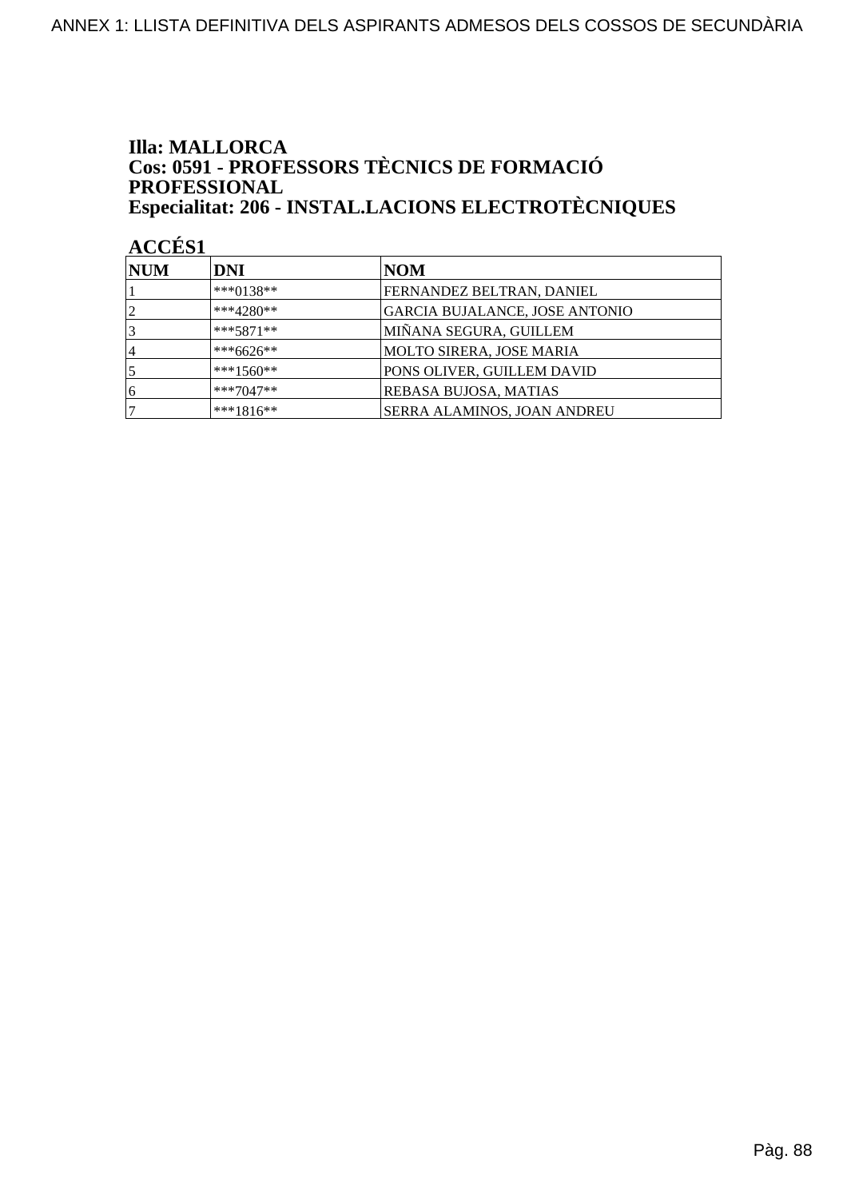**Illa: MALLORCA**
**Cos: 0591 - PROFESSORS TÈCNICS DE FORMACIÓ PROFESSIONAL**
**Especialitat: 206 - INSTAL.LACIONS ELECTROTÈCNIQUES**

**ACCÉS1**

| NUM | DNI | NOM |
|---|---|---|
| 1 | ***0138** | FERNANDEZ BELTRAN, DANIEL |
| 2 | ***4280** | GARCIA BUJALANCE, JOSE ANTONIO |
| 3 | ***5871** | MIÑANA SEGURA, GUILLEM |
| 4 | ***6626** | MOLTO SIRERA, JOSE MARIA |
| 5 | ***1560** | PONS OLIVER, GUILLEM DAVID |
| 6 | ***7047** | REBASA BUJOSA, MATIAS |
| 7 | ***1816** | SERRA ALAMINOS, JOAN ANDREU |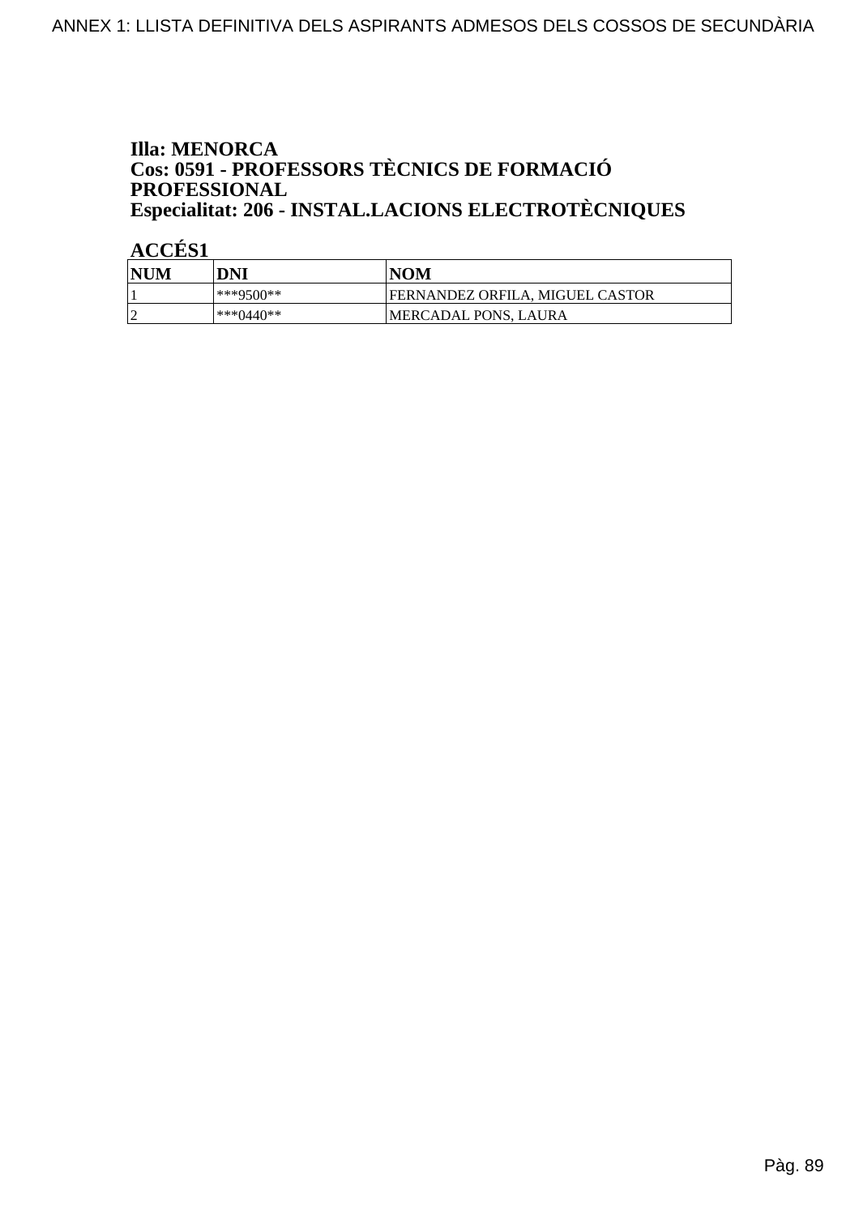**Illa: MENORCA**
**Cos: 0591 - PROFESSORS TÈCNICS DE FORMACIÓ PROFESSIONAL**
**Especialitat: 206 - INSTAL.LACIONS ELECTROTÈCNIQUES**

**ACCÉS1**

| NUM | DNI | NOM |
|---|---|---|
| 1 | ***9500** | FERNANDEZ ORFILA, MIGUEL CASTOR |
| 2 | ***0440** | MERCADAL PONS, LAURA |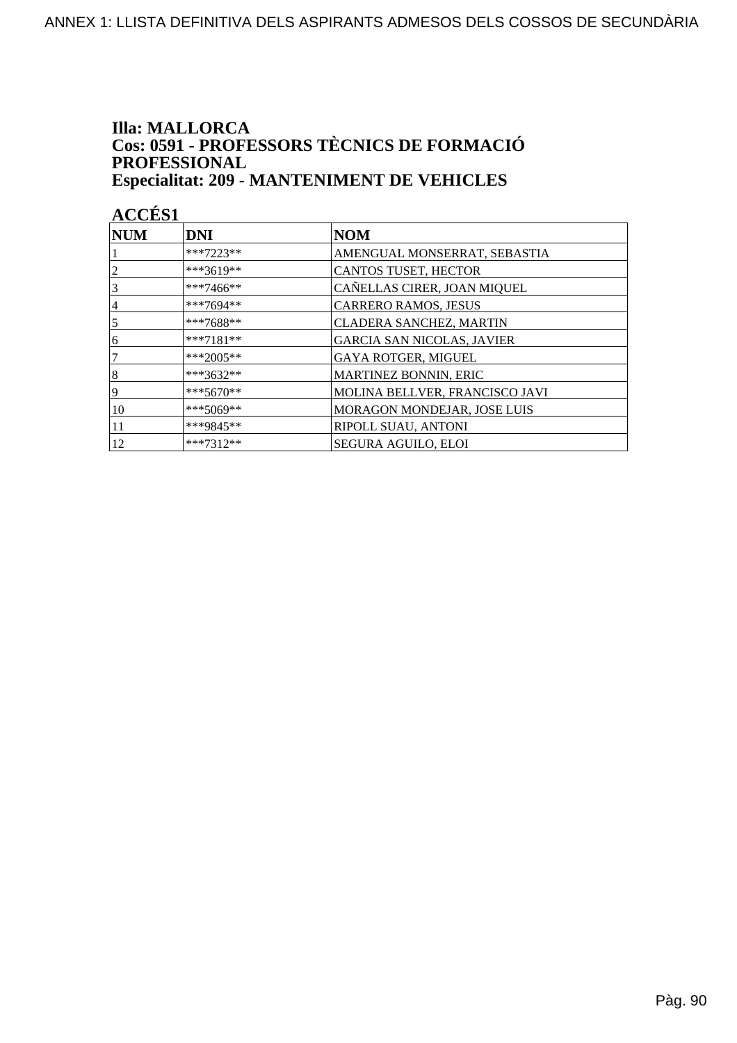# Illa: MALLORCA
## Cos: 0591 - PROFESSORS TÈCNICS DE FORMACIÓ PROFESSIONAL
## Especialitat: 209 - MANTENIMENT DE VEHICLES

### ACCÉS1

| NUM | DNI | NOM |
|---|---|---|
| 1 | ***7223** | AMENGUAL MONSERRAT, SEBASTIA |
| 2 | ***3619** | CANTOS TUSET, HECTOR |
| 3 | ***7466** | CAÑELLAS CIRER, JOAN MIQUEL |
| 4 | ***7694** | CARRERO RAMOS, JESUS |
| 5 | ***7688** | CLADERA SANCHEZ, MARTIN |
| 6 | ***7181** | GARCIA SAN NICOLAS, JAVIER |
| 7 | ***2005** | GAYA ROTGER, MIGUEL |
| 8 | ***3632** | MARTINEZ BONNIN, ERIC |
| 9 | ***5670** | MOLINA BELLVER, FRANCISCO JAVI |
| 10 | ***5069** | MORAGON MONDEJAR, JOSE LUIS |
| 11 | ***9845** | RIPOLL SUAU, ANTONI |
| 12 | ***7312** | SEGURA AGUILO, ELOI |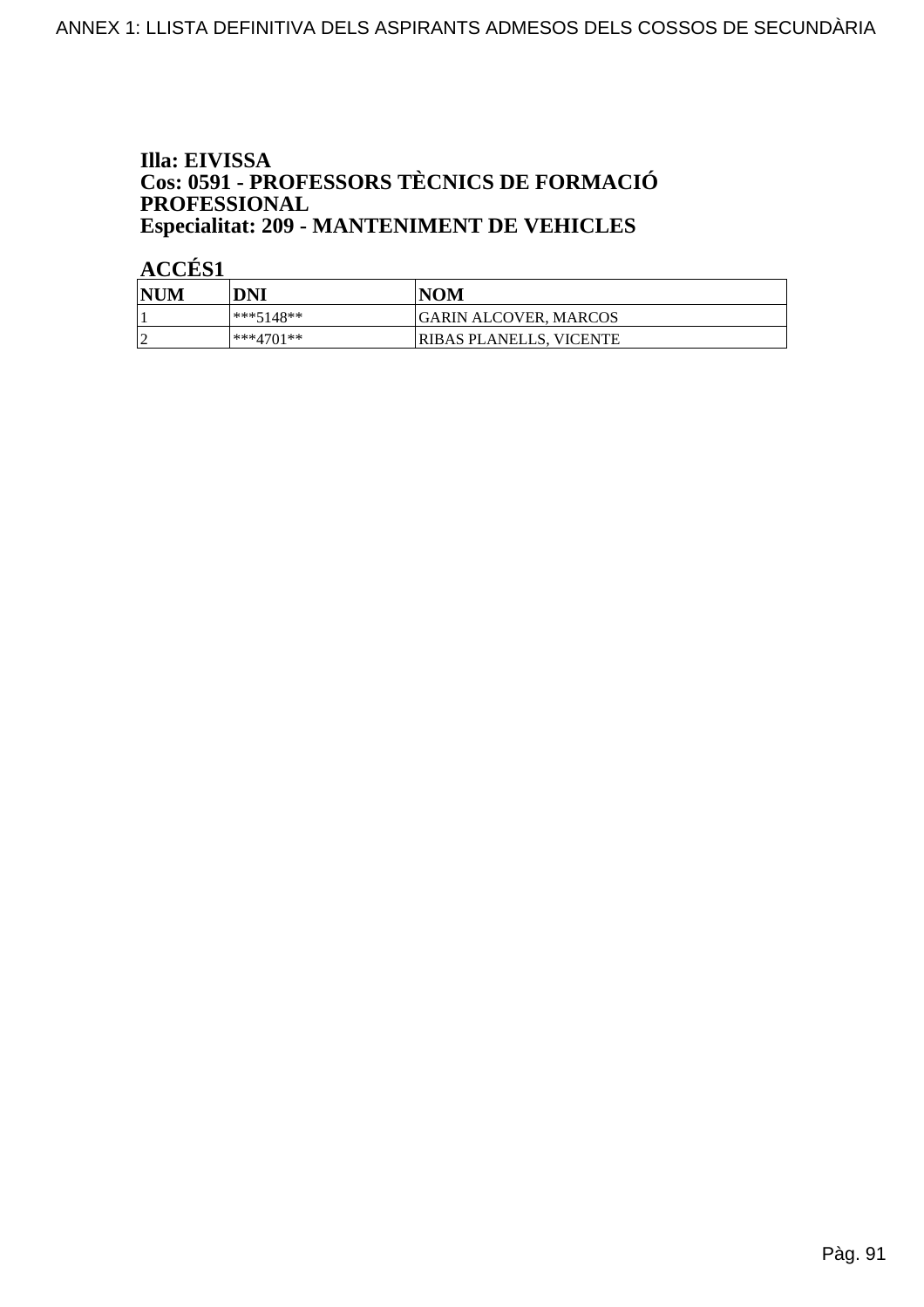**Illa: EIVISSA**
**Cos: 0591 - PROFESSORS TÈCNICS DE FORMACIÓ PROFESSIONAL**
**Especialitat: 209 - MANTENIMENT DE VEHICLES**

**ACCÉS1**

| NUM | DNI | NOM |
|---|---|---|
| 1 | ***5148** | GARIN ALCOVER, MARCOS |
| 2 | ***4701** | RIBAS PLANELLS, VICENTE |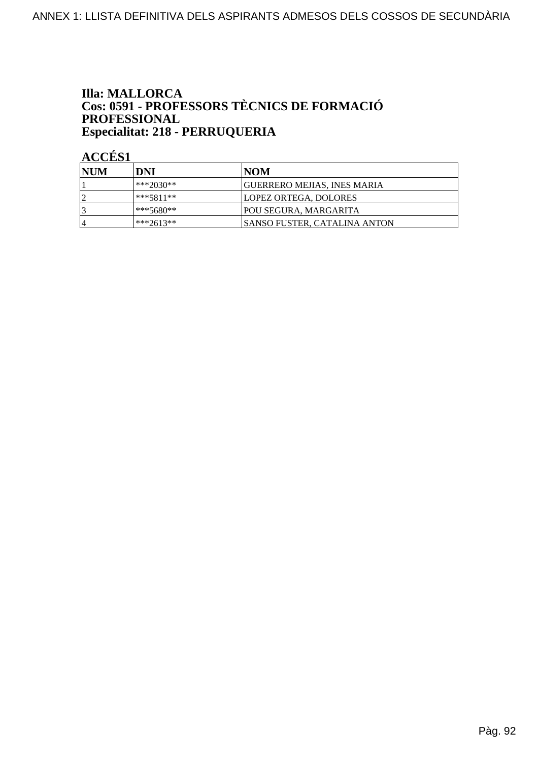**Illa: MALLORCA**
**Cos: 0591 - PROFESSORS TÈCNICS DE FORMACIÓ PROFESSIONAL**
**Especialitat: 218 - PERRUQUERIA**

**ACCÉS1**

| NUM | DNI | NOM |
|---|---|---|
| 1 | ***2030** | GUERRERO MEJIAS, INES MARIA |
| 2 | ***5811** | LOPEZ ORTEGA, DOLORES |
| 3 | ***5680** | POU SEGURA, MARGARITA |
| 4 | ***2613** | SANSO FUSTER, CATALINA ANTON |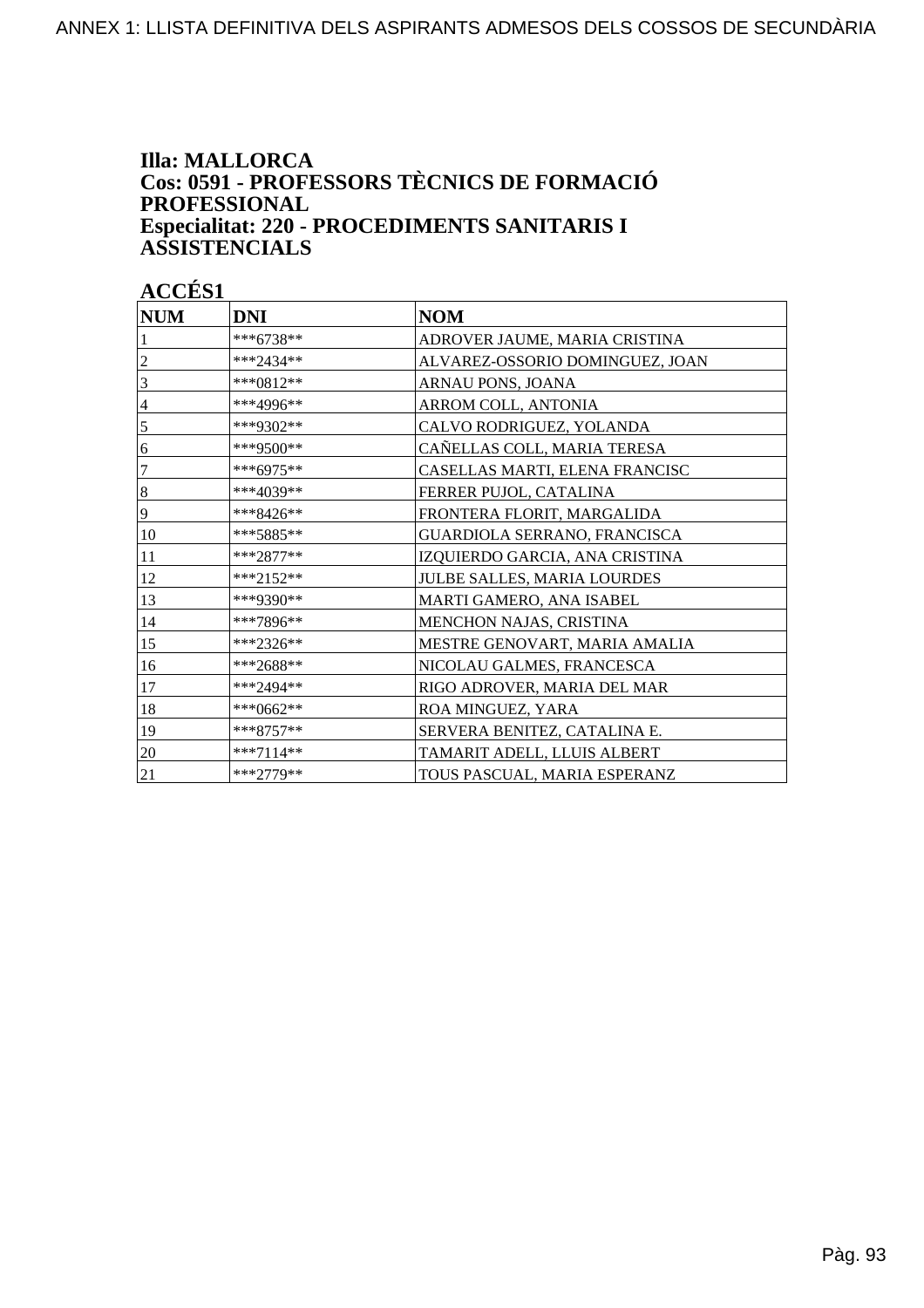**Illa: MALLORCA**
**Cos: 0591 - PROFESSORS TÈCNICS DE FORMACIÓ PROFESSIONAL**
**Especialitat: 220 - PROCEDIMENTS SANITARIS I ASSISTENCIALS**

**ACCÉS1**

| NUM | DNI | NOM |
|---|---|---|
| 1 | ***6738** | ADROVER JAUME, MARIA CRISTINA |
| 2 | ***2434** | ALVAREZ-OSSORIO DOMINGUEZ, JOAN |
| 3 | ***0812** | ARNAU PONS, JOANA |
| 4 | ***4996** | ARROM COLL, ANTONIA |
| 5 | ***9302** | CALVO RODRIGUEZ, YOLANDA |
| 6 | ***9500** | CAÑELLAS COLL, MARIA TERESA |
| 7 | ***6975** | CASELLAS MARTI, ELENA FRANCISC |
| 8 | ***4039** | FERRER PUJOL, CATALINA |
| 9 | ***8426** | FRONTERA FLORIT, MARGALIDA |
| 10 | ***5885** | GUARDIOLA SERRANO, FRANCISCA |
| 11 | ***2877** | IZQUIERDO GARCIA, ANA CRISTINA |
| 12 | ***2152** | JULBE SALLES, MARIA LOURDES |
| 13 | ***9390** | MARTI GAMERO, ANA ISABEL |
| 14 | ***7896** | MENCHON NAJAS, CRISTINA |
| 15 | ***2326** | MESTRE GENOVART, MARIA AMALIA |
| 16 | ***2688** | NICOLAU GALMES, FRANCESCA |
| 17 | ***2494** | RIGO ADROVER, MARIA DEL MAR |
| 18 | ***0662** | ROA MINGUEZ, YARA |
| 19 | ***8757** | SERVERA BENITEZ, CATALINA E. |
| 20 | ***7114** | TAMARIT ADELL, LLUIS ALBERT |
| 21 | ***2779** | TOUS PASCUAL, MARIA ESPERANZ |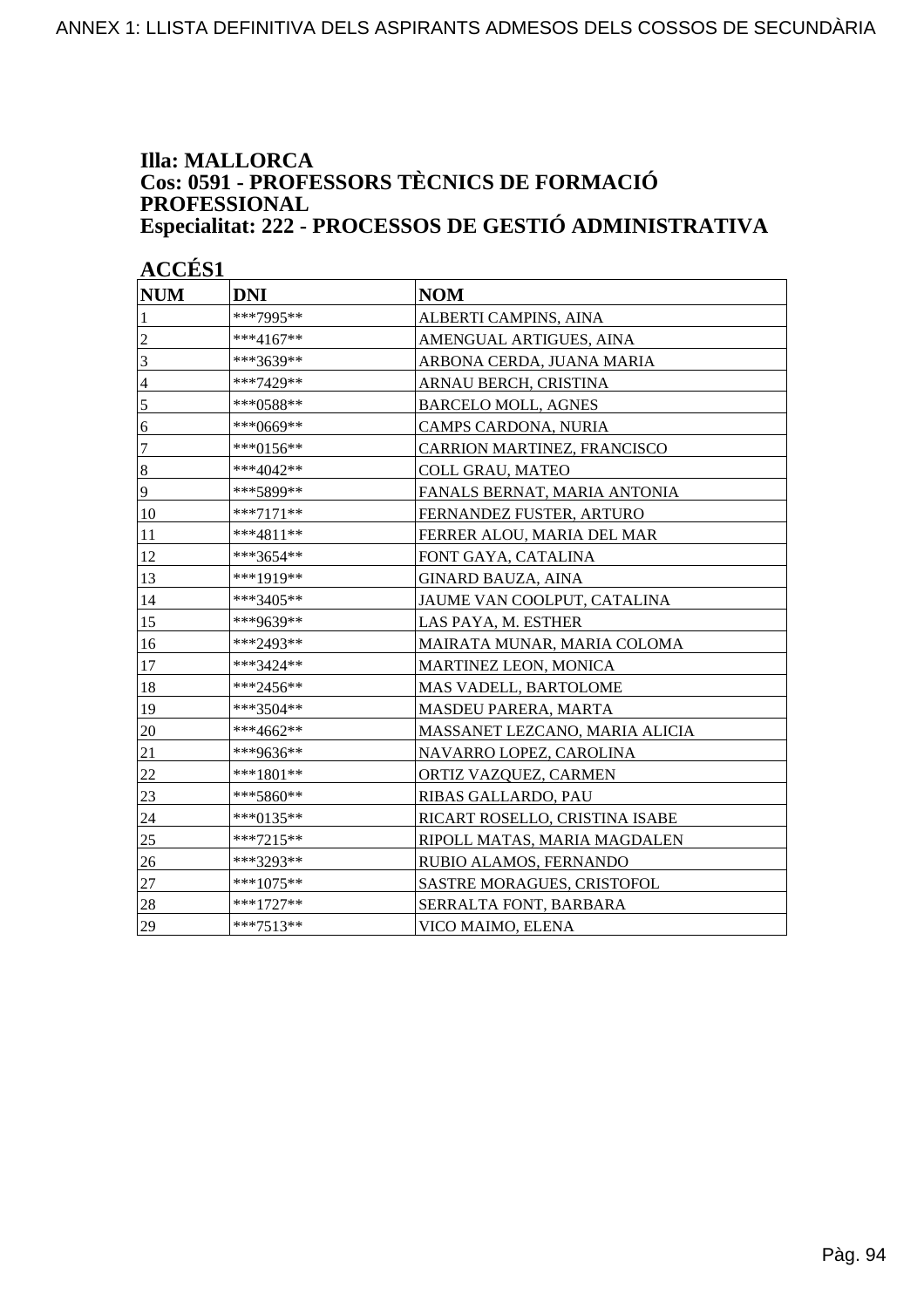**Illa: MALLORCA**
**Cos: 0591 - PROFESSORS TÈCNICS DE FORMACIÓ PROFESSIONAL**
**Especialitat: 222 - PROCESSOS DE GESTIÓ ADMINISTRATIVA**

**ACCÉS1**

| NUM | DNI | NOM |
|---|---|---|
| 1 | ***7995** | ALBERTI CAMPINS, AINA |
| 2 | ***4167** | AMENGUAL ARTIGUES, AINA |
| 3 | ***3639** | ARBONA CERDA, JUANA MARIA |
| 4 | ***7429** | ARNAU BERCH, CRISTINA |
| 5 | ***0588** | BARCELO MOLL, AGNES |
| 6 | ***0669** | CAMPS CARDONA, NURIA |
| 7 | ***0156** | CARRION MARTINEZ, FRANCISCO |
| 8 | ***4042** | COLL GRAU, MATEO |
| 9 | ***5899** | FANALS BERNAT, MARIA ANTONIA |
| 10 | ***7171** | FERNANDEZ FUSTER, ARTURO |
| 11 | ***4811** | FERRER ALOU, MARIA DEL MAR |
| 12 | ***3654** | FONT GAYA, CATALINA |
| 13 | ***1919** | GINARD BAUZA, AINA |
| 14 | ***3405** | JAUME VAN COOLPUT, CATALINA |
| 15 | ***9639** | LAS PAYA, M. ESTHER |
| 16 | ***2493** | MAIRATA MUNAR, MARIA COLOMA |
| 17 | ***3424** | MARTINEZ LEON, MONICA |
| 18 | ***2456** | MAS VADELL, BARTOLOME |
| 19 | ***3504** | MASDEU PARERA, MARTA |
| 20 | ***4662** | MASSANET LEZCANO, MARIA ALICIA |
| 21 | ***9636** | NAVARRO LOPEZ, CAROLINA |
| 22 | ***1801** | ORTIZ VAZQUEZ, CARMEN |
| 23 | ***5860** | RIBAS GALLARDO, PAU |
| 24 | ***0135** | RICART ROSELLO, CRISTINA ISABE |
| 25 | ***7215** | RIPOLL MATAS, MARIA MAGDALEN |
| 26 | ***3293** | RUBIO ALAMOS, FERNANDO |
| 27 | ***1075** | SASTRE MORAGUES, CRISTOFOL |
| 28 | ***1727** | SERRALTA FONT, BARBARA |
| 29 | ***7513** | VICO MAIMO, ELENA |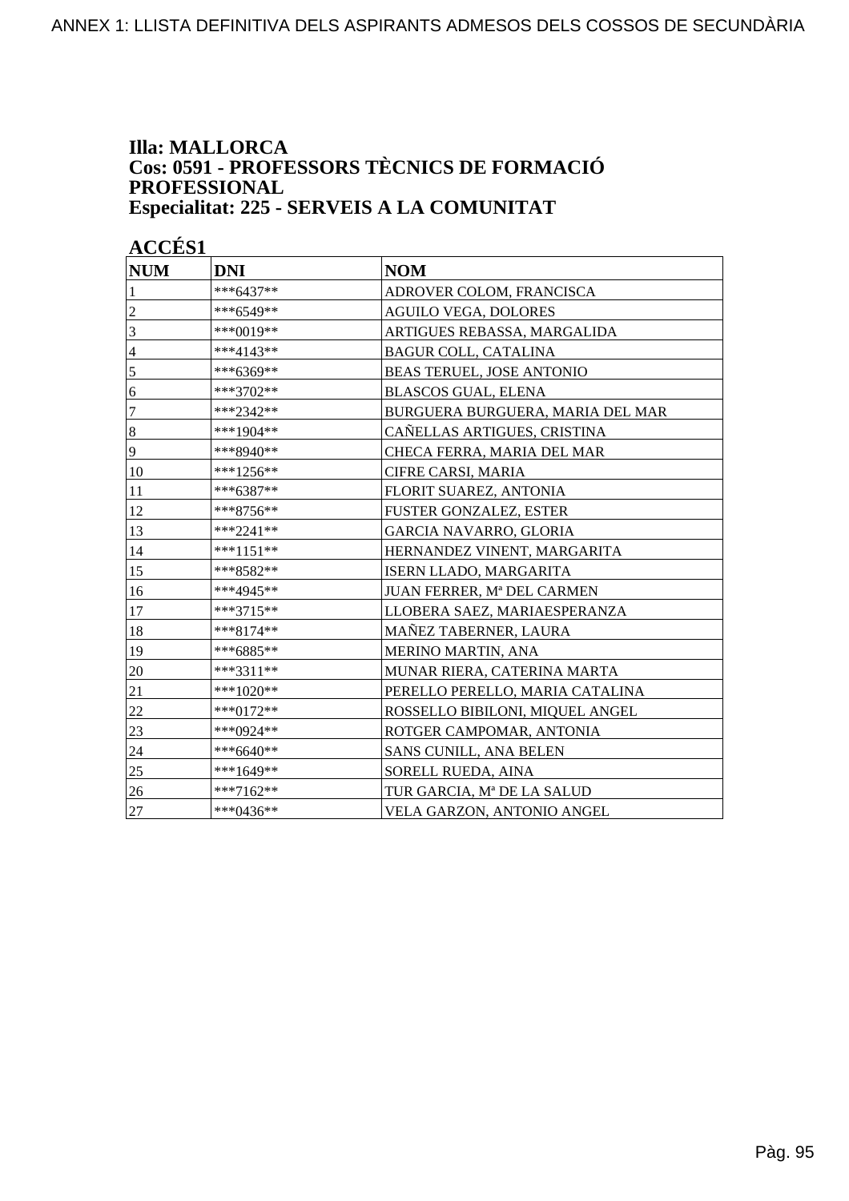# ANNEX 1: LLISTA DEFINITIVA DELS ASPIRANTS ADMESOS DELS COSSOS DE SECUNDÀRIA

**Illa: MALLORCA**
**Cos: 0591 - PROFESSORS TÈCNICS DE FORMACIÓ PROFESSIONAL**
**Especialitat: 225 - SERVEIS A LA COMUNITAT**

**ACCÉS1**

| NUM | DNI | NOM |
|---|---|---|
| 1 | ***6437** | ADROVER COLOM, FRANCISCA |
| 2 | ***6549** | AGUILO VEGA, DOLORES |
| 3 | ***0019** | ARTIGUES REBASSA, MARGALIDA |
| 4 | ***4143** | BAGUR COLL, CATALINA |
| 5 | ***6369** | BEAS TERUEL, JOSE ANTONIO |
| 6 | ***3702** | BLASCOS GUAL, ELENA |
| 7 | ***2342** | BURGUERA BURGUERA, MARIA DEL MAR |
| 8 | ***1904** | CAÑELLAS ARTIGUES, CRISTINA |
| 9 | ***8940** | CHECA FERRA, MARIA DEL MAR |
| 10 | ***1256** | CIFRE CARSI, MARIA |
| 11 | ***6387** | FLORIT SUAREZ, ANTONIA |
| 12 | ***8756** | FUSTER GONZALEZ, ESTER |
| 13 | ***2241** | GARCIA NAVARRO, GLORIA |
| 14 | ***1151** | HERNANDEZ VINENT, MARGARITA |
| 15 | ***8582** | ISERN LLADO, MARGARITA |
| 16 | ***4945** | JUAN FERRER, Mª DEL CARMEN |
| 17 | ***3715** | LLOBERA SAEZ, MARIAESPERANZA |
| 18 | ***8174** | MAÑEZ TABERNER, LAURA |
| 19 | ***6885** | MERINO MARTIN, ANA |
| 20 | ***3311** | MUNAR RIERA, CATERINA MARTA |
| 21 | ***1020** | PERELLO PERELLO, MARIA CATALINA |
| 22 | ***0172** | ROSSELLO BIBILONI, MIQUEL ANGEL |
| 23 | ***0924** | ROTGER CAMPOMAR, ANTONIA |
| 24 | ***6640** | SANS CUNILL, ANA BELEN |
| 25 | ***1649** | SORELL RUEDA, AINA |
| 26 | ***7162** | TUR GARCIA, Mª DE LA SALUD |
| 27 | ***0436** | VELA GARZON, ANTONIO ANGEL |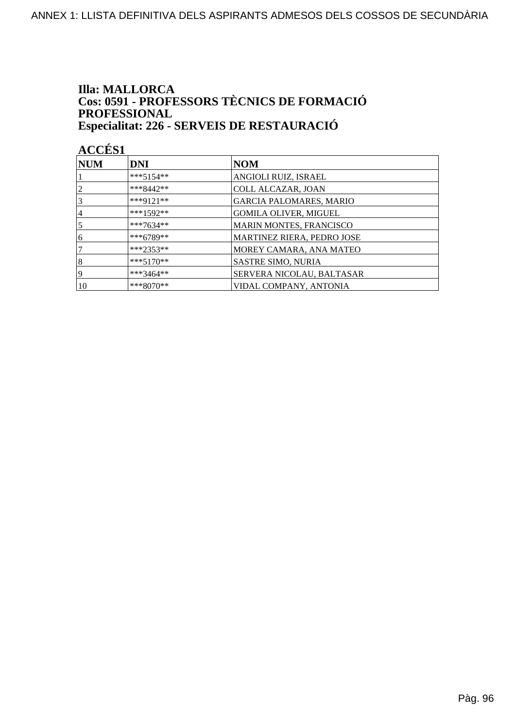**Illa: MALLORCA**
**Cos: 0591 - PROFESSORS TÈCNICS DE FORMACIÓ PROFESSIONAL**
**Especialitat: 226 - SERVEIS DE RESTAURACIÓ**

**ACCÉS1**

| NUM | DNI | NOM |
|---|---|---|
| 1 | ***5154** | ANGIOLI RUIZ, ISRAEL |
| 2 | ***8442** | COLL ALCAZAR, JOAN |
| 3 | ***9121** | GARCIA PALOMARES, MARIO |
| 4 | ***1592** | GOMILA OLIVER, MIGUEL |
| 5 | ***7634** | MARIN MONTES, FRANCISCO |
| 6 | ***6789** | MARTINEZ RIERA, PEDRO JOSE |
| 7 | ***2353** | MOREY CAMARA, ANA MATEO |
| 8 | ***5170** | SASTRE SIMO, NURIA |
| 9 | ***3464** | SERVERA NICOLAU, BALTASAR |
| 10 | ***8070** | VIDAL COMPANY, ANTONIA |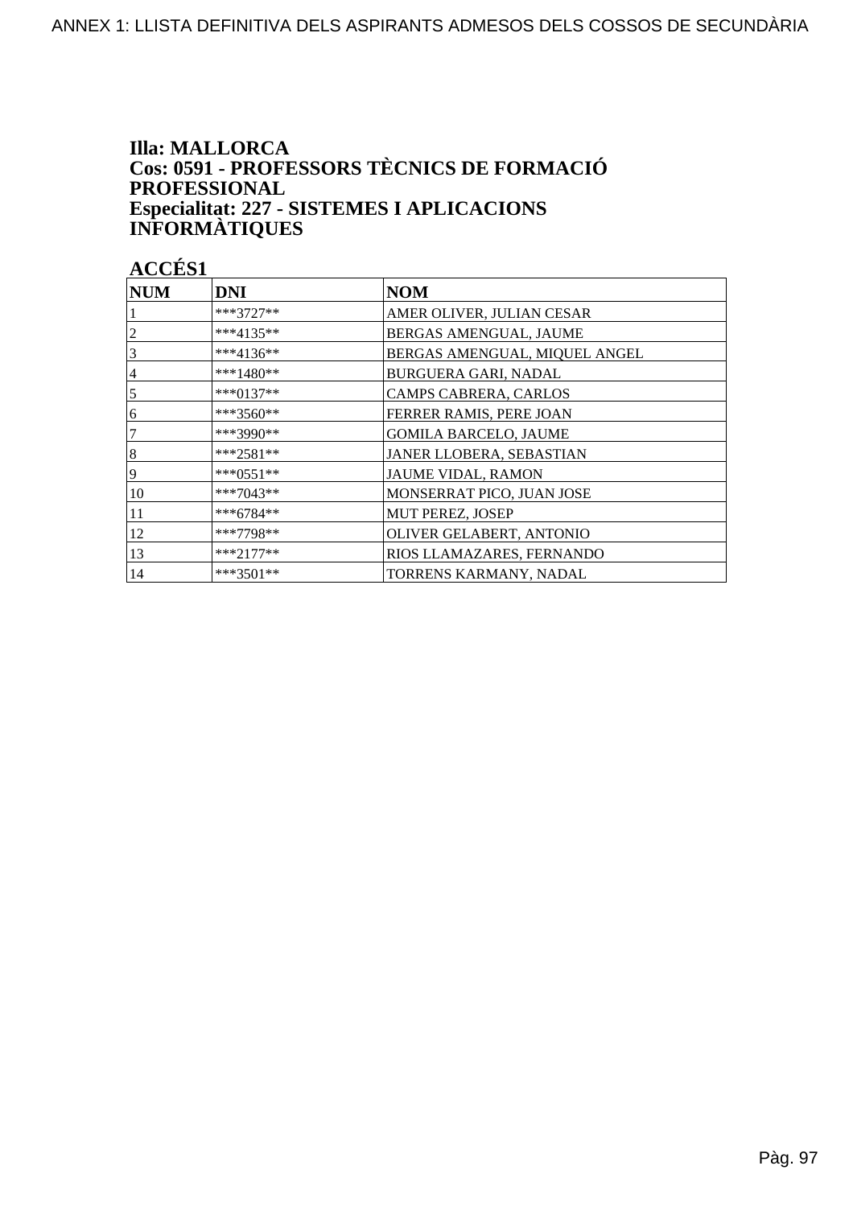**Illa: MALLORCA**
**Cos: 0591 - PROFESSORS TÈCNICS DE FORMACIÓ PROFESSIONAL**
**Especialitat: 227 - SISTEMES I APLICACIONS INFORMÀTIQUES**

**ACCÉS1**

| NUM | DNI | NOM |
|---|---|---|
| 1 | ***3727** | AMER OLIVER, JULIAN CESAR |
| 2 | ***4135** | BERGAS AMENGUAL, JAUME |
| 3 | ***4136** | BERGAS AMENGUAL, MIQUEL ANGEL |
| 4 | ***1480** | BURGUERA GARI, NADAL |
| 5 | ***0137** | CAMPS CABRERA, CARLOS |
| 6 | ***3560** | FERRER RAMIS, PERE JOAN |
| 7 | ***3990** | GOMILA BARCELO, JAUME |
| 8 | ***2581** | JANER LLOBERA, SEBASTIAN |
| 9 | ***0551** | JAUME VIDAL, RAMON |
| 10 | ***7043** | MONSERRAT PICO, JUAN JOSE |
| 11 | ***6784** | MUT PEREZ, JOSEP |
| 12 | ***7798** | OLIVER GELABERT, ANTONIO |
| 13 | ***2177** | RIOS LLAMAZARES, FERNANDO |
| 14 | ***3501** | TORRENS KARMANY, NADAL |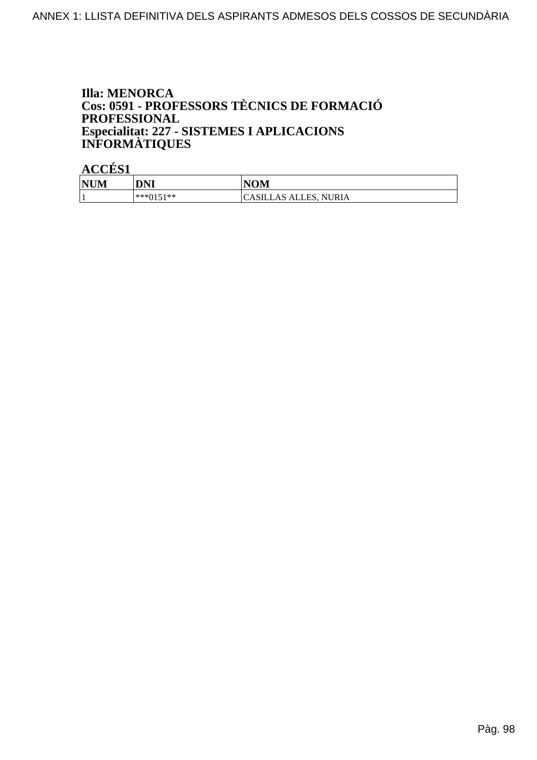**Illa: MENORCA**
**Cos: 0591 - PROFESSORS TÈCNICS DE FORMACIÓ PROFESSIONAL**
**Especialitat: 227 - SISTEMES I APLICACIONS INFORMÀTIQUES**

**ACCÉS1**

| NUM | DNI | NOM |
|---|---|---|
| 1 | ***0151** | CASILLAS ALLES, NURIA |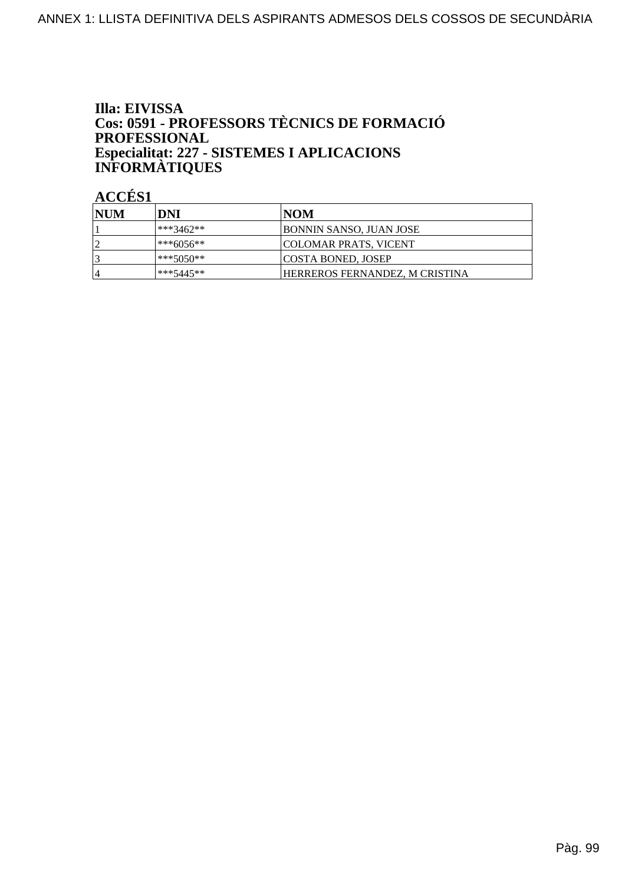**Illa: EIVISSA**
**Cos: 0591 - PROFESSORS TÈCNICS DE FORMACIÓ PROFESSIONAL**
**Especialitat: 227 - SISTEMES I APLICACIONS INFORMÀTIQUES**

**ACCÉS1**

| NUM | DNI | NOM |
|---|---|---|
| 1 | ***3462** | BONNIN SANSO, JUAN JOSE |
| 2 | ***6056** | COLOMAR PRATS, VICENT |
| 3 | ***5050** | COSTA BONED, JOSEP |
| 4 | ***5445** | HERREROS FERNANDEZ, M CRISTINA |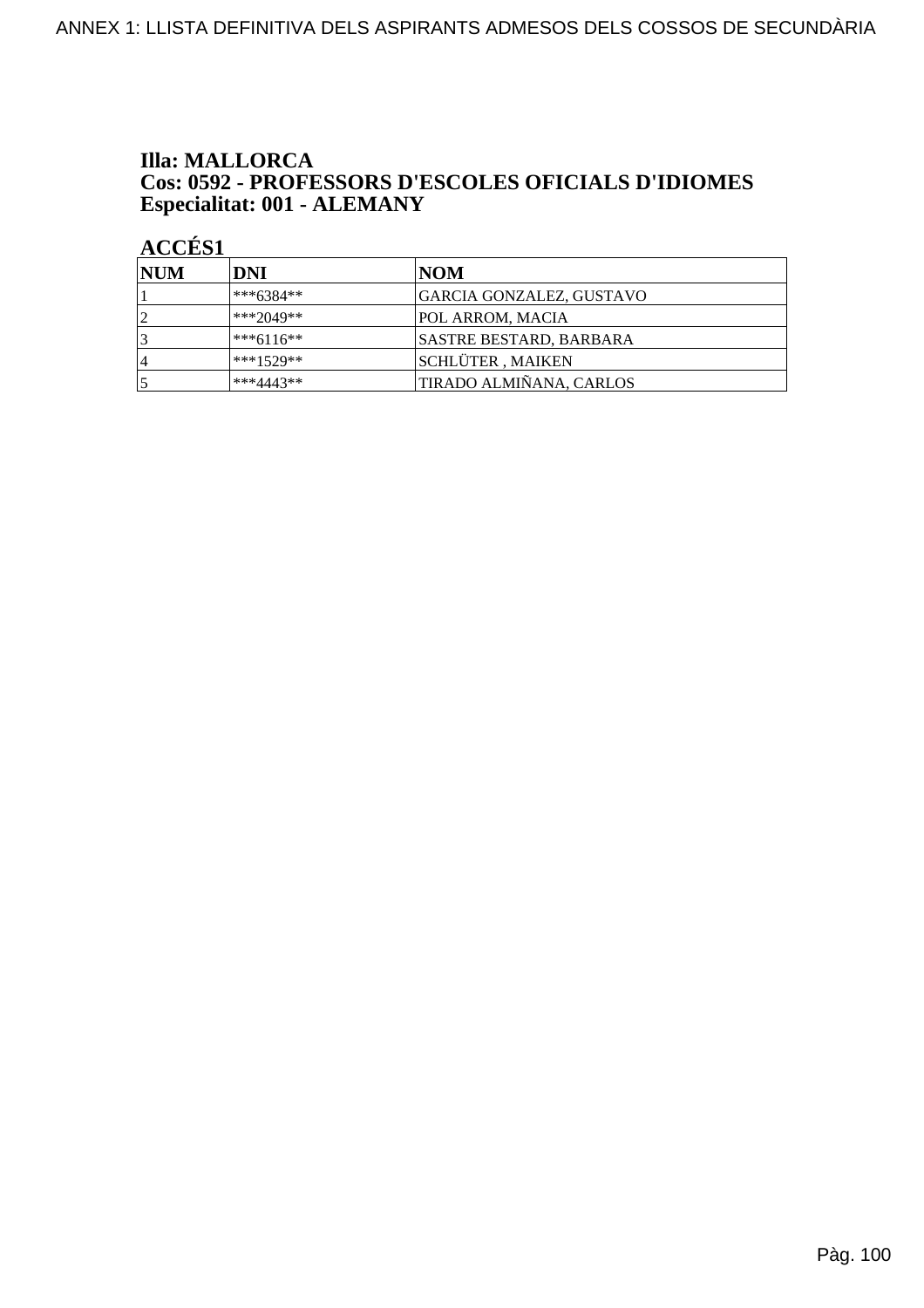**Illa: MALLORCA**
**Cos: 0592 - PROFESSORS D'ESCOLES OFICIALS D'IDIOMES**
**Especialitat: 001 - ALEMANY**

**ACCÉS1**

| NUM | DNI | NOM |
|---|---|---|
| 1 | ***6384** | GARCIA GONZALEZ, GUSTAVO |
| 2 | ***2049** | POL ARROM, MACIA |
| 3 | ***6116** | SASTRE BESTARD, BARBARA |
| 4 | ***1529** | SCHLÜTER , MAIKEN |
| 5 | ***4443** | TIRADO ALMIÑANA, CARLOS |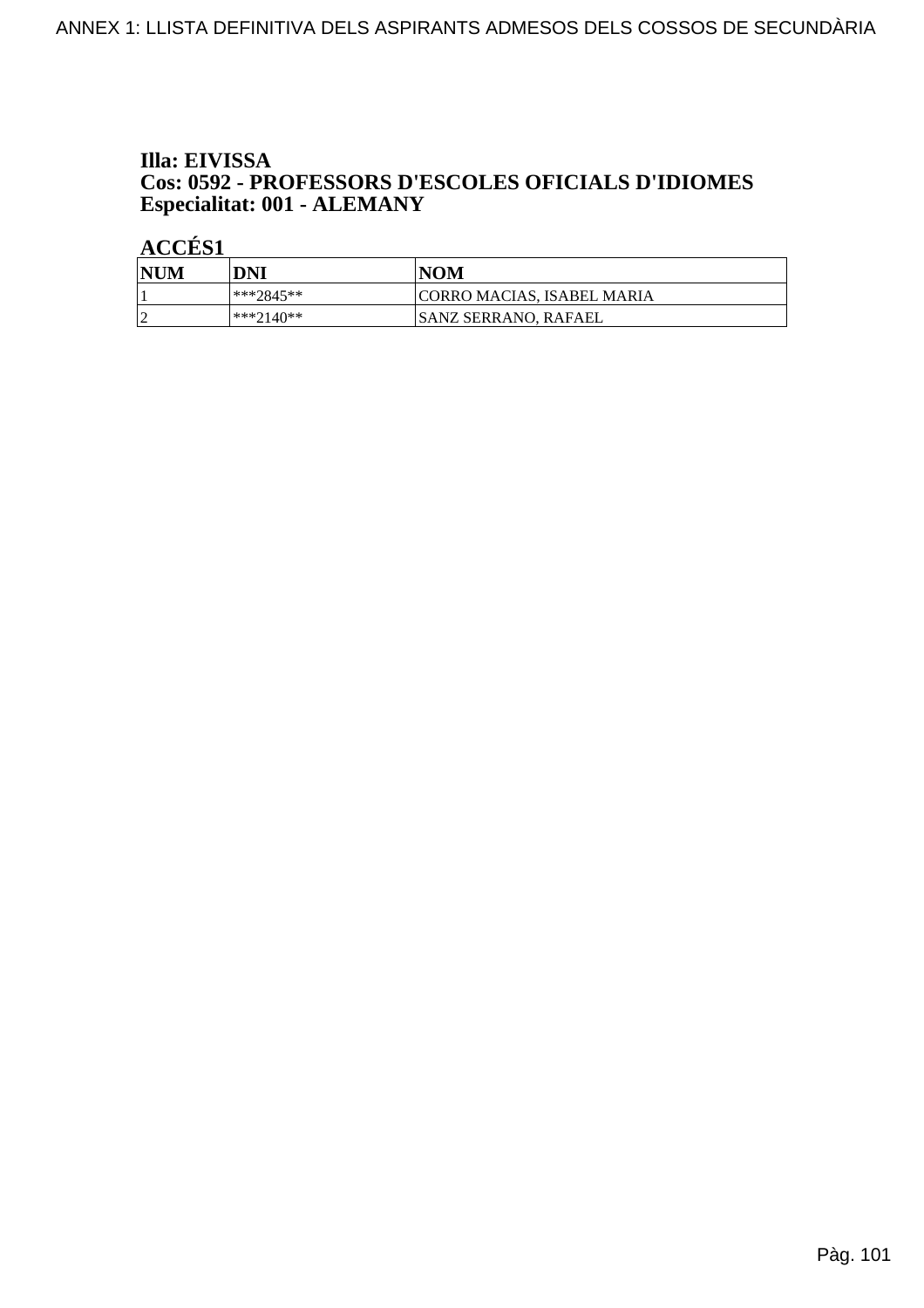**Illa: EIVISSA**
**Cos: 0592 - PROFESSORS D'ESCOLES OFICIALS D'IDIOMES**
**Especialitat: 001 - ALEMANY**

**ACCÉS1**

| NUM | DNI | NOM |
|---|---|---|
| 1 | ***2845** | CORRO MACIAS, ISABEL MARIA |
| 2 | ***2140** | SANZ SERRANO, RAFAEL |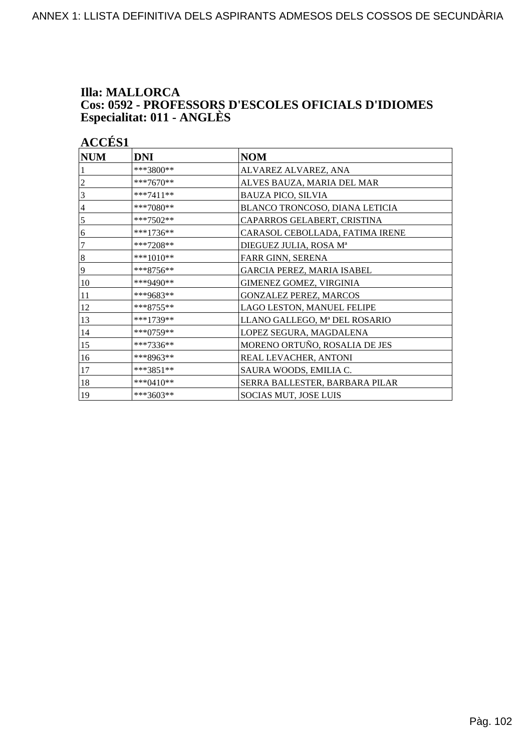**Illa: MALLORCA**
**Cos: 0592 - PROFESSORS D'ESCOLES OFICIALS D'IDIOMES**
**Especialitat: 011 - ANGLÈS**

**ACCÉS1**

| NUM | DNI | NOM |
|---|---|---|
| 1 | ***3800** | ALVAREZ ALVAREZ, ANA |
| 2 | ***7670** | ALVES BAUZA, MARIA DEL MAR |
| 3 | ***7411** | BAUZA PICO, SILVIA |
| 4 | ***7080** | BLANCO TRONCOSO, DIANA LETICIA |
| 5 | ***7502** | CAPARROS GELABERT, CRISTINA |
| 6 | ***1736** | CARASOL CEBOLLADA, FATIMA IRENE |
| 7 | ***7208** | DIEGUEZ JULIA, ROSA Mª |
| 8 | ***1010** | FARR GINN, SERENA |
| 9 | ***8756** | GARCIA PEREZ, MARIA ISABEL |
| 10 | ***9490** | GIMENEZ GOMEZ, VIRGINIA |
| 11 | ***9683** | GONZALEZ PEREZ, MARCOS |
| 12 | ***8755** | LAGO LESTON, MANUEL FELIPE |
| 13 | ***1739** | LLANO GALLEGO, Mª DEL ROSARIO |
| 14 | ***0759** | LOPEZ SEGURA, MAGDALENA |
| 15 | ***7336** | MORENO ORTUÑO, ROSALIA DE JES |
| 16 | ***8963** | REAL LEVACHER, ANTONI |
| 17 | ***3851** | SAURA WOODS, EMILIA C. |
| 18 | ***0410** | SERRA BALLESTER, BARBARA PILAR |
| 19 | ***3603** | SOCIAS MUT, JOSE LUIS |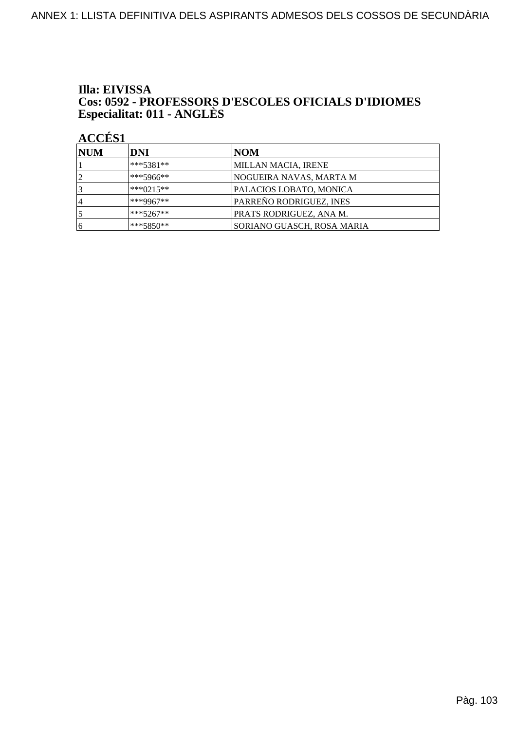**Illa: EIVISSA**
**Cos: 0592 - PROFESSORS D'ESCOLES OFICIALS D'IDIOMES**
**Especialitat: 011 - ANGLÈS**

**ACCÉS1**

| NUM | DNI | NOM |
|---|---|---|
| 1 | ***5381** | MILLAN MACIA, IRENE |
| 2 | ***5966** | NOGUEIRA NAVAS, MARTA M |
| 3 | ***0215** | PALACIOS LOBATO, MONICA |
| 4 | ***9967** | PARREÑO RODRIGUEZ, INES |
| 5 | ***5267** | PRATS RODRIGUEZ, ANA M. |
| 6 | ***5850** | SORIANO GUASCH, ROSA MARIA |